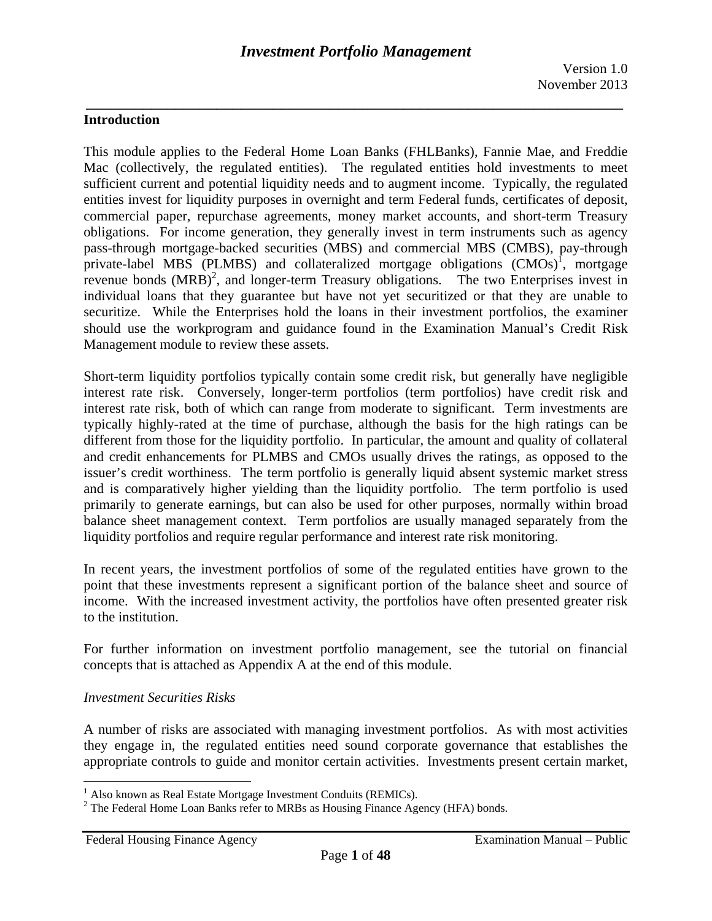# Investment Portfolio Management

Version 1.0
November 2013

## Introduction

This module applies to the Federal Home Loan Banks (FHLBanks), Fannie Mae, and Freddie Mac (collectively, the regulated entities). The regulated entities hold investments to meet sufficient current and potential liquidity needs and to augment income. Typically, the regulated entities invest for liquidity purposes in overnight and term Federal funds, certificates of deposit, commercial paper, repurchase agreements, money market accounts, and short-term Treasury obligations. For income generation, they generally invest in term instruments such as agency pass-through mortgage-backed securities (MBS) and commercial MBS (CMBS), pay-through private-label MBS (PLMBS) and collateralized mortgage obligations (CMOs)[1], mortgage revenue bonds (MRB)[2], and longer-term Treasury obligations. The two Enterprises invest in individual loans that they guarantee but have not yet securitized or that they are unable to securitize. While the Enterprises hold the loans in their investment portfolios, the examiner should use the workprogram and guidance found in the Examination Manual's Credit Risk Management module to review these assets.

Short-term liquidity portfolios typically contain some credit risk, but generally have negligible interest rate risk. Conversely, longer-term portfolios (term portfolios) have credit risk and interest rate risk, both of which can range from moderate to significant. Term investments are typically highly-rated at the time of purchase, although the basis for the high ratings can be different from those for the liquidity portfolio. In particular, the amount and quality of collateral and credit enhancements for PLMBS and CMOs usually drives the ratings, as opposed to the issuer's credit worthiness. The term portfolio is generally liquid absent systemic market stress and is comparatively higher yielding than the liquidity portfolio. The term portfolio is used primarily to generate earnings, but can also be used for other purposes, normally within broad balance sheet management context. Term portfolios are usually managed separately from the liquidity portfolios and require regular performance and interest rate risk monitoring.

In recent years, the investment portfolios of some of the regulated entities have grown to the point that these investments represent a significant portion of the balance sheet and source of income. With the increased investment activity, the portfolios have often presented greater risk to the institution.

For further information on investment portfolio management, see the tutorial on financial concepts that is attached as Appendix A at the end of this module.

*Investment Securities Risks*

A number of risks are associated with managing investment portfolios. As with most activities they engage in, the regulated entities need sound corporate governance that establishes the appropriate controls to guide and monitor certain activities. Investments present certain market,

[1] Also known as Real Estate Mortgage Investment Conduits (REMICs).
[2] The Federal Home Loan Banks refer to MRBs as Housing Finance Agency (HFA) bonds.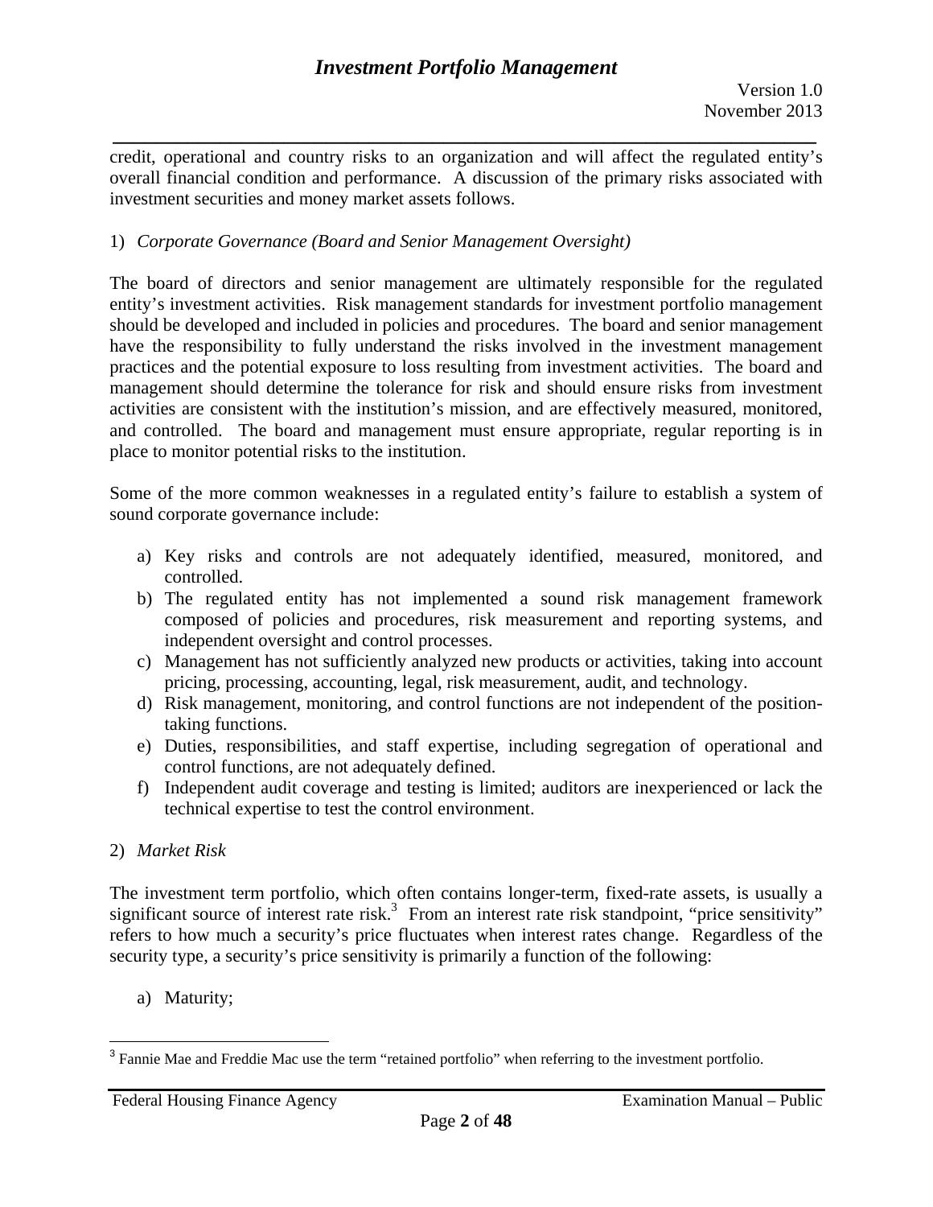credit, operational and country risks to an organization and will affect the regulated entity's overall financial condition and performance. A discussion of the primary risks associated with investment securities and money market assets follows.

1) *Corporate Governance (Board and Senior Management Oversight)*

The board of directors and senior management are ultimately responsible for the regulated entity's investment activities. Risk management standards for investment portfolio management should be developed and included in policies and procedures. The board and senior management have the responsibility to fully understand the risks involved in the investment management practices and the potential exposure to loss resulting from investment activities. The board and management should determine the tolerance for risk and should ensure risks from investment activities are consistent with the institution's mission, and are effectively measured, monitored, and controlled. The board and management must ensure appropriate, regular reporting is in place to monitor potential risks to the institution.

Some of the more common weaknesses in a regulated entity's failure to establish a system of sound corporate governance include:

a) Key risks and controls are not adequately identified, measured, monitored, and controlled.
b) The regulated entity has not implemented a sound risk management framework composed of policies and procedures, risk measurement and reporting systems, and independent oversight and control processes.
c) Management has not sufficiently analyzed new products or activities, taking into account pricing, processing, accounting, legal, risk measurement, audit, and technology.
d) Risk management, monitoring, and control functions are not independent of the position-taking functions.
e) Duties, responsibilities, and staff expertise, including segregation of operational and control functions, are not adequately defined.
f) Independent audit coverage and testing is limited; auditors are inexperienced or lack the technical expertise to test the control environment.

2) *Market Risk*

The investment term portfolio, which often contains longer-term, fixed-rate assets, is usually a significant source of interest rate risk.[3] From an interest rate risk standpoint, "price sensitivity" refers to how much a security's price fluctuates when interest rates change. Regardless of the security type, a security's price sensitivity is primarily a function of the following:

a) Maturity;

---

[3] Fannie Mae and Freddie Mac use the term "retained portfolio" when referring to the investment portfolio.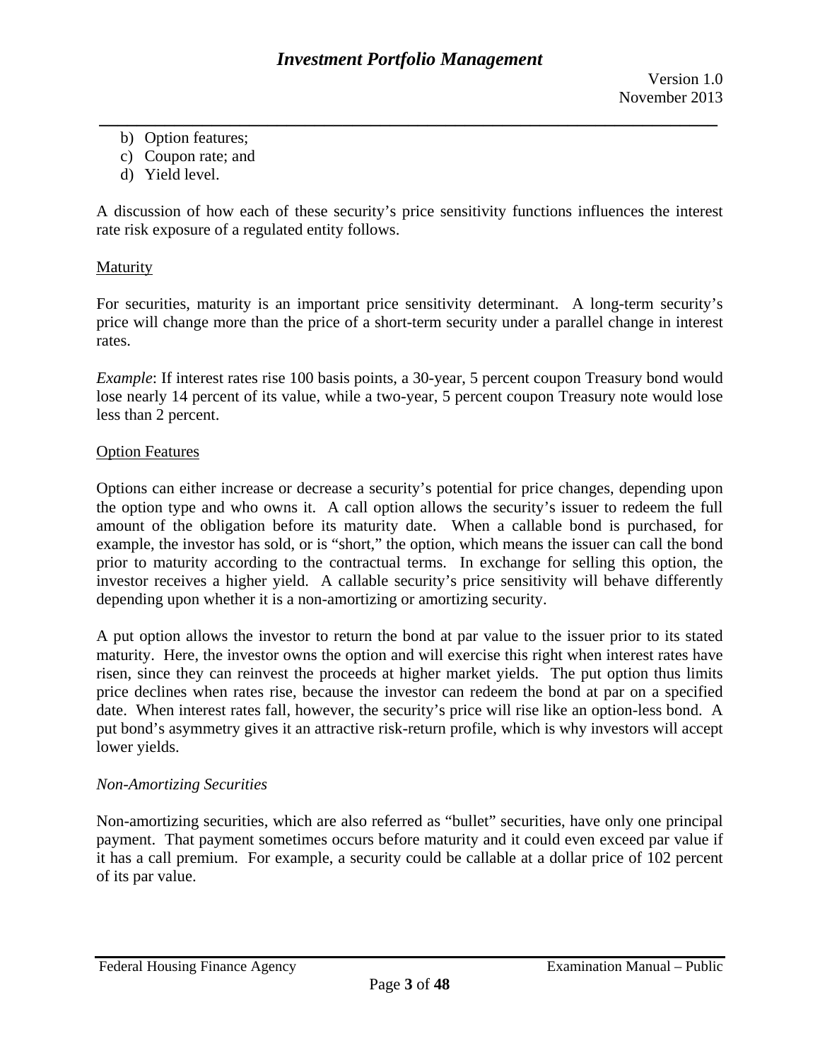b) Option features;
c) Coupon rate; and
d) Yield level.

A discussion of how each of these security's price sensitivity functions influences the interest rate risk exposure of a regulated entity follows.

Maturity

For securities, maturity is an important price sensitivity determinant. A long-term security's price will change more than the price of a short-term security under a parallel change in interest rates.

*Example*: If interest rates rise 100 basis points, a 30-year, 5 percent coupon Treasury bond would lose nearly 14 percent of its value, while a two-year, 5 percent coupon Treasury note would lose less than 2 percent.

Option Features

Options can either increase or decrease a security's potential for price changes, depending upon the option type and who owns it. A call option allows the security's issuer to redeem the full amount of the obligation before its maturity date. When a callable bond is purchased, for example, the investor has sold, or is "short," the option, which means the issuer can call the bond prior to maturity according to the contractual terms. In exchange for selling this option, the investor receives a higher yield. A callable security's price sensitivity will behave differently depending upon whether it is a non-amortizing or amortizing security.

A put option allows the investor to return the bond at par value to the issuer prior to its stated maturity. Here, the investor owns the option and will exercise this right when interest rates have risen, since they can reinvest the proceeds at higher market yields. The put option thus limits price declines when rates rise, because the investor can redeem the bond at par on a specified date. When interest rates fall, however, the security's price will rise like an option-less bond. A put bond's asymmetry gives it an attractive risk-return profile, which is why investors will accept lower yields.

*Non-Amortizing Securities*

Non-amortizing securities, which are also referred as "bullet" securities, have only one principal payment. That payment sometimes occurs before maturity and it could even exceed par value if it has a call premium. For example, a security could be callable at a dollar price of 102 percent of its par value.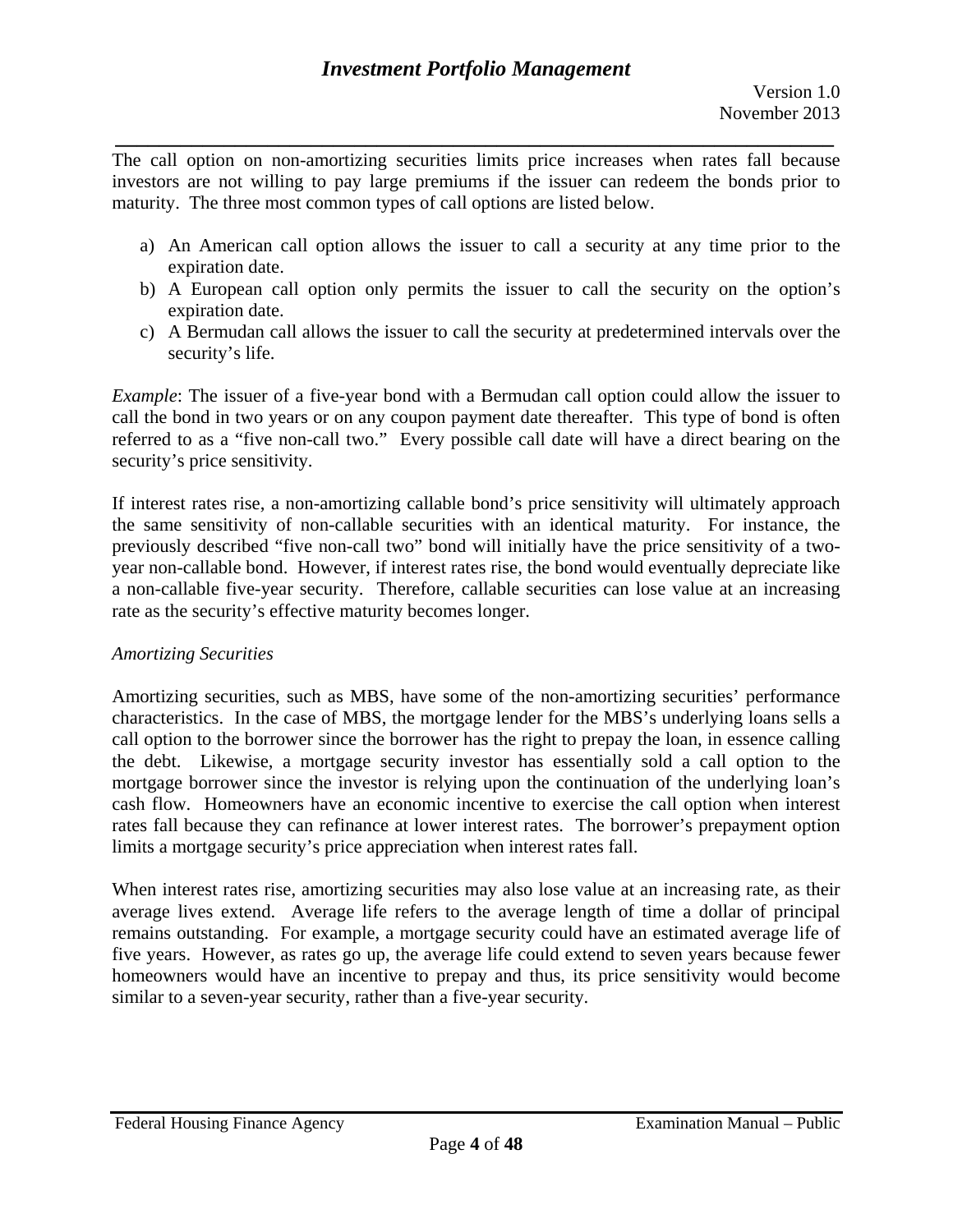The call option on non-amortizing securities limits price increases when rates fall because investors are not willing to pay large premiums if the issuer can redeem the bonds prior to maturity. The three most common types of call options are listed below.

a) An American call option allows the issuer to call a security at any time prior to the expiration date.
b) A European call option only permits the issuer to call the security on the option's expiration date.
c) A Bermudan call allows the issuer to call the security at predetermined intervals over the security's life.

*Example*: The issuer of a five-year bond with a Bermudan call option could allow the issuer to call the bond in two years or on any coupon payment date thereafter. This type of bond is often referred to as a "five non-call two." Every possible call date will have a direct bearing on the security's price sensitivity.

If interest rates rise, a non-amortizing callable bond's price sensitivity will ultimately approach the same sensitivity of non-callable securities with an identical maturity. For instance, the previously described "five non-call two" bond will initially have the price sensitivity of a two-year non-callable bond. However, if interest rates rise, the bond would eventually depreciate like a non-callable five-year security. Therefore, callable securities can lose value at an increasing rate as the security's effective maturity becomes longer.

*Amortizing Securities*

Amortizing securities, such as MBS, have some of the non-amortizing securities' performance characteristics. In the case of MBS, the mortgage lender for the MBS's underlying loans sells a call option to the borrower since the borrower has the right to prepay the loan, in essence calling the debt. Likewise, a mortgage security investor has essentially sold a call option to the mortgage borrower since the investor is relying upon the continuation of the underlying loan's cash flow. Homeowners have an economic incentive to exercise the call option when interest rates fall because they can refinance at lower interest rates. The borrower's prepayment option limits a mortgage security's price appreciation when interest rates fall.

When interest rates rise, amortizing securities may also lose value at an increasing rate, as their average lives extend. Average life refers to the average length of time a dollar of principal remains outstanding. For example, a mortgage security could have an estimated average life of five years. However, as rates go up, the average life could extend to seven years because fewer homeowners would have an incentive to prepay and thus, its price sensitivity would become similar to a seven-year security, rather than a five-year security.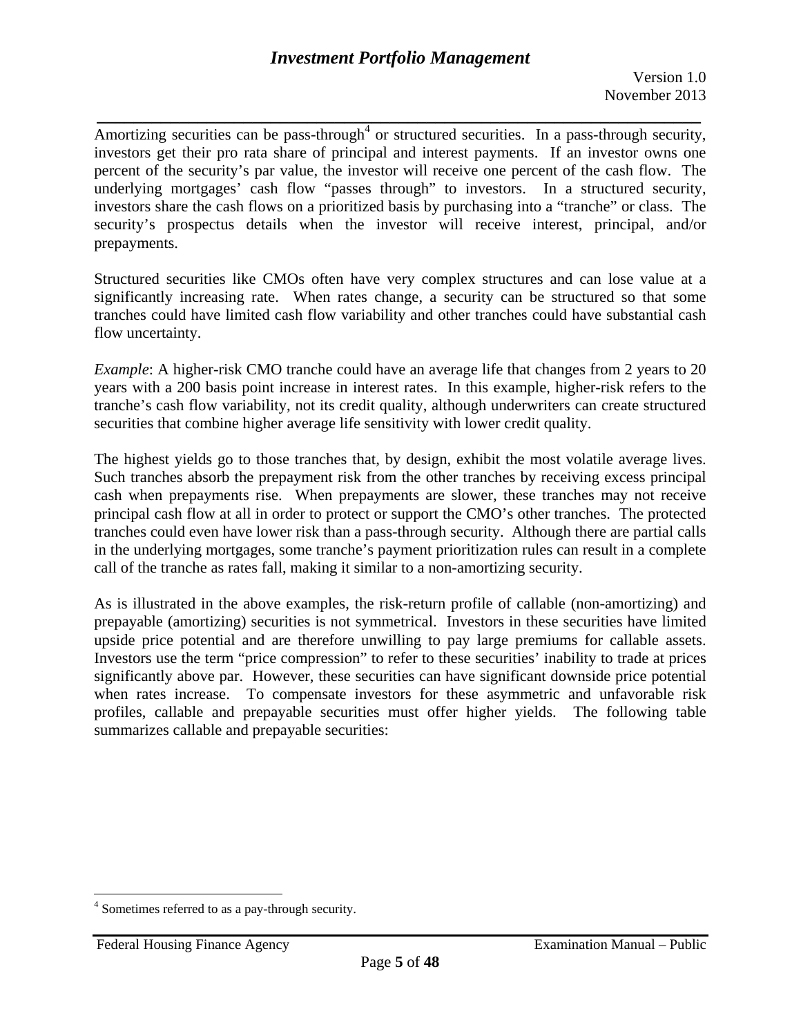Amortizing securities can be pass-through[4] or structured securities. In a pass-through security, investors get their pro rata share of principal and interest payments. If an investor owns one percent of the security's par value, the investor will receive one percent of the cash flow. The underlying mortgages' cash flow "passes through" to investors. In a structured security, investors share the cash flows on a prioritized basis by purchasing into a "tranche" or class. The security's prospectus details when the investor will receive interest, principal, and/or prepayments.

Structured securities like CMOs often have very complex structures and can lose value at a significantly increasing rate. When rates change, a security can be structured so that some tranches could have limited cash flow variability and other tranches could have substantial cash flow uncertainty.

*Example*: A higher-risk CMO tranche could have an average life that changes from 2 years to 20 years with a 200 basis point increase in interest rates. In this example, higher-risk refers to the tranche's cash flow variability, not its credit quality, although underwriters can create structured securities that combine higher average life sensitivity with lower credit quality.

The highest yields go to those tranches that, by design, exhibit the most volatile average lives. Such tranches absorb the prepayment risk from the other tranches by receiving excess principal cash when prepayments rise. When prepayments are slower, these tranches may not receive principal cash flow at all in order to protect or support the CMO's other tranches. The protected tranches could even have lower risk than a pass-through security. Although there are partial calls in the underlying mortgages, some tranche's payment prioritization rules can result in a complete call of the tranche as rates fall, making it similar to a non-amortizing security.

As is illustrated in the above examples, the risk-return profile of callable (non-amortizing) and prepayable (amortizing) securities is not symmetrical. Investors in these securities have limited upside price potential and are therefore unwilling to pay large premiums for callable assets. Investors use the term "price compression" to refer to these securities' inability to trade at prices significantly above par. However, these securities can have significant downside price potential when rates increase. To compensate investors for these asymmetric and unfavorable risk profiles, callable and prepayable securities must offer higher yields. The following table summarizes callable and prepayable securities:

[4] Sometimes referred to as a pay-through security.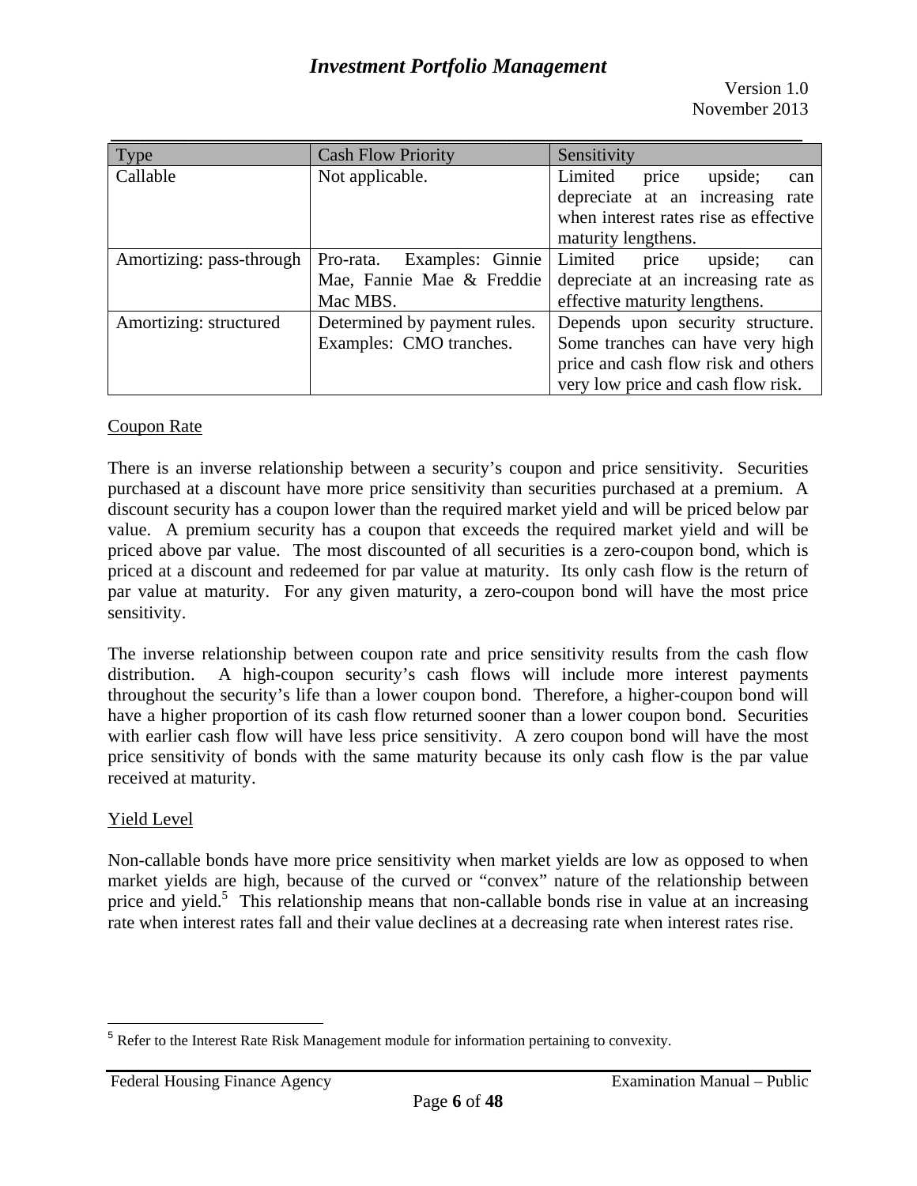| Type | Cash Flow Priority | Sensitivity |
|---|---|---|
| Callable | Not applicable. | Limited price upside; can depreciate at an increasing rate when interest rates rise as effective maturity lengthens. |
| Amortizing: pass-through | Pro-rata. Examples: Ginnie Mae, Fannie Mae & Freddie Mac MBS. | Limited price upside; can depreciate at an increasing rate as effective maturity lengthens. |
| Amortizing: structured | Determined by payment rules. Examples: CMO tranches. | Depends upon security structure. Some tranches can have very high price and cash flow risk and others very low price and cash flow risk. |

Coupon Rate

There is an inverse relationship between a security's coupon and price sensitivity. Securities purchased at a discount have more price sensitivity than securities purchased at a premium. A discount security has a coupon lower than the required market yield and will be priced below par value. A premium security has a coupon that exceeds the required market yield and will be priced above par value. The most discounted of all securities is a zero-coupon bond, which is priced at a discount and redeemed for par value at maturity. Its only cash flow is the return of par value at maturity. For any given maturity, a zero-coupon bond will have the most price sensitivity.

The inverse relationship between coupon rate and price sensitivity results from the cash flow distribution. A high-coupon security's cash flows will include more interest payments throughout the security's life than a lower coupon bond. Therefore, a higher-coupon bond will have a higher proportion of its cash flow returned sooner than a lower coupon bond. Securities with earlier cash flow will have less price sensitivity. A zero coupon bond will have the most price sensitivity of bonds with the same maturity because its only cash flow is the par value received at maturity.

Yield Level

Non-callable bonds have more price sensitivity when market yields are low as opposed to when market yields are high, because of the curved or "convex" nature of the relationship between price and yield.[5] This relationship means that non-callable bonds rise in value at an increasing rate when interest rates fall and their value declines at a decreasing rate when interest rates rise.

[5] Refer to the Interest Rate Risk Management module for information pertaining to convexity.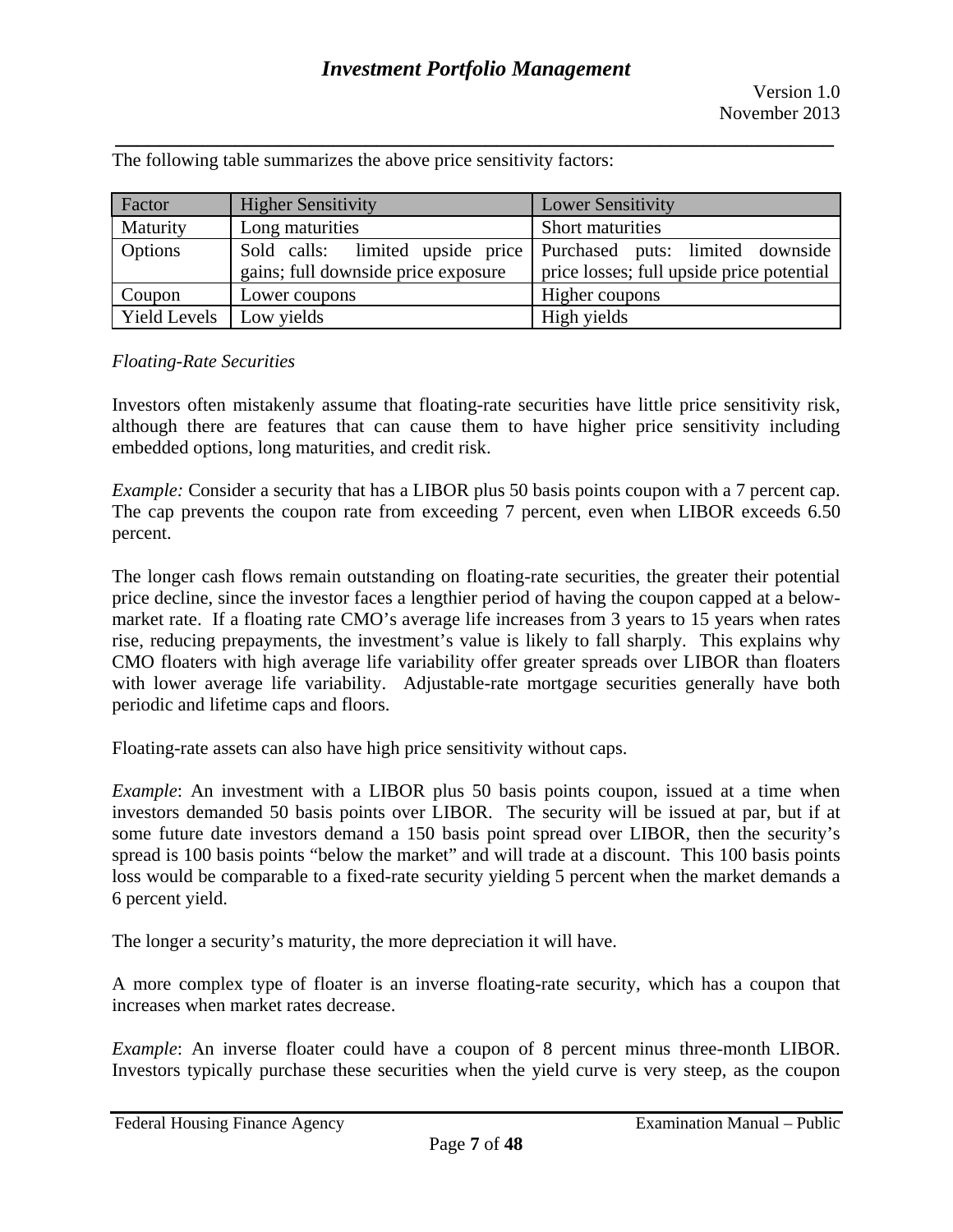The following table summarizes the above price sensitivity factors:

| Factor | Higher Sensitivity | Lower Sensitivity |
| --- | --- | --- |
| Maturity | Long maturities | Short maturities |
| Options | Sold calls: limited upside price gains; full downside price exposure | Purchased puts: limited downside price losses; full upside price potential |
| Coupon | Lower coupons | Higher coupons |
| Yield Levels | Low yields | High yields |

*Floating-Rate Securities*

Investors often mistakenly assume that floating-rate securities have little price sensitivity risk, although there are features that can cause them to have higher price sensitivity including embedded options, long maturities, and credit risk.

*Example:* Consider a security that has a LIBOR plus 50 basis points coupon with a 7 percent cap. The cap prevents the coupon rate from exceeding 7 percent, even when LIBOR exceeds 6.50 percent.

The longer cash flows remain outstanding on floating-rate securities, the greater their potential price decline, since the investor faces a lengthier period of having the coupon capped at a below-market rate. If a floating rate CMO's average life increases from 3 years to 15 years when rates rise, reducing prepayments, the investment's value is likely to fall sharply. This explains why CMO floaters with high average life variability offer greater spreads over LIBOR than floaters with lower average life variability. Adjustable-rate mortgage securities generally have both periodic and lifetime caps and floors.

Floating-rate assets can also have high price sensitivity without caps.

*Example*: An investment with a LIBOR plus 50 basis points coupon, issued at a time when investors demanded 50 basis points over LIBOR. The security will be issued at par, but if at some future date investors demand a 150 basis point spread over LIBOR, then the security's spread is 100 basis points "below the market" and will trade at a discount. This 100 basis points loss would be comparable to a fixed-rate security yielding 5 percent when the market demands a 6 percent yield.

The longer a security's maturity, the more depreciation it will have.

A more complex type of floater is an inverse floating-rate security, which has a coupon that increases when market rates decrease.

*Example*: An inverse floater could have a coupon of 8 percent minus three-month LIBOR. Investors typically purchase these securities when the yield curve is very steep, as the coupon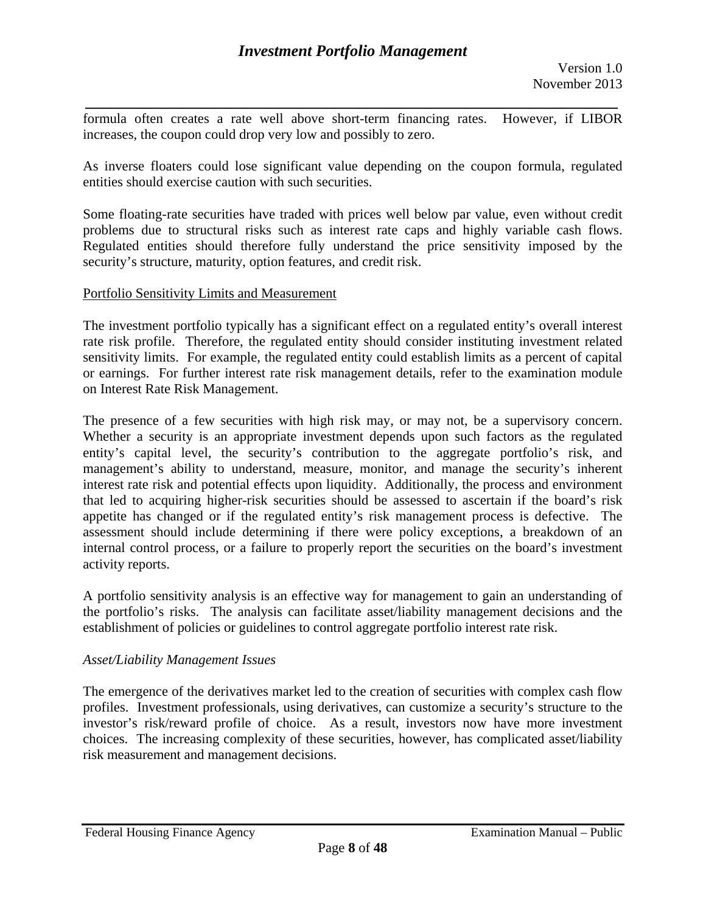formula often creates a rate well above short-term financing rates. However, if LIBOR increases, the coupon could drop very low and possibly to zero.

As inverse floaters could lose significant value depending on the coupon formula, regulated entities should exercise caution with such securities.

Some floating-rate securities have traded with prices well below par value, even without credit problems due to structural risks such as interest rate caps and highly variable cash flows. Regulated entities should therefore fully understand the price sensitivity imposed by the security's structure, maturity, option features, and credit risk.

<u>Portfolio Sensitivity Limits and Measurement</u>

The investment portfolio typically has a significant effect on a regulated entity's overall interest rate risk profile. Therefore, the regulated entity should consider instituting investment related sensitivity limits. For example, the regulated entity could establish limits as a percent of capital or earnings. For further interest rate risk management details, refer to the examination module on Interest Rate Risk Management.

The presence of a few securities with high risk may, or may not, be a supervisory concern. Whether a security is an appropriate investment depends upon such factors as the regulated entity's capital level, the security's contribution to the aggregate portfolio's risk, and management's ability to understand, measure, monitor, and manage the security's inherent interest rate risk and potential effects upon liquidity. Additionally, the process and environment that led to acquiring higher-risk securities should be assessed to ascertain if the board's risk appetite has changed or if the regulated entity's risk management process is defective. The assessment should include determining if there were policy exceptions, a breakdown of an internal control process, or a failure to properly report the securities on the board's investment activity reports.

A portfolio sensitivity analysis is an effective way for management to gain an understanding of the portfolio's risks. The analysis can facilitate asset/liability management decisions and the establishment of policies or guidelines to control aggregate portfolio interest rate risk.

*Asset/Liability Management Issues*

The emergence of the derivatives market led to the creation of securities with complex cash flow profiles. Investment professionals, using derivatives, can customize a security's structure to the investor's risk/reward profile of choice. As a result, investors now have more investment choices. The increasing complexity of these securities, however, has complicated asset/liability risk measurement and management decisions.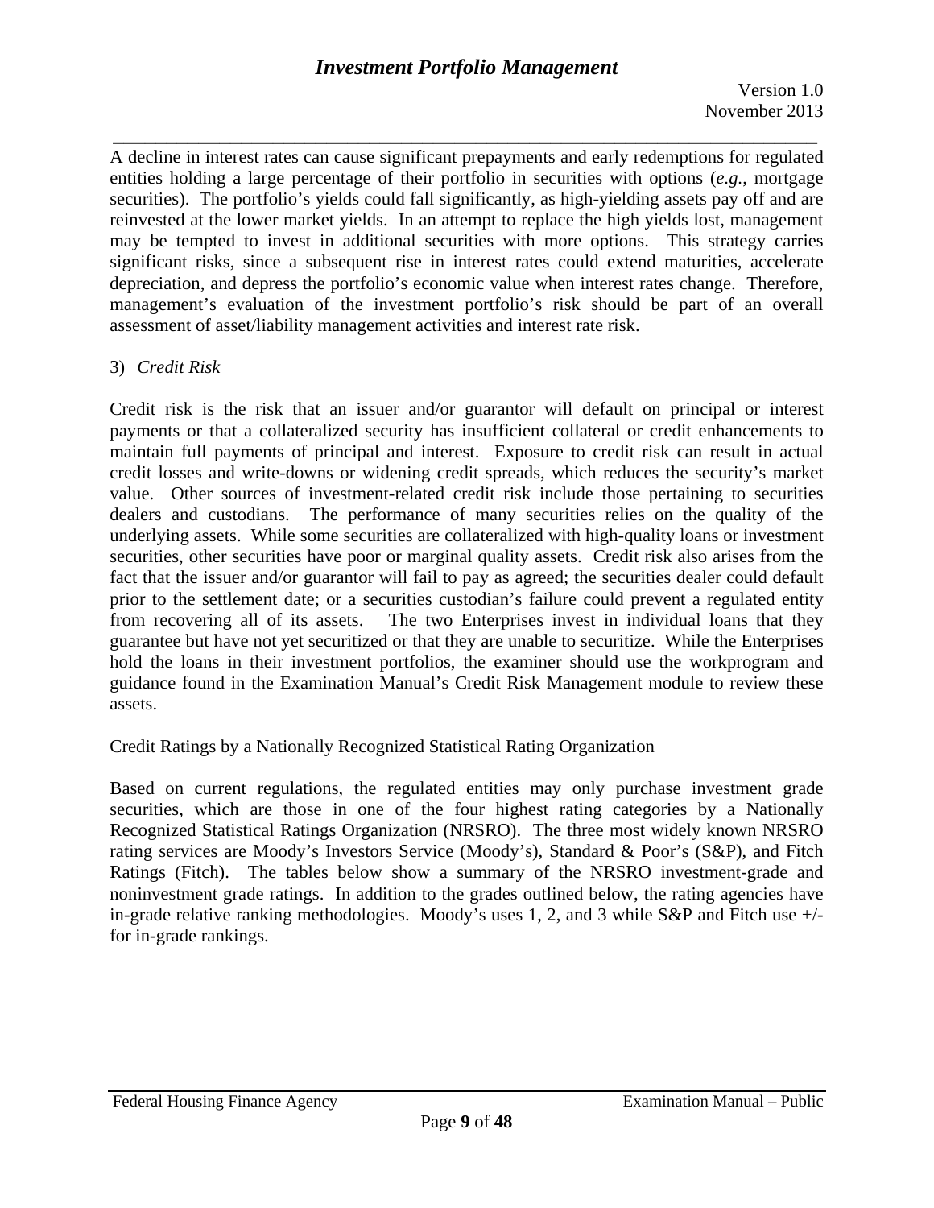A decline in interest rates can cause significant prepayments and early redemptions for regulated entities holding a large percentage of their portfolio in securities with options (*e.g.*, mortgage securities). The portfolio's yields could fall significantly, as high-yielding assets pay off and are reinvested at the lower market yields. In an attempt to replace the high yields lost, management may be tempted to invest in additional securities with more options. This strategy carries significant risks, since a subsequent rise in interest rates could extend maturities, accelerate depreciation, and depress the portfolio's economic value when interest rates change. Therefore, management's evaluation of the investment portfolio's risk should be part of an overall assessment of asset/liability management activities and interest rate risk.

3) *Credit Risk*

Credit risk is the risk that an issuer and/or guarantor will default on principal or interest payments or that a collateralized security has insufficient collateral or credit enhancements to maintain full payments of principal and interest. Exposure to credit risk can result in actual credit losses and write-downs or widening credit spreads, which reduces the security's market value. Other sources of investment-related credit risk include those pertaining to securities dealers and custodians. The performance of many securities relies on the quality of the underlying assets. While some securities are collateralized with high-quality loans or investment securities, other securities have poor or marginal quality assets. Credit risk also arises from the fact that the issuer and/or guarantor will fail to pay as agreed; the securities dealer could default prior to the settlement date; or a securities custodian's failure could prevent a regulated entity from recovering all of its assets. The two Enterprises invest in individual loans that they guarantee but have not yet securitized or that they are unable to securitize. While the Enterprises hold the loans in their investment portfolios, the examiner should use the workprogram and guidance found in the Examination Manual's Credit Risk Management module to review these assets.

<u>Credit Ratings by a Nationally Recognized Statistical Rating Organization</u>

Based on current regulations, the regulated entities may only purchase investment grade securities, which are those in one of the four highest rating categories by a Nationally Recognized Statistical Ratings Organization (NRSRO). The three most widely known NRSRO rating services are Moody's Investors Service (Moody's), Standard & Poor's (S&P), and Fitch Ratings (Fitch). The tables below show a summary of the NRSRO investment-grade and noninvestment grade ratings. In addition to the grades outlined below, the rating agencies have in-grade relative ranking methodologies. Moody's uses 1, 2, and 3 while S&P and Fitch use +/- for in-grade rankings.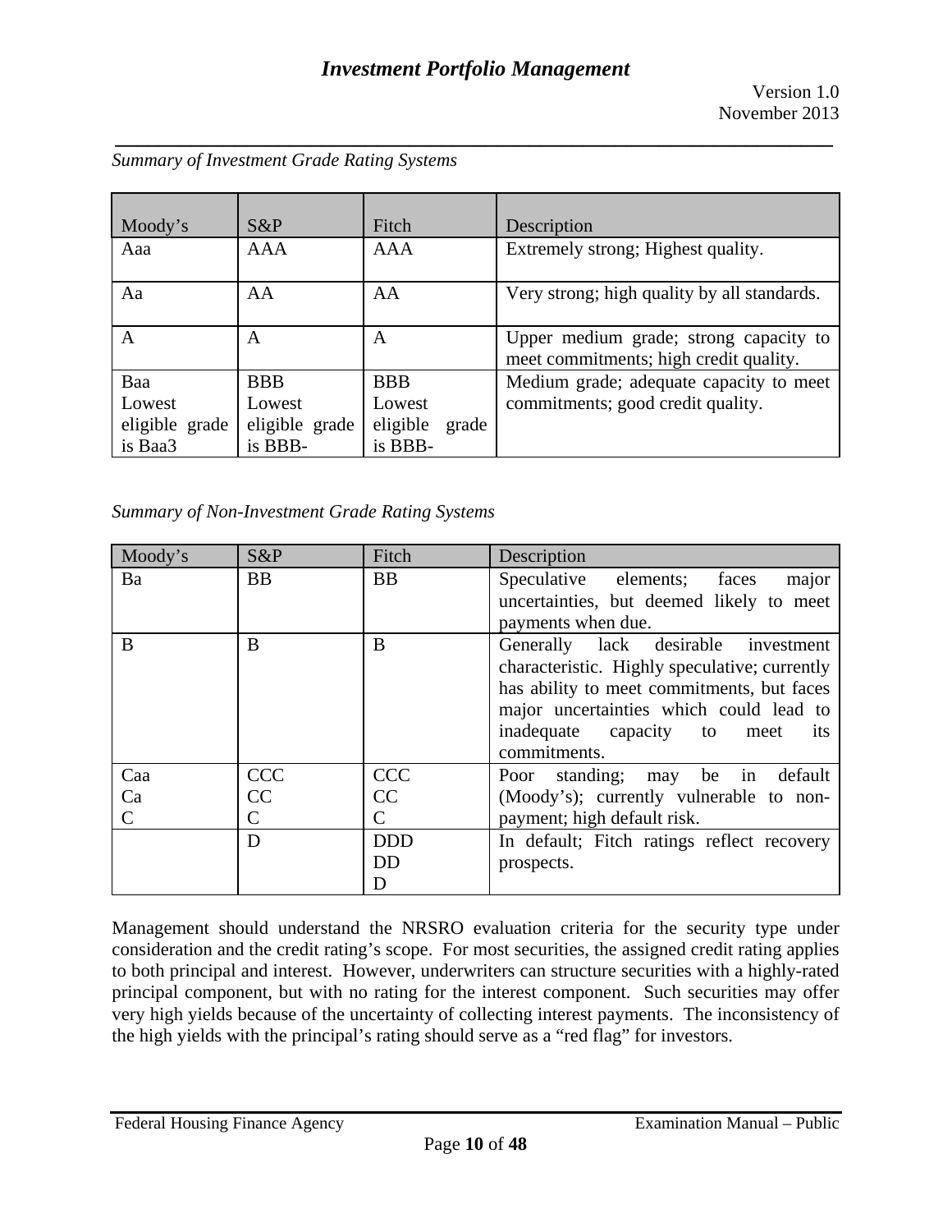*Summary of Investment Grade Rating Systems*

| Moody's | S&P | Fitch | Description |
|---|---|---|---|
| Aaa | AAA | AAA | Extremely strong; Highest quality. |
| Aa | AA | AA | Very strong; high quality by all standards. |
| A | A | A | Upper medium grade; strong capacity to meet commitments; high credit quality. |
| Baa<br>Lowest eligible grade is Baa3 | BBB<br>Lowest eligible grade is BBB- | BBB<br>Lowest eligible grade is BBB- | Medium grade; adequate capacity to meet commitments; good credit quality. |

*Summary of Non-Investment Grade Rating Systems*

| Moody's | S&P | Fitch | Description |
|---|---|---|---|
| Ba | BB | BB | Speculative elements; faces major uncertainties, but deemed likely to meet payments when due. |
| B | B | B | Generally lack desirable investment characteristic. Highly speculative; currently has ability to meet commitments, but faces major uncertainties which could lead to inadequate capacity to meet its commitments. |
| Caa<br>Ca<br>C | CCC<br>CC<br>C | CCC<br>CC<br>C | Poor standing; may be in default (Moody's); currently vulnerable to non-payment; high default risk. |
| | D | DDD<br>DD<br>D | In default; Fitch ratings reflect recovery prospects. |

Management should understand the NRSRO evaluation criteria for the security type under consideration and the credit rating's scope. For most securities, the assigned credit rating applies to both principal and interest. However, underwriters can structure securities with a highly-rated principal component, but with no rating for the interest component. Such securities may offer very high yields because of the uncertainty of collecting interest payments. The inconsistency of the high yields with the principal's rating should serve as a "red flag" for investors.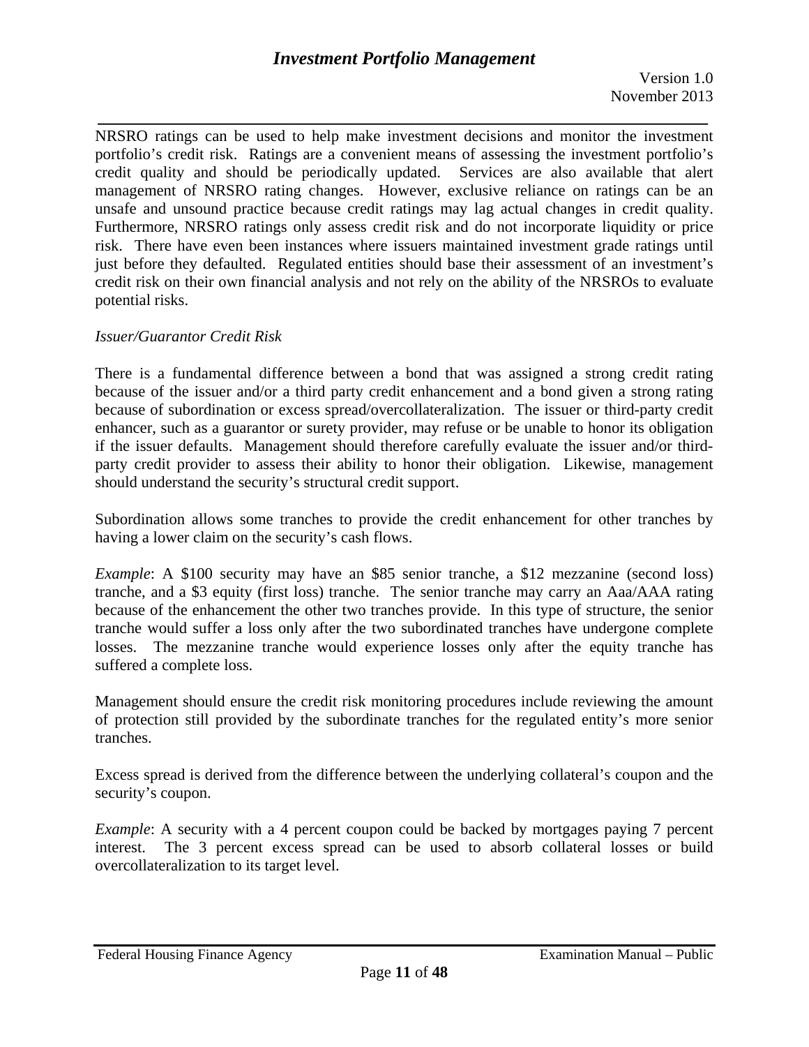NRSRO ratings can be used to help make investment decisions and monitor the investment portfolio's credit risk. Ratings are a convenient means of assessing the investment portfolio's credit quality and should be periodically updated. Services are also available that alert management of NRSRO rating changes. However, exclusive reliance on ratings can be an unsafe and unsound practice because credit ratings may lag actual changes in credit quality. Furthermore, NRSRO ratings only assess credit risk and do not incorporate liquidity or price risk. There have even been instances where issuers maintained investment grade ratings until just before they defaulted. Regulated entities should base their assessment of an investment's credit risk on their own financial analysis and not rely on the ability of the NRSROs to evaluate potential risks.

*Issuer/Guarantor Credit Risk*

There is a fundamental difference between a bond that was assigned a strong credit rating because of the issuer and/or a third party credit enhancement and a bond given a strong rating because of subordination or excess spread/overcollateralization. The issuer or third-party credit enhancer, such as a guarantor or surety provider, may refuse or be unable to honor its obligation if the issuer defaults. Management should therefore carefully evaluate the issuer and/or third-party credit provider to assess their ability to honor their obligation. Likewise, management should understand the security's structural credit support.

Subordination allows some tranches to provide the credit enhancement for other tranches by having a lower claim on the security's cash flows.

*Example*: A $100 security may have an $85 senior tranche, a $12 mezzanine (second loss) tranche, and a $3 equity (first loss) tranche. The senior tranche may carry an Aaa/AAA rating because of the enhancement the other two tranches provide. In this type of structure, the senior tranche would suffer a loss only after the two subordinated tranches have undergone complete losses. The mezzanine tranche would experience losses only after the equity tranche has suffered a complete loss.

Management should ensure the credit risk monitoring procedures include reviewing the amount of protection still provided by the subordinate tranches for the regulated entity's more senior tranches.

Excess spread is derived from the difference between the underlying collateral's coupon and the security's coupon.

*Example*: A security with a 4 percent coupon could be backed by mortgages paying 7 percent interest. The 3 percent excess spread can be used to absorb collateral losses or build overcollateralization to its target level.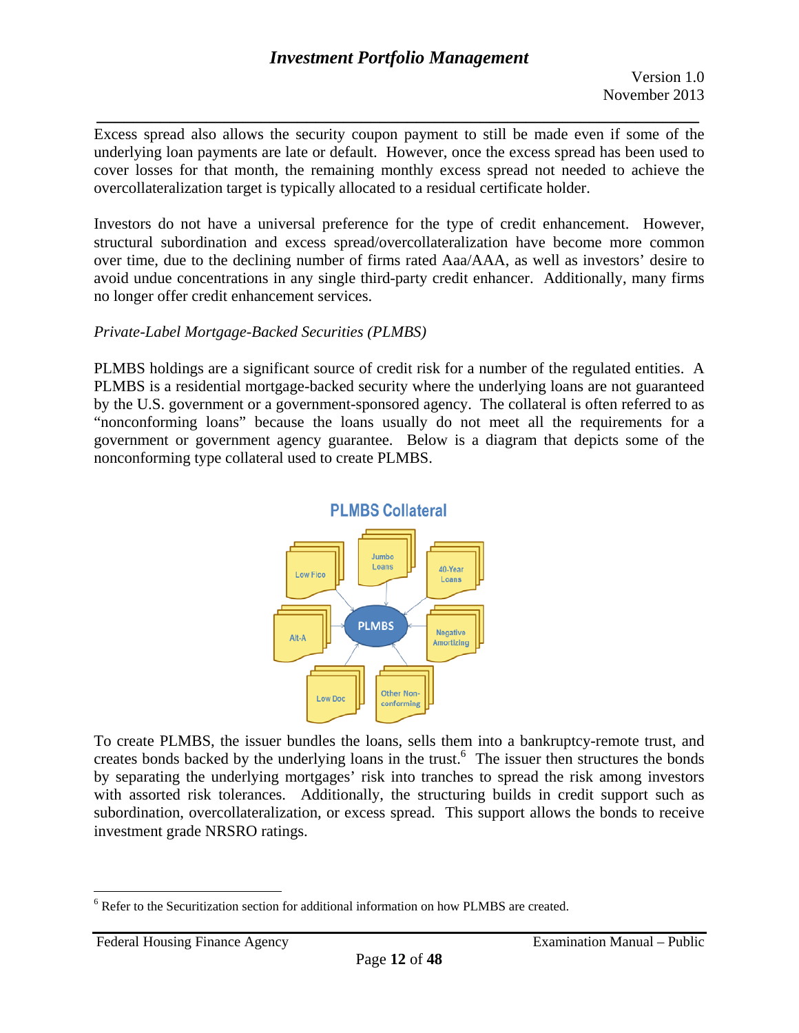Excess spread also allows the security coupon payment to still be made even if some of the underlying loan payments are late or default. However, once the excess spread has been used to cover losses for that month, the remaining monthly excess spread not needed to achieve the overcollateralization target is typically allocated to a residual certificate holder.

Investors do not have a universal preference for the type of credit enhancement. However, structural subordination and excess spread/overcollateralization have become more common over time, due to the declining number of firms rated Aaa/AAA, as well as investors' desire to avoid undue concentrations in any single third-party credit enhancer. Additionally, many firms no longer offer credit enhancement services.

*Private-Label Mortgage-Backed Securities (PLMBS)*

PLMBS holdings are a significant source of credit risk for a number of the regulated entities. A PLMBS is a residential mortgage-backed security where the underlying loans are not guaranteed by the U.S. government or a government-sponsored agency. The collateral is often referred to as "nonconforming loans" because the loans usually do not meet all the requirements for a government or government agency guarantee. Below is a diagram that depicts some of the nonconforming type collateral used to create PLMBS.

**PLMBS Collateral**

To create PLMBS, the issuer bundles the loans, sells them into a bankruptcy-remote trust, and creates bonds backed by the underlying loans in the trust.[6] The issuer then structures the bonds by separating the underlying mortgages' risk into tranches to spread the risk among investors with assorted risk tolerances. Additionally, the structuring builds in credit support such as subordination, overcollateralization, or excess spread. This support allows the bonds to receive investment grade NRSRO ratings.

[6] Refer to the Securitization section for additional information on how PLMBS are created.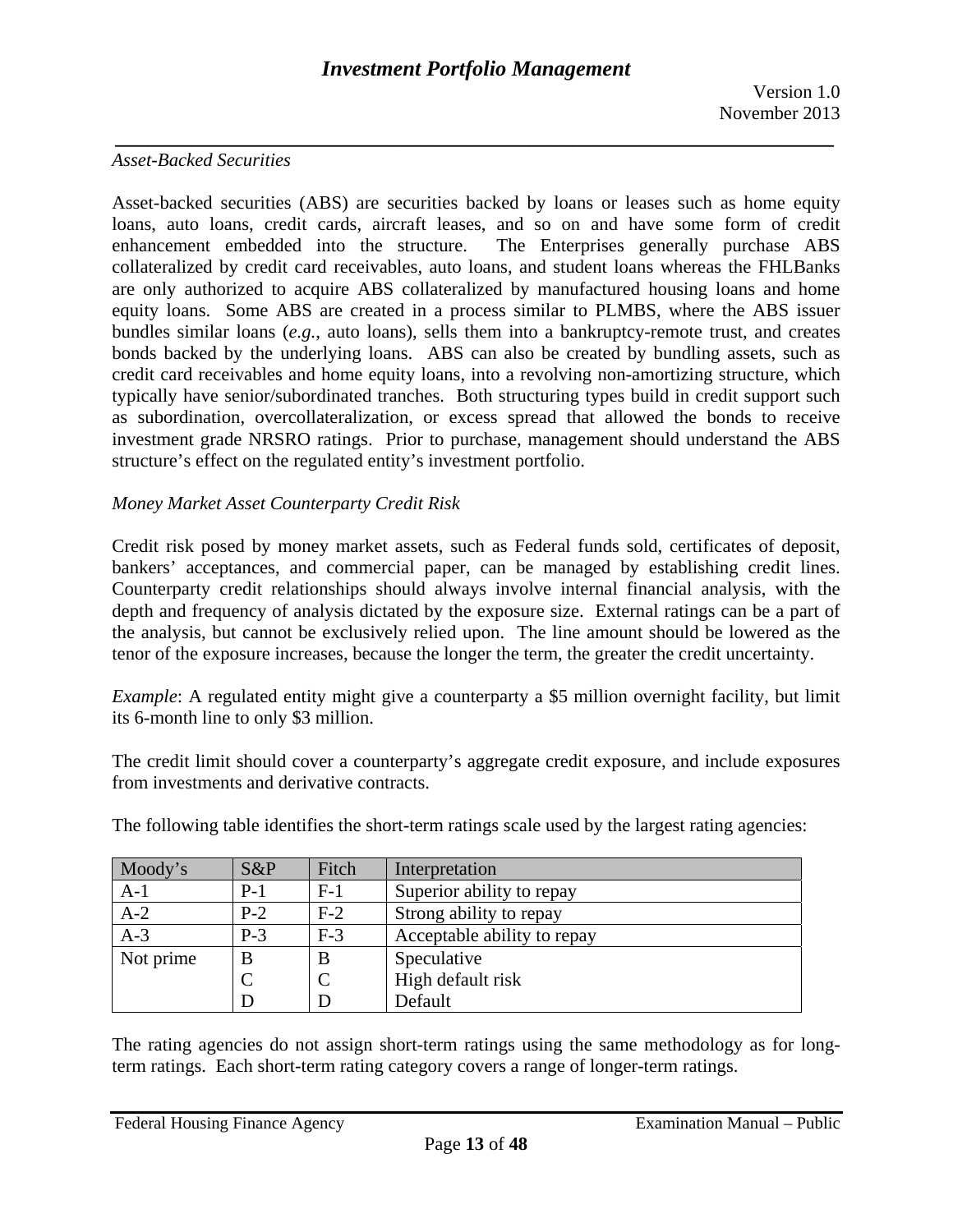*Asset-Backed Securities*

Asset-backed securities (ABS) are securities backed by loans or leases such as home equity loans, auto loans, credit cards, aircraft leases, and so on and have some form of credit enhancement embedded into the structure. The Enterprises generally purchase ABS collateralized by credit card receivables, auto loans, and student loans whereas the FHLBanks are only authorized to acquire ABS collateralized by manufactured housing loans and home equity loans. Some ABS are created in a process similar to PLMBS, where the ABS issuer bundles similar loans (*e.g.*, auto loans), sells them into a bankruptcy-remote trust, and creates bonds backed by the underlying loans. ABS can also be created by bundling assets, such as credit card receivables and home equity loans, into a revolving non-amortizing structure, which typically have senior/subordinated tranches. Both structuring types build in credit support such as subordination, overcollateralization, or excess spread that allowed the bonds to receive investment grade NRSRO ratings. Prior to purchase, management should understand the ABS structure's effect on the regulated entity's investment portfolio.

*Money Market Asset Counterparty Credit Risk*

Credit risk posed by money market assets, such as Federal funds sold, certificates of deposit, bankers' acceptances, and commercial paper, can be managed by establishing credit lines. Counterparty credit relationships should always involve internal financial analysis, with the depth and frequency of analysis dictated by the exposure size. External ratings can be a part of the analysis, but cannot be exclusively relied upon. The line amount should be lowered as the tenor of the exposure increases, because the longer the term, the greater the credit uncertainty.

*Example*: A regulated entity might give a counterparty a $5 million overnight facility, but limit its 6-month line to only $3 million.

The credit limit should cover a counterparty's aggregate credit exposure, and include exposures from investments and derivative contracts.

The following table identifies the short-term ratings scale used by the largest rating agencies:

| Moody's | S&P | Fitch | Interpretation |
|---|---|---|---|
| A-1 | P-1 | F-1 | Superior ability to repay |
| A-2 | P-2 | F-2 | Strong ability to repay |
| A-3 | P-3 | F-3 | Acceptable ability to repay |
| Not prime | B<br>C<br>D | B<br>C<br>D | Speculative<br>High default risk<br>Default |

The rating agencies do not assign short-term ratings using the same methodology as for long-term ratings. Each short-term rating category covers a range of longer-term ratings.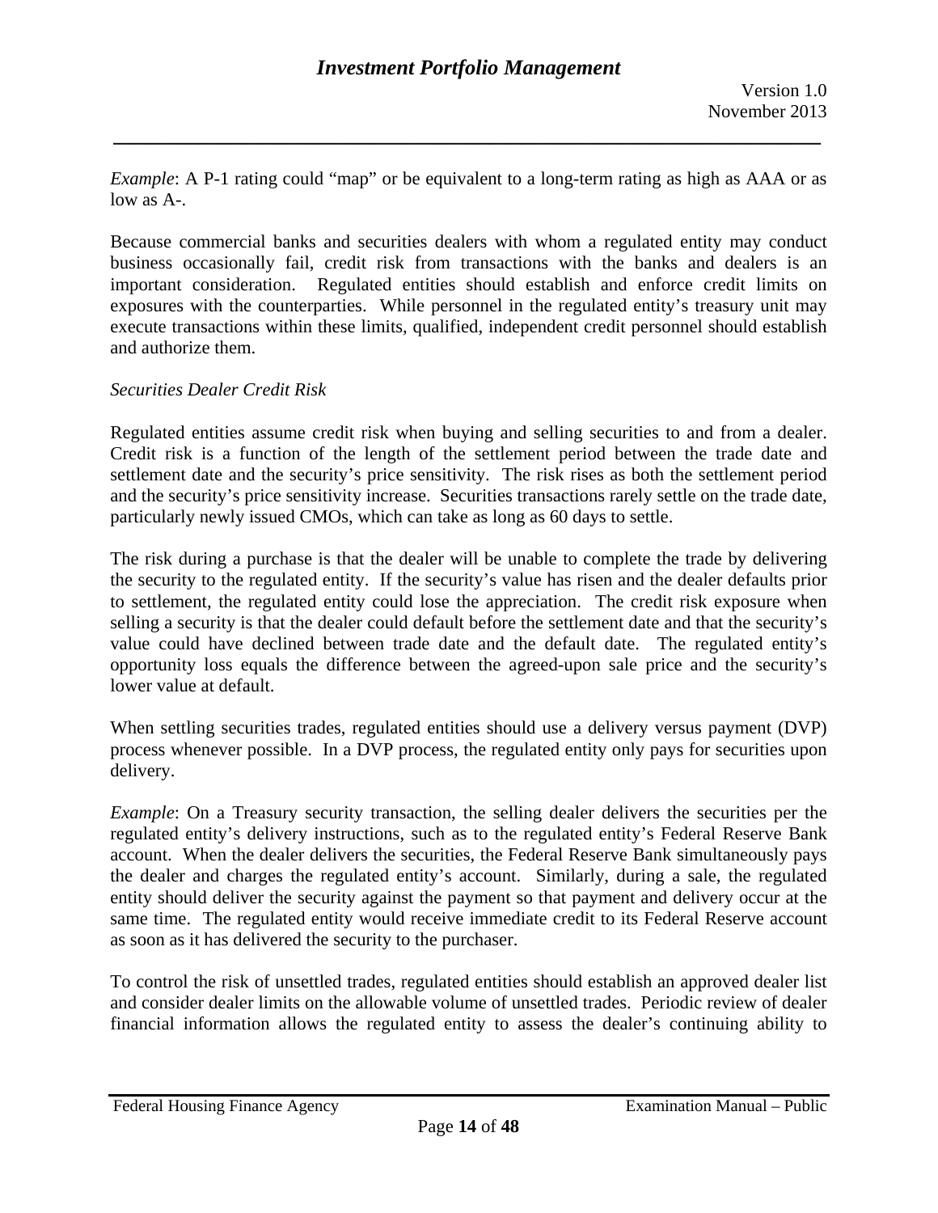*Example*: A P-1 rating could "map" or be equivalent to a long-term rating as high as AAA or as low as A-.

Because commercial banks and securities dealers with whom a regulated entity may conduct business occasionally fail, credit risk from transactions with the banks and dealers is an important consideration. Regulated entities should establish and enforce credit limits on exposures with the counterparties. While personnel in the regulated entity's treasury unit may execute transactions within these limits, qualified, independent credit personnel should establish and authorize them.

*Securities Dealer Credit Risk*

Regulated entities assume credit risk when buying and selling securities to and from a dealer. Credit risk is a function of the length of the settlement period between the trade date and settlement date and the security's price sensitivity. The risk rises as both the settlement period and the security's price sensitivity increase. Securities transactions rarely settle on the trade date, particularly newly issued CMOs, which can take as long as 60 days to settle.

The risk during a purchase is that the dealer will be unable to complete the trade by delivering the security to the regulated entity. If the security's value has risen and the dealer defaults prior to settlement, the regulated entity could lose the appreciation. The credit risk exposure when selling a security is that the dealer could default before the settlement date and that the security's value could have declined between trade date and the default date. The regulated entity's opportunity loss equals the difference between the agreed-upon sale price and the security's lower value at default.

When settling securities trades, regulated entities should use a delivery versus payment (DVP) process whenever possible. In a DVP process, the regulated entity only pays for securities upon delivery.

*Example*: On a Treasury security transaction, the selling dealer delivers the securities per the regulated entity's delivery instructions, such as to the regulated entity's Federal Reserve Bank account. When the dealer delivers the securities, the Federal Reserve Bank simultaneously pays the dealer and charges the regulated entity's account. Similarly, during a sale, the regulated entity should deliver the security against the payment so that payment and delivery occur at the same time. The regulated entity would receive immediate credit to its Federal Reserve account as soon as it has delivered the security to the purchaser.

To control the risk of unsettled trades, regulated entities should establish an approved dealer list and consider dealer limits on the allowable volume of unsettled trades. Periodic review of dealer financial information allows the regulated entity to assess the dealer's continuing ability to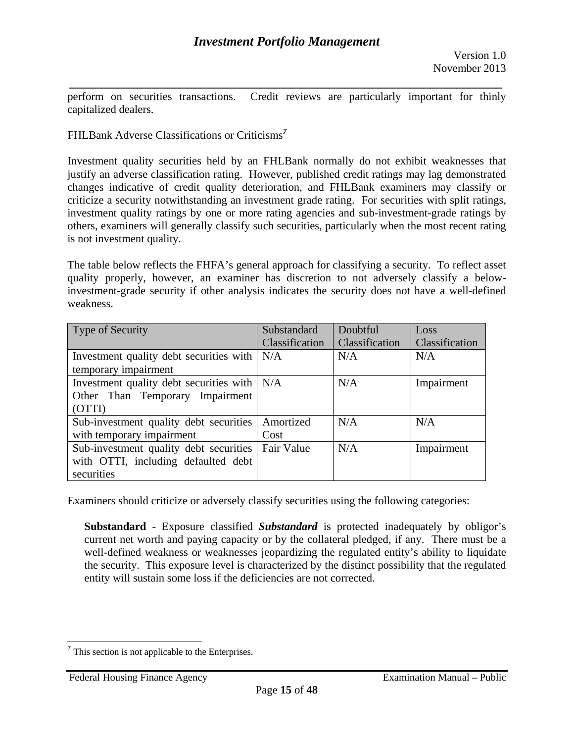perform on securities transactions. Credit reviews are particularly important for thinly capitalized dealers.

FHLBank Adverse Classifications or Criticisms[7]

Investment quality securities held by an FHLBank normally do not exhibit weaknesses that justify an adverse classification rating. However, published credit ratings may lag demonstrated changes indicative of credit quality deterioration, and FHLBank examiners may classify or criticize a security notwithstanding an investment grade rating. For securities with split ratings, investment quality ratings by one or more rating agencies and sub-investment-grade ratings by others, examiners will generally classify such securities, particularly when the most recent rating is not investment quality.

The table below reflects the FHFA's general approach for classifying a security. To reflect asset quality properly, however, an examiner has discretion to not adversely classify a below-investment-grade security if other analysis indicates the security does not have a well-defined weakness.

| Type of Security | Substandard Classification | Doubtful Classification | Loss Classification |
|---|---|---|---|
| Investment quality debt securities with temporary impairment | N/A | N/A | N/A |
| Investment quality debt securities with Other Than Temporary Impairment (OTTI) | N/A | N/A | Impairment |
| Sub-investment quality debt securities with temporary impairment | Amortized Cost | N/A | N/A |
| Sub-investment quality debt securities with OTTI, including defaulted debt securities | Fair Value | N/A | Impairment |

Examiners should criticize or adversely classify securities using the following categories:

**Substandard** - Exposure classified ***Substandard*** is protected inadequately by obligor's current net worth and paying capacity or by the collateral pledged, if any. There must be a well-defined weakness or weaknesses jeopardizing the regulated entity's ability to liquidate the security. This exposure level is characterized by the distinct possibility that the regulated entity will sustain some loss if the deficiencies are not corrected.

[7] This section is not applicable to the Enterprises.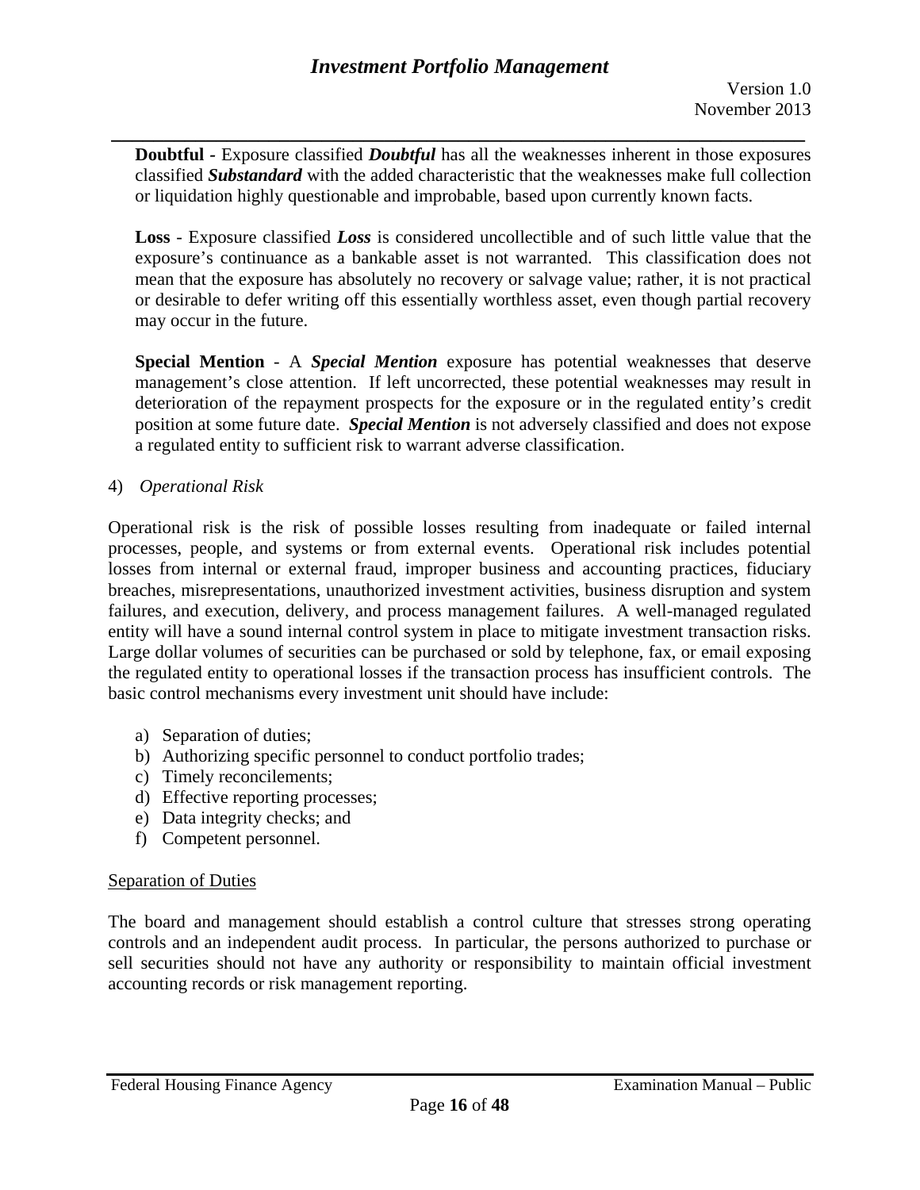**Doubtful** - Exposure classified ***Doubtful*** has all the weaknesses inherent in those exposures classified ***Substandard*** with the added characteristic that the weaknesses make full collection or liquidation highly questionable and improbable, based upon currently known facts.

**Loss** - Exposure classified ***Loss*** is considered uncollectible and of such little value that the exposure's continuance as a bankable asset is not warranted. This classification does not mean that the exposure has absolutely no recovery or salvage value; rather, it is not practical or desirable to defer writing off this essentially worthless asset, even though partial recovery may occur in the future.

**Special Mention** - A ***Special Mention*** exposure has potential weaknesses that deserve management's close attention. If left uncorrected, these potential weaknesses may result in deterioration of the repayment prospects for the exposure or in the regulated entity's credit position at some future date. ***Special Mention*** is not adversely classified and does not expose a regulated entity to sufficient risk to warrant adverse classification.

4) *Operational Risk*

Operational risk is the risk of possible losses resulting from inadequate or failed internal processes, people, and systems or from external events. Operational risk includes potential losses from internal or external fraud, improper business and accounting practices, fiduciary breaches, misrepresentations, unauthorized investment activities, business disruption and system failures, and execution, delivery, and process management failures. A well-managed regulated entity will have a sound internal control system in place to mitigate investment transaction risks. Large dollar volumes of securities can be purchased or sold by telephone, fax, or email exposing the regulated entity to operational losses if the transaction process has insufficient controls. The basic control mechanisms every investment unit should have include:

a) Separation of duties;
b) Authorizing specific personnel to conduct portfolio trades;
c) Timely reconcilements;
d) Effective reporting processes;
e) Data integrity checks; and
f) Competent personnel.

<u>Separation of Duties</u>

The board and management should establish a control culture that stresses strong operating controls and an independent audit process. In particular, the persons authorized to purchase or sell securities should not have any authority or responsibility to maintain official investment accounting records or risk management reporting.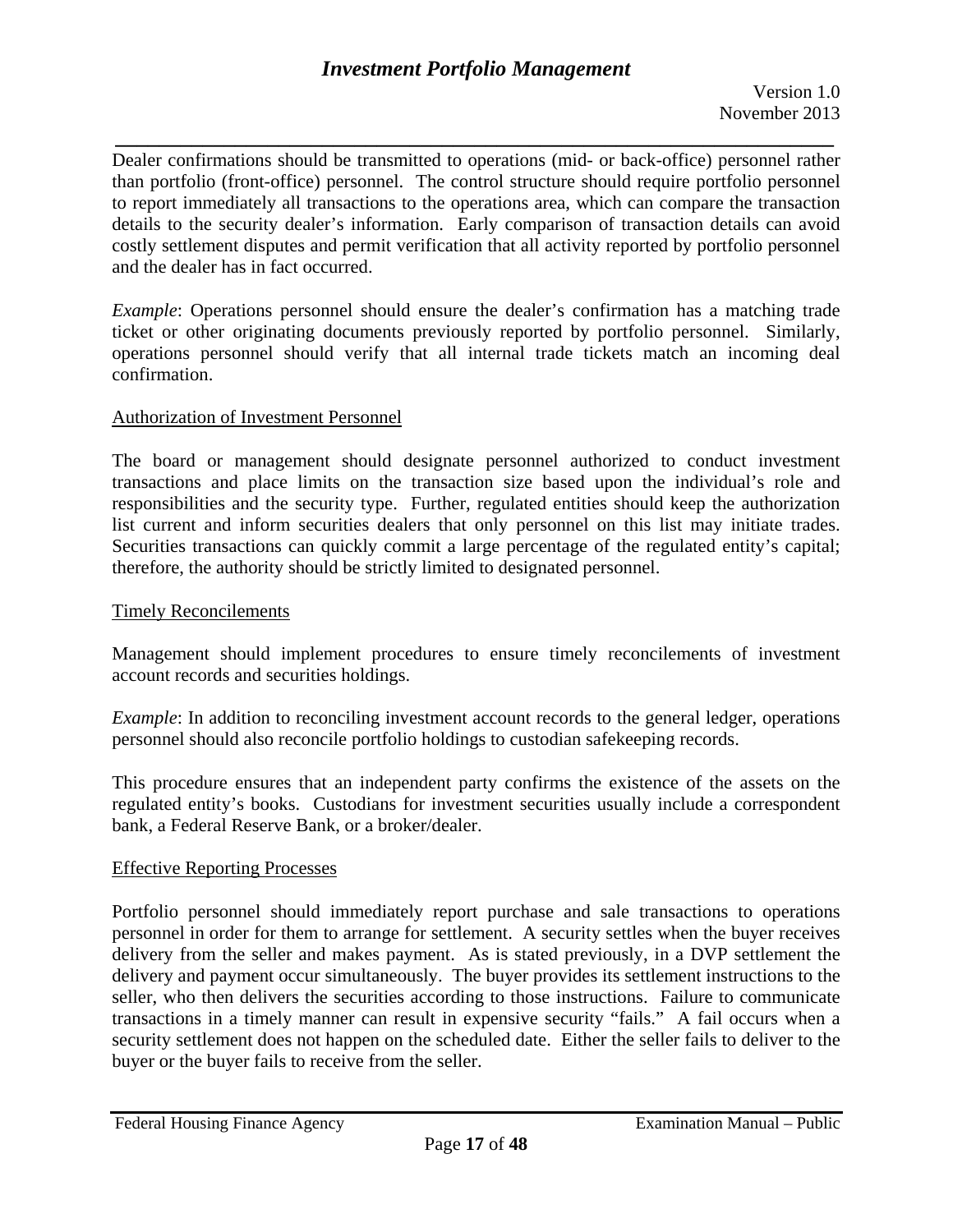Dealer confirmations should be transmitted to operations (mid- or back-office) personnel rather than portfolio (front-office) personnel. The control structure should require portfolio personnel to report immediately all transactions to the operations area, which can compare the transaction details to the security dealer's information. Early comparison of transaction details can avoid costly settlement disputes and permit verification that all activity reported by portfolio personnel and the dealer has in fact occurred.

*Example*: Operations personnel should ensure the dealer's confirmation has a matching trade ticket or other originating documents previously reported by portfolio personnel. Similarly, operations personnel should verify that all internal trade tickets match an incoming deal confirmation.

<u>Authorization of Investment Personnel</u>

The board or management should designate personnel authorized to conduct investment transactions and place limits on the transaction size based upon the individual's role and responsibilities and the security type. Further, regulated entities should keep the authorization list current and inform securities dealers that only personnel on this list may initiate trades. Securities transactions can quickly commit a large percentage of the regulated entity's capital; therefore, the authority should be strictly limited to designated personnel.

<u>Timely Reconcilements</u>

Management should implement procedures to ensure timely reconcilements of investment account records and securities holdings.

*Example*: In addition to reconciling investment account records to the general ledger, operations personnel should also reconcile portfolio holdings to custodian safekeeping records.

This procedure ensures that an independent party confirms the existence of the assets on the regulated entity's books. Custodians for investment securities usually include a correspondent bank, a Federal Reserve Bank, or a broker/dealer.

<u>Effective Reporting Processes</u>

Portfolio personnel should immediately report purchase and sale transactions to operations personnel in order for them to arrange for settlement. A security settles when the buyer receives delivery from the seller and makes payment. As is stated previously, in a DVP settlement the delivery and payment occur simultaneously. The buyer provides its settlement instructions to the seller, who then delivers the securities according to those instructions. Failure to communicate transactions in a timely manner can result in expensive security "fails." A fail occurs when a security settlement does not happen on the scheduled date. Either the seller fails to deliver to the buyer or the buyer fails to receive from the seller.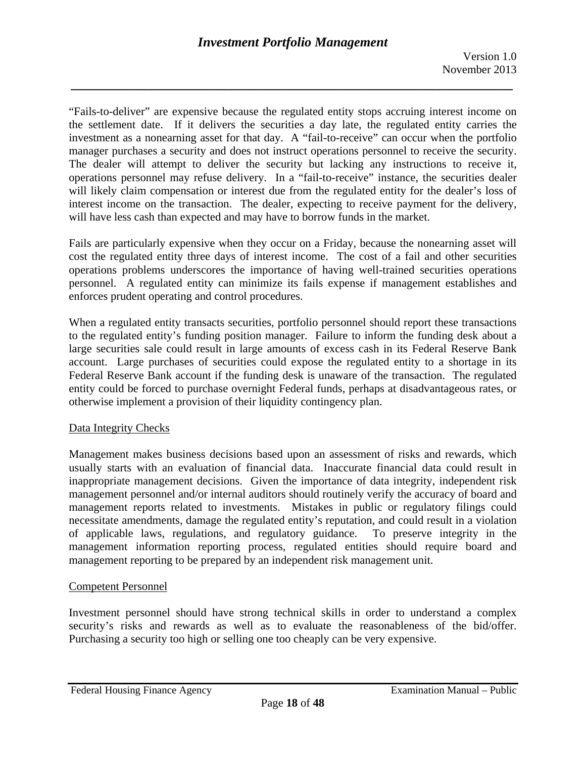"Fails-to-deliver" are expensive because the regulated entity stops accruing interest income on the settlement date. If it delivers the securities a day late, the regulated entity carries the investment as a nonearning asset for that day. A "fail-to-receive" can occur when the portfolio manager purchases a security and does not instruct operations personnel to receive the security. The dealer will attempt to deliver the security but lacking any instructions to receive it, operations personnel may refuse delivery. In a "fail-to-receive" instance, the securities dealer will likely claim compensation or interest due from the regulated entity for the dealer's loss of interest income on the transaction. The dealer, expecting to receive payment for the delivery, will have less cash than expected and may have to borrow funds in the market.

Fails are particularly expensive when they occur on a Friday, because the nonearning asset will cost the regulated entity three days of interest income. The cost of a fail and other securities operations problems underscores the importance of having well-trained securities operations personnel. A regulated entity can minimize its fails expense if management establishes and enforces prudent operating and control procedures.

When a regulated entity transacts securities, portfolio personnel should report these transactions to the regulated entity's funding position manager. Failure to inform the funding desk about a large securities sale could result in large amounts of excess cash in its Federal Reserve Bank account. Large purchases of securities could expose the regulated entity to a shortage in its Federal Reserve Bank account if the funding desk is unaware of the transaction. The regulated entity could be forced to purchase overnight Federal funds, perhaps at disadvantageous rates, or otherwise implement a provision of their liquidity contingency plan.

Data Integrity Checks

Management makes business decisions based upon an assessment of risks and rewards, which usually starts with an evaluation of financial data. Inaccurate financial data could result in inappropriate management decisions. Given the importance of data integrity, independent risk management personnel and/or internal auditors should routinely verify the accuracy of board and management reports related to investments. Mistakes in public or regulatory filings could necessitate amendments, damage the regulated entity's reputation, and could result in a violation of applicable laws, regulations, and regulatory guidance. To preserve integrity in the management information reporting process, regulated entities should require board and management reporting to be prepared by an independent risk management unit.

Competent Personnel

Investment personnel should have strong technical skills in order to understand a complex security's risks and rewards as well as to evaluate the reasonableness of the bid/offer. Purchasing a security too high or selling one too cheaply can be very expensive.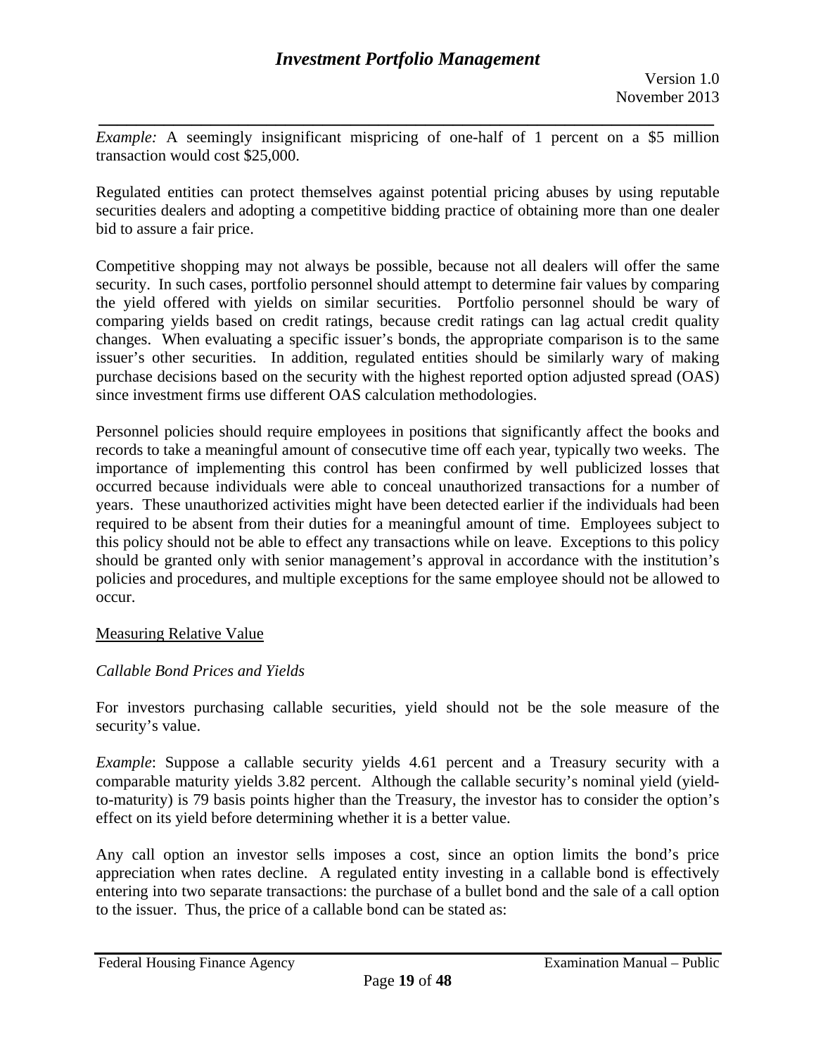*Example:* A seemingly insignificant mispricing of one-half of 1 percent on a $5 million transaction would cost $25,000.

Regulated entities can protect themselves against potential pricing abuses by using reputable securities dealers and adopting a competitive bidding practice of obtaining more than one dealer bid to assure a fair price.

Competitive shopping may not always be possible, because not all dealers will offer the same security. In such cases, portfolio personnel should attempt to determine fair values by comparing the yield offered with yields on similar securities. Portfolio personnel should be wary of comparing yields based on credit ratings, because credit ratings can lag actual credit quality changes. When evaluating a specific issuer's bonds, the appropriate comparison is to the same issuer's other securities. In addition, regulated entities should be similarly wary of making purchase decisions based on the security with the highest reported option adjusted spread (OAS) since investment firms use different OAS calculation methodologies.

Personnel policies should require employees in positions that significantly affect the books and records to take a meaningful amount of consecutive time off each year, typically two weeks. The importance of implementing this control has been confirmed by well publicized losses that occurred because individuals were able to conceal unauthorized transactions for a number of years. These unauthorized activities might have been detected earlier if the individuals had been required to be absent from their duties for a meaningful amount of time. Employees subject to this policy should not be able to effect any transactions while on leave. Exceptions to this policy should be granted only with senior management's approval in accordance with the institution's policies and procedures, and multiple exceptions for the same employee should not be allowed to occur.

## Measuring Relative Value

### *Callable Bond Prices and Yields*

For investors purchasing callable securities, yield should not be the sole measure of the security's value.

*Example*: Suppose a callable security yields 4.61 percent and a Treasury security with a comparable maturity yields 3.82 percent. Although the callable security's nominal yield (yield-to-maturity) is 79 basis points higher than the Treasury, the investor has to consider the option's effect on its yield before determining whether it is a better value.

Any call option an investor sells imposes a cost, since an option limits the bond's price appreciation when rates decline. A regulated entity investing in a callable bond is effectively entering into two separate transactions: the purchase of a bullet bond and the sale of a call option to the issuer. Thus, the price of a callable bond can be stated as: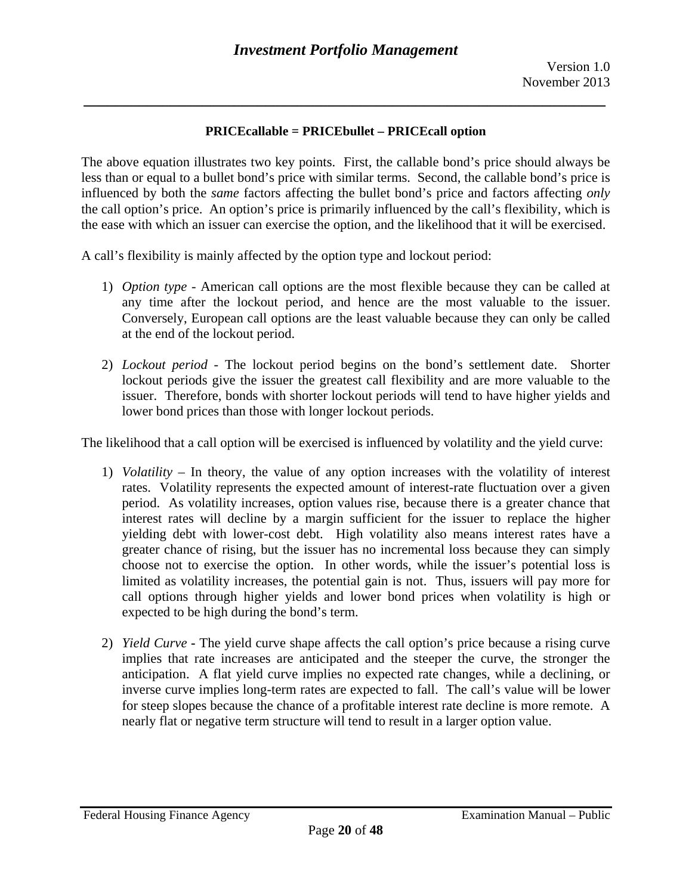**PRICEcallable = PRICEbullet – PRICEcall option**

The above equation illustrates two key points. First, the callable bond's price should always be less than or equal to a bullet bond's price with similar terms. Second, the callable bond's price is influenced by both the *same* factors affecting the bullet bond's price and factors affecting *only* the call option's price. An option's price is primarily influenced by the call's flexibility, which is the ease with which an issuer can exercise the option, and the likelihood that it will be exercised.

A call's flexibility is mainly affected by the option type and lockout period:

1) *Option type* - American call options are the most flexible because they can be called at any time after the lockout period, and hence are the most valuable to the issuer. Conversely, European call options are the least valuable because they can only be called at the end of the lockout period.

2) *Lockout period* - The lockout period begins on the bond's settlement date. Shorter lockout periods give the issuer the greatest call flexibility and are more valuable to the issuer. Therefore, bonds with shorter lockout periods will tend to have higher yields and lower bond prices than those with longer lockout periods.

The likelihood that a call option will be exercised is influenced by volatility and the yield curve:

1) *Volatility* – In theory, the value of any option increases with the volatility of interest rates. Volatility represents the expected amount of interest-rate fluctuation over a given period. As volatility increases, option values rise, because there is a greater chance that interest rates will decline by a margin sufficient for the issuer to replace the higher yielding debt with lower-cost debt. High volatility also means interest rates have a greater chance of rising, but the issuer has no incremental loss because they can simply choose not to exercise the option. In other words, while the issuer's potential loss is limited as volatility increases, the potential gain is not. Thus, issuers will pay more for call options through higher yields and lower bond prices when volatility is high or expected to be high during the bond's term.

2) *Yield Curve* **-** The yield curve shape affects the call option's price because a rising curve implies that rate increases are anticipated and the steeper the curve, the stronger the anticipation. A flat yield curve implies no expected rate changes, while a declining, or inverse curve implies long-term rates are expected to fall. The call's value will be lower for steep slopes because the chance of a profitable interest rate decline is more remote. A nearly flat or negative term structure will tend to result in a larger option value.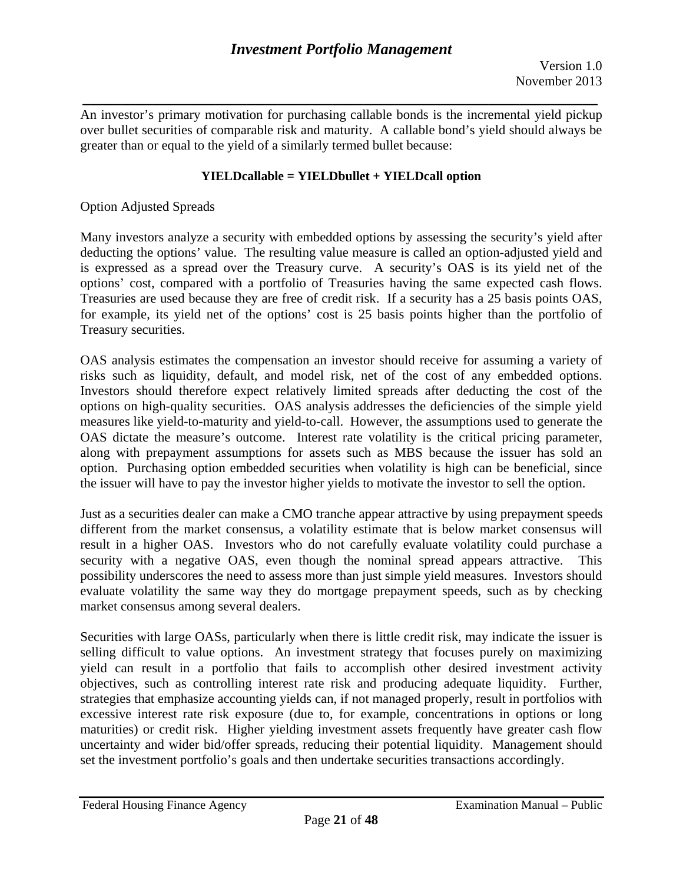An investor's primary motivation for purchasing callable bonds is the incremental yield pickup over bullet securities of comparable risk and maturity. A callable bond's yield should always be greater than or equal to the yield of a similarly termed bullet because:

$$YIELD_{callable} = YIELD_{bullet} + YIELD_{call\ option}$$

Option Adjusted Spreads

Many investors analyze a security with embedded options by assessing the security's yield after deducting the options' value. The resulting value measure is called an option-adjusted yield and is expressed as a spread over the Treasury curve. A security's OAS is its yield net of the options' cost, compared with a portfolio of Treasuries having the same expected cash flows. Treasuries are used because they are free of credit risk. If a security has a 25 basis points OAS, for example, its yield net of the options' cost is 25 basis points higher than the portfolio of Treasury securities.

OAS analysis estimates the compensation an investor should receive for assuming a variety of risks such as liquidity, default, and model risk, net of the cost of any embedded options. Investors should therefore expect relatively limited spreads after deducting the cost of the options on high-quality securities. OAS analysis addresses the deficiencies of the simple yield measures like yield-to-maturity and yield-to-call. However, the assumptions used to generate the OAS dictate the measure's outcome. Interest rate volatility is the critical pricing parameter, along with prepayment assumptions for assets such as MBS because the issuer has sold an option. Purchasing option embedded securities when volatility is high can be beneficial, since the issuer will have to pay the investor higher yields to motivate the investor to sell the option.

Just as a securities dealer can make a CMO tranche appear attractive by using prepayment speeds different from the market consensus, a volatility estimate that is below market consensus will result in a higher OAS. Investors who do not carefully evaluate volatility could purchase a security with a negative OAS, even though the nominal spread appears attractive. This possibility underscores the need to assess more than just simple yield measures. Investors should evaluate volatility the same way they do mortgage prepayment speeds, such as by checking market consensus among several dealers.

Securities with large OASs, particularly when there is little credit risk, may indicate the issuer is selling difficult to value options. An investment strategy that focuses purely on maximizing yield can result in a portfolio that fails to accomplish other desired investment activity objectives, such as controlling interest rate risk and producing adequate liquidity. Further, strategies that emphasize accounting yields can, if not managed properly, result in portfolios with excessive interest rate risk exposure (due to, for example, concentrations in options or long maturities) or credit risk. Higher yielding investment assets frequently have greater cash flow uncertainty and wider bid/offer spreads, reducing their potential liquidity. Management should set the investment portfolio's goals and then undertake securities transactions accordingly.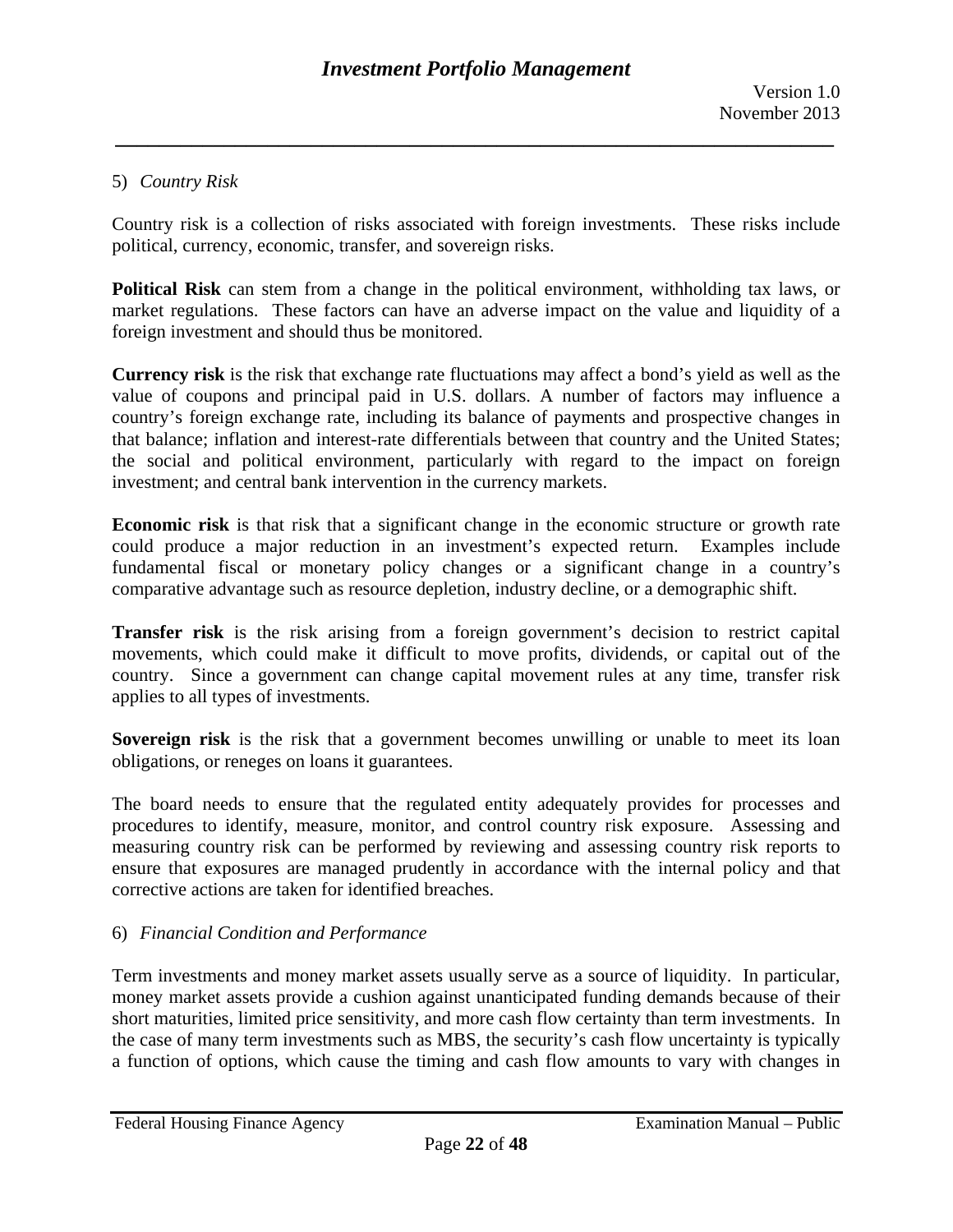5) *Country Risk*

Country risk is a collection of risks associated with foreign investments. These risks include political, currency, economic, transfer, and sovereign risks.

**Political Risk** can stem from a change in the political environment, withholding tax laws, or market regulations. These factors can have an adverse impact on the value and liquidity of a foreign investment and should thus be monitored.

**Currency risk** is the risk that exchange rate fluctuations may affect a bond's yield as well as the value of coupons and principal paid in U.S. dollars. A number of factors may influence a country's foreign exchange rate, including its balance of payments and prospective changes in that balance; inflation and interest-rate differentials between that country and the United States; the social and political environment, particularly with regard to the impact on foreign investment; and central bank intervention in the currency markets.

**Economic risk** is that risk that a significant change in the economic structure or growth rate could produce a major reduction in an investment's expected return. Examples include fundamental fiscal or monetary policy changes or a significant change in a country's comparative advantage such as resource depletion, industry decline, or a demographic shift.

**Transfer risk** is the risk arising from a foreign government's decision to restrict capital movements, which could make it difficult to move profits, dividends, or capital out of the country. Since a government can change capital movement rules at any time, transfer risk applies to all types of investments.

**Sovereign risk** is the risk that a government becomes unwilling or unable to meet its loan obligations, or reneges on loans it guarantees.

The board needs to ensure that the regulated entity adequately provides for processes and procedures to identify, measure, monitor, and control country risk exposure. Assessing and measuring country risk can be performed by reviewing and assessing country risk reports to ensure that exposures are managed prudently in accordance with the internal policy and that corrective actions are taken for identified breaches.

6) *Financial Condition and Performance*

Term investments and money market assets usually serve as a source of liquidity. In particular, money market assets provide a cushion against unanticipated funding demands because of their short maturities, limited price sensitivity, and more cash flow certainty than term investments. In the case of many term investments such as MBS, the security's cash flow uncertainty is typically a function of options, which cause the timing and cash flow amounts to vary with changes in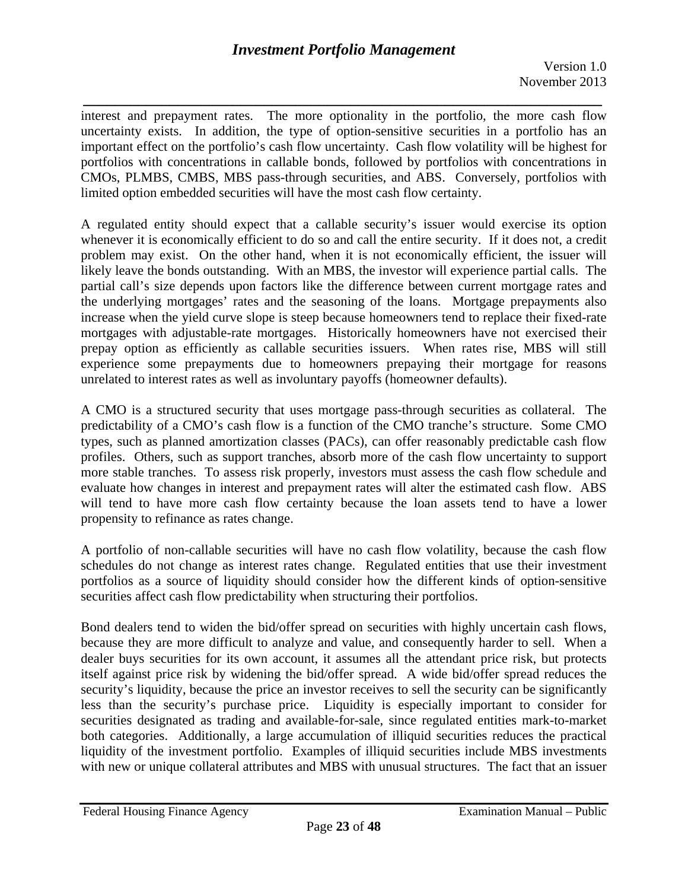interest and prepayment rates. The more optionality in the portfolio, the more cash flow uncertainty exists. In addition, the type of option-sensitive securities in a portfolio has an important effect on the portfolio's cash flow uncertainty. Cash flow volatility will be highest for portfolios with concentrations in callable bonds, followed by portfolios with concentrations in CMOs, PLMBS, CMBS, MBS pass-through securities, and ABS. Conversely, portfolios with limited option embedded securities will have the most cash flow certainty.

A regulated entity should expect that a callable security's issuer would exercise its option whenever it is economically efficient to do so and call the entire security. If it does not, a credit problem may exist. On the other hand, when it is not economically efficient, the issuer will likely leave the bonds outstanding. With an MBS, the investor will experience partial calls. The partial call's size depends upon factors like the difference between current mortgage rates and the underlying mortgages' rates and the seasoning of the loans. Mortgage prepayments also increase when the yield curve slope is steep because homeowners tend to replace their fixed-rate mortgages with adjustable-rate mortgages. Historically homeowners have not exercised their prepay option as efficiently as callable securities issuers. When rates rise, MBS will still experience some prepayments due to homeowners prepaying their mortgage for reasons unrelated to interest rates as well as involuntary payoffs (homeowner defaults).

A CMO is a structured security that uses mortgage pass-through securities as collateral. The predictability of a CMO's cash flow is a function of the CMO tranche's structure. Some CMO types, such as planned amortization classes (PACs), can offer reasonably predictable cash flow profiles. Others, such as support tranches, absorb more of the cash flow uncertainty to support more stable tranches. To assess risk properly, investors must assess the cash flow schedule and evaluate how changes in interest and prepayment rates will alter the estimated cash flow. ABS will tend to have more cash flow certainty because the loan assets tend to have a lower propensity to refinance as rates change.

A portfolio of non-callable securities will have no cash flow volatility, because the cash flow schedules do not change as interest rates change. Regulated entities that use their investment portfolios as a source of liquidity should consider how the different kinds of option-sensitive securities affect cash flow predictability when structuring their portfolios.

Bond dealers tend to widen the bid/offer spread on securities with highly uncertain cash flows, because they are more difficult to analyze and value, and consequently harder to sell. When a dealer buys securities for its own account, it assumes all the attendant price risk, but protects itself against price risk by widening the bid/offer spread. A wide bid/offer spread reduces the security's liquidity, because the price an investor receives to sell the security can be significantly less than the security's purchase price. Liquidity is especially important to consider for securities designated as trading and available-for-sale, since regulated entities mark-to-market both categories. Additionally, a large accumulation of illiquid securities reduces the practical liquidity of the investment portfolio. Examples of illiquid securities include MBS investments with new or unique collateral attributes and MBS with unusual structures. The fact that an issuer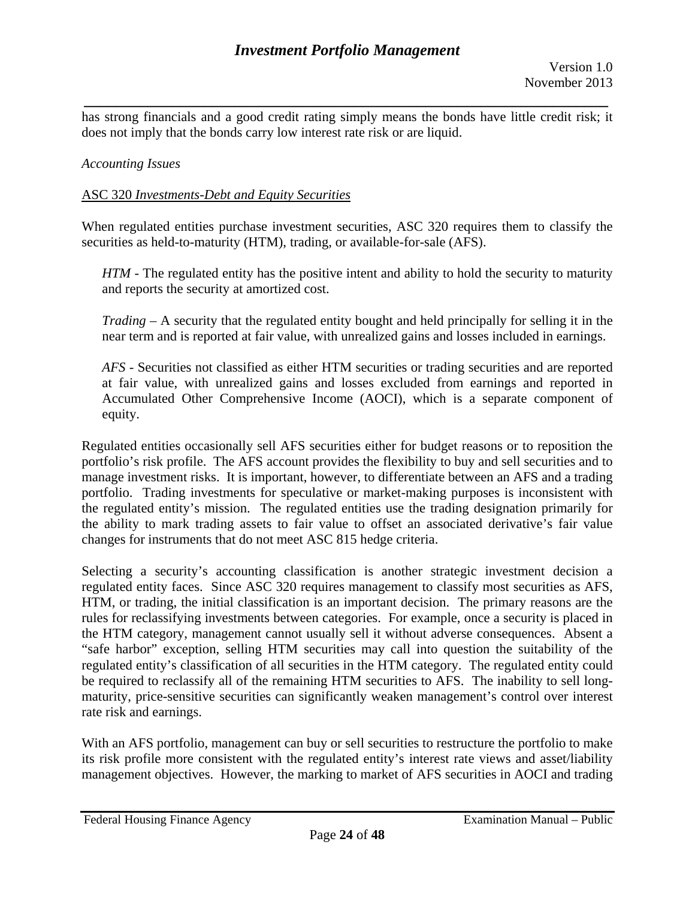has strong financials and a good credit rating simply means the bonds have little credit risk; it does not imply that the bonds carry low interest rate risk or are liquid.

*Accounting Issues*

<u>ASC 320 *Investments-Debt and Equity Securities*</u>

When regulated entities purchase investment securities, ASC 320 requires them to classify the securities as held-to-maturity (HTM), trading, or available-for-sale (AFS).

> *HTM* - The regulated entity has the positive intent and ability to hold the security to maturity and reports the security at amortized cost.
>
> *Trading* – A security that the regulated entity bought and held principally for selling it in the near term and is reported at fair value, with unrealized gains and losses included in earnings.
>
> *AFS* - Securities not classified as either HTM securities or trading securities and are reported at fair value, with unrealized gains and losses excluded from earnings and reported in Accumulated Other Comprehensive Income (AOCI), which is a separate component of equity.

Regulated entities occasionally sell AFS securities either for budget reasons or to reposition the portfolio's risk profile. The AFS account provides the flexibility to buy and sell securities and to manage investment risks. It is important, however, to differentiate between an AFS and a trading portfolio. Trading investments for speculative or market-making purposes is inconsistent with the regulated entity's mission. The regulated entities use the trading designation primarily for the ability to mark trading assets to fair value to offset an associated derivative's fair value changes for instruments that do not meet ASC 815 hedge criteria.

Selecting a security's accounting classification is another strategic investment decision a regulated entity faces. Since ASC 320 requires management to classify most securities as AFS, HTM, or trading, the initial classification is an important decision. The primary reasons are the rules for reclassifying investments between categories. For example, once a security is placed in the HTM category, management cannot usually sell it without adverse consequences. Absent a "safe harbor" exception, selling HTM securities may call into question the suitability of the regulated entity's classification of all securities in the HTM category. The regulated entity could be required to reclassify all of the remaining HTM securities to AFS. The inability to sell long-maturity, price-sensitive securities can significantly weaken management's control over interest rate risk and earnings.

With an AFS portfolio, management can buy or sell securities to restructure the portfolio to make its risk profile more consistent with the regulated entity's interest rate views and asset/liability management objectives. However, the marking to market of AFS securities in AOCI and trading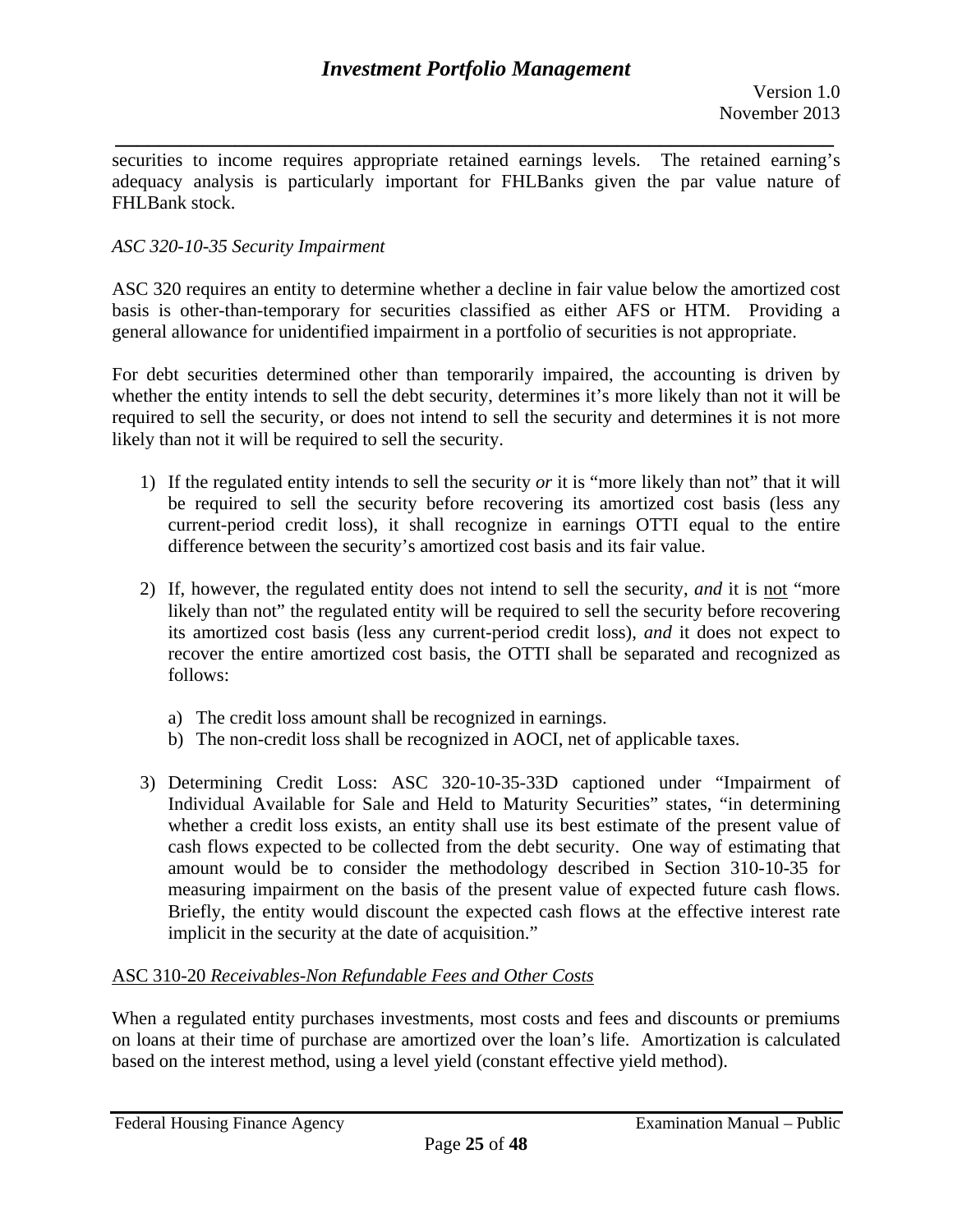securities to income requires appropriate retained earnings levels. The retained earning's adequacy analysis is particularly important for FHLBanks given the par value nature of FHLBank stock.

*ASC 320-10-35 Security Impairment*

ASC 320 requires an entity to determine whether a decline in fair value below the amortized cost basis is other-than-temporary for securities classified as either AFS or HTM. Providing a general allowance for unidentified impairment in a portfolio of securities is not appropriate.

For debt securities determined other than temporarily impaired, the accounting is driven by whether the entity intends to sell the debt security, determines it's more likely than not it will be required to sell the security, or does not intend to sell the security and determines it is not more likely than not it will be required to sell the security.

1) If the regulated entity intends to sell the security *or* it is "more likely than not" that it will be required to sell the security before recovering its amortized cost basis (less any current-period credit loss), it shall recognize in earnings OTTI equal to the entire difference between the security's amortized cost basis and its fair value.

2) If, however, the regulated entity does not intend to sell the security, *and* it is <u>not</u> "more likely than not" the regulated entity will be required to sell the security before recovering its amortized cost basis (less any current-period credit loss), *and* it does not expect to recover the entire amortized cost basis, the OTTI shall be separated and recognized as follows:

    a) The credit loss amount shall be recognized in earnings.
    b) The non-credit loss shall be recognized in AOCI, net of applicable taxes.

3) Determining Credit Loss: ASC 320-10-35-33D captioned under "Impairment of Individual Available for Sale and Held to Maturity Securities" states, "in determining whether a credit loss exists, an entity shall use its best estimate of the present value of cash flows expected to be collected from the debt security. One way of estimating that amount would be to consider the methodology described in Section 310-10-35 for measuring impairment on the basis of the present value of expected future cash flows. Briefly, the entity would discount the expected cash flows at the effective interest rate implicit in the security at the date of acquisition."

<u>ASC 310-20 *Receivables-Non Refundable Fees and Other Costs*</u>

When a regulated entity purchases investments, most costs and fees and discounts or premiums on loans at their time of purchase are amortized over the loan's life. Amortization is calculated based on the interest method, using a level yield (constant effective yield method).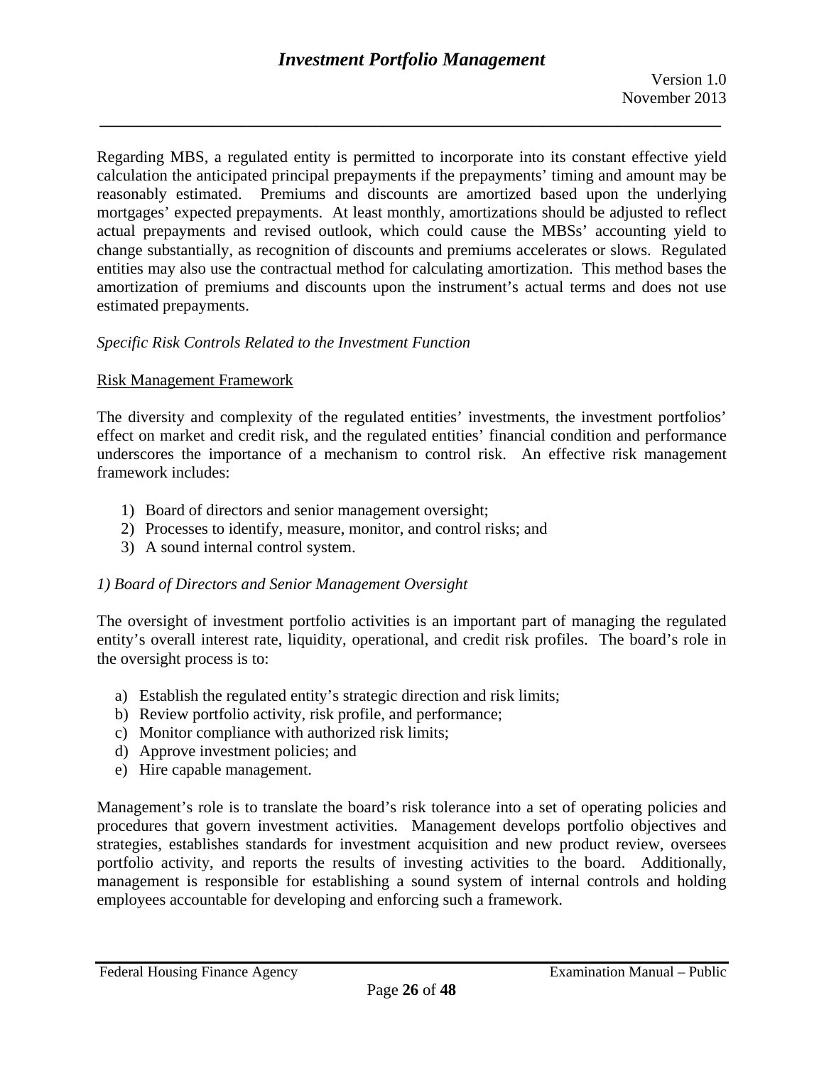Regarding MBS, a regulated entity is permitted to incorporate into its constant effective yield calculation the anticipated principal prepayments if the prepayments' timing and amount may be reasonably estimated. Premiums and discounts are amortized based upon the underlying mortgages' expected prepayments. At least monthly, amortizations should be adjusted to reflect actual prepayments and revised outlook, which could cause the MBSs' accounting yield to change substantially, as recognition of discounts and premiums accelerates or slows. Regulated entities may also use the contractual method for calculating amortization. This method bases the amortization of premiums and discounts upon the instrument's actual terms and does not use estimated prepayments.

*Specific Risk Controls Related to the Investment Function*

<u>Risk Management Framework</u>

The diversity and complexity of the regulated entities' investments, the investment portfolios' effect on market and credit risk, and the regulated entities' financial condition and performance underscores the importance of a mechanism to control risk. An effective risk management framework includes:

1) Board of directors and senior management oversight;
2) Processes to identify, measure, monitor, and control risks; and
3) A sound internal control system.

*1) Board of Directors and Senior Management Oversight*

The oversight of investment portfolio activities is an important part of managing the regulated entity's overall interest rate, liquidity, operational, and credit risk profiles. The board's role in the oversight process is to:

a) Establish the regulated entity's strategic direction and risk limits;
b) Review portfolio activity, risk profile, and performance;
c) Monitor compliance with authorized risk limits;
d) Approve investment policies; and
e) Hire capable management.

Management's role is to translate the board's risk tolerance into a set of operating policies and procedures that govern investment activities. Management develops portfolio objectives and strategies, establishes standards for investment acquisition and new product review, oversees portfolio activity, and reports the results of investing activities to the board. Additionally, management is responsible for establishing a sound system of internal controls and holding employees accountable for developing and enforcing such a framework.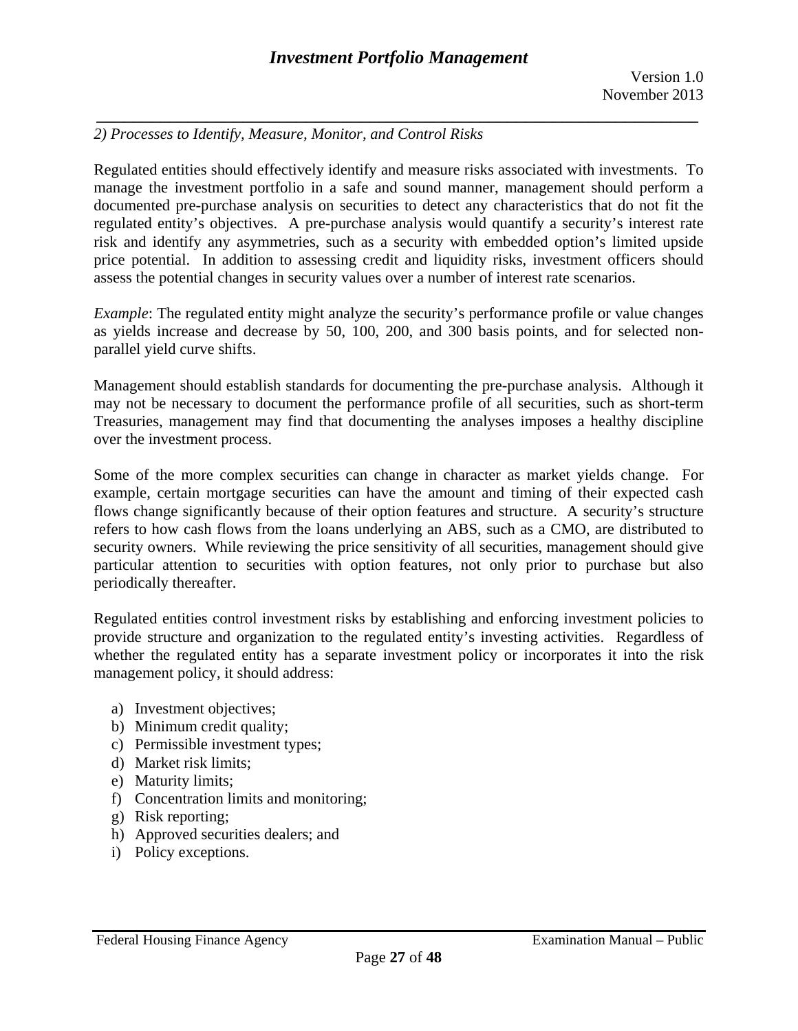*2) Processes to Identify, Measure, Monitor, and Control Risks*

Regulated entities should effectively identify and measure risks associated with investments. To manage the investment portfolio in a safe and sound manner, management should perform a documented pre-purchase analysis on securities to detect any characteristics that do not fit the regulated entity's objectives. A pre-purchase analysis would quantify a security's interest rate risk and identify any asymmetries, such as a security with embedded option's limited upside price potential. In addition to assessing credit and liquidity risks, investment officers should assess the potential changes in security values over a number of interest rate scenarios.

*Example*: The regulated entity might analyze the security's performance profile or value changes as yields increase and decrease by 50, 100, 200, and 300 basis points, and for selected non-parallel yield curve shifts.

Management should establish standards for documenting the pre-purchase analysis. Although it may not be necessary to document the performance profile of all securities, such as short-term Treasuries, management may find that documenting the analyses imposes a healthy discipline over the investment process.

Some of the more complex securities can change in character as market yields change. For example, certain mortgage securities can have the amount and timing of their expected cash flows change significantly because of their option features and structure. A security's structure refers to how cash flows from the loans underlying an ABS, such as a CMO, are distributed to security owners. While reviewing the price sensitivity of all securities, management should give particular attention to securities with option features, not only prior to purchase but also periodically thereafter.

Regulated entities control investment risks by establishing and enforcing investment policies to provide structure and organization to the regulated entity's investing activities. Regardless of whether the regulated entity has a separate investment policy or incorporates it into the risk management policy, it should address:

a) Investment objectives;
b) Minimum credit quality;
c) Permissible investment types;
d) Market risk limits;
e) Maturity limits;
f) Concentration limits and monitoring;
g) Risk reporting;
h) Approved securities dealers; and
i) Policy exceptions.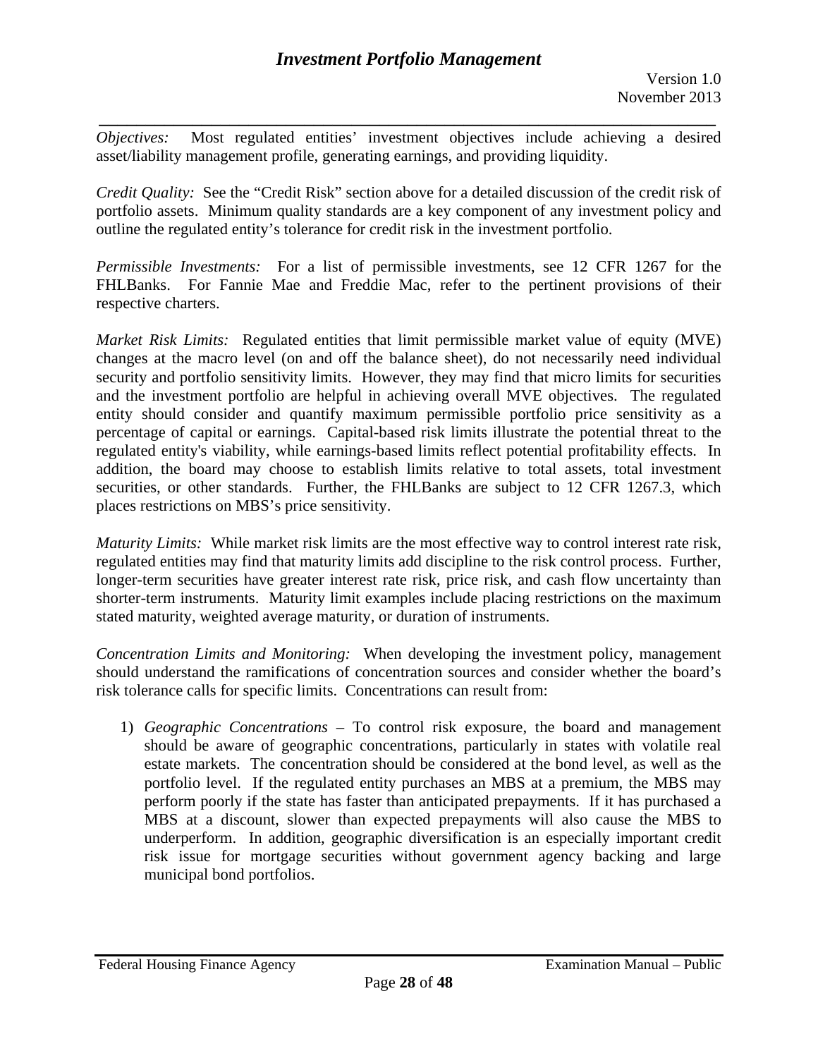*Objectives:* Most regulated entities' investment objectives include achieving a desired asset/liability management profile, generating earnings, and providing liquidity.

*Credit Quality:* See the "Credit Risk" section above for a detailed discussion of the credit risk of portfolio assets. Minimum quality standards are a key component of any investment policy and outline the regulated entity's tolerance for credit risk in the investment portfolio.

*Permissible Investments:* For a list of permissible investments, see 12 CFR 1267 for the FHLBanks. For Fannie Mae and Freddie Mac, refer to the pertinent provisions of their respective charters.

*Market Risk Limits:* Regulated entities that limit permissible market value of equity (MVE) changes at the macro level (on and off the balance sheet), do not necessarily need individual security and portfolio sensitivity limits. However, they may find that micro limits for securities and the investment portfolio are helpful in achieving overall MVE objectives. The regulated entity should consider and quantify maximum permissible portfolio price sensitivity as a percentage of capital or earnings. Capital-based risk limits illustrate the potential threat to the regulated entity's viability, while earnings-based limits reflect potential profitability effects. In addition, the board may choose to establish limits relative to total assets, total investment securities, or other standards. Further, the FHLBanks are subject to 12 CFR 1267.3, which places restrictions on MBS's price sensitivity.

*Maturity Limits:* While market risk limits are the most effective way to control interest rate risk, regulated entities may find that maturity limits add discipline to the risk control process. Further, longer-term securities have greater interest rate risk, price risk, and cash flow uncertainty than shorter-term instruments. Maturity limit examples include placing restrictions on the maximum stated maturity, weighted average maturity, or duration of instruments.

*Concentration Limits and Monitoring:* When developing the investment policy, management should understand the ramifications of concentration sources and consider whether the board's risk tolerance calls for specific limits. Concentrations can result from:

1) *Geographic Concentrations* – To control risk exposure, the board and management should be aware of geographic concentrations, particularly in states with volatile real estate markets. The concentration should be considered at the bond level, as well as the portfolio level. If the regulated entity purchases an MBS at a premium, the MBS may perform poorly if the state has faster than anticipated prepayments. If it has purchased a MBS at a discount, slower than expected prepayments will also cause the MBS to underperform. In addition, geographic diversification is an especially important credit risk issue for mortgage securities without government agency backing and large municipal bond portfolios.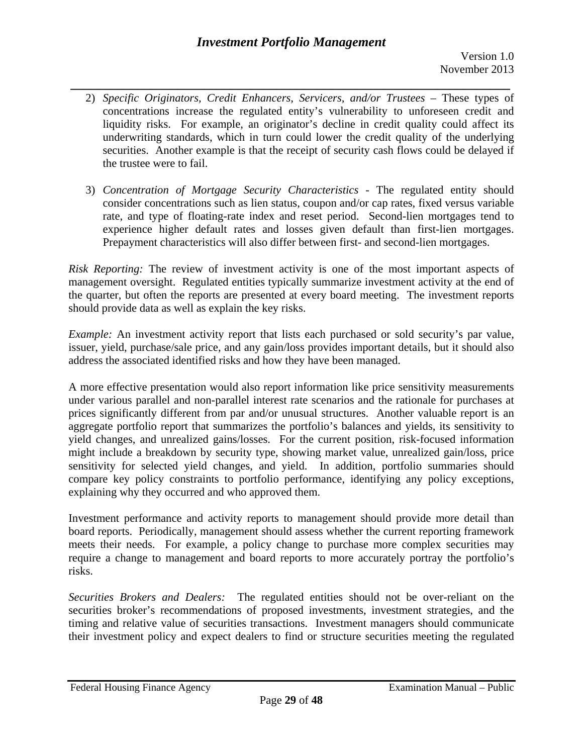2) *Specific Originators, Credit Enhancers, Servicers, and/or Trustees* – These types of concentrations increase the regulated entity's vulnerability to unforeseen credit and liquidity risks. For example, an originator's decline in credit quality could affect its underwriting standards, which in turn could lower the credit quality of the underlying securities. Another example is that the receipt of security cash flows could be delayed if the trustee were to fail.

3) *Concentration of Mortgage Security Characteristics* - The regulated entity should consider concentrations such as lien status, coupon and/or cap rates, fixed versus variable rate, and type of floating-rate index and reset period. Second-lien mortgages tend to experience higher default rates and losses given default than first-lien mortgages. Prepayment characteristics will also differ between first- and second-lien mortgages.

*Risk Reporting:* The review of investment activity is one of the most important aspects of management oversight. Regulated entities typically summarize investment activity at the end of the quarter, but often the reports are presented at every board meeting. The investment reports should provide data as well as explain the key risks.

*Example:* An investment activity report that lists each purchased or sold security's par value, issuer, yield, purchase/sale price, and any gain/loss provides important details, but it should also address the associated identified risks and how they have been managed.

A more effective presentation would also report information like price sensitivity measurements under various parallel and non-parallel interest rate scenarios and the rationale for purchases at prices significantly different from par and/or unusual structures. Another valuable report is an aggregate portfolio report that summarizes the portfolio's balances and yields, its sensitivity to yield changes, and unrealized gains/losses. For the current position, risk-focused information might include a breakdown by security type, showing market value, unrealized gain/loss, price sensitivity for selected yield changes, and yield. In addition, portfolio summaries should compare key policy constraints to portfolio performance, identifying any policy exceptions, explaining why they occurred and who approved them.

Investment performance and activity reports to management should provide more detail than board reports. Periodically, management should assess whether the current reporting framework meets their needs. For example, a policy change to purchase more complex securities may require a change to management and board reports to more accurately portray the portfolio's risks.

*Securities Brokers and Dealers:* The regulated entities should not be over-reliant on the securities broker's recommendations of proposed investments, investment strategies, and the timing and relative value of securities transactions. Investment managers should communicate their investment policy and expect dealers to find or structure securities meeting the regulated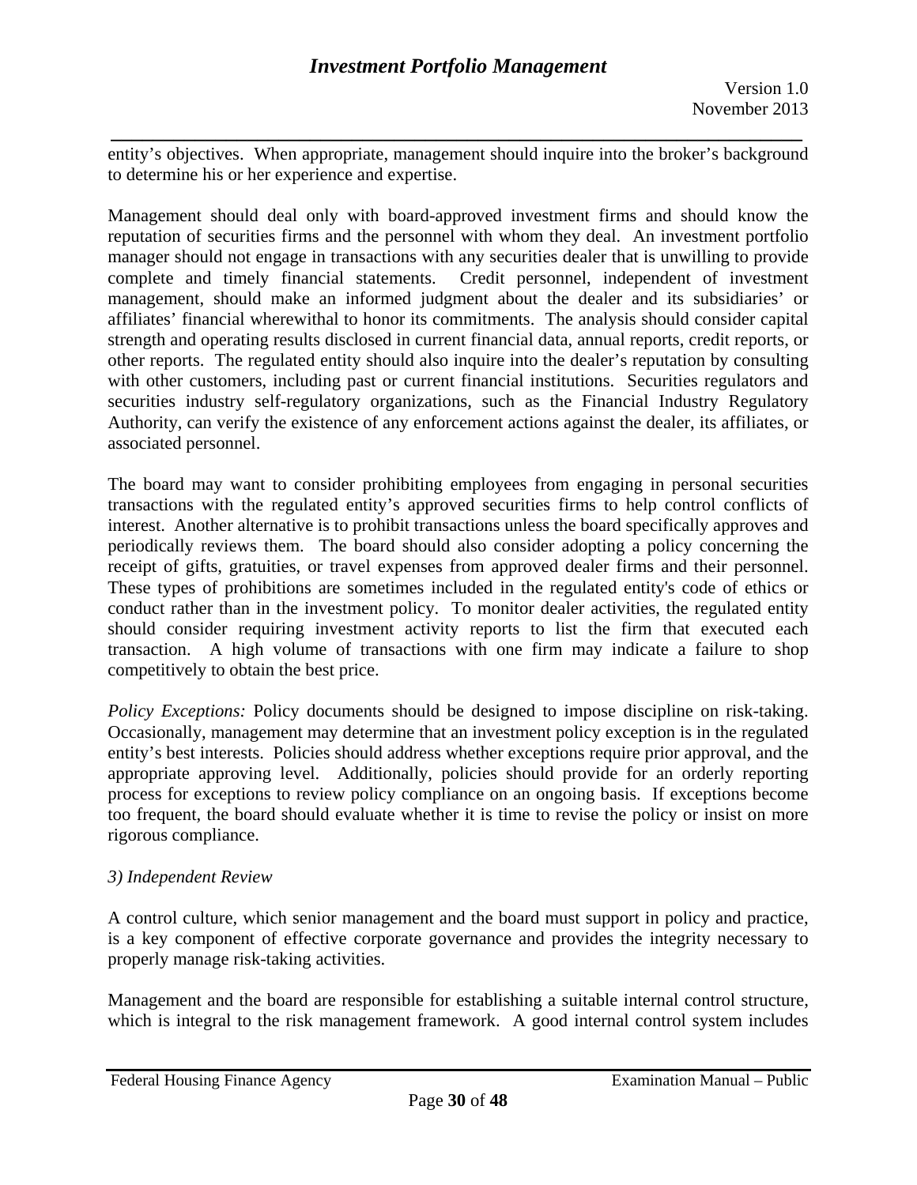entity's objectives. When appropriate, management should inquire into the broker's background to determine his or her experience and expertise.

Management should deal only with board-approved investment firms and should know the reputation of securities firms and the personnel with whom they deal. An investment portfolio manager should not engage in transactions with any securities dealer that is unwilling to provide complete and timely financial statements. Credit personnel, independent of investment management, should make an informed judgment about the dealer and its subsidiaries' or affiliates' financial wherewithal to honor its commitments. The analysis should consider capital strength and operating results disclosed in current financial data, annual reports, credit reports, or other reports. The regulated entity should also inquire into the dealer's reputation by consulting with other customers, including past or current financial institutions. Securities regulators and securities industry self-regulatory organizations, such as the Financial Industry Regulatory Authority, can verify the existence of any enforcement actions against the dealer, its affiliates, or associated personnel.

The board may want to consider prohibiting employees from engaging in personal securities transactions with the regulated entity's approved securities firms to help control conflicts of interest. Another alternative is to prohibit transactions unless the board specifically approves and periodically reviews them. The board should also consider adopting a policy concerning the receipt of gifts, gratuities, or travel expenses from approved dealer firms and their personnel. These types of prohibitions are sometimes included in the regulated entity's code of ethics or conduct rather than in the investment policy. To monitor dealer activities, the regulated entity should consider requiring investment activity reports to list the firm that executed each transaction. A high volume of transactions with one firm may indicate a failure to shop competitively to obtain the best price.

*Policy Exceptions:* Policy documents should be designed to impose discipline on risk-taking. Occasionally, management may determine that an investment policy exception is in the regulated entity's best interests. Policies should address whether exceptions require prior approval, and the appropriate approving level. Additionally, policies should provide for an orderly reporting process for exceptions to review policy compliance on an ongoing basis. If exceptions become too frequent, the board should evaluate whether it is time to revise the policy or insist on more rigorous compliance.

*3) Independent Review*

A control culture, which senior management and the board must support in policy and practice, is a key component of effective corporate governance and provides the integrity necessary to properly manage risk-taking activities.

Management and the board are responsible for establishing a suitable internal control structure, which is integral to the risk management framework. A good internal control system includes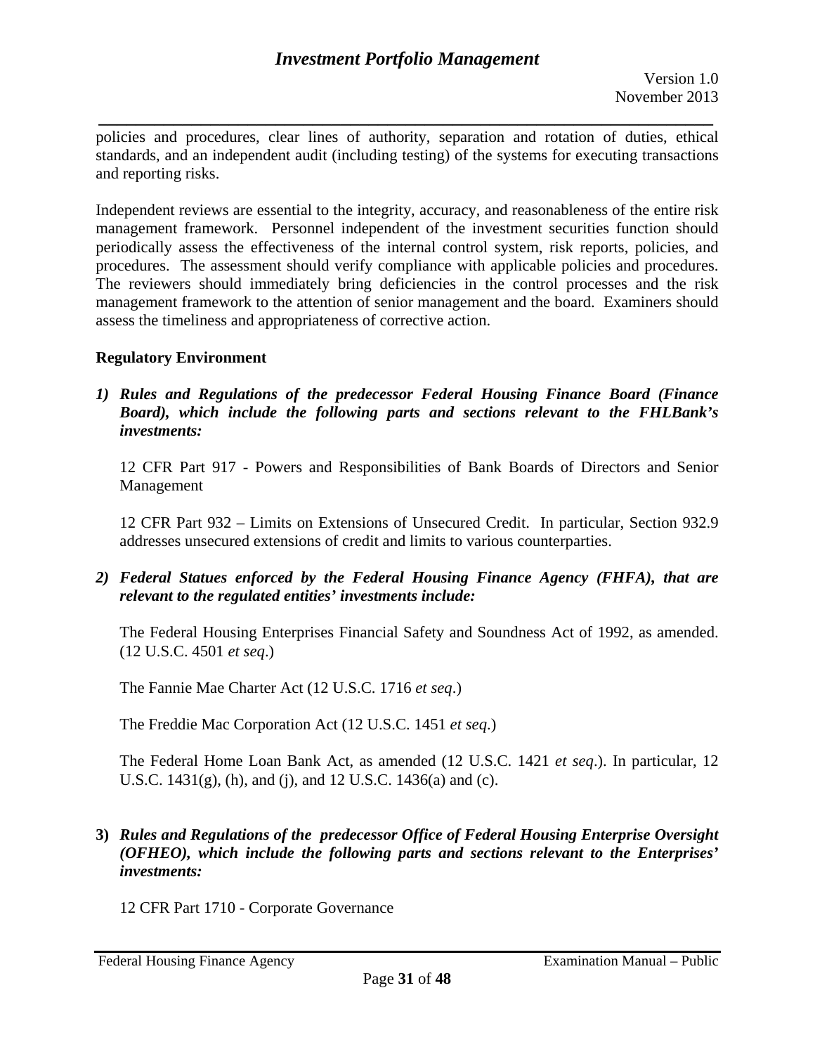policies and procedures, clear lines of authority, separation and rotation of duties, ethical standards, and an independent audit (including testing) of the systems for executing transactions and reporting risks.

Independent reviews are essential to the integrity, accuracy, and reasonableness of the entire risk management framework. Personnel independent of the investment securities function should periodically assess the effectiveness of the internal control system, risk reports, policies, and procedures. The assessment should verify compliance with applicable policies and procedures. The reviewers should immediately bring deficiencies in the control processes and the risk management framework to the attention of senior management and the board. Examiners should assess the timeliness and appropriateness of corrective action.

**Regulatory Environment**

1) ***Rules and Regulations of the predecessor Federal Housing Finance Board (Finance Board), which include the following parts and sections relevant to the FHLBank's investments:***

   12 CFR Part 917 - Powers and Responsibilities of Bank Boards of Directors and Senior Management

   12 CFR Part 932 – Limits on Extensions of Unsecured Credit. In particular, Section 932.9 addresses unsecured extensions of credit and limits to various counterparties.

2) ***Federal Statues enforced by the Federal Housing Finance Agency (FHFA), that are relevant to the regulated entities' investments include:***

   The Federal Housing Enterprises Financial Safety and Soundness Act of 1992, as amended. (12 U.S.C. 4501 *et seq*.)

   The Fannie Mae Charter Act (12 U.S.C. 1716 *et seq*.)

   The Freddie Mac Corporation Act (12 U.S.C. 1451 *et seq*.)

   The Federal Home Loan Bank Act, as amended (12 U.S.C. 1421 *et seq*.). In particular, 12 U.S.C. 1431(g), (h), and (j), and 12 U.S.C. 1436(a) and (c).

3) ***Rules and Regulations of the predecessor Office of Federal Housing Enterprise Oversight (OFHEO), which include the following parts and sections relevant to the Enterprises' investments:***

   12 CFR Part 1710 - Corporate Governance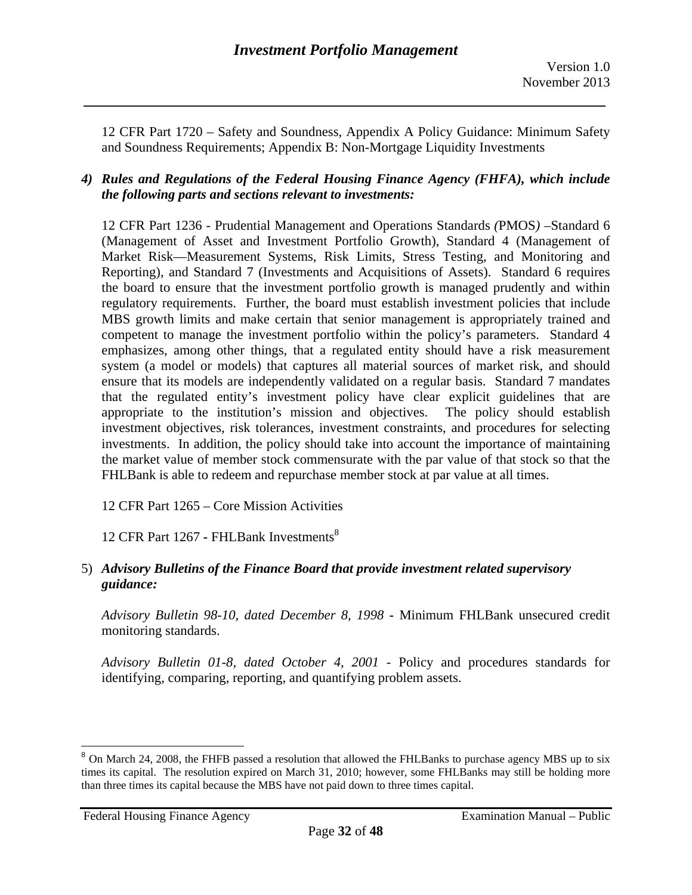12 CFR Part 1720 – Safety and Soundness, Appendix A Policy Guidance: Minimum Safety and Soundness Requirements; Appendix B: Non-Mortgage Liquidity Investments

4) ***Rules and Regulations of the Federal Housing Finance Agency (FHFA), which include the following parts and sections relevant to investments:***

   12 CFR Part 1236 - Prudential Management and Operations Standards *(*PMOS*)* –Standard 6 (Management of Asset and Investment Portfolio Growth), Standard 4 (Management of Market Risk—Measurement Systems, Risk Limits, Stress Testing, and Monitoring and Reporting), and Standard 7 (Investments and Acquisitions of Assets). Standard 6 requires the board to ensure that the investment portfolio growth is managed prudently and within regulatory requirements. Further, the board must establish investment policies that include MBS growth limits and make certain that senior management is appropriately trained and competent to manage the investment portfolio within the policy's parameters. Standard 4 emphasizes, among other things, that a regulated entity should have a risk measurement system (a model or models) that captures all material sources of market risk, and should ensure that its models are independently validated on a regular basis. Standard 7 mandates that the regulated entity's investment policy have clear explicit guidelines that are appropriate to the institution's mission and objectives. The policy should establish investment objectives, risk tolerances, investment constraints, and procedures for selecting investments. In addition, the policy should take into account the importance of maintaining the market value of member stock commensurate with the par value of that stock so that the FHLBank is able to redeem and repurchase member stock at par value at all times.

   12 CFR Part 1265 – Core Mission Activities

   12 CFR Part 1267 - FHLBank Investments[8]

5) ***Advisory Bulletins of the Finance Board that provide investment related supervisory guidance:***

   *Advisory Bulletin 98-10, dated December 8, 1998* - Minimum FHLBank unsecured credit monitoring standards.

   *Advisory Bulletin 01-8, dated October 4, 2001* - Policy and procedures standards for identifying, comparing, reporting, and quantifying problem assets.

---

[8] On March 24, 2008, the FHFB passed a resolution that allowed the FHLBanks to purchase agency MBS up to six times its capital. The resolution expired on March 31, 2010; however, some FHLBanks may still be holding more than three times its capital because the MBS have not paid down to three times capital.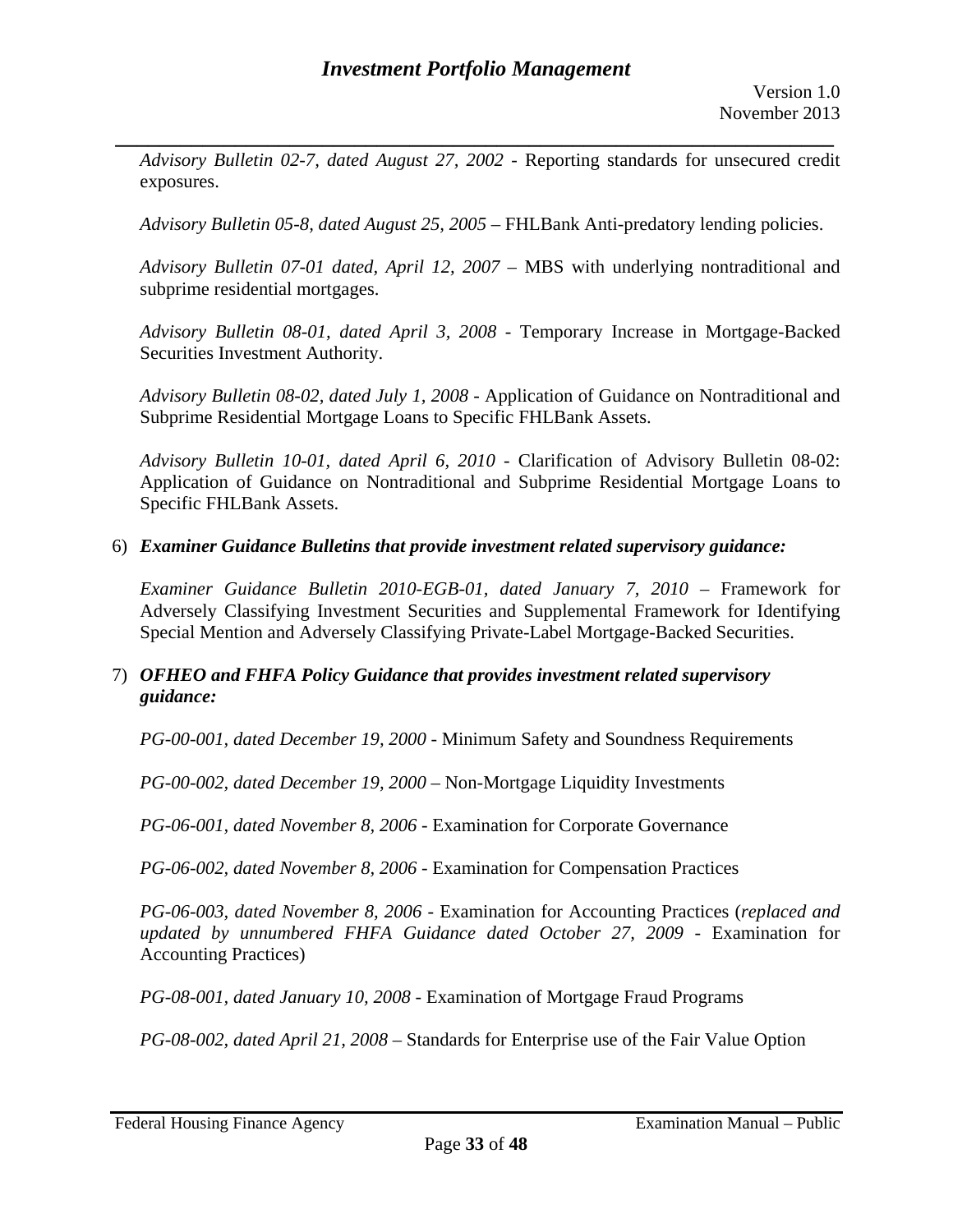*Advisory Bulletin 02-7, dated August 27, 2002* - Reporting standards for unsecured credit exposures.

*Advisory Bulletin 05-8, dated August 25, 2005* – FHLBank Anti-predatory lending policies.

*Advisory Bulletin 07-01 dated, April 12, 2007* – MBS with underlying nontraditional and subprime residential mortgages.

*Advisory Bulletin 08-01, dated April 3, 2008* - Temporary Increase in Mortgage-Backed Securities Investment Authority.

*Advisory Bulletin 08-02, dated July 1, 2008* - Application of Guidance on Nontraditional and Subprime Residential Mortgage Loans to Specific FHLBank Assets.

*Advisory Bulletin 10-01, dated April 6, 2010* - Clarification of Advisory Bulletin 08-02: Application of Guidance on Nontraditional and Subprime Residential Mortgage Loans to Specific FHLBank Assets.

6) ***Examiner Guidance Bulletins that provide investment related supervisory guidance:***

   *Examiner Guidance Bulletin 2010-EGB-01, dated January 7, 2010* – Framework for Adversely Classifying Investment Securities and Supplemental Framework for Identifying Special Mention and Adversely Classifying Private-Label Mortgage-Backed Securities.

7) ***OFHEO and FHFA Policy Guidance that provides investment related supervisory guidance:***

   *PG-00-001, dated December 19, 2000* - Minimum Safety and Soundness Requirements

   *PG-00-002, dated December 19, 2000* – Non-Mortgage Liquidity Investments

   *PG-06-001, dated November 8, 2006* - Examination for Corporate Governance

   *PG-06-002, dated November 8, 2006* - Examination for Compensation Practices

   *PG-06-003, dated November 8, 2006* - Examination for Accounting Practices (*replaced and updated by unnumbered FHFA Guidance dated October 27, 2009* - Examination for Accounting Practices)

   *PG-08-001, dated January 10, 2008* - Examination of Mortgage Fraud Programs

   *PG-08-002, dated April 21, 2008* – Standards for Enterprise use of the Fair Value Option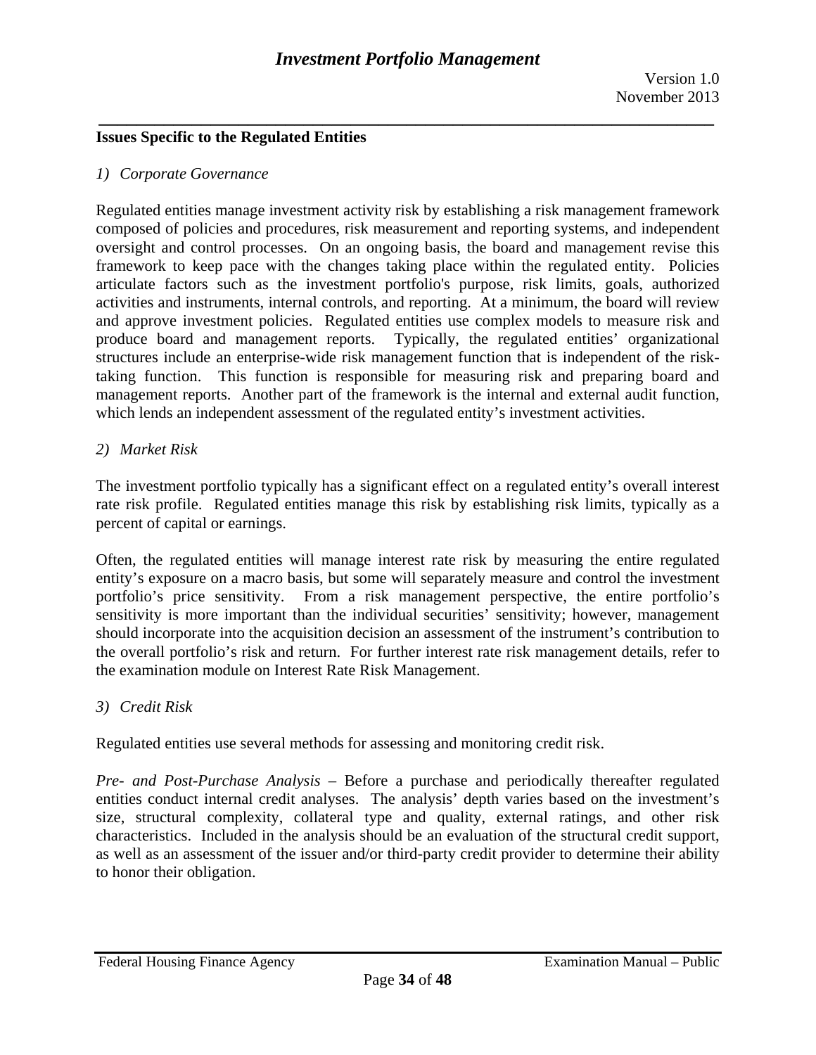**Issues Specific to the Regulated Entities**

*1) Corporate Governance*

Regulated entities manage investment activity risk by establishing a risk management framework composed of policies and procedures, risk measurement and reporting systems, and independent oversight and control processes. On an ongoing basis, the board and management revise this framework to keep pace with the changes taking place within the regulated entity. Policies articulate factors such as the investment portfolio's purpose, risk limits, goals, authorized activities and instruments, internal controls, and reporting. At a minimum, the board will review and approve investment policies. Regulated entities use complex models to measure risk and produce board and management reports. Typically, the regulated entities' organizational structures include an enterprise-wide risk management function that is independent of the risk-taking function. This function is responsible for measuring risk and preparing board and management reports. Another part of the framework is the internal and external audit function, which lends an independent assessment of the regulated entity's investment activities.

*2) Market Risk*

The investment portfolio typically has a significant effect on a regulated entity's overall interest rate risk profile. Regulated entities manage this risk by establishing risk limits, typically as a percent of capital or earnings.

Often, the regulated entities will manage interest rate risk by measuring the entire regulated entity's exposure on a macro basis, but some will separately measure and control the investment portfolio's price sensitivity. From a risk management perspective, the entire portfolio's sensitivity is more important than the individual securities' sensitivity; however, management should incorporate into the acquisition decision an assessment of the instrument's contribution to the overall portfolio's risk and return. For further interest rate risk management details, refer to the examination module on Interest Rate Risk Management.

*3) Credit Risk*

Regulated entities use several methods for assessing and monitoring credit risk.

*Pre- and Post-Purchase Analysis* – Before a purchase and periodically thereafter regulated entities conduct internal credit analyses. The analysis' depth varies based on the investment's size, structural complexity, collateral type and quality, external ratings, and other risk characteristics. Included in the analysis should be an evaluation of the structural credit support, as well as an assessment of the issuer and/or third-party credit provider to determine their ability to honor their obligation.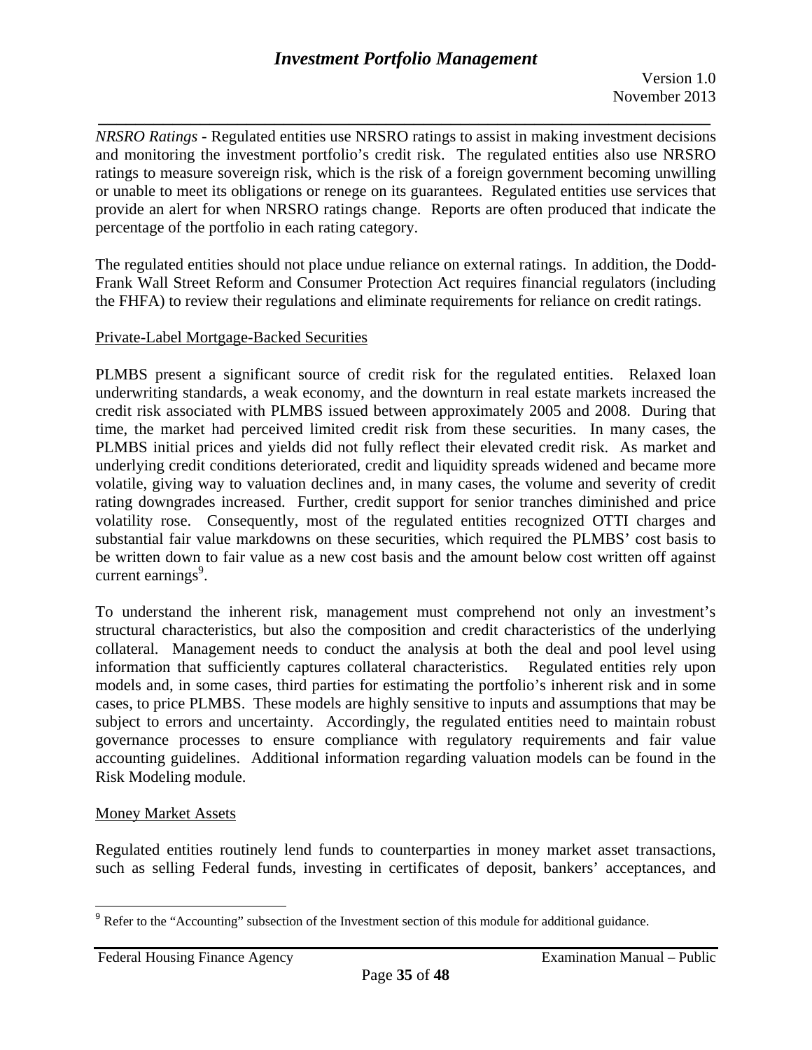*NRSRO Ratings* - Regulated entities use NRSRO ratings to assist in making investment decisions and monitoring the investment portfolio's credit risk. The regulated entities also use NRSRO ratings to measure sovereign risk, which is the risk of a foreign government becoming unwilling or unable to meet its obligations or renege on its guarantees. Regulated entities use services that provide an alert for when NRSRO ratings change. Reports are often produced that indicate the percentage of the portfolio in each rating category.

The regulated entities should not place undue reliance on external ratings. In addition, the Dodd-Frank Wall Street Reform and Consumer Protection Act requires financial regulators (including the FHFA) to review their regulations and eliminate requirements for reliance on credit ratings.

Private-Label Mortgage-Backed Securities

PLMBS present a significant source of credit risk for the regulated entities. Relaxed loan underwriting standards, a weak economy, and the downturn in real estate markets increased the credit risk associated with PLMBS issued between approximately 2005 and 2008. During that time, the market had perceived limited credit risk from these securities. In many cases, the PLMBS initial prices and yields did not fully reflect their elevated credit risk. As market and underlying credit conditions deteriorated, credit and liquidity spreads widened and became more volatile, giving way to valuation declines and, in many cases, the volume and severity of credit rating downgrades increased. Further, credit support for senior tranches diminished and price volatility rose. Consequently, most of the regulated entities recognized OTTI charges and substantial fair value markdowns on these securities, which required the PLMBS' cost basis to be written down to fair value as a new cost basis and the amount below cost written off against current earnings[9].

To understand the inherent risk, management must comprehend not only an investment's structural characteristics, but also the composition and credit characteristics of the underlying collateral. Management needs to conduct the analysis at both the deal and pool level using information that sufficiently captures collateral characteristics. Regulated entities rely upon models and, in some cases, third parties for estimating the portfolio's inherent risk and in some cases, to price PLMBS. These models are highly sensitive to inputs and assumptions that may be subject to errors and uncertainty. Accordingly, the regulated entities need to maintain robust governance processes to ensure compliance with regulatory requirements and fair value accounting guidelines. Additional information regarding valuation models can be found in the Risk Modeling module.

Money Market Assets

Regulated entities routinely lend funds to counterparties in money market asset transactions, such as selling Federal funds, investing in certificates of deposit, bankers' acceptances, and

[9] Refer to the "Accounting" subsection of the Investment section of this module for additional guidance.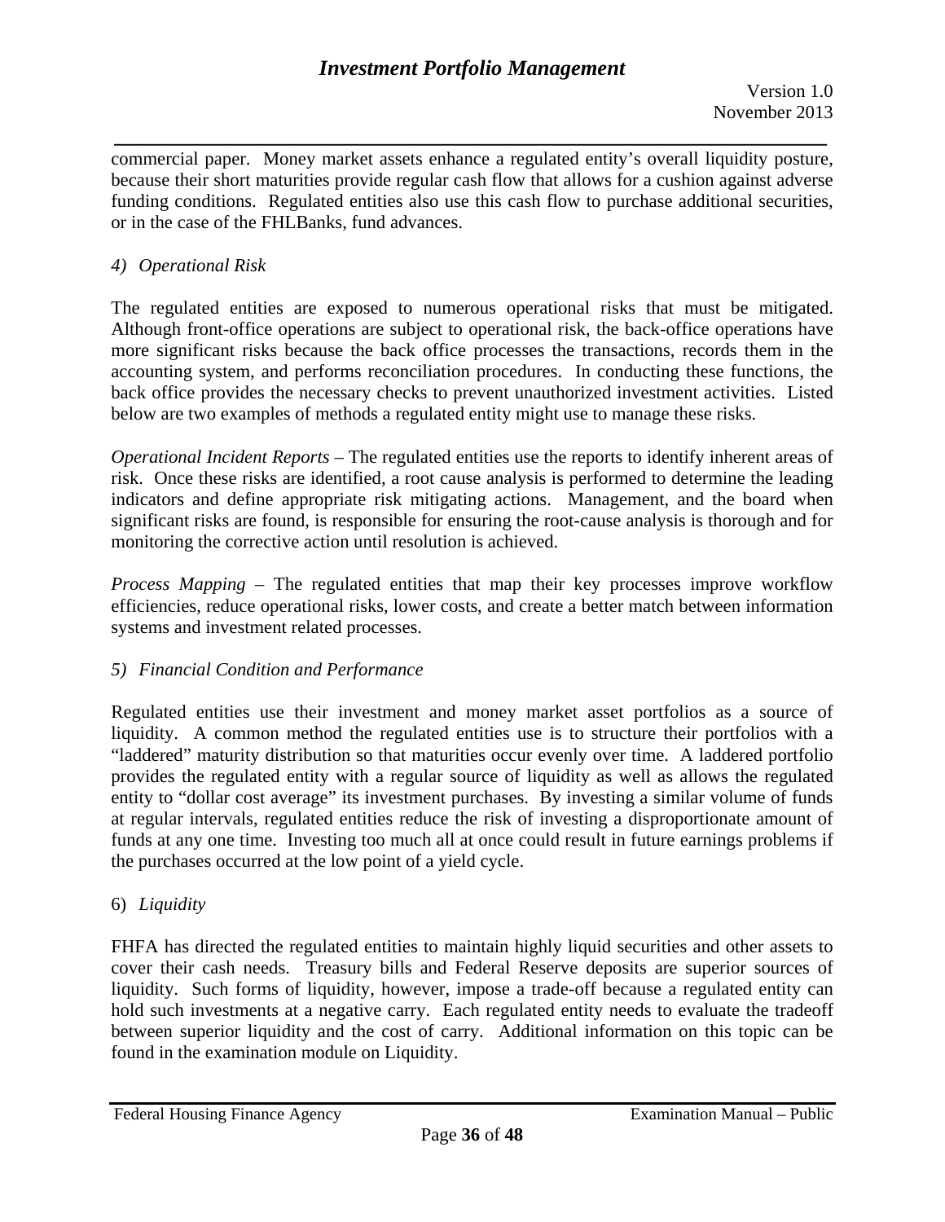commercial paper. Money market assets enhance a regulated entity's overall liquidity posture, because their short maturities provide regular cash flow that allows for a cushion against adverse funding conditions. Regulated entities also use this cash flow to purchase additional securities, or in the case of the FHLBanks, fund advances.

*4) Operational Risk*

The regulated entities are exposed to numerous operational risks that must be mitigated. Although front-office operations are subject to operational risk, the back-office operations have more significant risks because the back office processes the transactions, records them in the accounting system, and performs reconciliation procedures. In conducting these functions, the back office provides the necessary checks to prevent unauthorized investment activities. Listed below are two examples of methods a regulated entity might use to manage these risks.

*Operational Incident Reports* – The regulated entities use the reports to identify inherent areas of risk. Once these risks are identified, a root cause analysis is performed to determine the leading indicators and define appropriate risk mitigating actions. Management, and the board when significant risks are found, is responsible for ensuring the root-cause analysis is thorough and for monitoring the corrective action until resolution is achieved.

*Process Mapping* – The regulated entities that map their key processes improve workflow efficiencies, reduce operational risks, lower costs, and create a better match between information systems and investment related processes.

*5) Financial Condition and Performance*

Regulated entities use their investment and money market asset portfolios as a source of liquidity. A common method the regulated entities use is to structure their portfolios with a "laddered" maturity distribution so that maturities occur evenly over time. A laddered portfolio provides the regulated entity with a regular source of liquidity as well as allows the regulated entity to "dollar cost average" its investment purchases. By investing a similar volume of funds at regular intervals, regulated entities reduce the risk of investing a disproportionate amount of funds at any one time. Investing too much all at once could result in future earnings problems if the purchases occurred at the low point of a yield cycle.

6) *Liquidity*

FHFA has directed the regulated entities to maintain highly liquid securities and other assets to cover their cash needs. Treasury bills and Federal Reserve deposits are superior sources of liquidity. Such forms of liquidity, however, impose a trade-off because a regulated entity can hold such investments at a negative carry. Each regulated entity needs to evaluate the tradeoff between superior liquidity and the cost of carry. Additional information on this topic can be found in the examination module on Liquidity.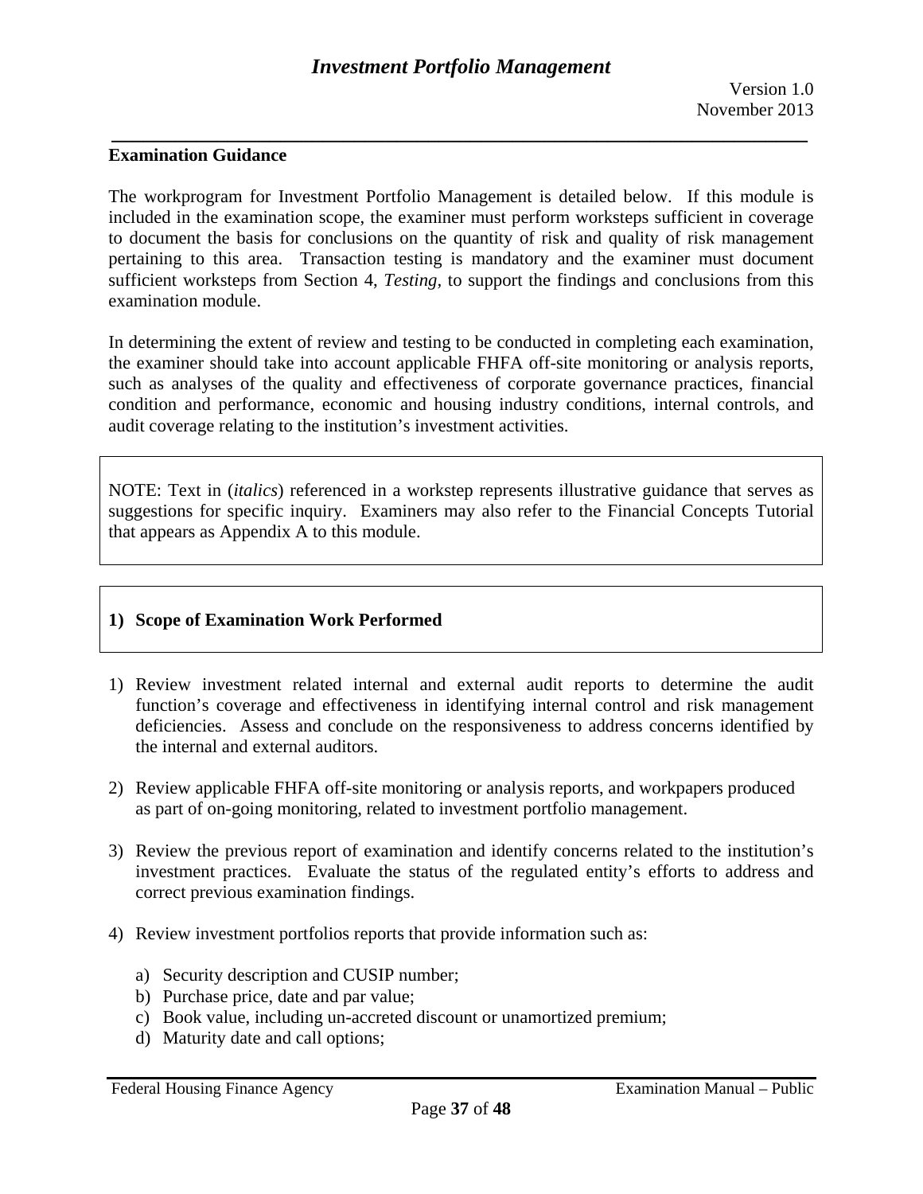## Examination Guidance

The workprogram for Investment Portfolio Management is detailed below. If this module is included in the examination scope, the examiner must perform worksteps sufficient in coverage to document the basis for conclusions on the quantity of risk and quality of risk management pertaining to this area. Transaction testing is mandatory and the examiner must document sufficient worksteps from Section 4, *Testing*, to support the findings and conclusions from this examination module.

In determining the extent of review and testing to be conducted in completing each examination, the examiner should take into account applicable FHFA off-site monitoring or analysis reports, such as analyses of the quality and effectiveness of corporate governance practices, financial condition and performance, economic and housing industry conditions, internal controls, and audit coverage relating to the institution's investment activities.

NOTE: Text in (*italics*) referenced in a workstep represents illustrative guidance that serves as suggestions for specific inquiry. Examiners may also refer to the Financial Concepts Tutorial that appears as Appendix A to this module.

### 1) Scope of Examination Work Performed

1) Review investment related internal and external audit reports to determine the audit function's coverage and effectiveness in identifying internal control and risk management deficiencies. Assess and conclude on the responsiveness to address concerns identified by the internal and external auditors.

2) Review applicable FHFA off-site monitoring or analysis reports, and workpapers produced as part of on-going monitoring, related to investment portfolio management.

3) Review the previous report of examination and identify concerns related to the institution's investment practices. Evaluate the status of the regulated entity's efforts to address and correct previous examination findings.

4) Review investment portfolios reports that provide information such as:

   a) Security description and CUSIP number;
   b) Purchase price, date and par value;
   c) Book value, including un-accreted discount or unamortized premium;
   d) Maturity date and call options;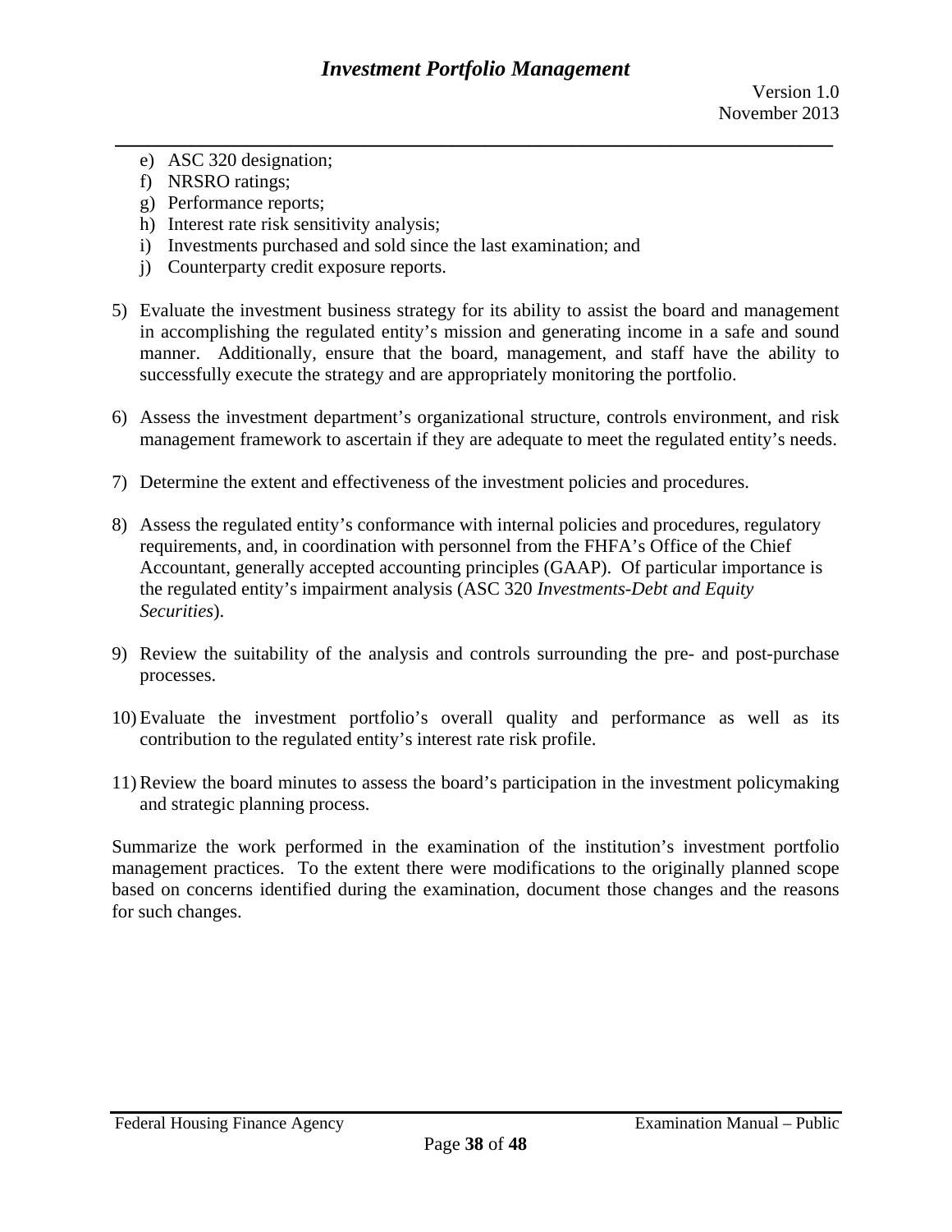e) ASC 320 designation;
f) NRSRO ratings;
g) Performance reports;
h) Interest rate risk sensitivity analysis;
i) Investments purchased and sold since the last examination; and
j) Counterparty credit exposure reports.

5) Evaluate the investment business strategy for its ability to assist the board and management in accomplishing the regulated entity's mission and generating income in a safe and sound manner. Additionally, ensure that the board, management, and staff have the ability to successfully execute the strategy and are appropriately monitoring the portfolio.

6) Assess the investment department's organizational structure, controls environment, and risk management framework to ascertain if they are adequate to meet the regulated entity's needs.

7) Determine the extent and effectiveness of the investment policies and procedures.

8) Assess the regulated entity's conformance with internal policies and procedures, regulatory requirements, and, in coordination with personnel from the FHFA's Office of the Chief Accountant, generally accepted accounting principles (GAAP). Of particular importance is the regulated entity's impairment analysis (ASC 320 *Investments-Debt and Equity Securities*).

9) Review the suitability of the analysis and controls surrounding the pre- and post-purchase processes.

10) Evaluate the investment portfolio's overall quality and performance as well as its contribution to the regulated entity's interest rate risk profile.

11) Review the board minutes to assess the board's participation in the investment policymaking and strategic planning process.

Summarize the work performed in the examination of the institution's investment portfolio management practices. To the extent there were modifications to the originally planned scope based on concerns identified during the examination, document those changes and the reasons for such changes.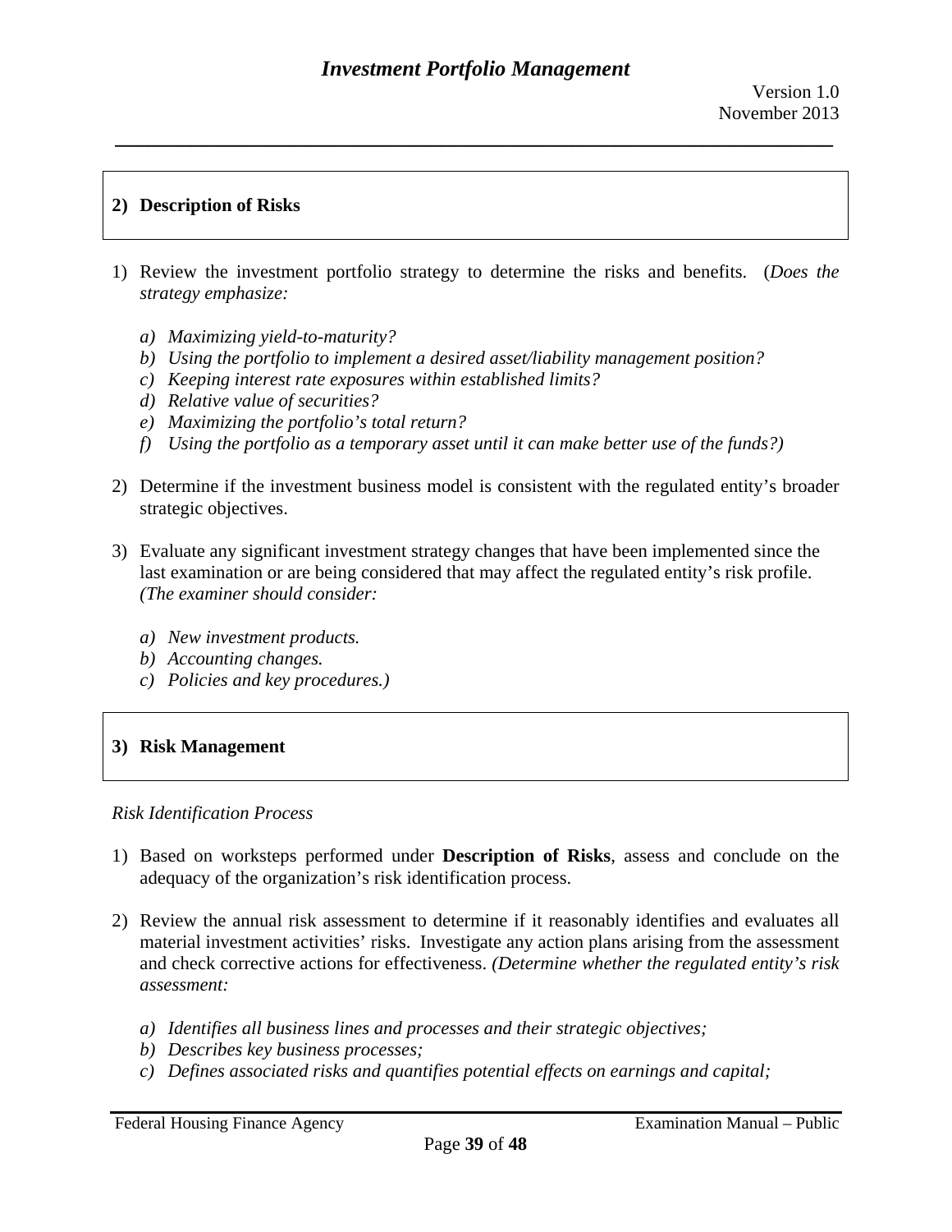## 2) Description of Risks

1) Review the investment portfolio strategy to determine the risks and benefits. (*Does the strategy emphasize:*

   a) *Maximizing yield-to-maturity?*
   b) *Using the portfolio to implement a desired asset/liability management position?*
   c) *Keeping interest rate exposures within established limits?*
   d) *Relative value of securities?*
   e) *Maximizing the portfolio's total return?*
   f) *Using the portfolio as a temporary asset until it can make better use of the funds?)*

2) Determine if the investment business model is consistent with the regulated entity's broader strategic objectives.

3) Evaluate any significant investment strategy changes that have been implemented since the last examination or are being considered that may affect the regulated entity's risk profile. *(The examiner should consider:*

   a) *New investment products.*
   b) *Accounting changes.*
   c) *Policies and key procedures.)*

## 3) Risk Management

*Risk Identification Process*

1) Based on worksteps performed under **Description of Risks**, assess and conclude on the adequacy of the organization's risk identification process.

2) Review the annual risk assessment to determine if it reasonably identifies and evaluates all material investment activities' risks. Investigate any action plans arising from the assessment and check corrective actions for effectiveness. *(Determine whether the regulated entity's risk assessment:*

   a) *Identifies all business lines and processes and their strategic objectives;*
   b) *Describes key business processes;*
   c) *Defines associated risks and quantifies potential effects on earnings and capital;*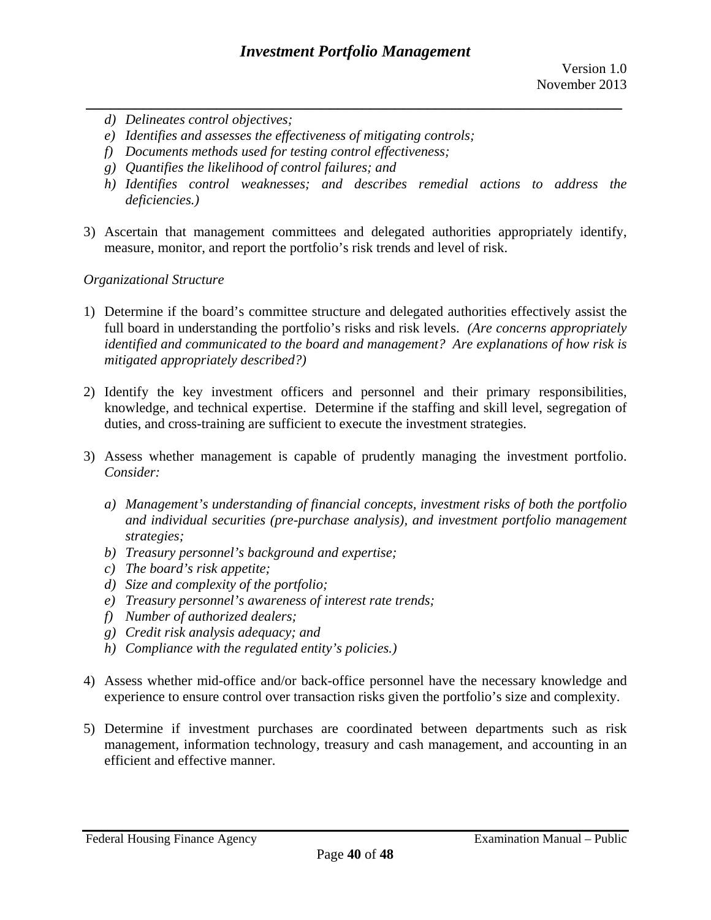- *d) Delineates control objectives;*
   - *e) Identifies and assesses the effectiveness of mitigating controls;*
   - *f) Documents methods used for testing control effectiveness;*
   - *g) Quantifies the likelihood of control failures; and*
   - *h) Identifies control weaknesses; and describes remedial actions to address the deficiencies.)*

3) Ascertain that management committees and delegated authorities appropriately identify, measure, monitor, and report the portfolio's risk trends and level of risk.

*Organizational Structure*

1) Determine if the board's committee structure and delegated authorities effectively assist the full board in understanding the portfolio's risks and risk levels. *(Are concerns appropriately identified and communicated to the board and management? Are explanations of how risk is mitigated appropriately described?)*

2) Identify the key investment officers and personnel and their primary responsibilities, knowledge, and technical expertise. Determine if the staffing and skill level, segregation of duties, and cross-training are sufficient to execute the investment strategies.

3) Assess whether management is capable of prudently managing the investment portfolio. *Consider:*

   - *a) Management's understanding of financial concepts, investment risks of both the portfolio and individual securities (pre-purchase analysis), and investment portfolio management strategies;*
   - *b) Treasury personnel's background and expertise;*
   - *c) The board's risk appetite;*
   - *d) Size and complexity of the portfolio;*
   - *e) Treasury personnel's awareness of interest rate trends;*
   - *f) Number of authorized dealers;*
   - *g) Credit risk analysis adequacy; and*
   - *h) Compliance with the regulated entity's policies.)*

4) Assess whether mid-office and/or back-office personnel have the necessary knowledge and experience to ensure control over transaction risks given the portfolio's size and complexity.

5) Determine if investment purchases are coordinated between departments such as risk management, information technology, treasury and cash management, and accounting in an efficient and effective manner.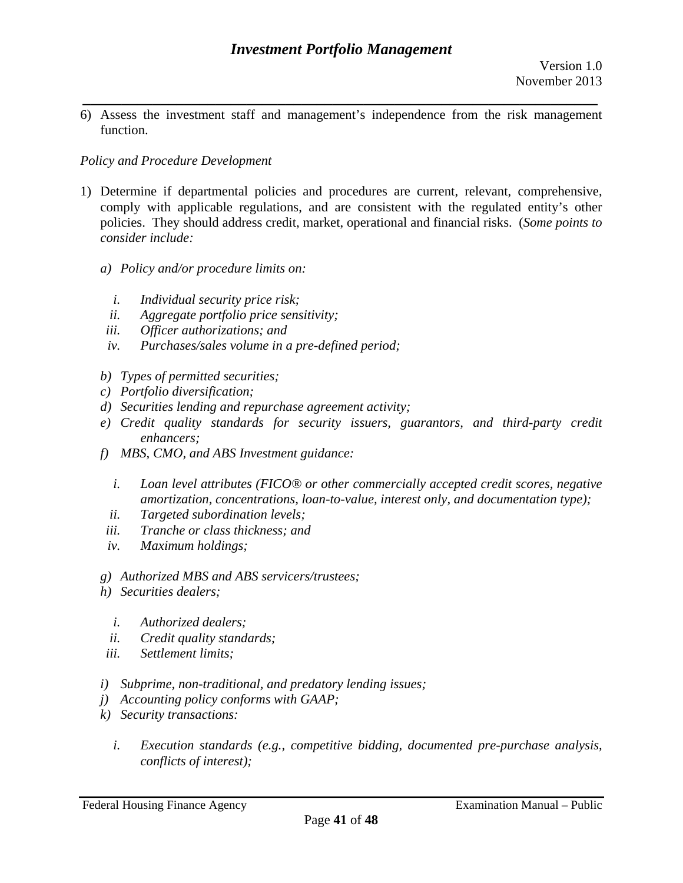6) Assess the investment staff and management's independence from the risk management function.

*Policy and Procedure Development*

1) Determine if departmental policies and procedures are current, relevant, comprehensive, comply with applicable regulations, and are consistent with the regulated entity's other policies. They should address credit, market, operational and financial risks. (*Some points to consider include:*

   a) *Policy and/or procedure limits on:*

      i. *Individual security price risk;*
      ii. *Aggregate portfolio price sensitivity;*
      iii. *Officer authorizations; and*
      iv. *Purchases/sales volume in a pre-defined period;*

   b) *Types of permitted securities;*
   c) *Portfolio diversification;*
   d) *Securities lending and repurchase agreement activity;*
   e) *Credit quality standards for security issuers, guarantors, and third-party credit enhancers;*
   f) *MBS, CMO, and ABS Investment guidance:*

      i. *Loan level attributes (FICO® or other commercially accepted credit scores, negative amortization, concentrations, loan-to-value, interest only, and documentation type);*
      ii. *Targeted subordination levels;*
      iii. *Tranche or class thickness; and*
      iv. *Maximum holdings;*

   g) *Authorized MBS and ABS servicers/trustees;*
   h) *Securities dealers;*

      i. *Authorized dealers;*
      ii. *Credit quality standards;*
      iii. *Settlement limits;*

   i) *Subprime, non-traditional, and predatory lending issues;*
   j) *Accounting policy conforms with GAAP;*
   k) *Security transactions:*

      i. *Execution standards (e.g., competitive bidding, documented pre-purchase analysis, conflicts of interest);*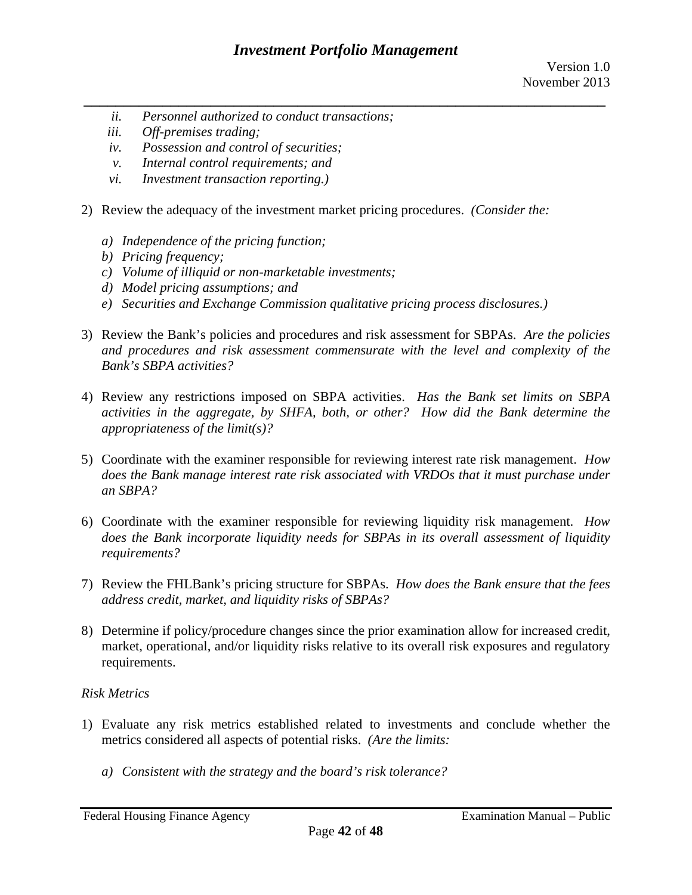*ii. Personnel authorized to conduct transactions;*
   *iii. Off-premises trading;*
   *iv. Possession and control of securities;*
   *v. Internal control requirements; and*
   *vi. Investment transaction reporting.)*

2) Review the adequacy of the investment market pricing procedures. *(Consider the:*

   *a) Independence of the pricing function;*
   *b) Pricing frequency;*
   *c) Volume of illiquid or non-marketable investments;*
   *d) Model pricing assumptions; and*
   *e) Securities and Exchange Commission qualitative pricing process disclosures.)*

3) Review the Bank's policies and procedures and risk assessment for SBPAs. *Are the policies and procedures and risk assessment commensurate with the level and complexity of the Bank's SBPA activities?*

4) Review any restrictions imposed on SBPA activities. *Has the Bank set limits on SBPA activities in the aggregate, by SHFA, both, or other? How did the Bank determine the appropriateness of the limit(s)?*

5) Coordinate with the examiner responsible for reviewing interest rate risk management. *How does the Bank manage interest rate risk associated with VRDOs that it must purchase under an SBPA?*

6) Coordinate with the examiner responsible for reviewing liquidity risk management. *How does the Bank incorporate liquidity needs for SBPAs in its overall assessment of liquidity requirements?*

7) Review the FHLBank's pricing structure for SBPAs. *How does the Bank ensure that the fees address credit, market, and liquidity risks of SBPAs?*

8) Determine if policy/procedure changes since the prior examination allow for increased credit, market, operational, and/or liquidity risks relative to its overall risk exposures and regulatory requirements.

*Risk Metrics*

1) Evaluate any risk metrics established related to investments and conclude whether the metrics considered all aspects of potential risks. *(Are the limits:*

   *a) Consistent with the strategy and the board's risk tolerance?*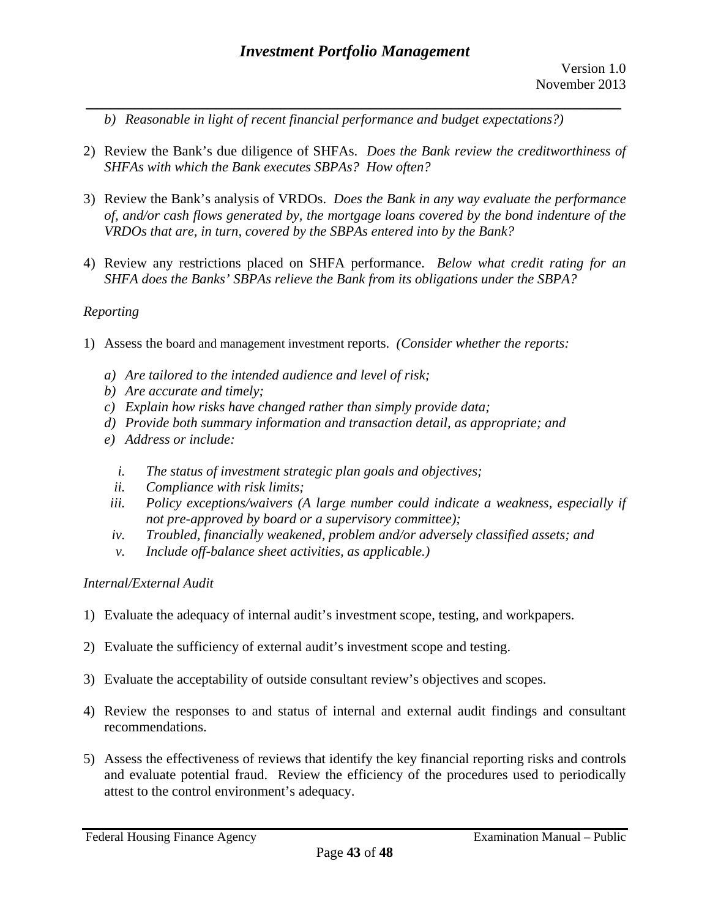b) *Reasonable in light of recent financial performance and budget expectations?)*

2) Review the Bank's due diligence of SHFAs. *Does the Bank review the creditworthiness of SHFAs with which the Bank executes SBPAs? How often?*

3) Review the Bank's analysis of VRDOs. *Does the Bank in any way evaluate the performance of, and/or cash flows generated by, the mortgage loans covered by the bond indenture of the VRDOs that are, in turn, covered by the SBPAs entered into by the Bank?*

4) Review any restrictions placed on SHFA performance. *Below what credit rating for an SHFA does the Banks' SBPAs relieve the Bank from its obligations under the SBPA?*

*Reporting*

1) Assess the board and management investment reports. *(Consider whether the reports:*

   a) *Are tailored to the intended audience and level of risk;*
   b) *Are accurate and timely;*
   c) *Explain how risks have changed rather than simply provide data;*
   d) *Provide both summary information and transaction detail, as appropriate; and*
   e) *Address or include:*

      i. *The status of investment strategic plan goals and objectives;*
      ii. *Compliance with risk limits;*
      iii. *Policy exceptions/waivers (A large number could indicate a weakness, especially if not pre-approved by board or a supervisory committee);*
      iv. *Troubled, financially weakened, problem and/or adversely classified assets; and*
      v. *Include off-balance sheet activities, as applicable.)*

*Internal/External Audit*

1) Evaluate the adequacy of internal audit's investment scope, testing, and workpapers.

2) Evaluate the sufficiency of external audit's investment scope and testing.

3) Evaluate the acceptability of outside consultant review's objectives and scopes.

4) Review the responses to and status of internal and external audit findings and consultant recommendations.

5) Assess the effectiveness of reviews that identify the key financial reporting risks and controls and evaluate potential fraud. Review the efficiency of the procedures used to periodically attest to the control environment's adequacy.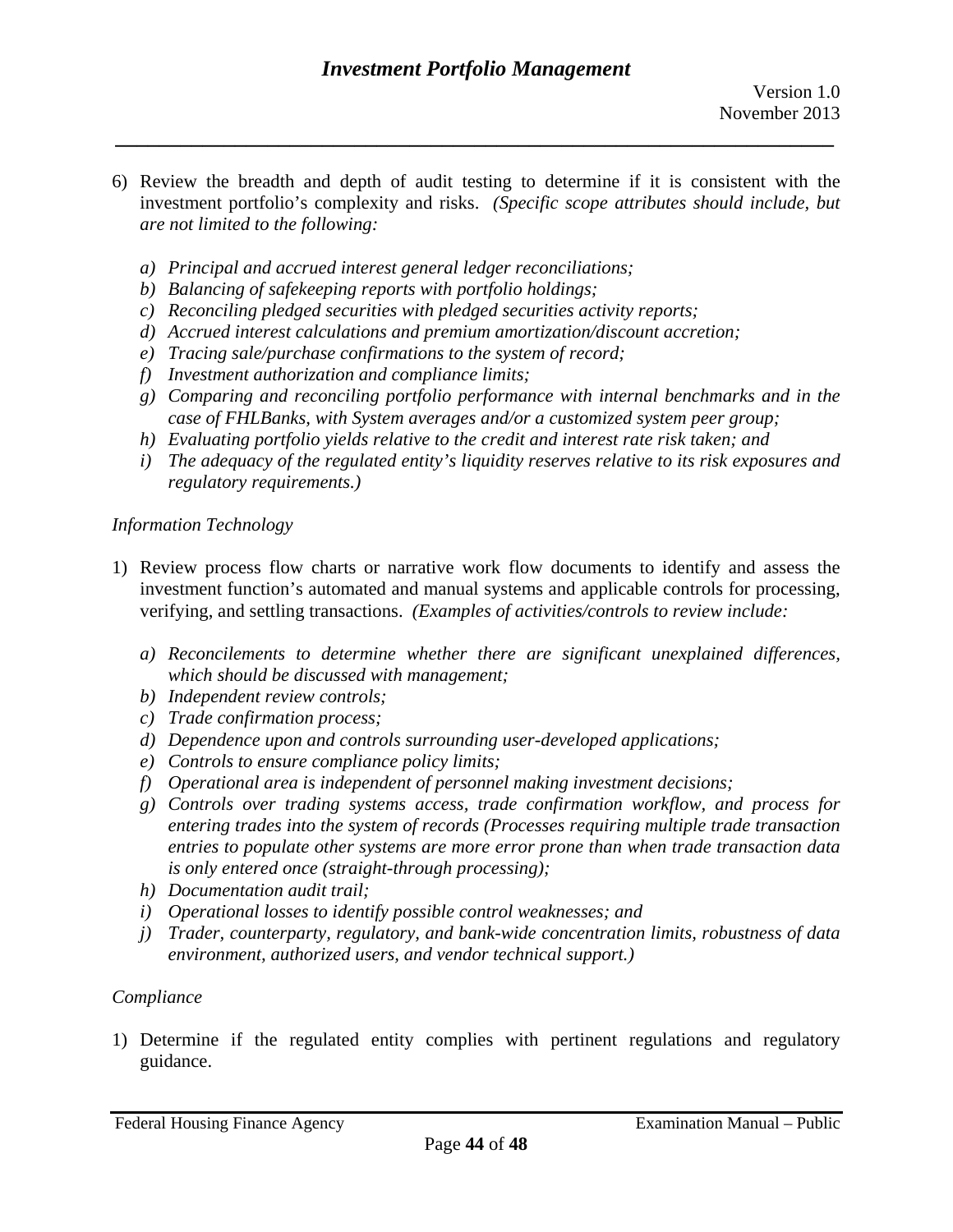6) Review the breadth and depth of audit testing to determine if it is consistent with the investment portfolio's complexity and risks. *(Specific scope attributes should include, but are not limited to the following:*

   *a) Principal and accrued interest general ledger reconciliations;*
   *b) Balancing of safekeeping reports with portfolio holdings;*
   *c) Reconciling pledged securities with pledged securities activity reports;*
   *d) Accrued interest calculations and premium amortization/discount accretion;*
   *e) Tracing sale/purchase confirmations to the system of record;*
   *f) Investment authorization and compliance limits;*
   *g) Comparing and reconciling portfolio performance with internal benchmarks and in the case of FHLBanks, with System averages and/or a customized system peer group;*
   *h) Evaluating portfolio yields relative to the credit and interest rate risk taken; and*
   *i) The adequacy of the regulated entity's liquidity reserves relative to its risk exposures and regulatory requirements.)*

*Information Technology*

1) Review process flow charts or narrative work flow documents to identify and assess the investment function's automated and manual systems and applicable controls for processing, verifying, and settling transactions. *(Examples of activities/controls to review include:*

   *a) Reconcilements to determine whether there are significant unexplained differences, which should be discussed with management;*
   *b) Independent review controls;*
   *c) Trade confirmation process;*
   *d) Dependence upon and controls surrounding user-developed applications;*
   *e) Controls to ensure compliance policy limits;*
   *f) Operational area is independent of personnel making investment decisions;*
   *g) Controls over trading systems access, trade confirmation workflow, and process for entering trades into the system of records (Processes requiring multiple trade transaction entries to populate other systems are more error prone than when trade transaction data is only entered once (straight-through processing);*
   *h) Documentation audit trail;*
   *i) Operational losses to identify possible control weaknesses; and*
   *j) Trader, counterparty, regulatory, and bank-wide concentration limits, robustness of data environment, authorized users, and vendor technical support.)*

*Compliance*

1) Determine if the regulated entity complies with pertinent regulations and regulatory guidance.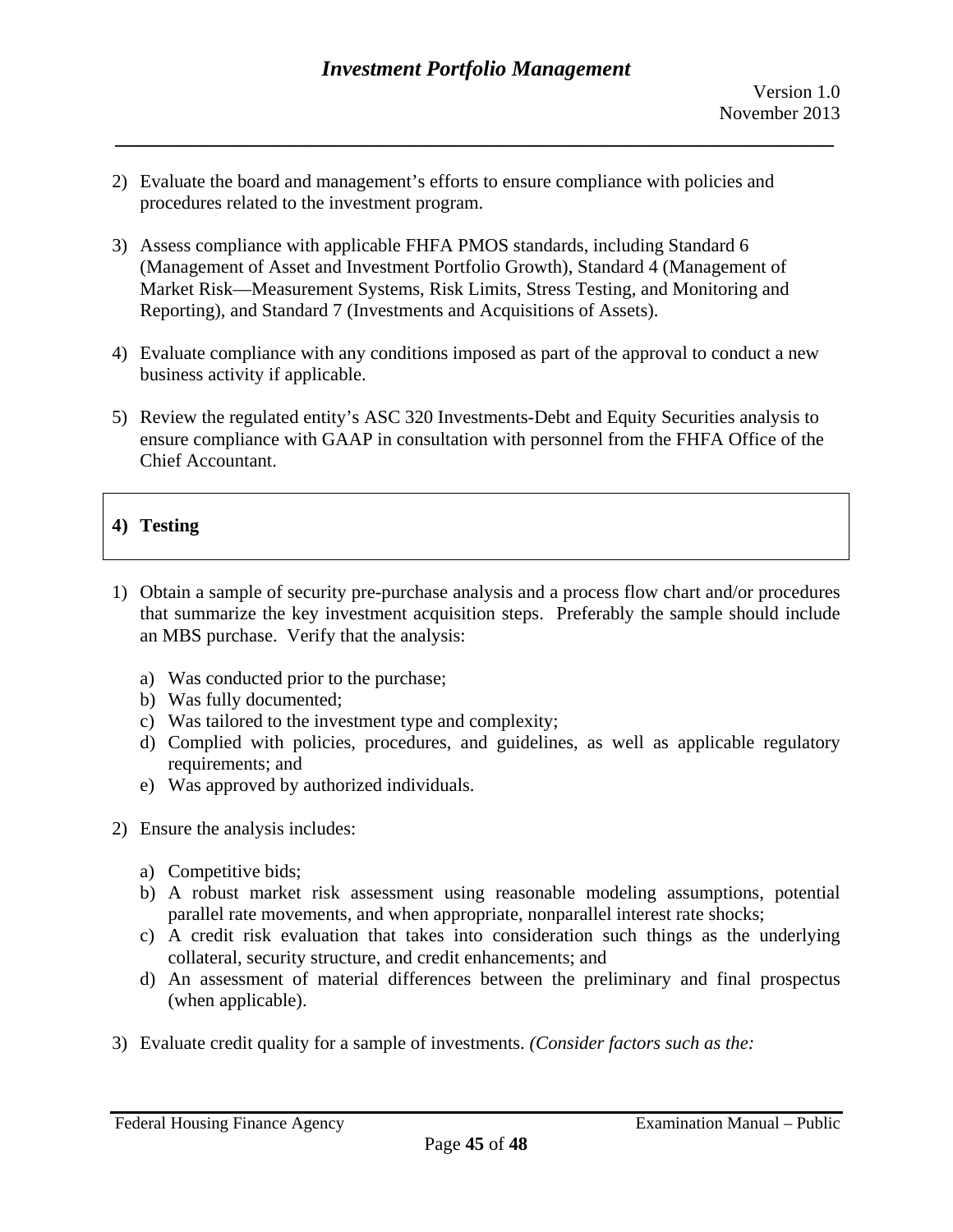2) Evaluate the board and management's efforts to ensure compliance with policies and procedures related to the investment program.

3) Assess compliance with applicable FHFA PMOS standards, including Standard 6 (Management of Asset and Investment Portfolio Growth), Standard 4 (Management of Market Risk—Measurement Systems, Risk Limits, Stress Testing, and Monitoring and Reporting), and Standard 7 (Investments and Acquisitions of Assets).

4) Evaluate compliance with any conditions imposed as part of the approval to conduct a new business activity if applicable.

5) Review the regulated entity's ASC 320 Investments-Debt and Equity Securities analysis to ensure compliance with GAAP in consultation with personnel from the FHFA Office of the Chief Accountant.

## 4) Testing

1) Obtain a sample of security pre-purchase analysis and a process flow chart and/or procedures that summarize the key investment acquisition steps. Preferably the sample should include an MBS purchase. Verify that the analysis:

   a) Was conducted prior to the purchase;
   b) Was fully documented;
   c) Was tailored to the investment type and complexity;
   d) Complied with policies, procedures, and guidelines, as well as applicable regulatory requirements; and
   e) Was approved by authorized individuals.

2) Ensure the analysis includes:

   a) Competitive bids;
   b) A robust market risk assessment using reasonable modeling assumptions, potential parallel rate movements, and when appropriate, nonparallel interest rate shocks;
   c) A credit risk evaluation that takes into consideration such things as the underlying collateral, security structure, and credit enhancements; and
   d) An assessment of material differences between the preliminary and final prospectus (when applicable).

3) Evaluate credit quality for a sample of investments. *(Consider factors such as the:*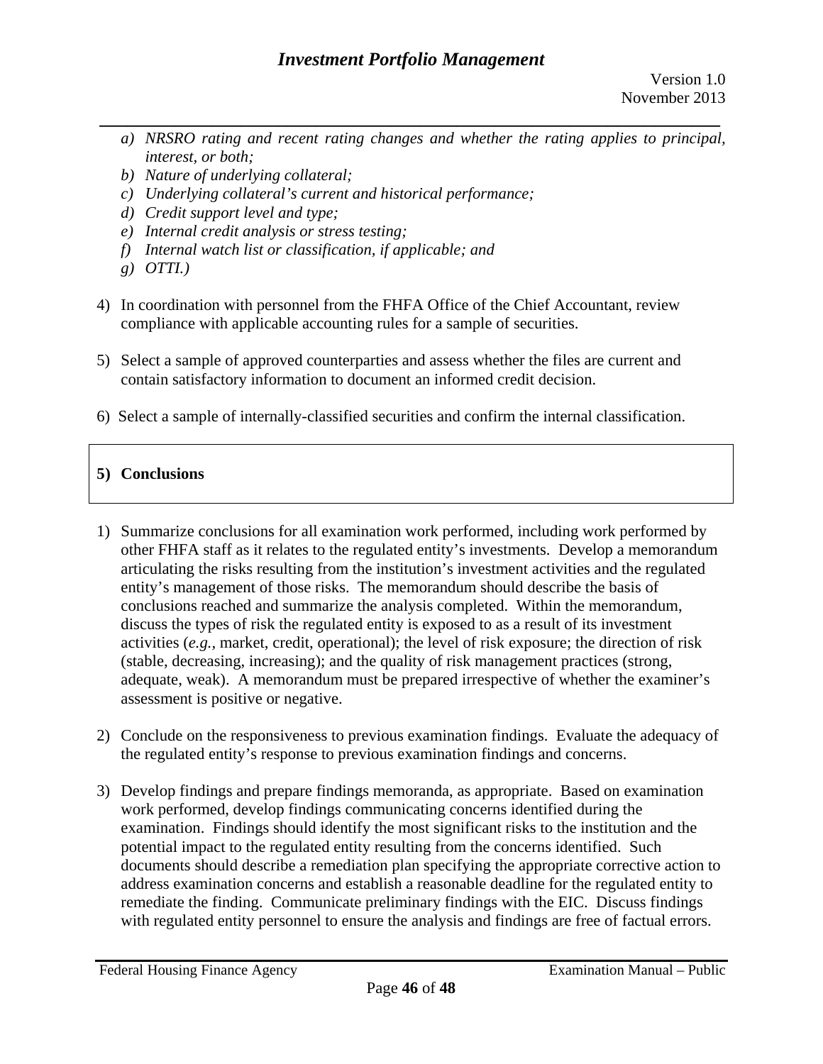- a) *NRSRO rating and recent rating changes and whether the rating applies to principal, interest, or both;*
- b) *Nature of underlying collateral;*
- c) *Underlying collateral's current and historical performance;*
- d) *Credit support level and type;*
- e) *Internal credit analysis or stress testing;*
- f) *Internal watch list or classification, if applicable; and*
- g) *OTTI.)*

4) In coordination with personnel from the FHFA Office of the Chief Accountant, review compliance with applicable accounting rules for a sample of securities.

5) Select a sample of approved counterparties and assess whether the files are current and contain satisfactory information to document an informed credit decision.

6) Select a sample of internally-classified securities and confirm the internal classification.

## 5) Conclusions

1) Summarize conclusions for all examination work performed, including work performed by other FHFA staff as it relates to the regulated entity's investments. Develop a memorandum articulating the risks resulting from the institution's investment activities and the regulated entity's management of those risks. The memorandum should describe the basis of conclusions reached and summarize the analysis completed. Within the memorandum, discuss the types of risk the regulated entity is exposed to as a result of its investment activities (*e.g.*, market, credit, operational); the level of risk exposure; the direction of risk (stable, decreasing, increasing); and the quality of risk management practices (strong, adequate, weak). A memorandum must be prepared irrespective of whether the examiner's assessment is positive or negative.

2) Conclude on the responsiveness to previous examination findings. Evaluate the adequacy of the regulated entity's response to previous examination findings and concerns.

3) Develop findings and prepare findings memoranda, as appropriate. Based on examination work performed, develop findings communicating concerns identified during the examination. Findings should identify the most significant risks to the institution and the potential impact to the regulated entity resulting from the concerns identified. Such documents should describe a remediation plan specifying the appropriate corrective action to address examination concerns and establish a reasonable deadline for the regulated entity to remediate the finding. Communicate preliminary findings with the EIC. Discuss findings with regulated entity personnel to ensure the analysis and findings are free of factual errors.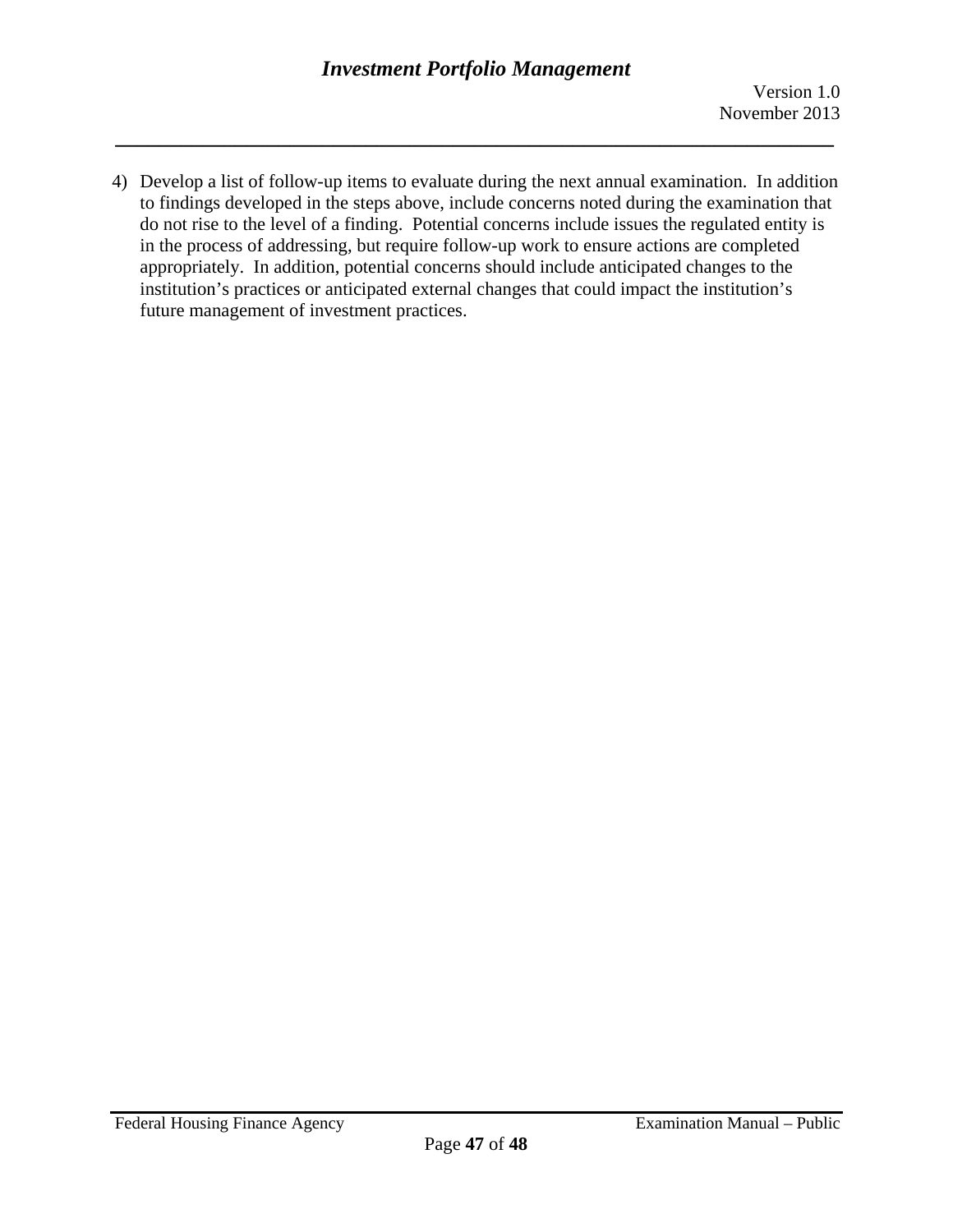4) Develop a list of follow-up items to evaluate during the next annual examination. In addition to findings developed in the steps above, include concerns noted during the examination that do not rise to the level of a finding. Potential concerns include issues the regulated entity is in the process of addressing, but require follow-up work to ensure actions are completed appropriately. In addition, potential concerns should include anticipated changes to the institution's practices or anticipated external changes that could impact the institution's future management of investment practices.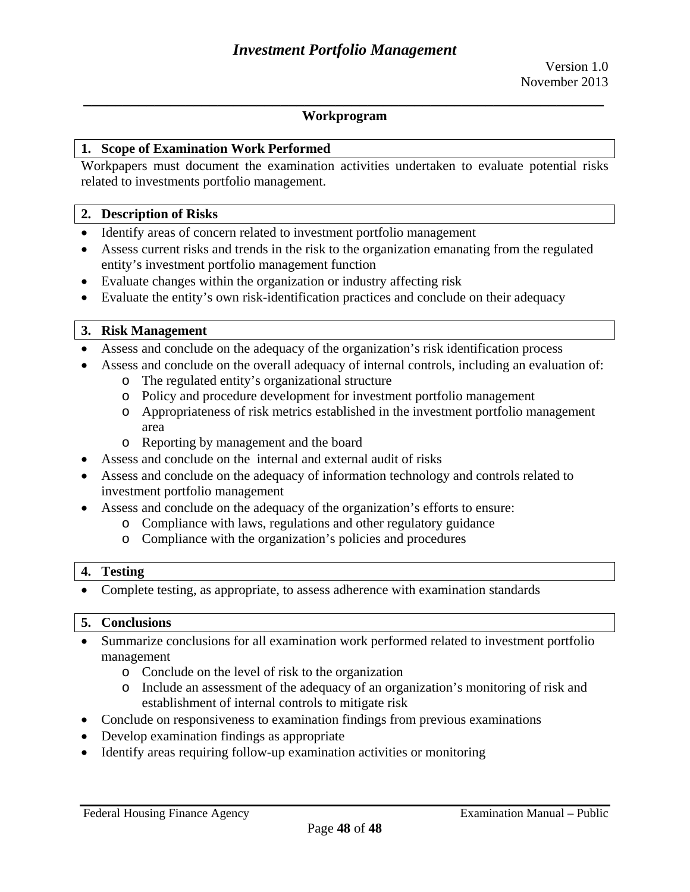## Workprogram

### 1. Scope of Examination Work Performed

Workpapers must document the examination activities undertaken to evaluate potential risks related to investments portfolio management.

### 2. Description of Risks

- Identify areas of concern related to investment portfolio management
- Assess current risks and trends in the risk to the organization emanating from the regulated entity's investment portfolio management function
- Evaluate changes within the organization or industry affecting risk
- Evaluate the entity's own risk-identification practices and conclude on their adequacy

### 3. Risk Management

- Assess and conclude on the adequacy of the organization's risk identification process
- Assess and conclude on the overall adequacy of internal controls, including an evaluation of:
    - The regulated entity's organizational structure
    - Policy and procedure development for investment portfolio management
    - Appropriateness of risk metrics established in the investment portfolio management area
    - Reporting by management and the board
- Assess and conclude on the internal and external audit of risks
- Assess and conclude on the adequacy of information technology and controls related to investment portfolio management
- Assess and conclude on the adequacy of the organization's efforts to ensure:
    - Compliance with laws, regulations and other regulatory guidance
    - Compliance with the organization's policies and procedures

### 4. Testing

- Complete testing, as appropriate, to assess adherence with examination standards

### 5. Conclusions

- Summarize conclusions for all examination work performed related to investment portfolio management
    - Conclude on the level of risk to the organization
    - Include an assessment of the adequacy of an organization's monitoring of risk and establishment of internal controls to mitigate risk
- Conclude on responsiveness to examination findings from previous examinations
- Develop examination findings as appropriate
- Identify areas requiring follow-up examination activities or monitoring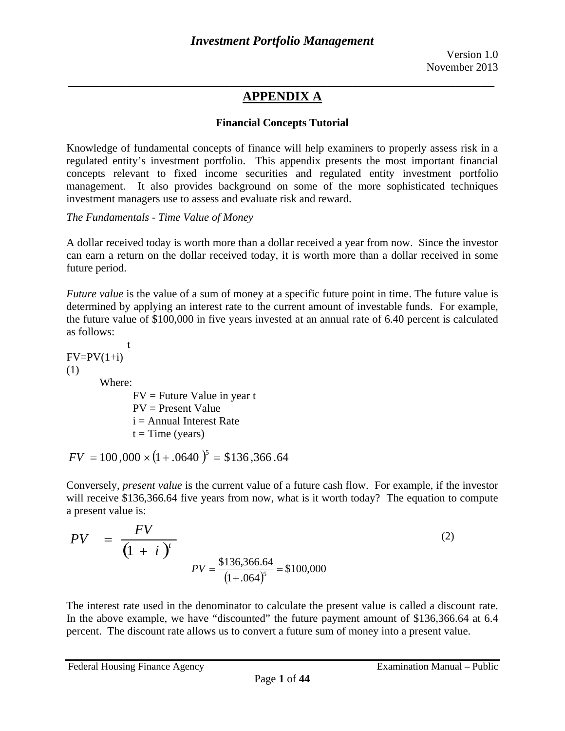## APPENDIX A

### Financial Concepts Tutorial

Knowledge of fundamental concepts of finance will help examiners to properly assess risk in a regulated entity's investment portfolio. This appendix presents the most important financial concepts relevant to fixed income securities and regulated entity investment portfolio management. It also provides background on some of the more sophisticated techniques investment managers use to assess and evaluate risk and reward.

*The Fundamentals - Time Value of Money*

A dollar received today is worth more than a dollar received a year from now. Since the investor can earn a return on the dollar received today, it is worth more than a dollar received in some future period.

*Future value* is the value of a sum of money at a specific future point in time. The future value is determined by applying an interest rate to the current amount of investable funds. For example, the future value of $100,000 in five years invested at an annual rate of 6.40 percent is calculated as follows:

$$FV = PV(1+i)^t \tag{1}$$

Where:

- FV = Future Value in year t
- PV = Present Value
- i = Annual Interest Rate
- t = Time (years)

$$FV = 100{,}000 \times (1 + .0640)^5 = \$136{,}366.64$$

Conversely, *present value* is the current value of a future cash flow. For example, if the investor will receive $136,366.64 five years from now, what is it worth today? The equation to compute a present value is:

$$PV = \frac{FV}{(1 + i)^t} \tag{2}$$

$$PV = \frac{\$136{,}366.64}{(1+.064)^5} = \$100{,}000$$

The interest rate used in the denominator to calculate the present value is called a discount rate. In the above example, we have "discounted" the future payment amount of $136,366.64 at 6.4 percent. The discount rate allows us to convert a future sum of money into a present value.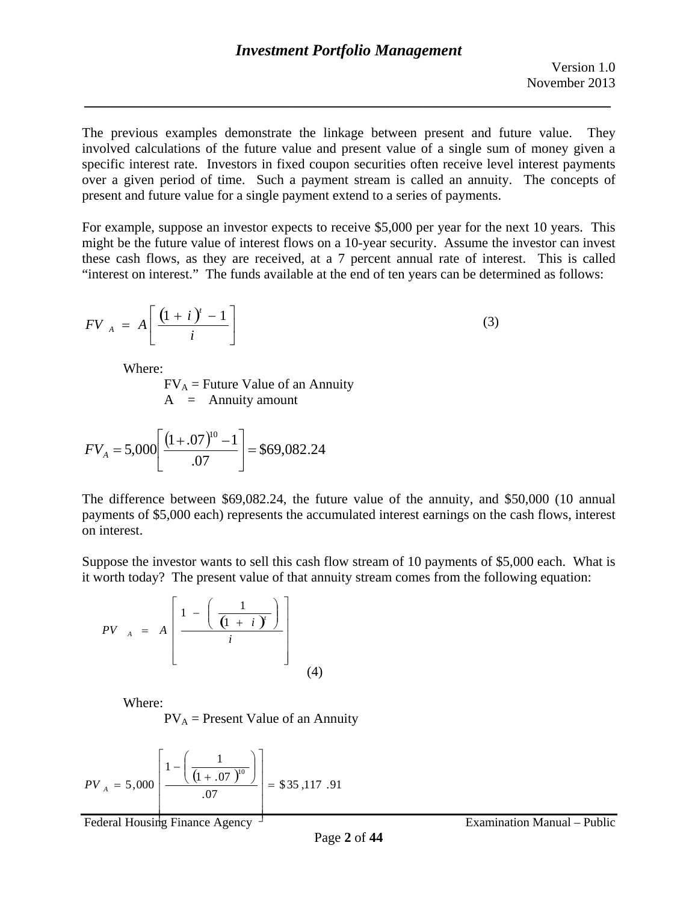The previous examples demonstrate the linkage between present and future value. They involved calculations of the future value and present value of a single sum of money given a specific interest rate. Investors in fixed coupon securities often receive level interest payments over a given period of time. Such a payment stream is called an annuity. The concepts of present and future value for a single payment extend to a series of payments.

For example, suppose an investor expects to receive \$5,000 per year for the next 10 years. This might be the future value of interest flows on a 10-year security. Assume the investor can invest these cash flows, as they are received, at a 7 percent annual rate of interest. This is called "interest on interest." The funds available at the end of ten years can be determined as follows:

$$FV_A = A\left[\frac{(1+i)^t - 1}{i}\right] \tag{3}$$

Where:

$FV_A$ = Future Value of an Annuity
A = Annuity amount

$$FV_A = 5{,}000\left[\frac{(1+.07)^{10} - 1}{.07}\right] = \$69{,}082.24$$

The difference between \$69,082.24, the future value of the annuity, and \$50,000 (10 annual payments of \$5,000 each) represents the accumulated interest earnings on the cash flows, interest on interest.

Suppose the investor wants to sell this cash flow stream of 10 payments of \$5,000 each. What is it worth today? The present value of that annuity stream comes from the following equation:

$$PV_A = A\left[\frac{1 - \left(\frac{1}{(1+i)^t}\right)}{i}\right] \tag{4}$$

Where:

$PV_A$ = Present Value of an Annuity

$$PV_A = 5{,}000\left[\frac{1 - \left(\frac{1}{(1+.07)^{10}}\right)}{.07}\right] = \$35{,}117.91$$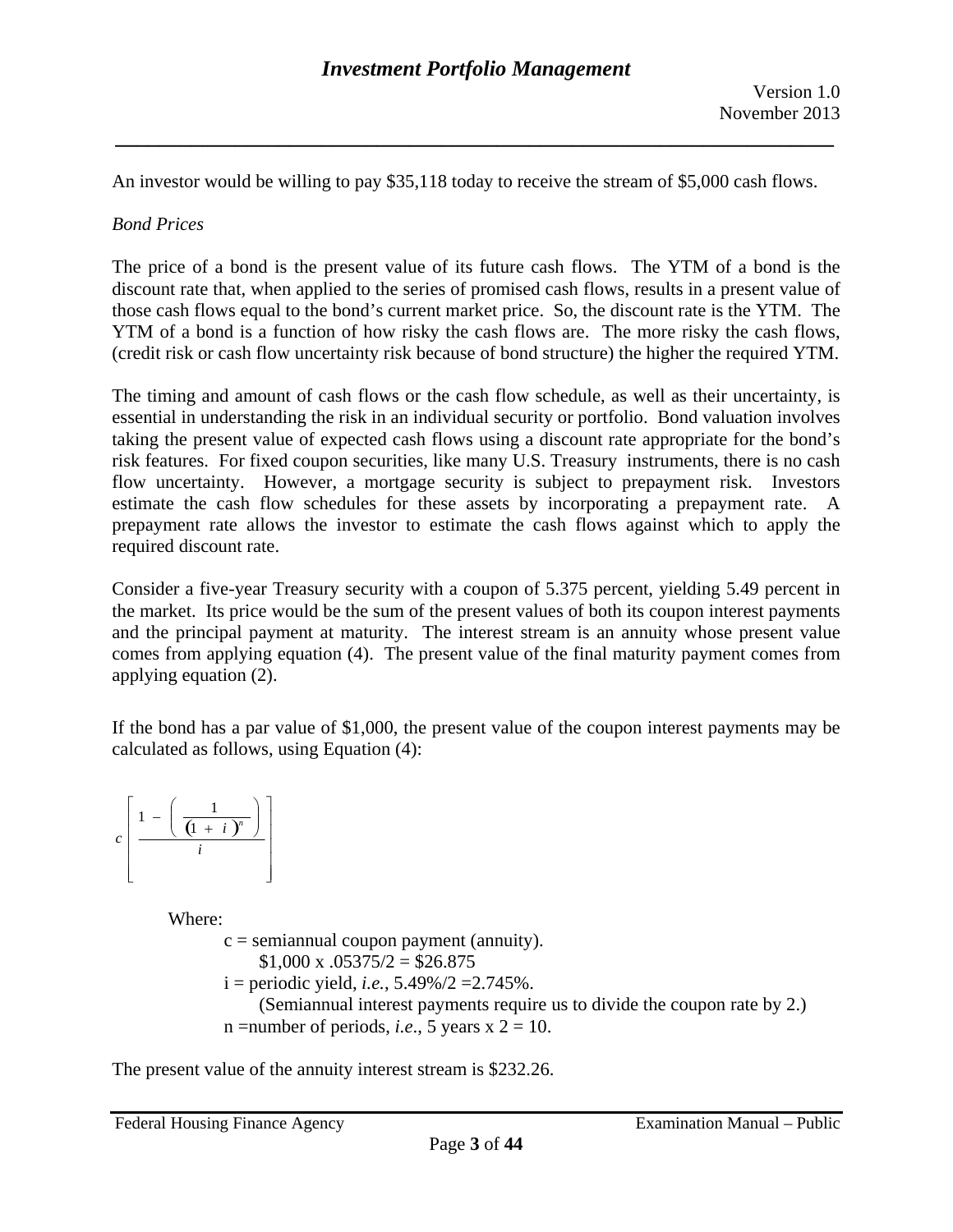An investor would be willing to pay $35,118 today to receive the stream of $5,000 cash flows.

*Bond Prices*

The price of a bond is the present value of its future cash flows. The YTM of a bond is the discount rate that, when applied to the series of promised cash flows, results in a present value of those cash flows equal to the bond's current market price. So, the discount rate is the YTM. The YTM of a bond is a function of how risky the cash flows are. The more risky the cash flows, (credit risk or cash flow uncertainty risk because of bond structure) the higher the required YTM.

The timing and amount of cash flows or the cash flow schedule, as well as their uncertainty, is essential in understanding the risk in an individual security or portfolio. Bond valuation involves taking the present value of expected cash flows using a discount rate appropriate for the bond's risk features. For fixed coupon securities, like many U.S. Treasury instruments, there is no cash flow uncertainty. However, a mortgage security is subject to prepayment risk. Investors estimate the cash flow schedules for these assets by incorporating a prepayment rate. A prepayment rate allows the investor to estimate the cash flows against which to apply the required discount rate.

Consider a five-year Treasury security with a coupon of 5.375 percent, yielding 5.49 percent in the market. Its price would be the sum of the present values of both its coupon interest payments and the principal payment at maturity. The interest stream is an annuity whose present value comes from applying equation (4). The present value of the final maturity payment comes from applying equation (2).

If the bond has a par value of $1,000, the present value of the coupon interest payments may be calculated as follows, using Equation (4):

$$c\left[\frac{1-\left(\frac{1}{(1+i)^{n}}\right)}{i}\right]$$

Where:

- c = semiannual coupon payment (annuity).
  - $1,000 x .05375/2 = $26.875
- i = periodic yield, *i.e.*, 5.49%/2 =2.745%.
  - (Semiannual interest payments require us to divide the coupon rate by 2.)
- n =number of periods, *i.e.*, 5 years x 2 = 10.

The present value of the annuity interest stream is $232.26.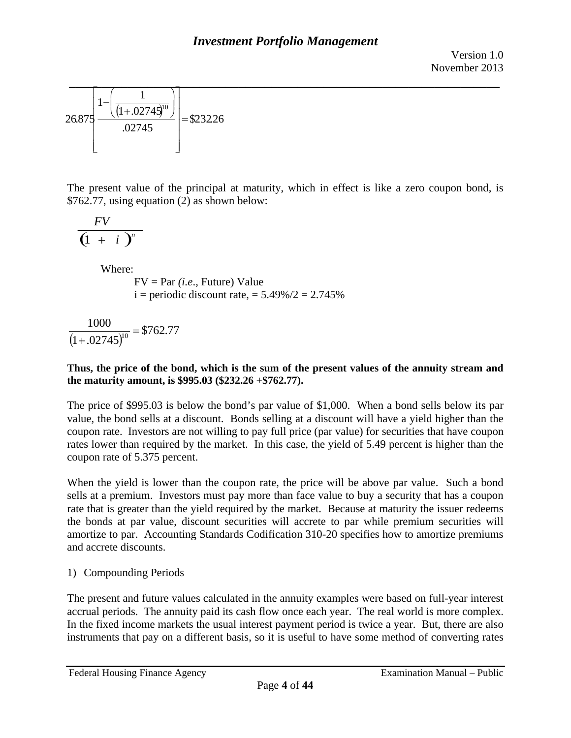$$26.875\left[\frac{1-\left(\frac{1}{(1+.02745)^{10}}\right)}{.02745}\right]=\$232.26$$

The present value of the principal at maturity, which in effect is like a zero coupon bond, is \$762.77, using equation (2) as shown below:

$$\frac{FV}{(1 + i)^{n}}$$

Where:

FV = Par *(i.e.*, Future) Value
i = periodic discount rate, = 5.49%/2 = 2.745%

$$\frac{1000}{(1+.02745)^{10}}=\$762.77$$

**Thus, the price of the bond, which is the sum of the present values of the annuity stream and the maturity amount, is \$995.03 (\$232.26 +\$762.77).**

The price of \$995.03 is below the bond's par value of \$1,000. When a bond sells below its par value, the bond sells at a discount. Bonds selling at a discount will have a yield higher than the coupon rate. Investors are not willing to pay full price (par value) for securities that have coupon rates lower than required by the market. In this case, the yield of 5.49 percent is higher than the coupon rate of 5.375 percent.

When the yield is lower than the coupon rate, the price will be above par value. Such a bond sells at a premium. Investors must pay more than face value to buy a security that has a coupon rate that is greater than the yield required by the market. Because at maturity the issuer redeems the bonds at par value, discount securities will accrete to par while premium securities will amortize to par. Accounting Standards Codification 310-20 specifies how to amortize premiums and accrete discounts.

1) Compounding Periods

The present and future values calculated in the annuity examples were based on full-year interest accrual periods. The annuity paid its cash flow once each year. The real world is more complex. In the fixed income markets the usual interest payment period is twice a year. But, there are also instruments that pay on a different basis, so it is useful to have some method of converting rates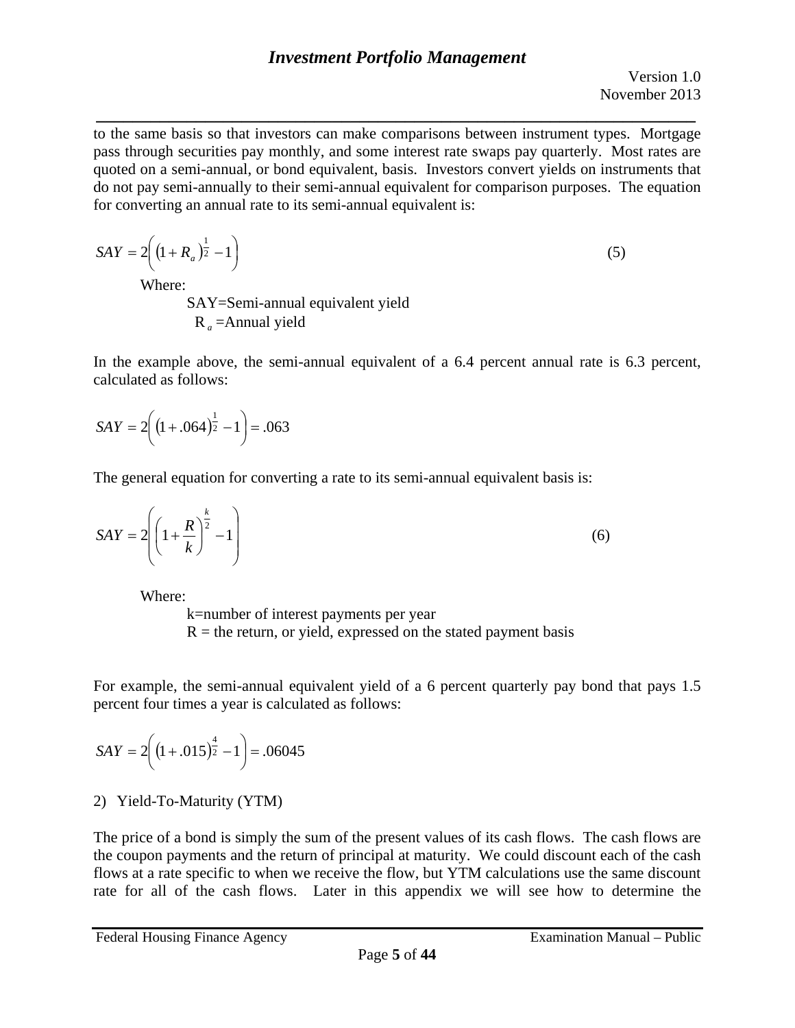to the same basis so that investors can make comparisons between instrument types. Mortgage pass through securities pay monthly, and some interest rate swaps pay quarterly. Most rates are quoted on a semi-annual, or bond equivalent, basis. Investors convert yields on instruments that do not pay semi-annually to their semi-annual equivalent for comparison purposes. The equation for converting an annual rate to its semi-annual equivalent is:

$$SAY = 2\left( \left(1 + R_a\right)^{\frac{1}{2}} - 1 \right) \tag{5}$$

Where:

SAY=Semi-annual equivalent yield

$R_a$ =Annual yield

In the example above, the semi-annual equivalent of a 6.4 percent annual rate is 6.3 percent, calculated as follows:

$$SAY = 2\left( \left(1 + .064\right)^{\frac{1}{2}} - 1 \right) = .063$$

The general equation for converting a rate to its semi-annual equivalent basis is:

$$SAY = 2\left( \left(1 + \frac{R}{k}\right)^{\frac{k}{2}} - 1 \right) \tag{6}$$

Where:

k=number of interest payments per year

R = the return, or yield, expressed on the stated payment basis

For example, the semi-annual equivalent yield of a 6 percent quarterly pay bond that pays 1.5 percent four times a year is calculated as follows:

$$SAY = 2\left( \left(1 + .015\right)^{\frac{4}{2}} - 1 \right) = .06045$$

2) Yield-To-Maturity (YTM)

The price of a bond is simply the sum of the present values of its cash flows. The cash flows are the coupon payments and the return of principal at maturity. We could discount each of the cash flows at a rate specific to when we receive the flow, but YTM calculations use the same discount rate for all of the cash flows. Later in this appendix we will see how to determine the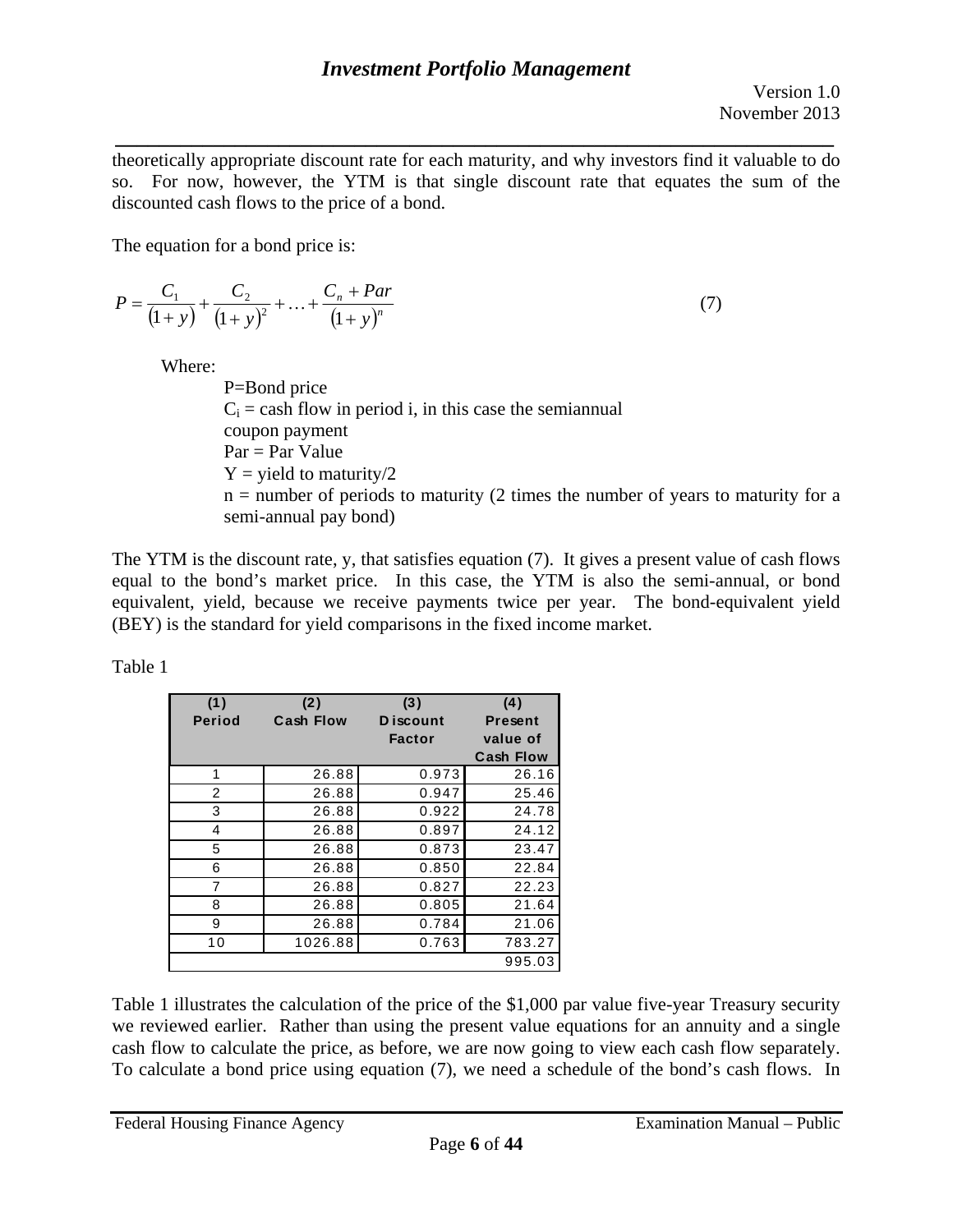theoretically appropriate discount rate for each maturity, and why investors find it valuable to do so. For now, however, the YTM is that single discount rate that equates the sum of the discounted cash flows to the price of a bond.

The equation for a bond price is:

$$P = \frac{C_1}{(1+y)} + \frac{C_2}{(1+y)^2} + \ldots + \frac{C_n + Par}{(1+y)^n} \tag{7}$$

Where:

P=Bond price  
$C_i$ = cash flow in period i, in this case the semiannual coupon payment  
Par = Par Value  
Y = yield to maturity/2  
n = number of periods to maturity (2 times the number of years to maturity for a semi-annual pay bond)

The YTM is the discount rate, y, that satisfies equation (7). It gives a present value of cash flows equal to the bond's market price. In this case, the YTM is also the semi-annual, or bond equivalent, yield, because we receive payments twice per year. The bond-equivalent yield (BEY) is the standard for yield comparisons in the fixed income market.

Table 1

| (1) Period | (2) Cash Flow | (3) Discount Factor | (4) Present value of Cash Flow |
|---|---|---|---|
| 1 | 26.88 | 0.973 | 26.16 |
| 2 | 26.88 | 0.947 | 25.46 |
| 3 | 26.88 | 0.922 | 24.78 |
| 4 | 26.88 | 0.897 | 24.12 |
| 5 | 26.88 | 0.873 | 23.47 |
| 6 | 26.88 | 0.850 | 22.84 |
| 7 | 26.88 | 0.827 | 22.23 |
| 8 | 26.88 | 0.805 | 21.64 |
| 9 | 26.88 | 0.784 | 21.06 |
| 10 | 1026.88 | 0.763 | 783.27 |
| | | | 995.03 |

Table 1 illustrates the calculation of the price of the $1,000 par value five-year Treasury security we reviewed earlier. Rather than using the present value equations for an annuity and a single cash flow to calculate the price, as before, we are now going to view each cash flow separately. To calculate a bond price using equation (7), we need a schedule of the bond's cash flows. In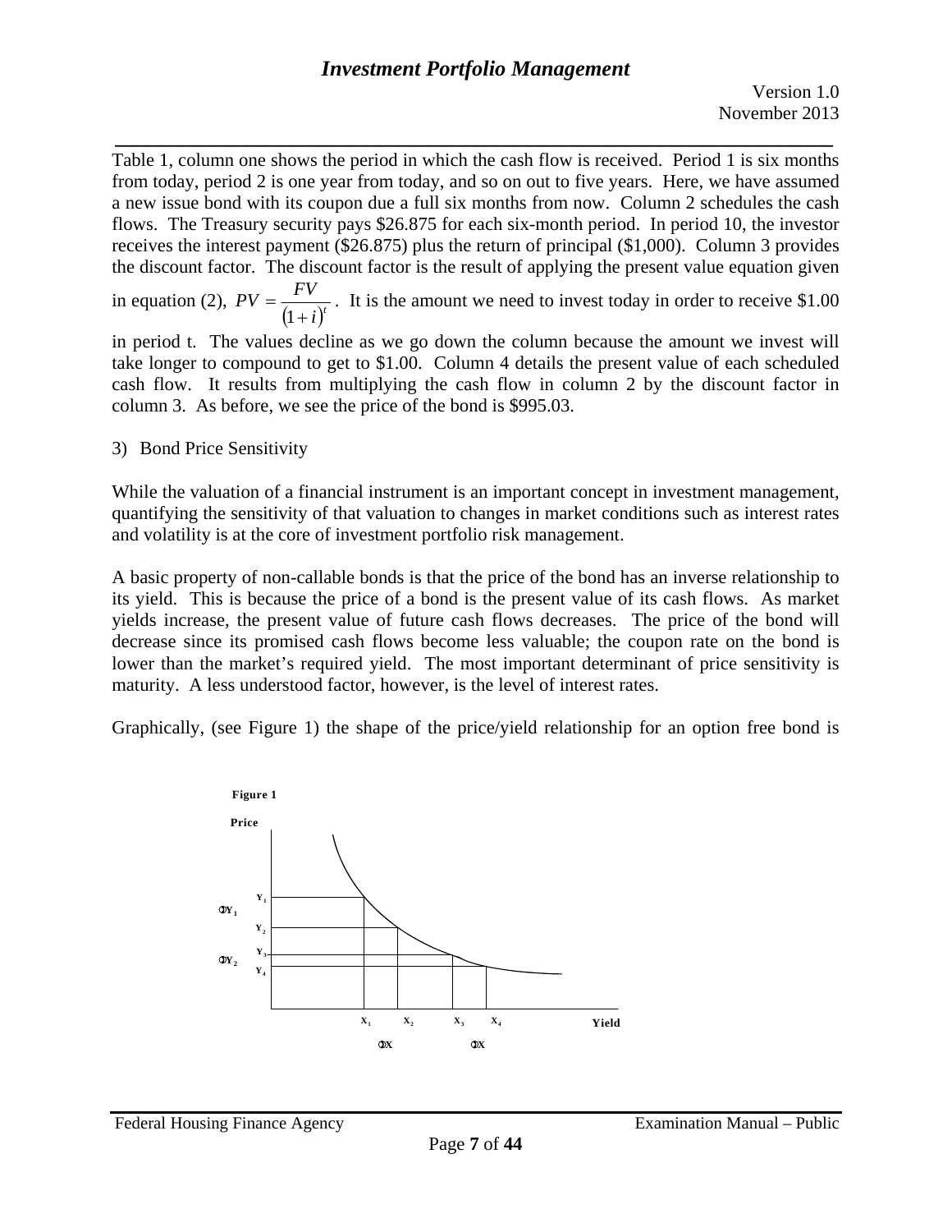Table 1, column one shows the period in which the cash flow is received. Period 1 is six months from today, period 2 is one year from today, and so on out to five years. Here, we have assumed a new issue bond with its coupon due a full six months from now. Column 2 schedules the cash flows. The Treasury security pays $26.875 for each six-month period. In period 10, the investor receives the interest payment ($26.875) plus the return of principal ($1,000). Column 3 provides the discount factor. The discount factor is the result of applying the present value equation given in equation (2), $PV = \frac{FV}{(1+i)^t}$. It is the amount we need to invest today in order to receive $1.00 in period t. The values decline as we go down the column because the amount we invest will take longer to compound to get to $1.00. Column 4 details the present value of each scheduled cash flow. It results from multiplying the cash flow in column 2 by the discount factor in column 3. As before, we see the price of the bond is $995.03.

3) Bond Price Sensitivity

While the valuation of a financial instrument is an important concept in investment management, quantifying the sensitivity of that valuation to changes in market conditions such as interest rates and volatility is at the core of investment portfolio risk management.

A basic property of non-callable bonds is that the price of the bond has an inverse relationship to its yield. This is because the price of a bond is the present value of its cash flows. As market yields increase, the present value of future cash flows decreases. The price of the bond will decrease since its promised cash flows become less valuable; the coupon rate on the bond is lower than the market's required yield. The most important determinant of price sensitivity is maturity. A less understood factor, however, is the level of interest rates.

Graphically, (see Figure 1) the shape of the price/yield relationship for an option free bond is

Figure 1

Price

$Y_1$ $\Delta Y_1$ $Y_2$ $Y_3$ $\Delta Y_2$ $Y_4$

$X_1$ $X_2$ $X_3$ $X_4$ Yield

$\Delta X$ $\Delta X$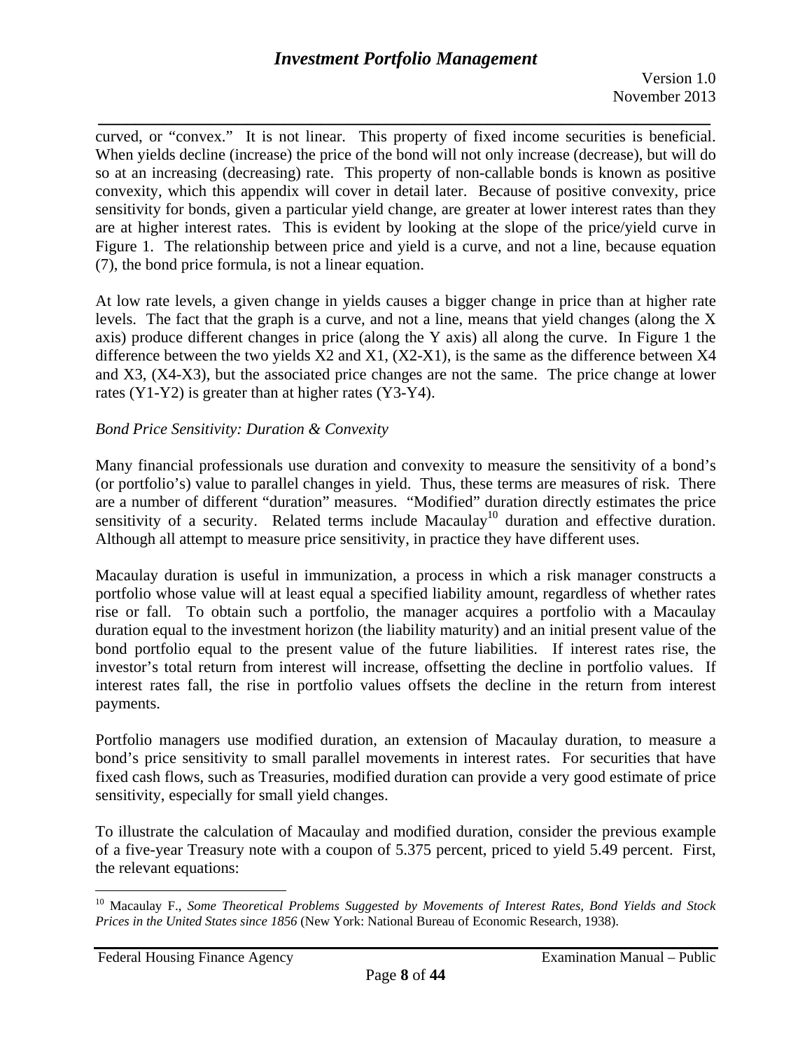curved, or "convex." It is not linear. This property of fixed income securities is beneficial. When yields decline (increase) the price of the bond will not only increase (decrease), but will do so at an increasing (decreasing) rate. This property of non-callable bonds is known as positive convexity, which this appendix will cover in detail later. Because of positive convexity, price sensitivity for bonds, given a particular yield change, are greater at lower interest rates than they are at higher interest rates. This is evident by looking at the slope of the price/yield curve in Figure 1. The relationship between price and yield is a curve, and not a line, because equation (7), the bond price formula, is not a linear equation.

At low rate levels, a given change in yields causes a bigger change in price than at higher rate levels. The fact that the graph is a curve, and not a line, means that yield changes (along the X axis) produce different changes in price (along the Y axis) all along the curve. In Figure 1 the difference between the two yields X2 and X1, (X2-X1), is the same as the difference between X4 and X3, (X4-X3), but the associated price changes are not the same. The price change at lower rates (Y1-Y2) is greater than at higher rates (Y3-Y4).

*Bond Price Sensitivity: Duration & Convexity*

Many financial professionals use duration and convexity to measure the sensitivity of a bond's (or portfolio's) value to parallel changes in yield. Thus, these terms are measures of risk. There are a number of different "duration" measures. "Modified" duration directly estimates the price sensitivity of a security. Related terms include Macaulay[10] duration and effective duration. Although all attempt to measure price sensitivity, in practice they have different uses.

Macaulay duration is useful in immunization, a process in which a risk manager constructs a portfolio whose value will at least equal a specified liability amount, regardless of whether rates rise or fall. To obtain such a portfolio, the manager acquires a portfolio with a Macaulay duration equal to the investment horizon (the liability maturity) and an initial present value of the bond portfolio equal to the present value of the future liabilities. If interest rates rise, the investor's total return from interest will increase, offsetting the decline in portfolio values. If interest rates fall, the rise in portfolio values offsets the decline in the return from interest payments.

Portfolio managers use modified duration, an extension of Macaulay duration, to measure a bond's price sensitivity to small parallel movements in interest rates. For securities that have fixed cash flows, such as Treasuries, modified duration can provide a very good estimate of price sensitivity, especially for small yield changes.

To illustrate the calculation of Macaulay and modified duration, consider the previous example of a five-year Treasury note with a coupon of 5.375 percent, priced to yield 5.49 percent. First, the relevant equations:

---

[10] Macaulay F., *Some Theoretical Problems Suggested by Movements of Interest Rates, Bond Yields and Stock Prices in the United States since 1856* (New York: National Bureau of Economic Research, 1938).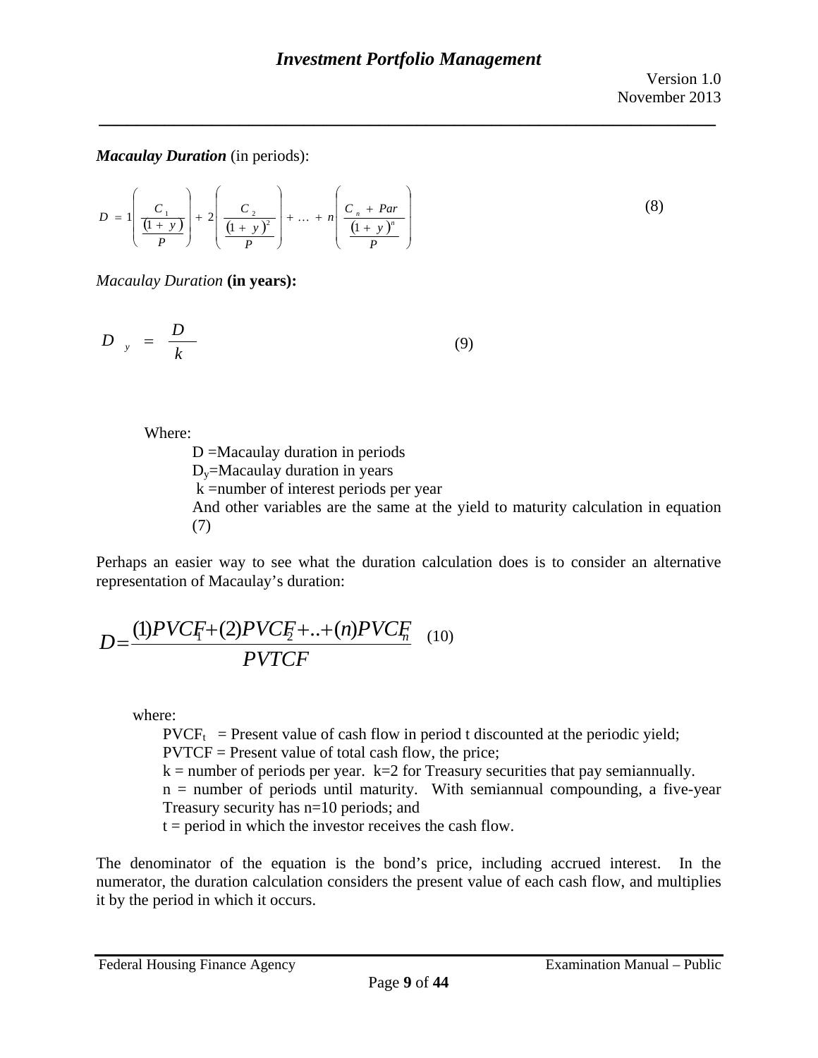*Macaulay Duration* (in periods):

$$D = 1\left(\frac{\frac{C_1}{(1+y)}}{P}\right) + 2\left(\frac{\frac{C_2}{(1+y)^2}}{P}\right) + \ldots + n\left(\frac{\frac{C_n + Par}{(1+y)^n}}{P}\right) \quad (8)$$

*Macaulay Duration* **(in years):**

$$D_y = \frac{D}{k} \quad (9)$$

Where:

D =Macaulay duration in periods

$D_y$=Macaulay duration in years

k =number of interest periods per year

And other variables are the same at the yield to maturity calculation in equation (7)

Perhaps an easier way to see what the duration calculation does is to consider an alternative representation of Macaulay's duration:

$$D = \frac{(1)PVCF_1 + (2)PVCF_2 + .. + (n)PVCF_n}{PVTCF} \quad (10)$$

where:

$PVCF_t$ = Present value of cash flow in period t discounted at the periodic yield;

PVTCF = Present value of total cash flow, the price;

k = number of periods per year. k=2 for Treasury securities that pay semiannually.

n = number of periods until maturity. With semiannual compounding, a five-year Treasury security has n=10 periods; and

t = period in which the investor receives the cash flow.

The denominator of the equation is the bond's price, including accrued interest. In the numerator, the duration calculation considers the present value of each cash flow, and multiplies it by the period in which it occurs.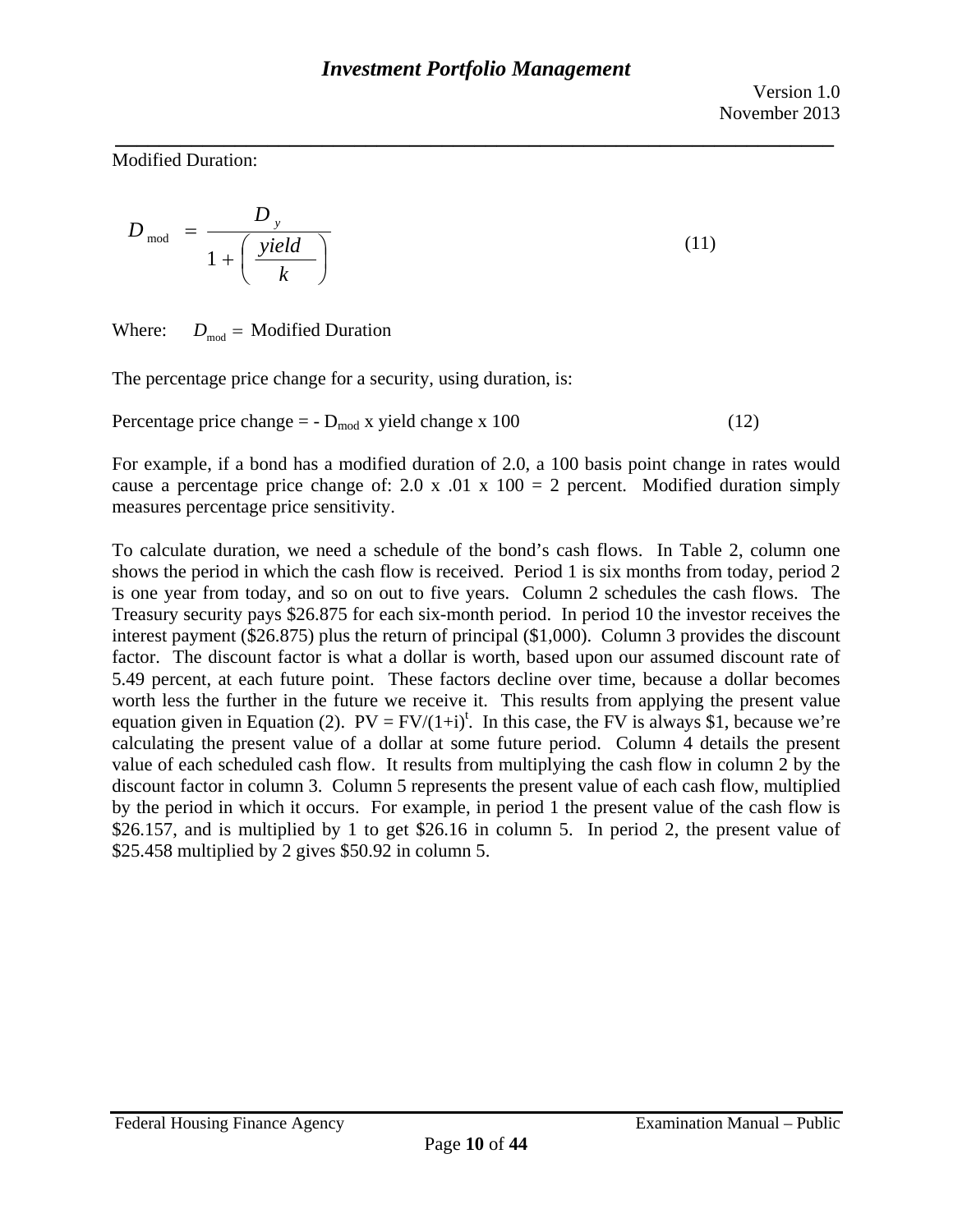Modified Duration:

$$D_{\text{mod}} = \frac{D_y}{1 + \left( \dfrac{yield}{k} \right)} \tag{11}$$

Where: $D_{\text{mod}} =$ Modified Duration

The percentage price change for a security, using duration, is:

$$\text{Percentage price change} = - D_{\text{mod}} \times \text{yield change} \times 100 \tag{12}$$

For example, if a bond has a modified duration of 2.0, a 100 basis point change in rates would cause a percentage price change of: 2.0 x .01 x 100 = 2 percent. Modified duration simply measures percentage price sensitivity.

To calculate duration, we need a schedule of the bond's cash flows. In Table 2, column one shows the period in which the cash flow is received. Period 1 is six months from today, period 2 is one year from today, and so on out to five years. Column 2 schedules the cash flows. The Treasury security pays $26.875 for each six-month period. In period 10 the investor receives the interest payment ($26.875) plus the return of principal ($1,000). Column 3 provides the discount factor. The discount factor is what a dollar is worth, based upon our assumed discount rate of 5.49 percent, at each future point. These factors decline over time, because a dollar becomes worth less the further in the future we receive it. This results from applying the present value equation given in Equation (2). $PV = FV/(1+i)^t$. In this case, the FV is always $1, because we're calculating the present value of a dollar at some future period. Column 4 details the present value of each scheduled cash flow. It results from multiplying the cash flow in column 2 by the discount factor in column 3. Column 5 represents the present value of each cash flow, multiplied by the period in which it occurs. For example, in period 1 the present value of the cash flow is $26.157, and is multiplied by 1 to get $26.16 in column 5. In period 2, the present value of $25.458 multiplied by 2 gives $50.92 in column 5.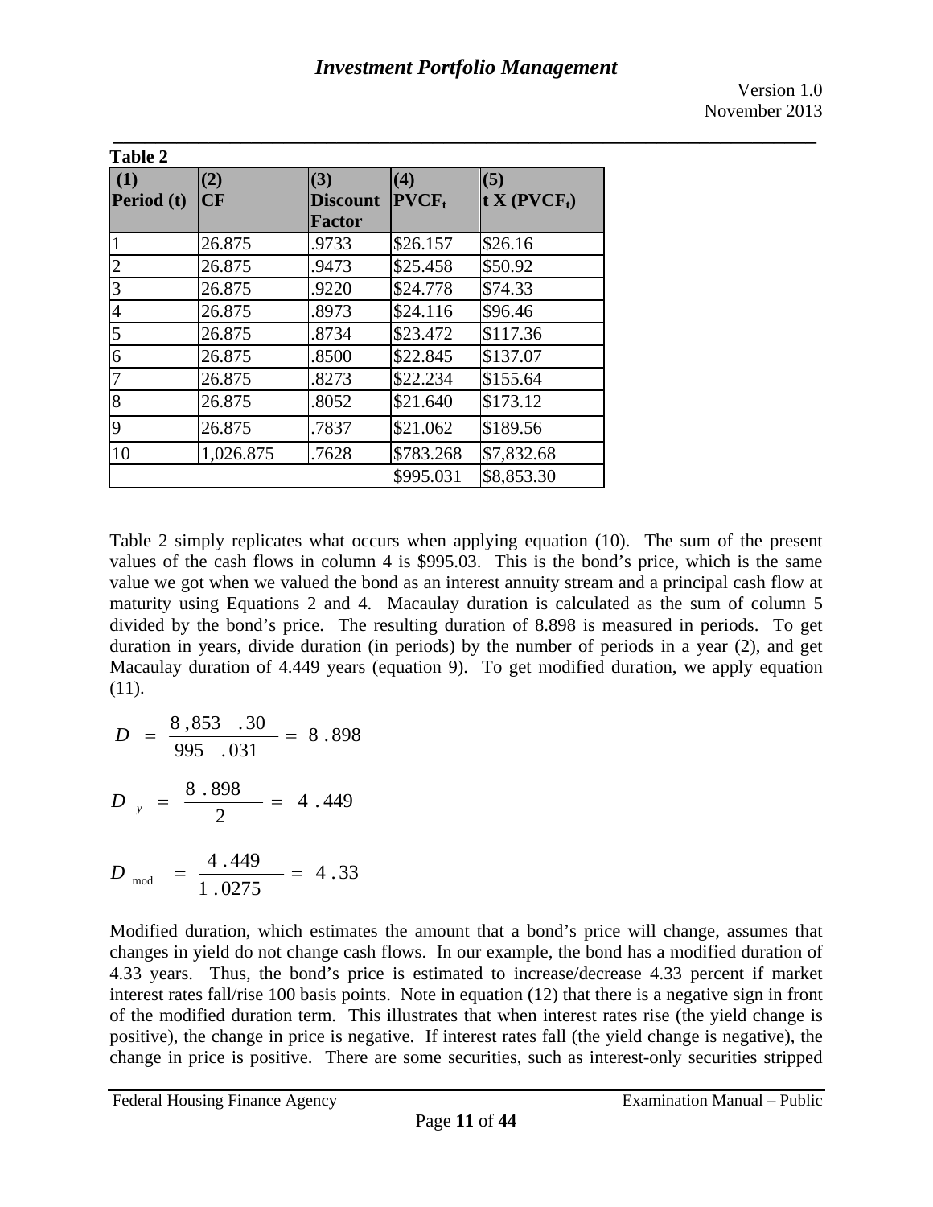**Table 2**

| (1) Period (t) | (2) CF | (3) Discount Factor | (4) $PVCF_t$ | (5) $t \times (PVCF_t)$ |
|---|---|---|---|---|
| 1 | 26.875 | .9733 | $26.157 | $26.16 |
| 2 | 26.875 | .9473 | $25.458 | $50.92 |
| 3 | 26.875 | .9220 | $24.778 | $74.33 |
| 4 | 26.875 | .8973 | $24.116 | $96.46 |
| 5 | 26.875 | .8734 | $23.472 | $117.36 |
| 6 | 26.875 | .8500 | $22.845 | $137.07 |
| 7 | 26.875 | .8273 | $22.234 | $155.64 |
| 8 | 26.875 | .8052 | $21.640 | $173.12 |
| 9 | 26.875 | .7837 | $21.062 | $189.56 |
| 10 | 1,026.875 | .7628 | $783.268 | $7,832.68 |
| | | | $995.031 | $8,853.30 |

Table 2 simply replicates what occurs when applying equation (10). The sum of the present values of the cash flows in column 4 is $995.03. This is the bond's price, which is the same value we got when we valued the bond as an interest annuity stream and a principal cash flow at maturity using Equations 2 and 4. Macaulay duration is calculated as the sum of column 5 divided by the bond's price. The resulting duration of 8.898 is measured in periods. To get duration in years, divide duration (in periods) by the number of periods in a year (2), and get Macaulay duration of 4.449 years (equation 9). To get modified duration, we apply equation (11).

$$D = \frac{8,853.30}{995.031} = 8.898$$

$$D_y = \frac{8.898}{2} = 4.449$$

$$D_{mod} = \frac{4.449}{1.0275} = 4.33$$

Modified duration, which estimates the amount that a bond's price will change, assumes that changes in yield do not change cash flows. In our example, the bond has a modified duration of 4.33 years. Thus, the bond's price is estimated to increase/decrease 4.33 percent if market interest rates fall/rise 100 basis points. Note in equation (12) that there is a negative sign in front of the modified duration term. This illustrates that when interest rates rise (the yield change is positive), the change in price is negative. If interest rates fall (the yield change is negative), the change in price is positive. There are some securities, such as interest-only securities stripped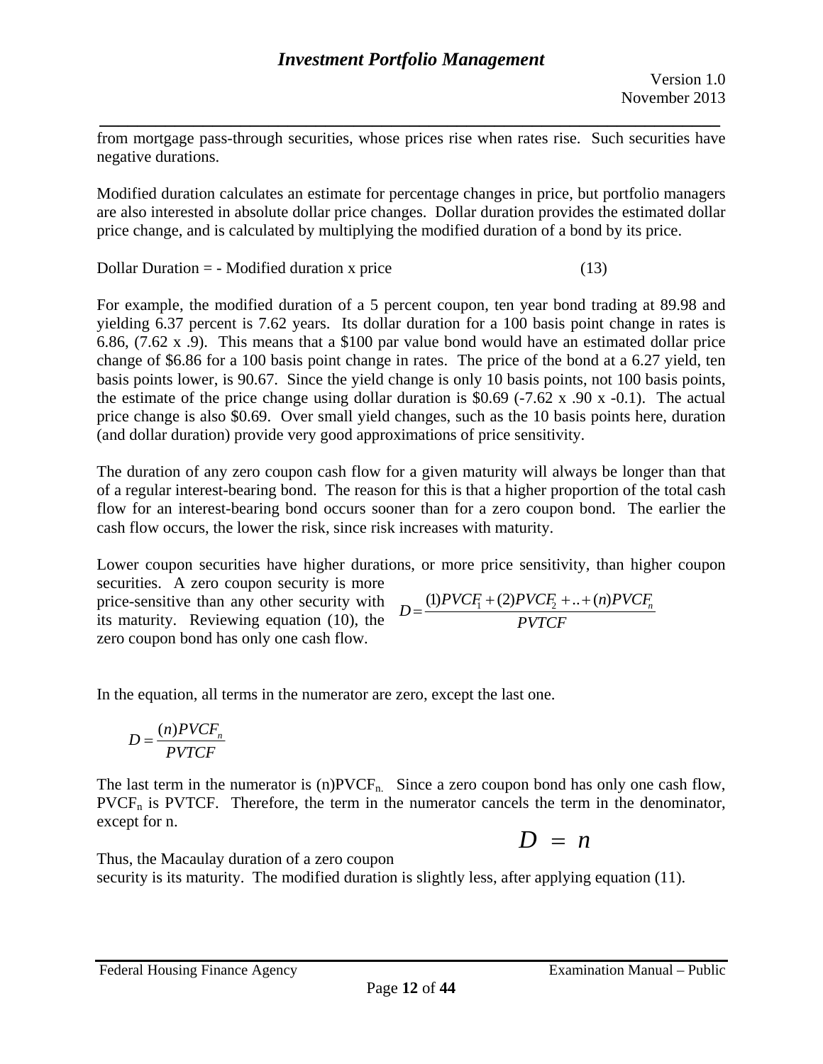from mortgage pass-through securities, whose prices rise when rates rise. Such securities have negative durations.

Modified duration calculates an estimate for percentage changes in price, but portfolio managers are also interested in absolute dollar price changes. Dollar duration provides the estimated dollar price change, and is calculated by multiplying the modified duration of a bond by its price.

Dollar Duration = - Modified duration x price (13)

For example, the modified duration of a 5 percent coupon, ten year bond trading at 89.98 and yielding 6.37 percent is 7.62 years. Its dollar duration for a 100 basis point change in rates is 6.86, (7.62 x .9). This means that a $100 par value bond would have an estimated dollar price change of $6.86 for a 100 basis point change in rates. The price of the bond at a 6.27 yield, ten basis points lower, is 90.67. Since the yield change is only 10 basis points, not 100 basis points, the estimate of the price change using dollar duration is $0.69 (-7.62 x .90 x -0.1). The actual price change is also $0.69. Over small yield changes, such as the 10 basis points here, duration (and dollar duration) provide very good approximations of price sensitivity.

The duration of any zero coupon cash flow for a given maturity will always be longer than that of a regular interest-bearing bond. The reason for this is that a higher proportion of the total cash flow for an interest-bearing bond occurs sooner than for a zero coupon bond. The earlier the cash flow occurs, the lower the risk, since risk increases with maturity.

Lower coupon securities have higher durations, or more price sensitivity, than higher coupon securities. A zero coupon security is more price-sensitive than any other security with its maturity. Reviewing equation (10), the zero coupon bond has only one cash flow.

$$D = \frac{(1)PVCF_1 + (2)PVCF_2 + .. + (n)PVCF_n}{PVTCF}$$

In the equation, all terms in the numerator are zero, except the last one.

$$D = \frac{(n)PVCF_n}{PVTCF}$$

The last term in the numerator is $(n)PVCF_n$. Since a zero coupon bond has only one cash flow, $PVCF_n$ is PVTCF. Therefore, the term in the numerator cancels the term in the denominator, except for n.

$$D = n$$

Thus, the Macaulay duration of a zero coupon security is its maturity. The modified duration is slightly less, after applying equation (11).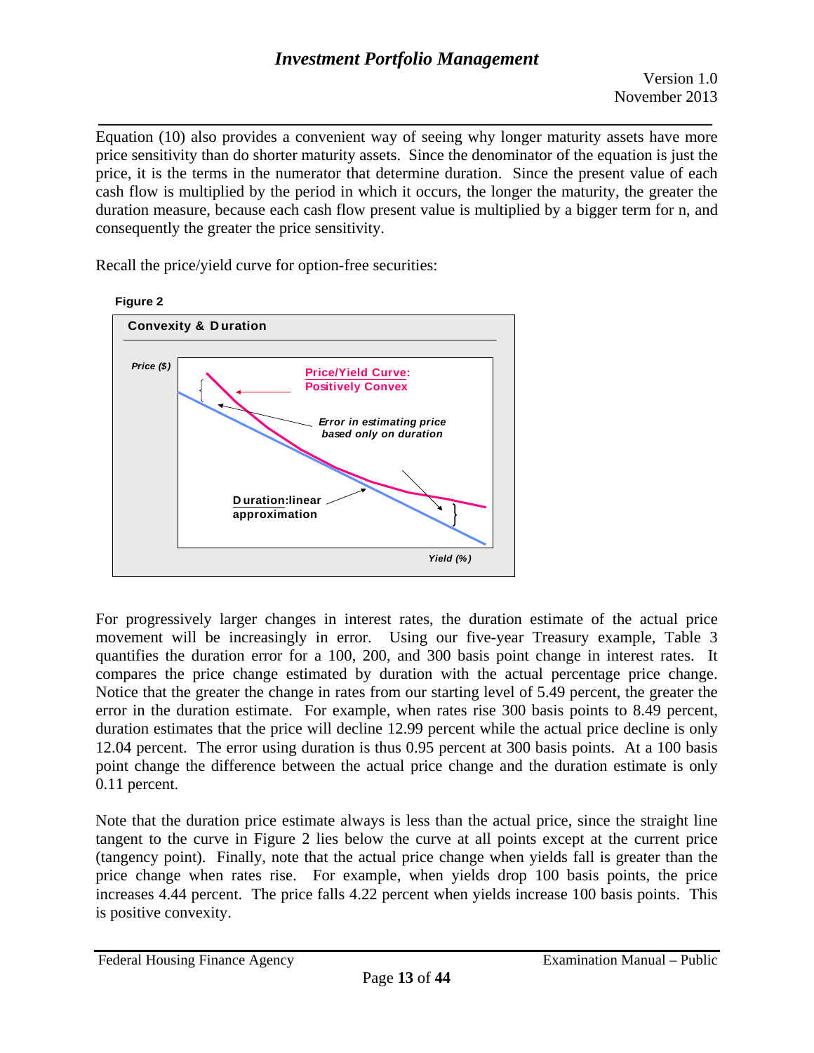Equation (10) also provides a convenient way of seeing why longer maturity assets have more price sensitivity than do shorter maturity assets. Since the denominator of the equation is just the price, it is the terms in the numerator that determine duration. Since the present value of each cash flow is multiplied by the period in which it occurs, the longer the maturity, the greater the duration measure, because each cash flow present value is multiplied by a bigger term for n, and consequently the greater the price sensitivity.

Recall the price/yield curve for option-free securities:

**Figure 2**

**Convexity & Duration**

Price ($)

Price/Yield Curve: Positively Convex

Error in estimating price based only on duration

Duration:linear approximation

Yield (%)

For progressively larger changes in interest rates, the duration estimate of the actual price movement will be increasingly in error. Using our five-year Treasury example, Table 3 quantifies the duration error for a 100, 200, and 300 basis point change in interest rates. It compares the price change estimated by duration with the actual percentage price change. Notice that the greater the change in rates from our starting level of 5.49 percent, the greater the error in the duration estimate. For example, when rates rise 300 basis points to 8.49 percent, duration estimates that the price will decline 12.99 percent while the actual price decline is only 12.04 percent. The error using duration is thus 0.95 percent at 300 basis points. At a 100 basis point change the difference between the actual price change and the duration estimate is only 0.11 percent.

Note that the duration price estimate always is less than the actual price, since the straight line tangent to the curve in Figure 2 lies below the curve at all points except at the current price (tangency point). Finally, note that the actual price change when yields fall is greater than the price change when rates rise. For example, when yields drop 100 basis points, the price increases 4.44 percent. The price falls 4.22 percent when yields increase 100 basis points. This is positive convexity.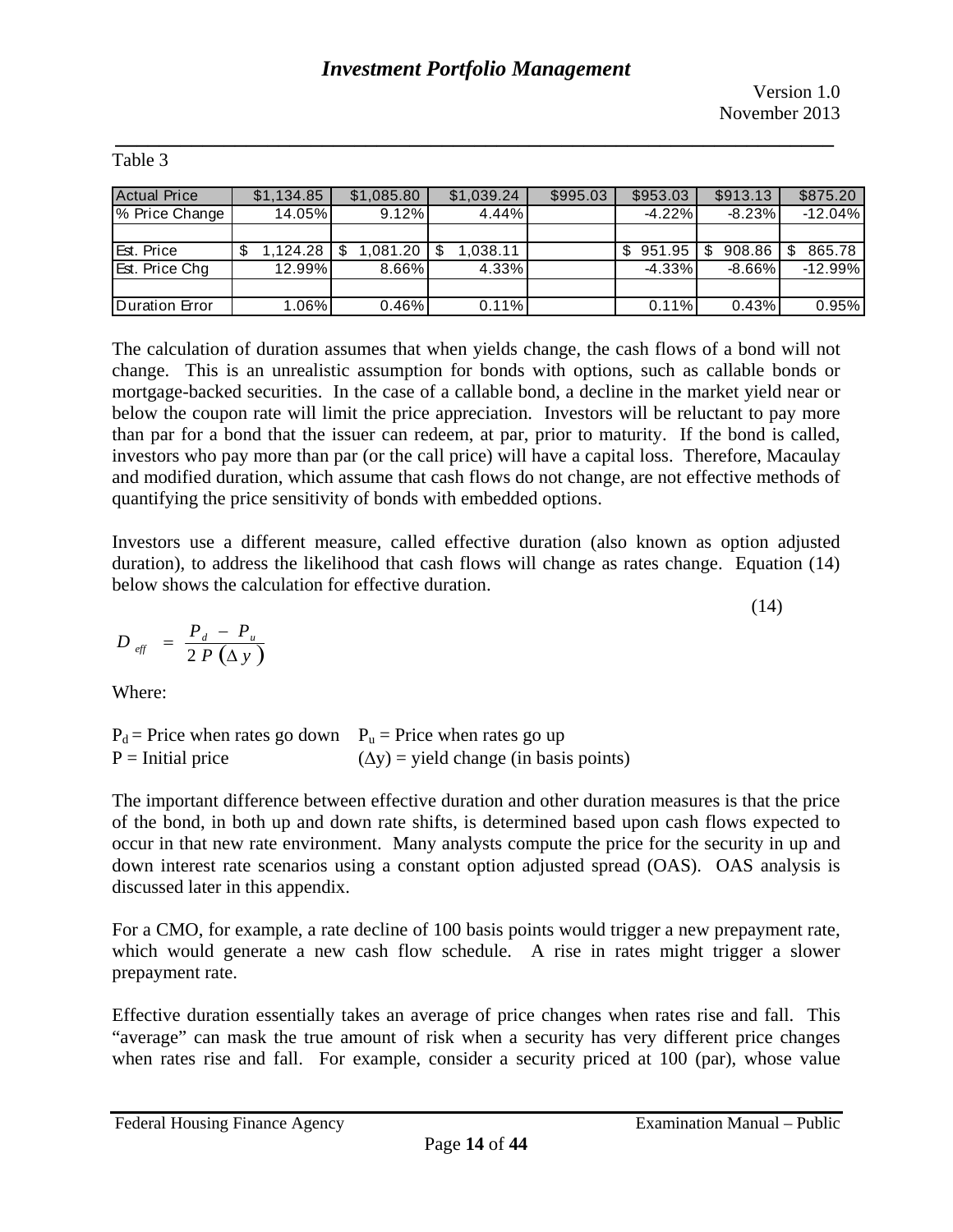Table 3

| Actual Price | \$1,134.85 | \$1,085.80 | \$1,039.24 | \$995.03 | \$953.03 | \$913.13 | \$875.20 |
|---|---|---|---|---|---|---|---|
| % Price Change | 14.05% | 9.12% | 4.44% | | -4.22% | -8.23% | -12.04% |
| | | | | | | | |
| Est. Price | \$ 1,124.28 | \$ 1,081.20 | \$ 1,038.11 | | \$ 951.95 | \$ 908.86 | \$ 865.78 |
| Est. Price Chg | 12.99% | 8.66% | 4.33% | | -4.33% | -8.66% | -12.99% |
| | | | | | | | |
| Duration Error | 1.06% | 0.46% | 0.11% | | 0.11% | 0.43% | 0.95% |

The calculation of duration assumes that when yields change, the cash flows of a bond will not change. This is an unrealistic assumption for bonds with options, such as callable bonds or mortgage-backed securities. In the case of a callable bond, a decline in the market yield near or below the coupon rate will limit the price appreciation. Investors will be reluctant to pay more than par for a bond that the issuer can redeem, at par, prior to maturity. If the bond is called, investors who pay more than par (or the call price) will have a capital loss. Therefore, Macaulay and modified duration, which assume that cash flows do not change, are not effective methods of quantifying the price sensitivity of bonds with embedded options.

Investors use a different measure, called effective duration (also known as option adjusted duration), to address the likelihood that cash flows will change as rates change. Equation (14) below shows the calculation for effective duration.

$$D_{eff} = \frac{P_d - P_u}{2P(\Delta y)} \tag{14}$$

Where:

$P_d$ = Price when rates go down  $P_u$ = Price when rates go up
$P$ = Initial price  $(\Delta y)$ = yield change (in basis points)

The important difference between effective duration and other duration measures is that the price of the bond, in both up and down rate shifts, is determined based upon cash flows expected to occur in that new rate environment. Many analysts compute the price for the security in up and down interest rate scenarios using a constant option adjusted spread (OAS). OAS analysis is discussed later in this appendix.

For a CMO, for example, a rate decline of 100 basis points would trigger a new prepayment rate, which would generate a new cash flow schedule. A rise in rates might trigger a slower prepayment rate.

Effective duration essentially takes an average of price changes when rates rise and fall. This "average" can mask the true amount of risk when a security has very different price changes when rates rise and fall. For example, consider a security priced at 100 (par), whose value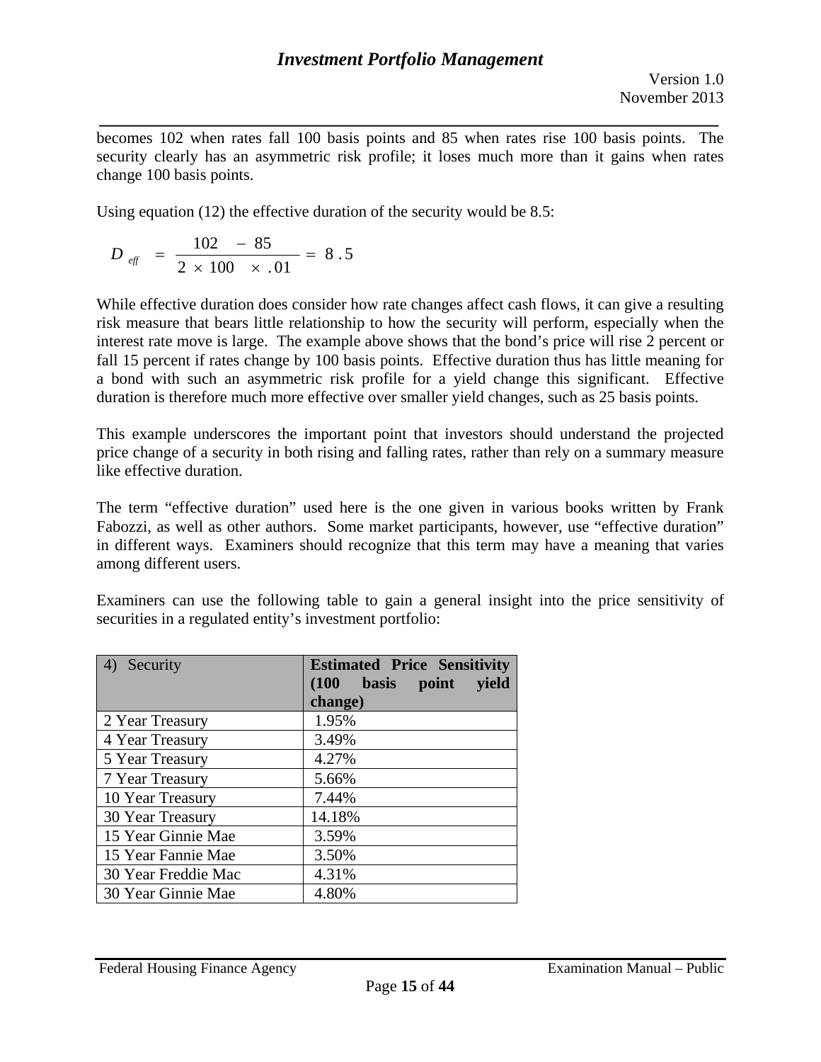becomes 102 when rates fall 100 basis points and 85 when rates rise 100 basis points. The security clearly has an asymmetric risk profile; it loses much more than it gains when rates change 100 basis points.

Using equation (12) the effective duration of the security would be 8.5:

$$D_{eff} = \frac{102 - 85}{2 \times 100 \times .01} = 8.5$$

While effective duration does consider how rate changes affect cash flows, it can give a resulting risk measure that bears little relationship to how the security will perform, especially when the interest rate move is large. The example above shows that the bond's price will rise 2 percent or fall 15 percent if rates change by 100 basis points. Effective duration thus has little meaning for a bond with such an asymmetric risk profile for a yield change this significant. Effective duration is therefore much more effective over smaller yield changes, such as 25 basis points.

This example underscores the important point that investors should understand the projected price change of a security in both rising and falling rates, rather than rely on a summary measure like effective duration.

The term "effective duration" used here is the one given in various books written by Frank Fabozzi, as well as other authors. Some market participants, however, use "effective duration" in different ways. Examiners should recognize that this term may have a meaning that varies among different users.

Examiners can use the following table to gain a general insight into the price sensitivity of securities in a regulated entity's investment portfolio:

| 4) Security | **Estimated Price Sensitivity (100 basis point yield change)** |
|---|---|
| 2 Year Treasury | 1.95% |
| 4 Year Treasury | 3.49% |
| 5 Year Treasury | 4.27% |
| 7 Year Treasury | 5.66% |
| 10 Year Treasury | 7.44% |
| 30 Year Treasury | 14.18% |
| 15 Year Ginnie Mae | 3.59% |
| 15 Year Fannie Mae | 3.50% |
| 30 Year Freddie Mac | 4.31% |
| 30 Year Ginnie Mae | 4.80% |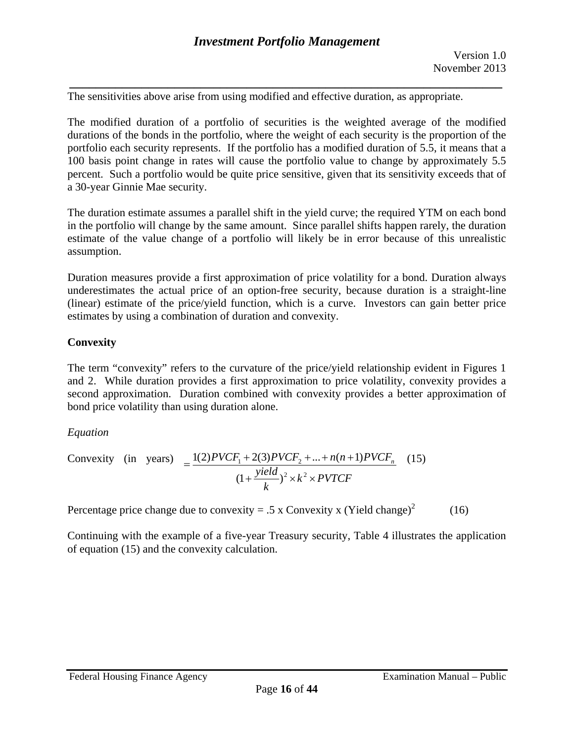The sensitivities above arise from using modified and effective duration, as appropriate.

The modified duration of a portfolio of securities is the weighted average of the modified durations of the bonds in the portfolio, where the weight of each security is the proportion of the portfolio each security represents. If the portfolio has a modified duration of 5.5, it means that a 100 basis point change in rates will cause the portfolio value to change by approximately 5.5 percent. Such a portfolio would be quite price sensitive, given that its sensitivity exceeds that of a 30-year Ginnie Mae security.

The duration estimate assumes a parallel shift in the yield curve; the required YTM on each bond in the portfolio will change by the same amount. Since parallel shifts happen rarely, the duration estimate of the value change of a portfolio will likely be in error because of this unrealistic assumption.

Duration measures provide a first approximation of price volatility for a bond. Duration always underestimates the actual price of an option-free security, because duration is a straight-line (linear) estimate of the price/yield function, which is a curve. Investors can gain better price estimates by using a combination of duration and convexity.

**Convexity**

The term "convexity" refers to the curvature of the price/yield relationship evident in Figures 1 and 2. While duration provides a first approximation to price volatility, convexity provides a second approximation. Duration combined with convexity provides a better approximation of bond price volatility than using duration alone.

*Equation*

Convexity (in years) $= \dfrac{1(2)PVCF_1 + 2(3)PVCF_2 + ... + n(n+1)PVCF_n}{(1+\dfrac{yield}{k})^2 \times k^2 \times PVTCF}$ (15)

Percentage price change due to convexity = .5 x Convexity x (Yield change)$^2$ (16)

Continuing with the example of a five-year Treasury security, Table 4 illustrates the application of equation (15) and the convexity calculation.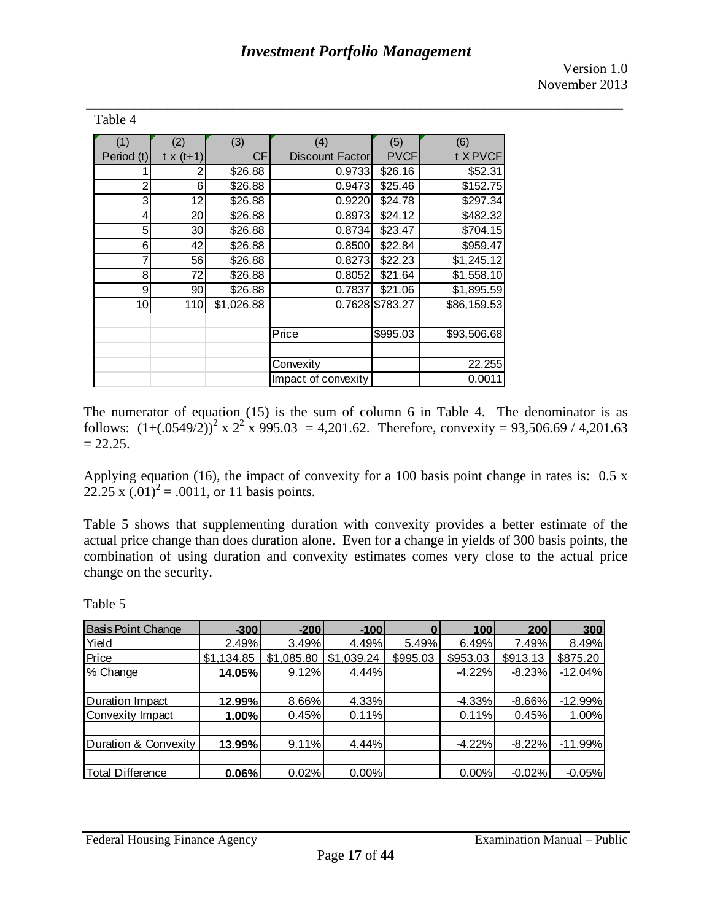Table 4

| (1) Period (t) | (2) t x (t+1) | (3) CF | (4) Discount Factor | (5) PVCF | (6) t X PVCF |
|---|---|---|---|---|---|
| 1 | 2 | \$26.88 | 0.9733 | \$26.16 | \$52.31 |
| 2 | 6 | \$26.88 | 0.9473 | \$25.46 | \$152.75 |
| 3 | 12 | \$26.88 | 0.9220 | \$24.78 | \$297.34 |
| 4 | 20 | \$26.88 | 0.8973 | \$24.12 | \$482.32 |
| 5 | 30 | \$26.88 | 0.8734 | \$23.47 | \$704.15 |
| 6 | 42 | \$26.88 | 0.8500 | \$22.84 | \$959.47 |
| 7 | 56 | \$26.88 | 0.8273 | \$22.23 | \$1,245.12 |
| 8 | 72 | \$26.88 | 0.8052 | \$21.64 | \$1,558.10 |
| 9 | 90 | \$26.88 | 0.7837 | \$21.06 | \$1,895.59 |
| 10 | 110 | \$1,026.88 | 0.7628 | \$783.27 | \$86,159.53 |
| | | | | | |
| | | | Price | \$995.03 | \$93,506.68 |
| | | | | | |
| | | | Convexity | | 22.255 |
| | | | Impact of convexity | | 0.0011 |

The numerator of equation (15) is the sum of column 6 in Table 4. The denominator is as follows: $(1+(.0549/2))^2 \times 2^2 \times 995.03 = 4{,}201.62$. Therefore, convexity = 93,506.69 / 4,201.63 = 22.25.

Applying equation (16), the impact of convexity for a 100 basis point change in rates is: $0.5 \times 22.25 \times (.01)^2 = .0011$, or 11 basis points.

Table 5 shows that supplementing duration with convexity provides a better estimate of the actual price change than does duration alone. Even for a change in yields of 300 basis points, the combination of using duration and convexity estimates comes very close to the actual price change on the security.

Table 5

| Basis Point Change | **-300** | **-200** | **-100** | **0** | **100** | **200** | **300** |
|---|---|---|---|---|---|---|---|
| Yield | 2.49% | 3.49% | 4.49% | 5.49% | 6.49% | 7.49% | 8.49% |
| Price | \$1,134.85 | \$1,085.80 | \$1,039.24 | \$995.03 | \$953.03 | \$913.13 | \$875.20 |
| % Change | **14.05%** | 9.12% | 4.44% | | -4.22% | -8.23% | -12.04% |
| | | | | | | | |
| Duration Impact | **12.99%** | 8.66% | 4.33% | | -4.33% | -8.66% | -12.99% |
| Convexity Impact | **1.00%** | 0.45% | 0.11% | | 0.11% | 0.45% | 1.00% |
| | | | | | | | |
| Duration & Convexity | **13.99%** | 9.11% | 4.44% | | -4.22% | -8.22% | -11.99% |
| | | | | | | | |
| Total Difference | **0.06%** | 0.02% | 0.00% | | 0.00% | -0.02% | -0.05% |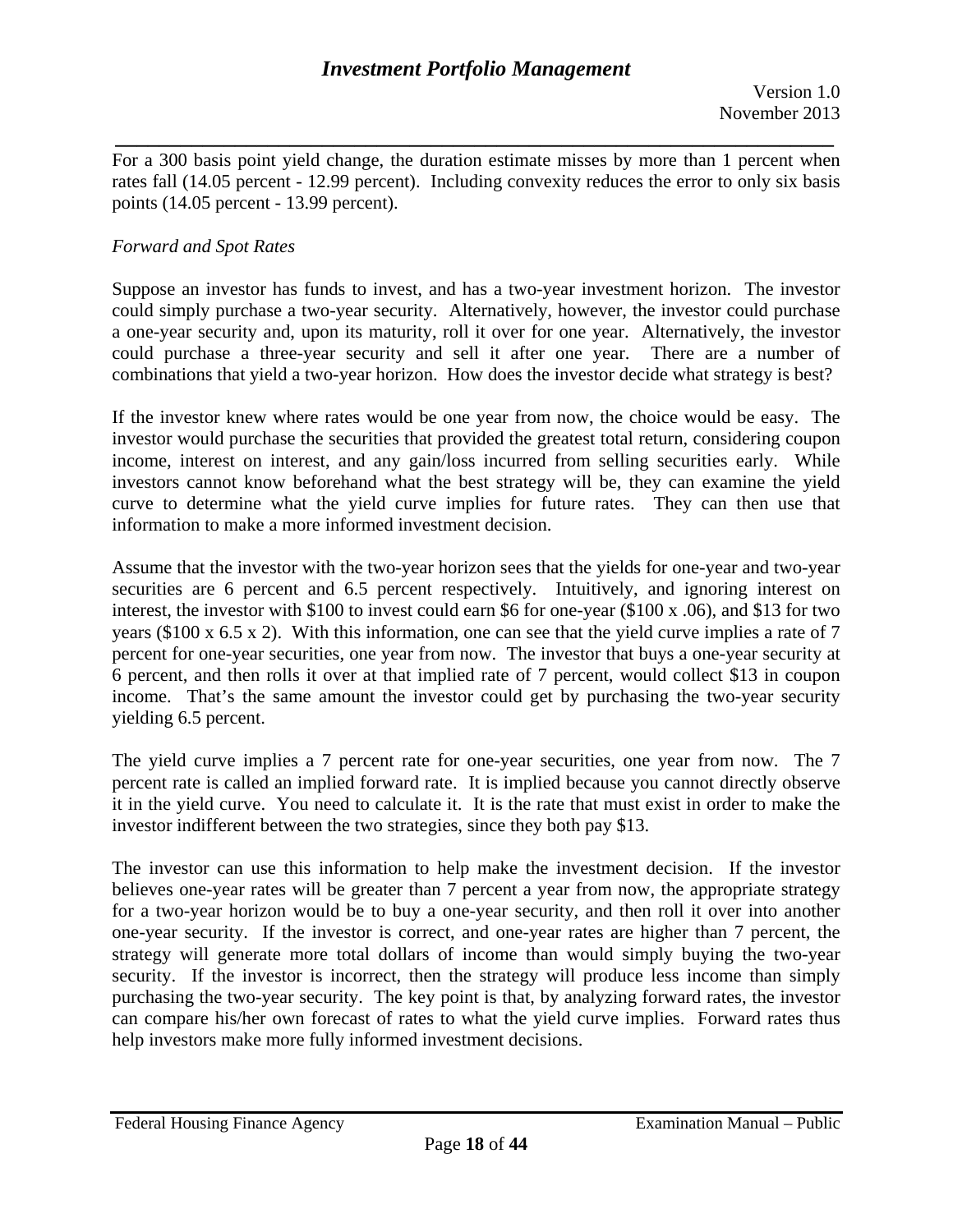For a 300 basis point yield change, the duration estimate misses by more than 1 percent when rates fall (14.05 percent - 12.99 percent). Including convexity reduces the error to only six basis points (14.05 percent - 13.99 percent).

*Forward and Spot Rates*

Suppose an investor has funds to invest, and has a two-year investment horizon. The investor could simply purchase a two-year security. Alternatively, however, the investor could purchase a one-year security and, upon its maturity, roll it over for one year. Alternatively, the investor could purchase a three-year security and sell it after one year. There are a number of combinations that yield a two-year horizon. How does the investor decide what strategy is best?

If the investor knew where rates would be one year from now, the choice would be easy. The investor would purchase the securities that provided the greatest total return, considering coupon income, interest on interest, and any gain/loss incurred from selling securities early. While investors cannot know beforehand what the best strategy will be, they can examine the yield curve to determine what the yield curve implies for future rates. They can then use that information to make a more informed investment decision.

Assume that the investor with the two-year horizon sees that the yields for one-year and two-year securities are 6 percent and 6.5 percent respectively. Intuitively, and ignoring interest on interest, the investor with $100 to invest could earn $6 for one-year ($100 x .06), and $13 for two years ($100 x 6.5 x 2). With this information, one can see that the yield curve implies a rate of 7 percent for one-year securities, one year from now. The investor that buys a one-year security at 6 percent, and then rolls it over at that implied rate of 7 percent, would collect $13 in coupon income. That's the same amount the investor could get by purchasing the two-year security yielding 6.5 percent.

The yield curve implies a 7 percent rate for one-year securities, one year from now. The 7 percent rate is called an implied forward rate. It is implied because you cannot directly observe it in the yield curve. You need to calculate it. It is the rate that must exist in order to make the investor indifferent between the two strategies, since they both pay $13.

The investor can use this information to help make the investment decision. If the investor believes one-year rates will be greater than 7 percent a year from now, the appropriate strategy for a two-year horizon would be to buy a one-year security, and then roll it over into another one-year security. If the investor is correct, and one-year rates are higher than 7 percent, the strategy will generate more total dollars of income than would simply buying the two-year security. If the investor is incorrect, then the strategy will produce less income than simply purchasing the two-year security. The key point is that, by analyzing forward rates, the investor can compare his/her own forecast of rates to what the yield curve implies. Forward rates thus help investors make more fully informed investment decisions.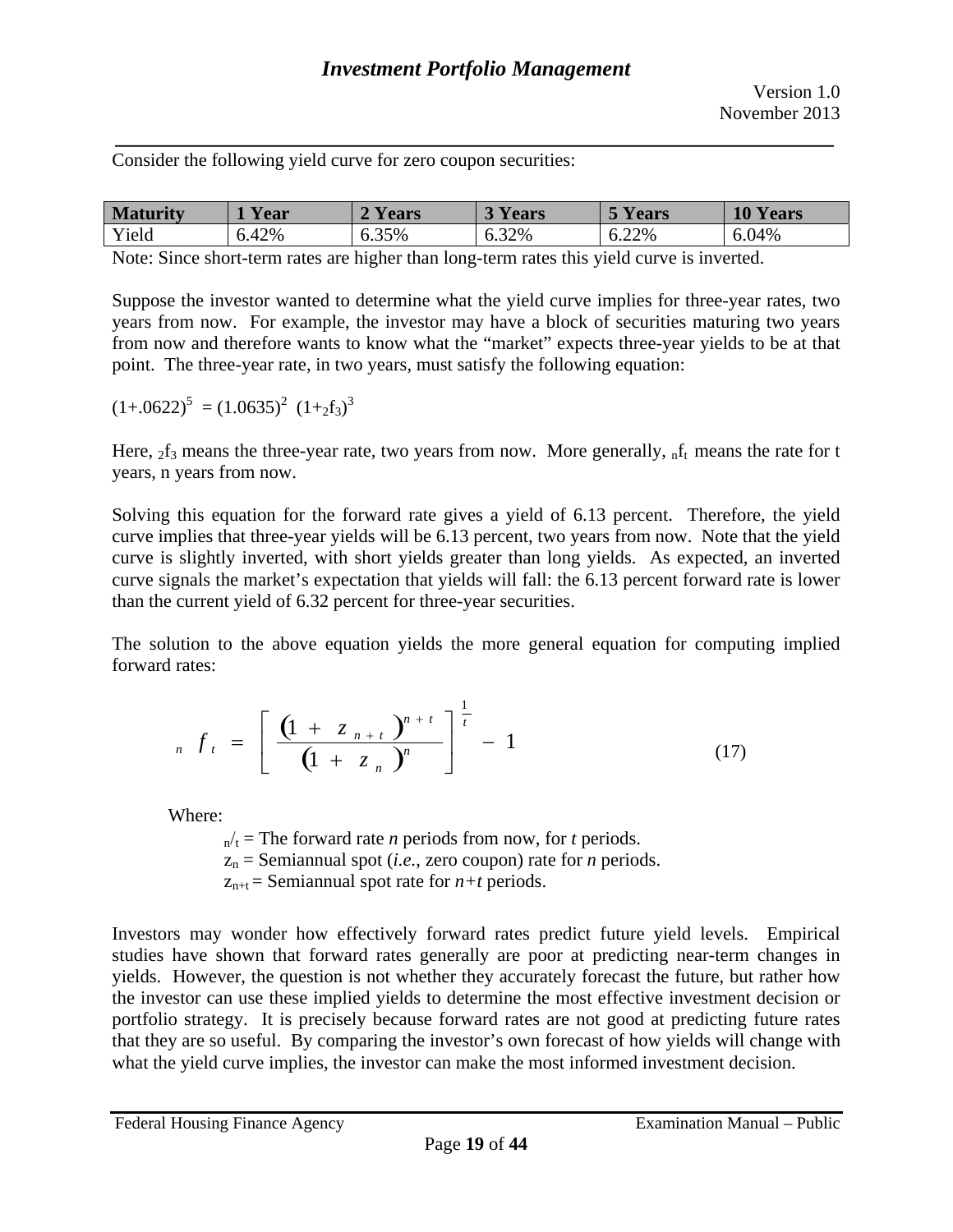Consider the following yield curve for zero coupon securities:

| Maturity | 1 Year | 2 Years | 3 Years | 5 Years | 10 Years |
|---|---|---|---|---|---|
| Yield | 6.42% | 6.35% | 6.32% | 6.22% | 6.04% |

Note: Since short-term rates are higher than long-term rates this yield curve is inverted.

Suppose the investor wanted to determine what the yield curve implies for three-year rates, two years from now. For example, the investor may have a block of securities maturing two years from now and therefore wants to know what the "market" expects three-year yields to be at that point. The three-year rate, in two years, must satisfy the following equation:

$$(1+.0622)^5 = (1.0635)^2 \ (1+{}_2f_3)^3$$

Here, ${}_2f_3$ means the three-year rate, two years from now. More generally, ${}_nf_t$ means the rate for t years, n years from now.

Solving this equation for the forward rate gives a yield of 6.13 percent. Therefore, the yield curve implies that three-year yields will be 6.13 percent, two years from now. Note that the yield curve is slightly inverted, with short yields greater than long yields. As expected, an inverted curve signals the market's expectation that yields will fall: the 6.13 percent forward rate is lower than the current yield of 6.32 percent for three-year securities.

The solution to the above equation yields the more general equation for computing implied forward rates:

$$_n f_t = \left[ \frac{(1 + z_{n+t})^{n+t}}{(1 + z_n)^n} \right]^{\frac{1}{t}} - 1 \qquad (17)$$

Where:

- ${}_n/_t$ = The forward rate *n* periods from now, for *t* periods.
- $z_n$ = Semiannual spot (*i.e.*, zero coupon) rate for *n* periods.
- $z_{n+t}$ = Semiannual spot rate for *n+t* periods.

Investors may wonder how effectively forward rates predict future yield levels. Empirical studies have shown that forward rates generally are poor at predicting near-term changes in yields. However, the question is not whether they accurately forecast the future, but rather how the investor can use these implied yields to determine the most effective investment decision or portfolio strategy. It is precisely because forward rates are not good at predicting future rates that they are so useful. By comparing the investor's own forecast of how yields will change with what the yield curve implies, the investor can make the most informed investment decision.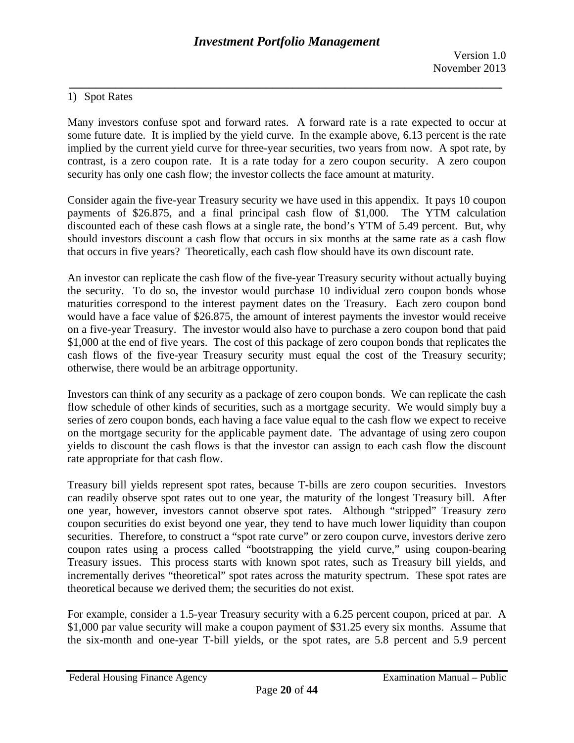1) Spot Rates

Many investors confuse spot and forward rates. A forward rate is a rate expected to occur at some future date. It is implied by the yield curve. In the example above, 6.13 percent is the rate implied by the current yield curve for three-year securities, two years from now. A spot rate, by contrast, is a zero coupon rate. It is a rate today for a zero coupon security. A zero coupon security has only one cash flow; the investor collects the face amount at maturity.

Consider again the five-year Treasury security we have used in this appendix. It pays 10 coupon payments of $26.875, and a final principal cash flow of $1,000. The YTM calculation discounted each of these cash flows at a single rate, the bond's YTM of 5.49 percent. But, why should investors discount a cash flow that occurs in six months at the same rate as a cash flow that occurs in five years? Theoretically, each cash flow should have its own discount rate.

An investor can replicate the cash flow of the five-year Treasury security without actually buying the security. To do so, the investor would purchase 10 individual zero coupon bonds whose maturities correspond to the interest payment dates on the Treasury. Each zero coupon bond would have a face value of $26.875, the amount of interest payments the investor would receive on a five-year Treasury. The investor would also have to purchase a zero coupon bond that paid $1,000 at the end of five years. The cost of this package of zero coupon bonds that replicates the cash flows of the five-year Treasury security must equal the cost of the Treasury security; otherwise, there would be an arbitrage opportunity.

Investors can think of any security as a package of zero coupon bonds. We can replicate the cash flow schedule of other kinds of securities, such as a mortgage security. We would simply buy a series of zero coupon bonds, each having a face value equal to the cash flow we expect to receive on the mortgage security for the applicable payment date. The advantage of using zero coupon yields to discount the cash flows is that the investor can assign to each cash flow the discount rate appropriate for that cash flow.

Treasury bill yields represent spot rates, because T-bills are zero coupon securities. Investors can readily observe spot rates out to one year, the maturity of the longest Treasury bill. After one year, however, investors cannot observe spot rates. Although "stripped" Treasury zero coupon securities do exist beyond one year, they tend to have much lower liquidity than coupon securities. Therefore, to construct a "spot rate curve" or zero coupon curve, investors derive zero coupon rates using a process called "bootstrapping the yield curve," using coupon-bearing Treasury issues. This process starts with known spot rates, such as Treasury bill yields, and incrementally derives "theoretical" spot rates across the maturity spectrum. These spot rates are theoretical because we derived them; the securities do not exist.

For example, consider a 1.5-year Treasury security with a 6.25 percent coupon, priced at par. A $1,000 par value security will make a coupon payment of $31.25 every six months. Assume that the six-month and one-year T-bill yields, or the spot rates, are 5.8 percent and 5.9 percent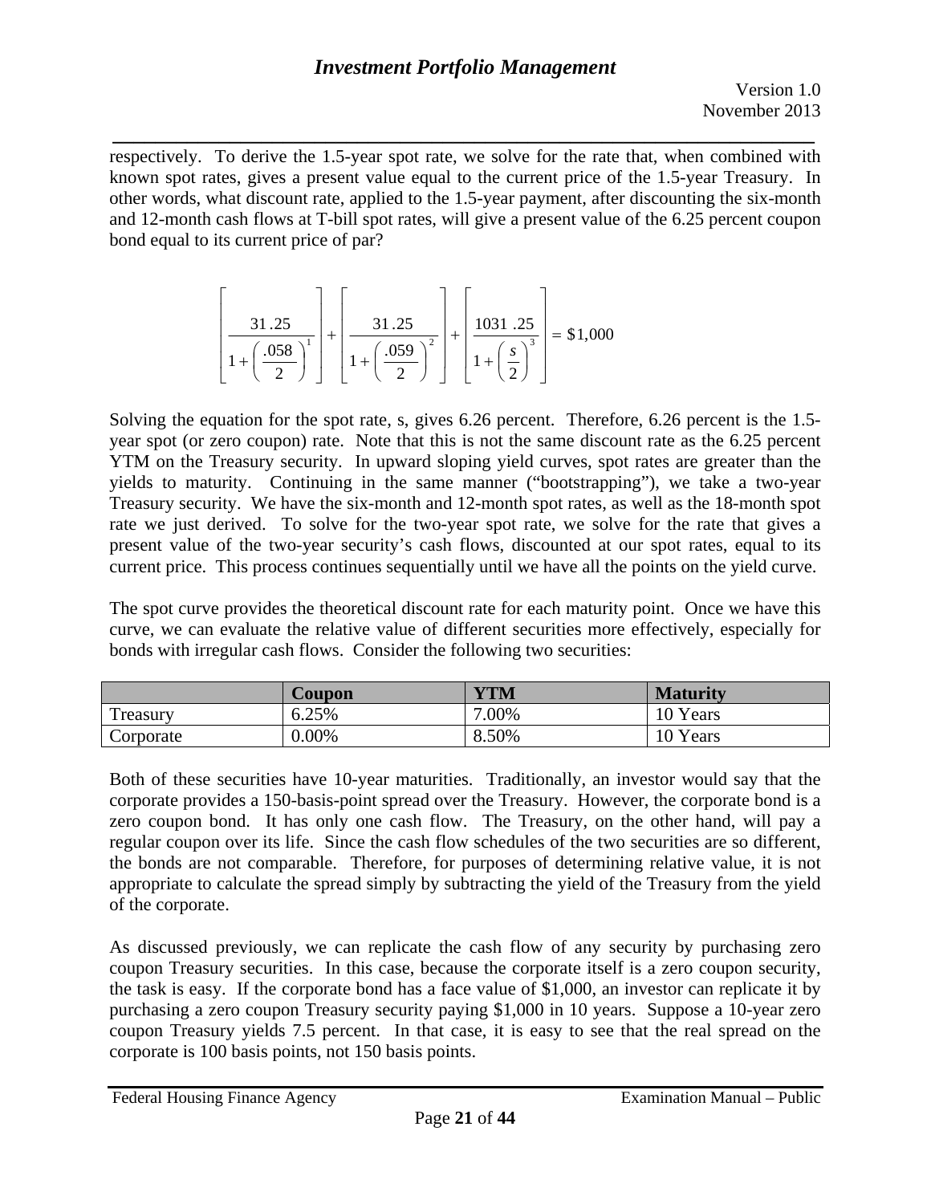respectively. To derive the 1.5-year spot rate, we solve for the rate that, when combined with known spot rates, gives a present value equal to the current price of the 1.5-year Treasury. In other words, what discount rate, applied to the 1.5-year payment, after discounting the six-month and 12-month cash flows at T-bill spot rates, will give a present value of the 6.25 percent coupon bond equal to its current price of par?

$$\left[\frac{31.25}{1+\left(\frac{.058}{2}\right)^{1}}\right]+\left[\frac{31.25}{1+\left(\frac{.059}{2}\right)^{2}}\right]+\left[\frac{1031.25}{1+\left(\frac{s}{2}\right)^{3}}\right]=\$1,000$$

Solving the equation for the spot rate, s, gives 6.26 percent. Therefore, 6.26 percent is the 1.5-year spot (or zero coupon) rate. Note that this is not the same discount rate as the 6.25 percent YTM on the Treasury security. In upward sloping yield curves, spot rates are greater than the yields to maturity. Continuing in the same manner ("bootstrapping"), we take a two-year Treasury security. We have the six-month and 12-month spot rates, as well as the 18-month spot rate we just derived. To solve for the two-year spot rate, we solve for the rate that gives a present value of the two-year security's cash flows, discounted at our spot rates, equal to its current price. This process continues sequentially until we have all the points on the yield curve.

The spot curve provides the theoretical discount rate for each maturity point. Once we have this curve, we can evaluate the relative value of different securities more effectively, especially for bonds with irregular cash flows. Consider the following two securities:

| | Coupon | YTM | Maturity |
|---|---|---|---|
| Treasury | 6.25% | 7.00% | 10 Years |
| Corporate | 0.00% | 8.50% | 10 Years |

Both of these securities have 10-year maturities. Traditionally, an investor would say that the corporate provides a 150-basis-point spread over the Treasury. However, the corporate bond is a zero coupon bond. It has only one cash flow. The Treasury, on the other hand, will pay a regular coupon over its life. Since the cash flow schedules of the two securities are so different, the bonds are not comparable. Therefore, for purposes of determining relative value, it is not appropriate to calculate the spread simply by subtracting the yield of the Treasury from the yield of the corporate.

As discussed previously, we can replicate the cash flow of any security by purchasing zero coupon Treasury securities. In this case, because the corporate itself is a zero coupon security, the task is easy. If the corporate bond has a face value of $1,000, an investor can replicate it by purchasing a zero coupon Treasury security paying $1,000 in 10 years. Suppose a 10-year zero coupon Treasury yields 7.5 percent. In that case, it is easy to see that the real spread on the corporate is 100 basis points, not 150 basis points.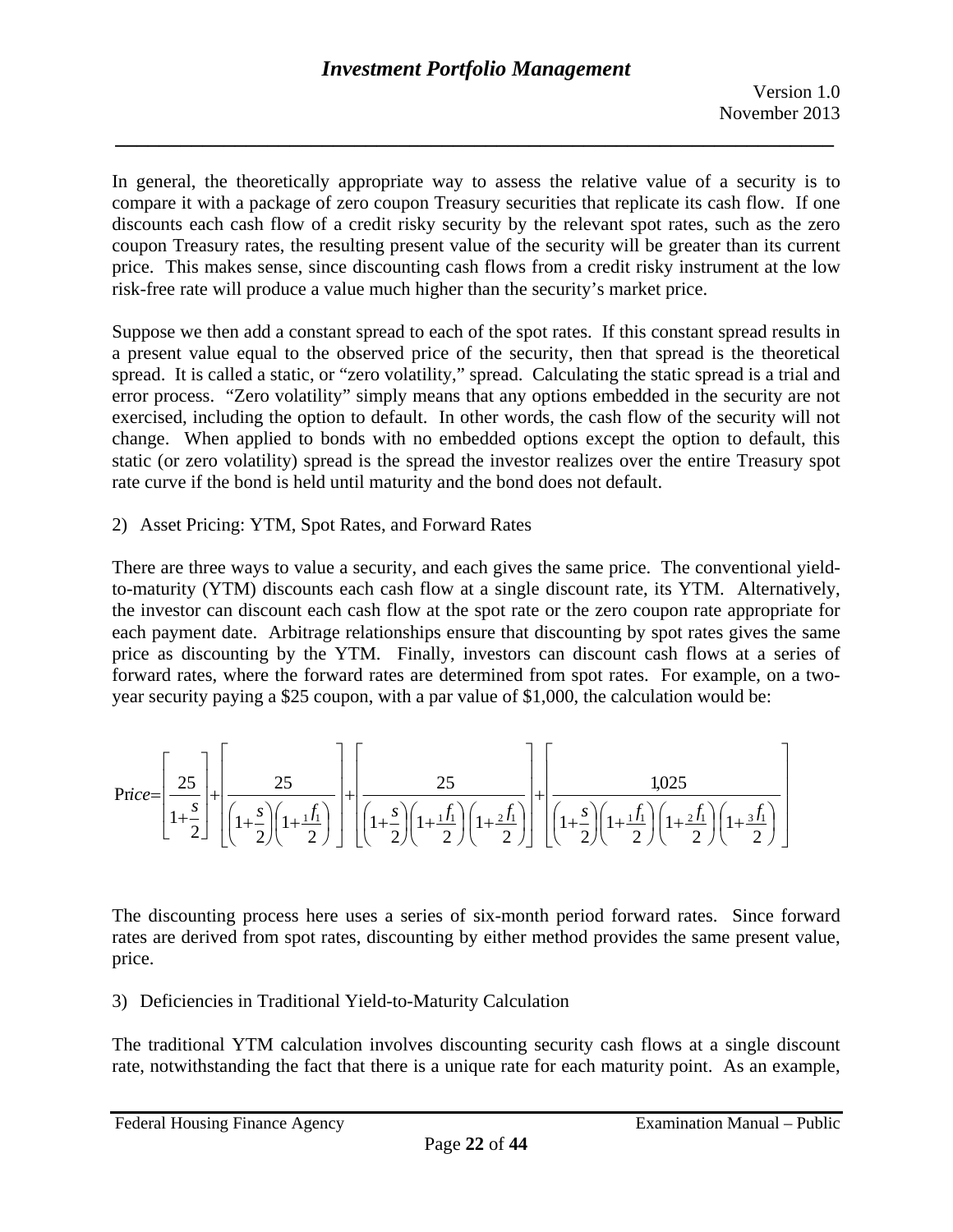In general, the theoretically appropriate way to assess the relative value of a security is to compare it with a package of zero coupon Treasury securities that replicate its cash flow. If one discounts each cash flow of a credit risky security by the relevant spot rates, such as the zero coupon Treasury rates, the resulting present value of the security will be greater than its current price. This makes sense, since discounting cash flows from a credit risky instrument at the low risk-free rate will produce a value much higher than the security's market price.

Suppose we then add a constant spread to each of the spot rates. If this constant spread results in a present value equal to the observed price of the security, then that spread is the theoretical spread. It is called a static, or "zero volatility," spread. Calculating the static spread is a trial and error process. "Zero volatility" simply means that any options embedded in the security are not exercised, including the option to default. In other words, the cash flow of the security will not change. When applied to bonds with no embedded options except the option to default, this static (or zero volatility) spread is the spread the investor realizes over the entire Treasury spot rate curve if the bond is held until maturity and the bond does not default.

2) Asset Pricing: YTM, Spot Rates, and Forward Rates

There are three ways to value a security, and each gives the same price. The conventional yield-to-maturity (YTM) discounts each cash flow at a single discount rate, its YTM. Alternatively, the investor can discount each cash flow at the spot rate or the zero coupon rate appropriate for each payment date. Arbitrage relationships ensure that discounting by spot rates gives the same price as discounting by the YTM. Finally, investors can discount cash flows at a series of forward rates, where the forward rates are determined from spot rates. For example, on a two-year security paying a \$25 coupon, with a par value of \$1,000, the calculation would be:

$$\text{Price} = \left[\frac{25}{1+\frac{s}{2}}\right] + \left[\frac{25}{\left(1+\frac{s}{2}\right)\left(1+\frac{{}_1f_1}{2}\right)}\right] + \left[\frac{25}{\left(1+\frac{s}{2}\right)\left(1+\frac{{}_1f_1}{2}\right)\left(1+\frac{{}_2f_1}{2}\right)}\right] + \left[\frac{1{,}025}{\left(1+\frac{s}{2}\right)\left(1+\frac{{}_1f_1}{2}\right)\left(1+\frac{{}_2f_1}{2}\right)\left(1+\frac{{}_3f_1}{2}\right)}\right]$$

The discounting process here uses a series of six-month period forward rates. Since forward rates are derived from spot rates, discounting by either method provides the same present value, price.

3) Deficiencies in Traditional Yield-to-Maturity Calculation

The traditional YTM calculation involves discounting security cash flows at a single discount rate, notwithstanding the fact that there is a unique rate for each maturity point. As an example,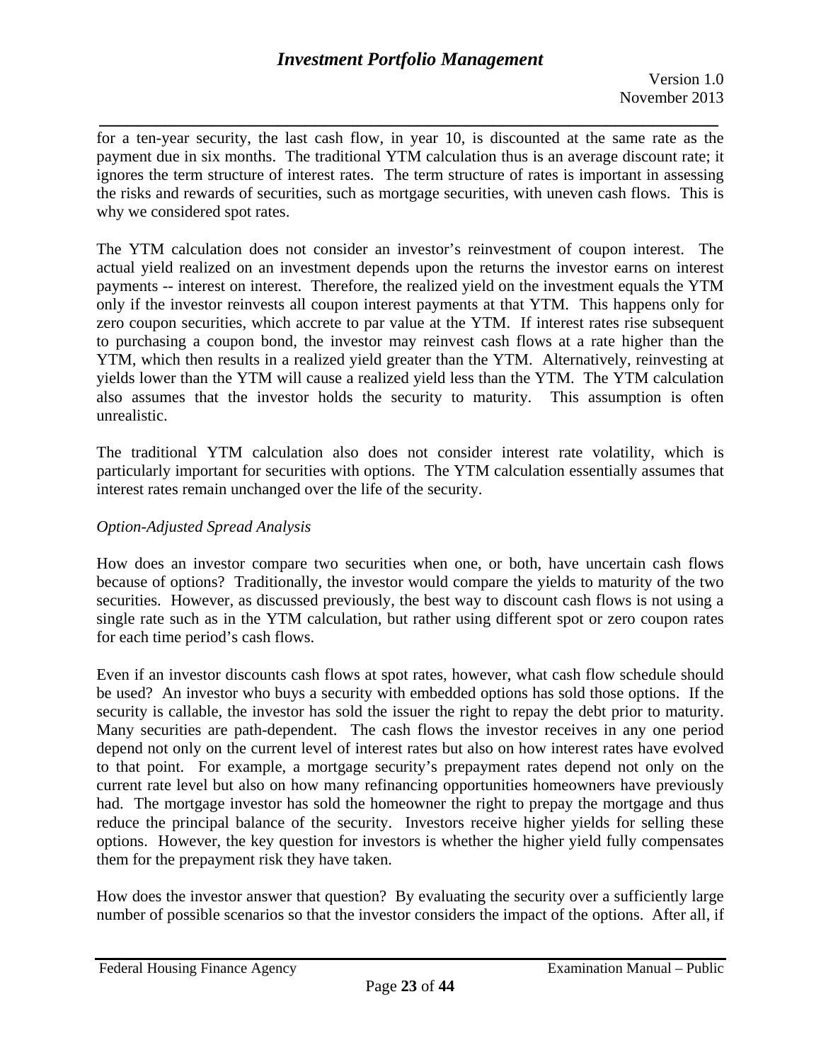for a ten-year security, the last cash flow, in year 10, is discounted at the same rate as the payment due in six months. The traditional YTM calculation thus is an average discount rate; it ignores the term structure of interest rates. The term structure of rates is important in assessing the risks and rewards of securities, such as mortgage securities, with uneven cash flows. This is why we considered spot rates.

The YTM calculation does not consider an investor's reinvestment of coupon interest. The actual yield realized on an investment depends upon the returns the investor earns on interest payments -- interest on interest. Therefore, the realized yield on the investment equals the YTM only if the investor reinvests all coupon interest payments at that YTM. This happens only for zero coupon securities, which accrete to par value at the YTM. If interest rates rise subsequent to purchasing a coupon bond, the investor may reinvest cash flows at a rate higher than the YTM, which then results in a realized yield greater than the YTM. Alternatively, reinvesting at yields lower than the YTM will cause a realized yield less than the YTM. The YTM calculation also assumes that the investor holds the security to maturity. This assumption is often unrealistic.

The traditional YTM calculation also does not consider interest rate volatility, which is particularly important for securities with options. The YTM calculation essentially assumes that interest rates remain unchanged over the life of the security.

*Option-Adjusted Spread Analysis*

How does an investor compare two securities when one, or both, have uncertain cash flows because of options? Traditionally, the investor would compare the yields to maturity of the two securities. However, as discussed previously, the best way to discount cash flows is not using a single rate such as in the YTM calculation, but rather using different spot or zero coupon rates for each time period's cash flows.

Even if an investor discounts cash flows at spot rates, however, what cash flow schedule should be used? An investor who buys a security with embedded options has sold those options. If the security is callable, the investor has sold the issuer the right to repay the debt prior to maturity. Many securities are path-dependent. The cash flows the investor receives in any one period depend not only on the current level of interest rates but also on how interest rates have evolved to that point. For example, a mortgage security's prepayment rates depend not only on the current rate level but also on how many refinancing opportunities homeowners have previously had. The mortgage investor has sold the homeowner the right to prepay the mortgage and thus reduce the principal balance of the security. Investors receive higher yields for selling these options. However, the key question for investors is whether the higher yield fully compensates them for the prepayment risk they have taken.

How does the investor answer that question? By evaluating the security over a sufficiently large number of possible scenarios so that the investor considers the impact of the options. After all, if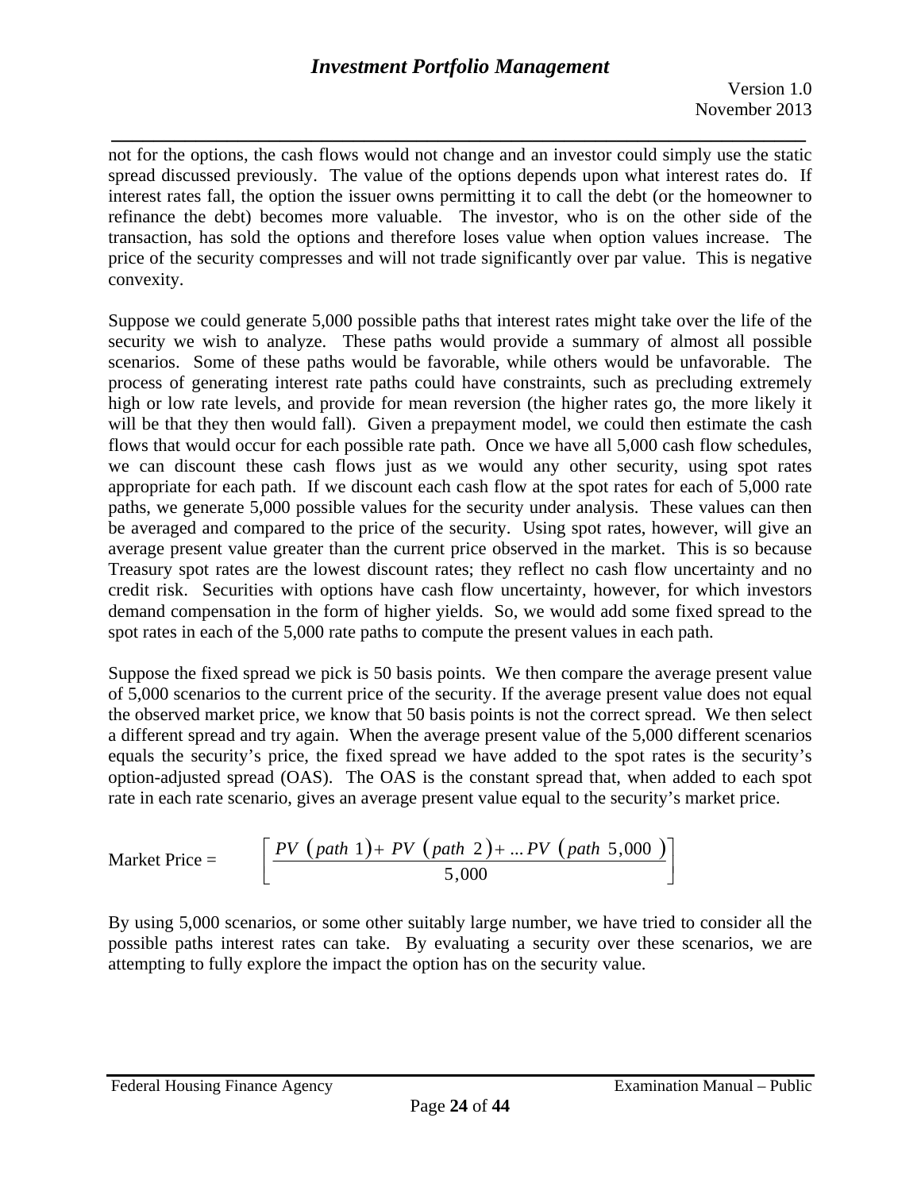not for the options, the cash flows would not change and an investor could simply use the static spread discussed previously. The value of the options depends upon what interest rates do. If interest rates fall, the option the issuer owns permitting it to call the debt (or the homeowner to refinance the debt) becomes more valuable. The investor, who is on the other side of the transaction, has sold the options and therefore loses value when option values increase. The price of the security compresses and will not trade significantly over par value. This is negative convexity.

Suppose we could generate 5,000 possible paths that interest rates might take over the life of the security we wish to analyze. These paths would provide a summary of almost all possible scenarios. Some of these paths would be favorable, while others would be unfavorable. The process of generating interest rate paths could have constraints, such as precluding extremely high or low rate levels, and provide for mean reversion (the higher rates go, the more likely it will be that they then would fall). Given a prepayment model, we could then estimate the cash flows that would occur for each possible rate path. Once we have all 5,000 cash flow schedules, we can discount these cash flows just as we would any other security, using spot rates appropriate for each path. If we discount each cash flow at the spot rates for each of 5,000 rate paths, we generate 5,000 possible values for the security under analysis. These values can then be averaged and compared to the price of the security. Using spot rates, however, will give an average present value greater than the current price observed in the market. This is so because Treasury spot rates are the lowest discount rates; they reflect no cash flow uncertainty and no credit risk. Securities with options have cash flow uncertainty, however, for which investors demand compensation in the form of higher yields. So, we would add some fixed spread to the spot rates in each of the 5,000 rate paths to compute the present values in each path.

Suppose the fixed spread we pick is 50 basis points. We then compare the average present value of 5,000 scenarios to the current price of the security. If the average present value does not equal the observed market price, we know that 50 basis points is not the correct spread. We then select a different spread and try again. When the average present value of the 5,000 different scenarios equals the security's price, the fixed spread we have added to the spot rates is the security's option-adjusted spread (OAS). The OAS is the constant spread that, when added to each spot rate in each rate scenario, gives an average present value equal to the security's market price.

$$\text{Market Price} = \left[ \frac{PV\left(path\ 1\right) + PV\left(path\ 2\right) + \ldots PV\left(path\ 5{,}000\right)}{5{,}000} \right]$$

By using 5,000 scenarios, or some other suitably large number, we have tried to consider all the possible paths interest rates can take. By evaluating a security over these scenarios, we are attempting to fully explore the impact the option has on the security value.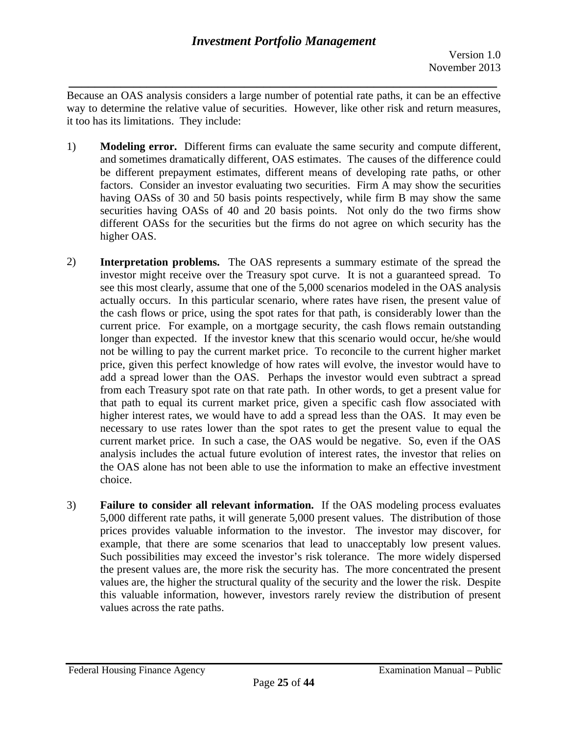Because an OAS analysis considers a large number of potential rate paths, it can be an effective way to determine the relative value of securities. However, like other risk and return measures, it too has its limitations. They include:

1) **Modeling error.** Different firms can evaluate the same security and compute different, and sometimes dramatically different, OAS estimates. The causes of the difference could be different prepayment estimates, different means of developing rate paths, or other factors. Consider an investor evaluating two securities. Firm A may show the securities having OASs of 30 and 50 basis points respectively, while firm B may show the same securities having OASs of 40 and 20 basis points. Not only do the two firms show different OASs for the securities but the firms do not agree on which security has the higher OAS.

2) **Interpretation problems.** The OAS represents a summary estimate of the spread the investor might receive over the Treasury spot curve. It is not a guaranteed spread. To see this most clearly, assume that one of the 5,000 scenarios modeled in the OAS analysis actually occurs. In this particular scenario, where rates have risen, the present value of the cash flows or price, using the spot rates for that path, is considerably lower than the current price. For example, on a mortgage security, the cash flows remain outstanding longer than expected. If the investor knew that this scenario would occur, he/she would not be willing to pay the current market price. To reconcile to the current higher market price, given this perfect knowledge of how rates will evolve, the investor would have to add a spread lower than the OAS. Perhaps the investor would even subtract a spread from each Treasury spot rate on that rate path. In other words, to get a present value for that path to equal its current market price, given a specific cash flow associated with higher interest rates, we would have to add a spread less than the OAS. It may even be necessary to use rates lower than the spot rates to get the present value to equal the current market price. In such a case, the OAS would be negative. So, even if the OAS analysis includes the actual future evolution of interest rates, the investor that relies on the OAS alone has not been able to use the information to make an effective investment choice.

3) **Failure to consider all relevant information.** If the OAS modeling process evaluates 5,000 different rate paths, it will generate 5,000 present values. The distribution of those prices provides valuable information to the investor. The investor may discover, for example, that there are some scenarios that lead to unacceptably low present values. Such possibilities may exceed the investor's risk tolerance. The more widely dispersed the present values are, the more risk the security has. The more concentrated the present values are, the higher the structural quality of the security and the lower the risk. Despite this valuable information, however, investors rarely review the distribution of present values across the rate paths.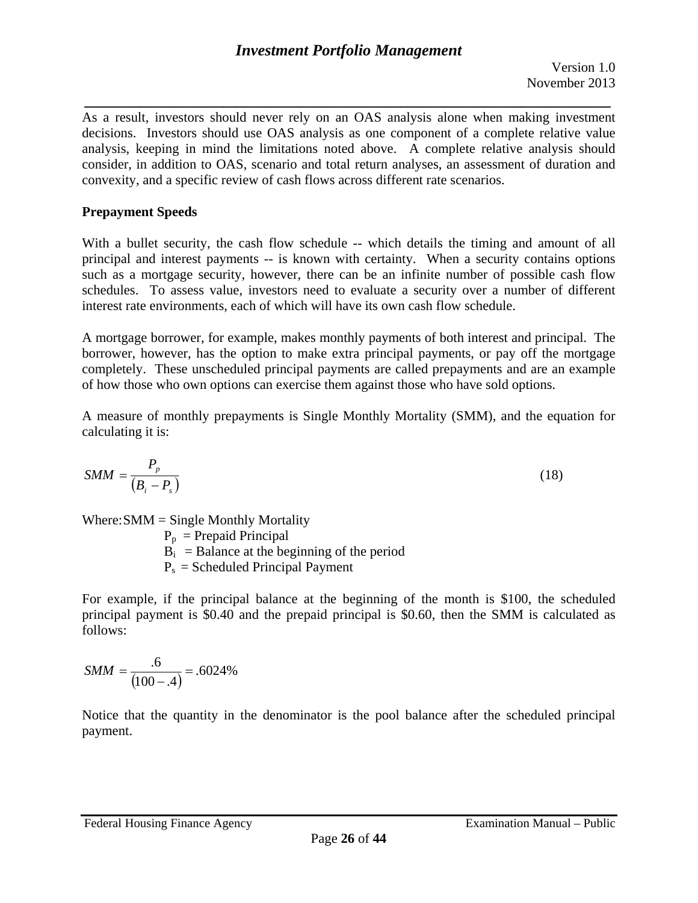As a result, investors should never rely on an OAS analysis alone when making investment decisions. Investors should use OAS analysis as one component of a complete relative value analysis, keeping in mind the limitations noted above. A complete relative analysis should consider, in addition to OAS, scenario and total return analyses, an assessment of duration and convexity, and a specific review of cash flows across different rate scenarios.

**Prepayment Speeds**

With a bullet security, the cash flow schedule -- which details the timing and amount of all principal and interest payments -- is known with certainty. When a security contains options such as a mortgage security, however, there can be an infinite number of possible cash flow schedules. To assess value, investors need to evaluate a security over a number of different interest rate environments, each of which will have its own cash flow schedule.

A mortgage borrower, for example, makes monthly payments of both interest and principal. The borrower, however, has the option to make extra principal payments, or pay off the mortgage completely. These unscheduled principal payments are called prepayments and are an example of how those who own options can exercise them against those who have sold options.

A measure of monthly prepayments is Single Monthly Mortality (SMM), and the equation for calculating it is:

$$SMM = \frac{P_p}{(B_i - P_s)} \tag{18}$$

Where: SMM = Single Monthly Mortality
$P_p$ = Prepaid Principal
$B_i$ = Balance at the beginning of the period
$P_s$ = Scheduled Principal Payment

For example, if the principal balance at the beginning of the month is \$100, the scheduled principal payment is \$0.40 and the prepaid principal is \$0.60, then the SMM is calculated as follows:

$$SMM = \frac{.6}{(100 - .4)} = .6024\%$$

Notice that the quantity in the denominator is the pool balance after the scheduled principal payment.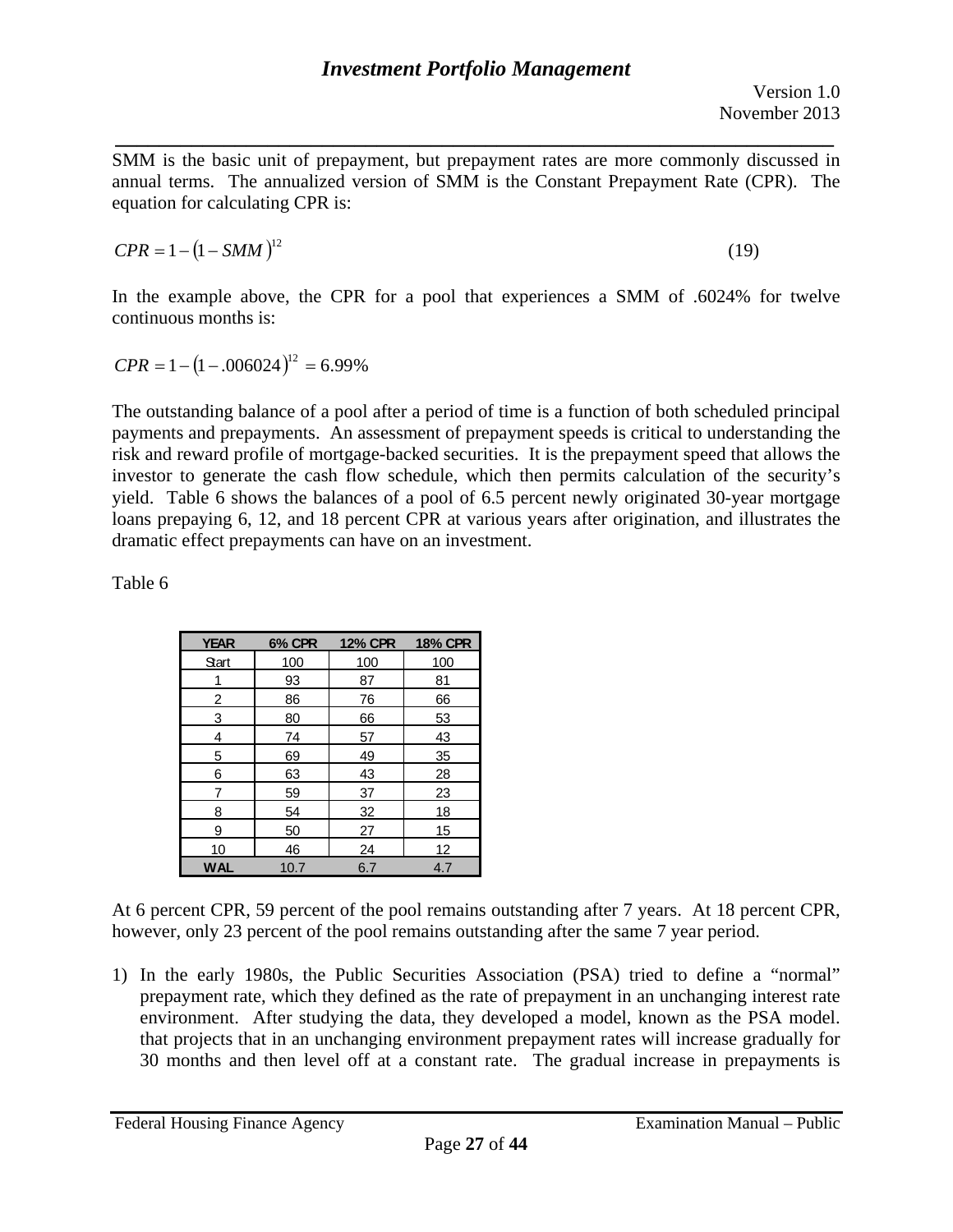SMM is the basic unit of prepayment, but prepayment rates are more commonly discussed in annual terms. The annualized version of SMM is the Constant Prepayment Rate (CPR). The equation for calculating CPR is:

$$CPR = 1 - (1 - SMM)^{12} \tag{19}$$

In the example above, the CPR for a pool that experiences a SMM of .6024% for twelve continuous months is:

$$CPR = 1 - (1 - .006024)^{12} = 6.99\%$$

The outstanding balance of a pool after a period of time is a function of both scheduled principal payments and prepayments. An assessment of prepayment speeds is critical to understanding the risk and reward profile of mortgage-backed securities. It is the prepayment speed that allows the investor to generate the cash flow schedule, which then permits calculation of the security's yield. Table 6 shows the balances of a pool of 6.5 percent newly originated 30-year mortgage loans prepaying 6, 12, and 18 percent CPR at various years after origination, and illustrates the dramatic effect prepayments can have on an investment.

Table 6

| YEAR | 6% CPR | 12% CPR | 18% CPR |
|---|---|---|---|
| Start | 100 | 100 | 100 |
| 1 | 93 | 87 | 81 |
| 2 | 86 | 76 | 66 |
| 3 | 80 | 66 | 53 |
| 4 | 74 | 57 | 43 |
| 5 | 69 | 49 | 35 |
| 6 | 63 | 43 | 28 |
| 7 | 59 | 37 | 23 |
| 8 | 54 | 32 | 18 |
| 9 | 50 | 27 | 15 |
| 10 | 46 | 24 | 12 |
| **WAL** | 10.7 | 6.7 | 4.7 |

At 6 percent CPR, 59 percent of the pool remains outstanding after 7 years. At 18 percent CPR, however, only 23 percent of the pool remains outstanding after the same 7 year period.

1) In the early 1980s, the Public Securities Association (PSA) tried to define a "normal" prepayment rate, which they defined as the rate of prepayment in an unchanging interest rate environment. After studying the data, they developed a model, known as the PSA model. that projects that in an unchanging environment prepayment rates will increase gradually for 30 months and then level off at a constant rate. The gradual increase in prepayments is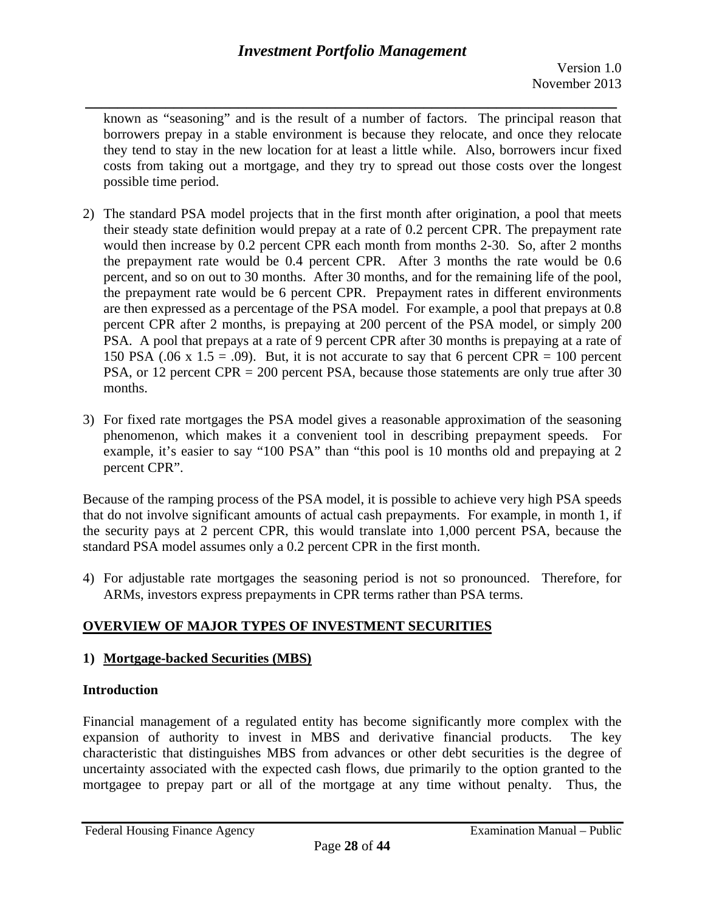known as "seasoning" and is the result of a number of factors. The principal reason that borrowers prepay in a stable environment is because they relocate, and once they relocate they tend to stay in the new location for at least a little while. Also, borrowers incur fixed costs from taking out a mortgage, and they try to spread out those costs over the longest possible time period.

2) The standard PSA model projects that in the first month after origination, a pool that meets their steady state definition would prepay at a rate of 0.2 percent CPR. The prepayment rate would then increase by 0.2 percent CPR each month from months 2-30. So, after 2 months the prepayment rate would be 0.4 percent CPR. After 3 months the rate would be 0.6 percent, and so on out to 30 months. After 30 months, and for the remaining life of the pool, the prepayment rate would be 6 percent CPR. Prepayment rates in different environments are then expressed as a percentage of the PSA model. For example, a pool that prepays at 0.8 percent CPR after 2 months, is prepaying at 200 percent of the PSA model, or simply 200 PSA. A pool that prepays at a rate of 9 percent CPR after 30 months is prepaying at a rate of 150 PSA (.06 x 1.5 = .09). But, it is not accurate to say that 6 percent CPR = 100 percent PSA, or 12 percent CPR = 200 percent PSA, because those statements are only true after 30 months.

3) For fixed rate mortgages the PSA model gives a reasonable approximation of the seasoning phenomenon, which makes it a convenient tool in describing prepayment speeds. For example, it's easier to say "100 PSA" than "this pool is 10 months old and prepaying at 2 percent CPR".

Because of the ramping process of the PSA model, it is possible to achieve very high PSA speeds that do not involve significant amounts of actual cash prepayments. For example, in month 1, if the security pays at 2 percent CPR, this would translate into 1,000 percent PSA, because the standard PSA model assumes only a 0.2 percent CPR in the first month.

4) For adjustable rate mortgages the seasoning period is not so pronounced. Therefore, for ARMs, investors express prepayments in CPR terms rather than PSA terms.

## OVERVIEW OF MAJOR TYPES OF INVESTMENT SECURITIES

### 1) Mortgage-backed Securities (MBS)

**Introduction**

Financial management of a regulated entity has become significantly more complex with the expansion of authority to invest in MBS and derivative financial products. The key characteristic that distinguishes MBS from advances or other debt securities is the degree of uncertainty associated with the expected cash flows, due primarily to the option granted to the mortgagee to prepay part or all of the mortgage at any time without penalty. Thus, the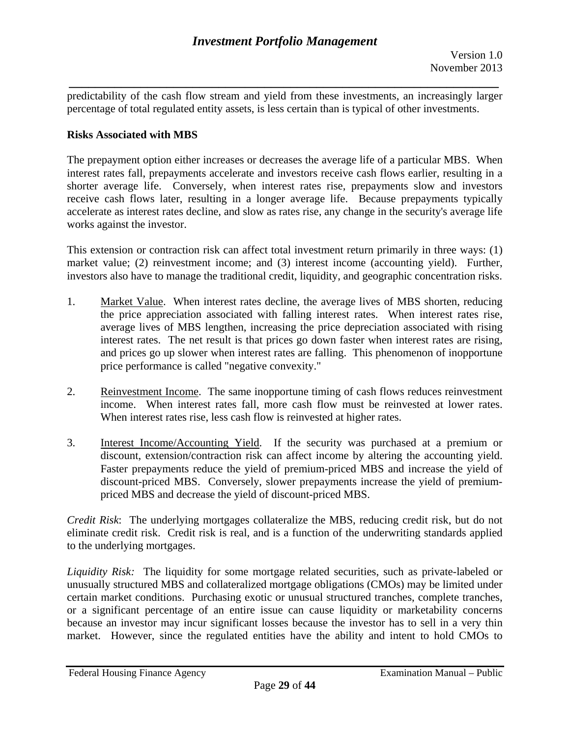predictability of the cash flow stream and yield from these investments, an increasingly larger percentage of total regulated entity assets, is less certain than is typical of other investments.

**Risks Associated with MBS**

The prepayment option either increases or decreases the average life of a particular MBS. When interest rates fall, prepayments accelerate and investors receive cash flows earlier, resulting in a shorter average life. Conversely, when interest rates rise, prepayments slow and investors receive cash flows later, resulting in a longer average life. Because prepayments typically accelerate as interest rates decline, and slow as rates rise, any change in the security's average life works against the investor.

This extension or contraction risk can affect total investment return primarily in three ways: (1) market value; (2) reinvestment income; and (3) interest income (accounting yield). Further, investors also have to manage the traditional credit, liquidity, and geographic concentration risks.

1. Market Value. When interest rates decline, the average lives of MBS shorten, reducing the price appreciation associated with falling interest rates. When interest rates rise, average lives of MBS lengthen, increasing the price depreciation associated with rising interest rates. The net result is that prices go down faster when interest rates are rising, and prices go up slower when interest rates are falling. This phenomenon of inopportune price performance is called "negative convexity."

2. Reinvestment Income. The same inopportune timing of cash flows reduces reinvestment income. When interest rates fall, more cash flow must be reinvested at lower rates. When interest rates rise, less cash flow is reinvested at higher rates.

3. Interest Income/Accounting Yield. If the security was purchased at a premium or discount, extension/contraction risk can affect income by altering the accounting yield. Faster prepayments reduce the yield of premium-priced MBS and increase the yield of discount-priced MBS. Conversely, slower prepayments increase the yield of premium-priced MBS and decrease the yield of discount-priced MBS.

*Credit Risk*: The underlying mortgages collateralize the MBS, reducing credit risk, but do not eliminate credit risk. Credit risk is real, and is a function of the underwriting standards applied to the underlying mortgages.

*Liquidity Risk:* The liquidity for some mortgage related securities, such as private-labeled or unusually structured MBS and collateralized mortgage obligations (CMOs) may be limited under certain market conditions. Purchasing exotic or unusual structured tranches, complete tranches, or a significant percentage of an entire issue can cause liquidity or marketability concerns because an investor may incur significant losses because the investor has to sell in a very thin market. However, since the regulated entities have the ability and intent to hold CMOs to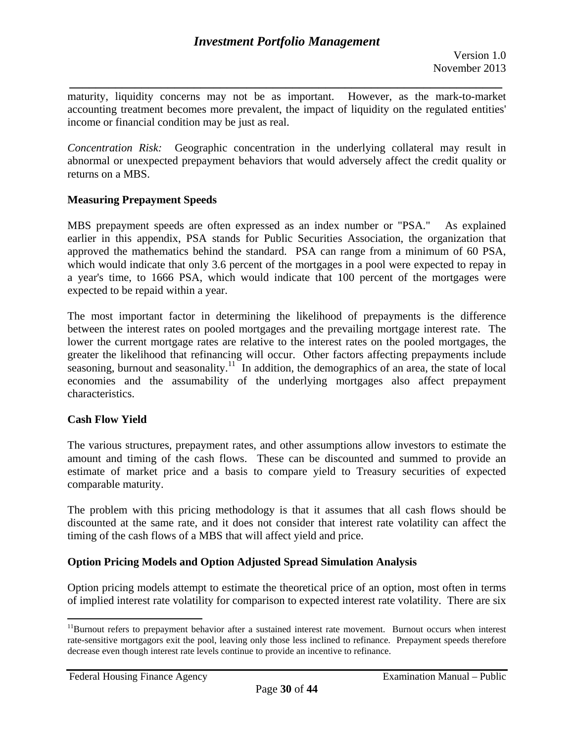maturity, liquidity concerns may not be as important. However, as the mark-to-market accounting treatment becomes more prevalent, the impact of liquidity on the regulated entities' income or financial condition may be just as real.

*Concentration Risk:* Geographic concentration in the underlying collateral may result in abnormal or unexpected prepayment behaviors that would adversely affect the credit quality or returns on a MBS.

**Measuring Prepayment Speeds**

MBS prepayment speeds are often expressed as an index number or "PSA." As explained earlier in this appendix, PSA stands for Public Securities Association, the organization that approved the mathematics behind the standard. PSA can range from a minimum of 60 PSA, which would indicate that only 3.6 percent of the mortgages in a pool were expected to repay in a year's time, to 1666 PSA, which would indicate that 100 percent of the mortgages were expected to be repaid within a year.

The most important factor in determining the likelihood of prepayments is the difference between the interest rates on pooled mortgages and the prevailing mortgage interest rate. The lower the current mortgage rates are relative to the interest rates on the pooled mortgages, the greater the likelihood that refinancing will occur. Other factors affecting prepayments include seasoning, burnout and seasonality.[11] In addition, the demographics of an area, the state of local economies and the assumability of the underlying mortgages also affect prepayment characteristics.

**Cash Flow Yield**

The various structures, prepayment rates, and other assumptions allow investors to estimate the amount and timing of the cash flows. These can be discounted and summed to provide an estimate of market price and a basis to compare yield to Treasury securities of expected comparable maturity.

The problem with this pricing methodology is that it assumes that all cash flows should be discounted at the same rate, and it does not consider that interest rate volatility can affect the timing of the cash flows of a MBS that will affect yield and price.

**Option Pricing Models and Option Adjusted Spread Simulation Analysis**

Option pricing models attempt to estimate the theoretical price of an option, most often in terms of implied interest rate volatility for comparison to expected interest rate volatility. There are six

---

[11] Burnout refers to prepayment behavior after a sustained interest rate movement. Burnout occurs when interest rate-sensitive mortgagors exit the pool, leaving only those less inclined to refinance. Prepayment speeds therefore decrease even though interest rate levels continue to provide an incentive to refinance.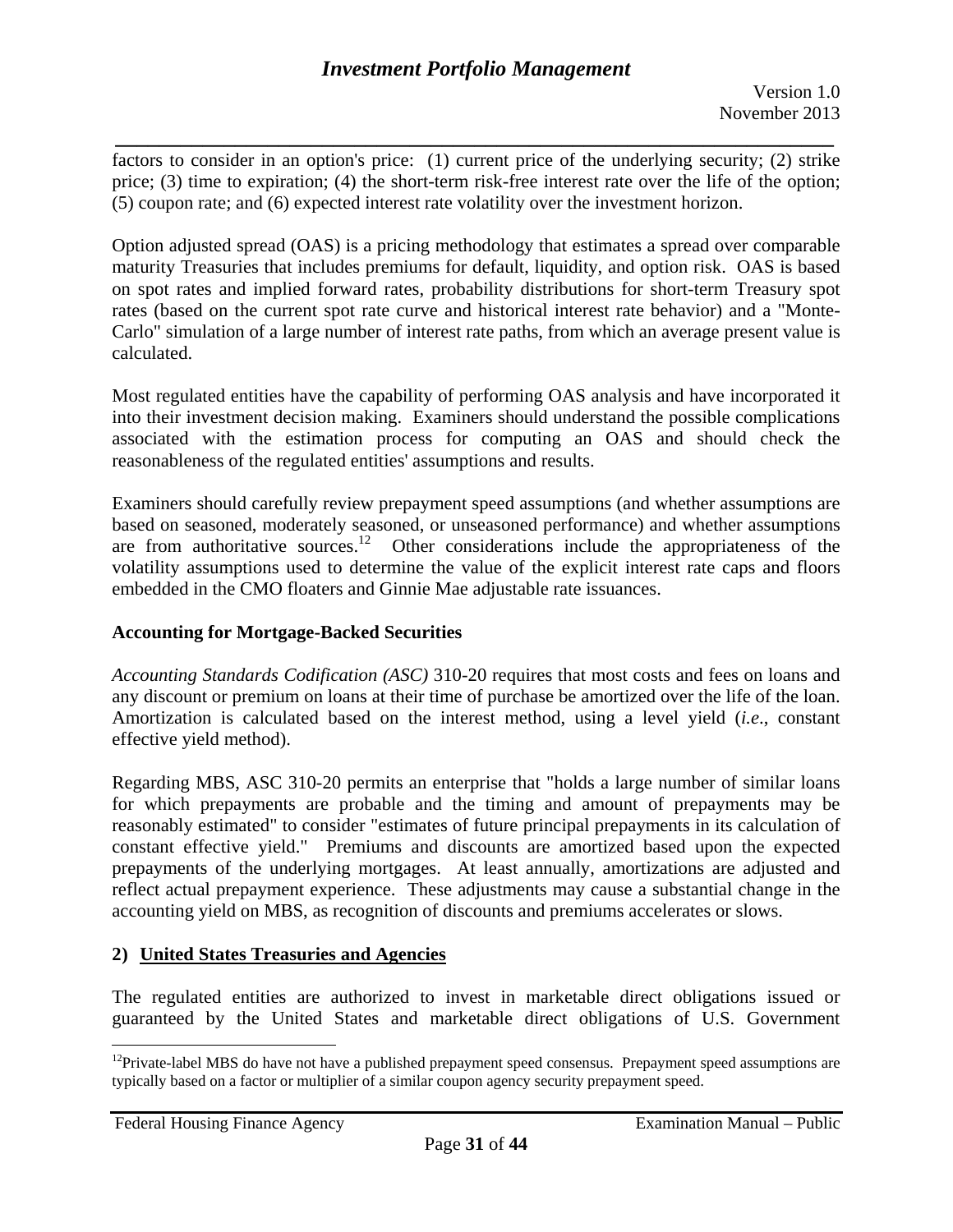factors to consider in an option's price: (1) current price of the underlying security; (2) strike price; (3) time to expiration; (4) the short-term risk-free interest rate over the life of the option; (5) coupon rate; and (6) expected interest rate volatility over the investment horizon.

Option adjusted spread (OAS) is a pricing methodology that estimates a spread over comparable maturity Treasuries that includes premiums for default, liquidity, and option risk. OAS is based on spot rates and implied forward rates, probability distributions for short-term Treasury spot rates (based on the current spot rate curve and historical interest rate behavior) and a "Monte-Carlo" simulation of a large number of interest rate paths, from which an average present value is calculated.

Most regulated entities have the capability of performing OAS analysis and have incorporated it into their investment decision making. Examiners should understand the possible complications associated with the estimation process for computing an OAS and should check the reasonableness of the regulated entities' assumptions and results.

Examiners should carefully review prepayment speed assumptions (and whether assumptions are based on seasoned, moderately seasoned, or unseasoned performance) and whether assumptions are from authoritative sources.[12] Other considerations include the appropriateness of the volatility assumptions used to determine the value of the explicit interest rate caps and floors embedded in the CMO floaters and Ginnie Mae adjustable rate issuances.

**Accounting for Mortgage-Backed Securities**

*Accounting Standards Codification (ASC)* 310-20 requires that most costs and fees on loans and any discount or premium on loans at their time of purchase be amortized over the life of the loan. Amortization is calculated based on the interest method, using a level yield (*i.e*., constant effective yield method).

Regarding MBS, ASC 310-20 permits an enterprise that "holds a large number of similar loans for which prepayments are probable and the timing and amount of prepayments may be reasonably estimated" to consider "estimates of future principal prepayments in its calculation of constant effective yield." Premiums and discounts are amortized based upon the expected prepayments of the underlying mortgages. At least annually, amortizations are adjusted and reflect actual prepayment experience. These adjustments may cause a substantial change in the accounting yield on MBS, as recognition of discounts and premiums accelerates or slows.

**2) United States Treasuries and Agencies**

The regulated entities are authorized to invest in marketable direct obligations issued or guaranteed by the United States and marketable direct obligations of U.S. Government

[12] Private-label MBS do have not have a published prepayment speed consensus. Prepayment speed assumptions are typically based on a factor or multiplier of a similar coupon agency security prepayment speed.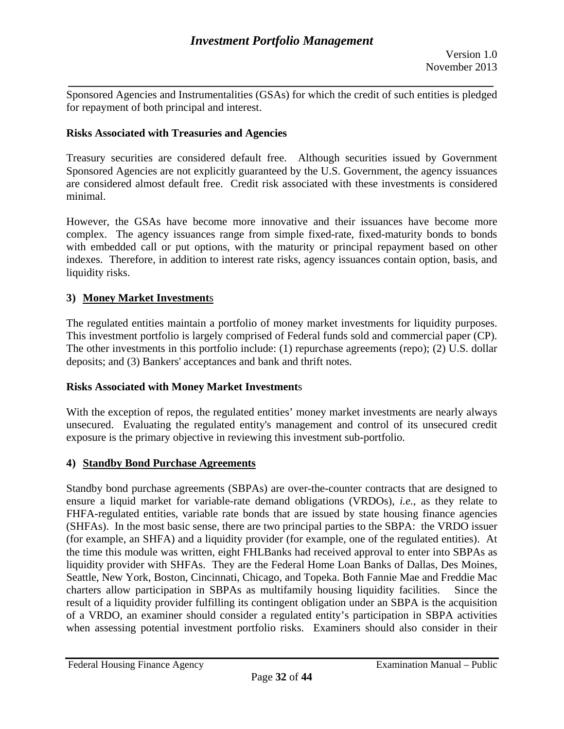Sponsored Agencies and Instrumentalities (GSAs) for which the credit of such entities is pledged for repayment of both principal and interest.

**Risks Associated with Treasuries and Agencies**

Treasury securities are considered default free. Although securities issued by Government Sponsored Agencies are not explicitly guaranteed by the U.S. Government, the agency issuances are considered almost default free. Credit risk associated with these investments is considered minimal.

However, the GSAs have become more innovative and their issuances have become more complex. The agency issuances range from simple fixed-rate, fixed-maturity bonds to bonds with embedded call or put options, with the maturity or principal repayment based on other indexes. Therefore, in addition to interest rate risks, agency issuances contain option, basis, and liquidity risks.

### 3) Money Market Investments

The regulated entities maintain a portfolio of money market investments for liquidity purposes. This investment portfolio is largely comprised of Federal funds sold and commercial paper (CP). The other investments in this portfolio include: (1) repurchase agreements (repo); (2) U.S. dollar deposits; and (3) Bankers' acceptances and bank and thrift notes.

**Risks Associated with Money Market Investments**

With the exception of repos, the regulated entities' money market investments are nearly always unsecured. Evaluating the regulated entity's management and control of its unsecured credit exposure is the primary objective in reviewing this investment sub-portfolio.

### 4) Standby Bond Purchase Agreements

Standby bond purchase agreements (SBPAs) are over-the-counter contracts that are designed to ensure a liquid market for variable-rate demand obligations (VRDOs), *i.e.*, as they relate to FHFA-regulated entities, variable rate bonds that are issued by state housing finance agencies (SHFAs). In the most basic sense, there are two principal parties to the SBPA: the VRDO issuer (for example, an SHFA) and a liquidity provider (for example, one of the regulated entities). At the time this module was written, eight FHLBanks had received approval to enter into SBPAs as liquidity provider with SHFAs. They are the Federal Home Loan Banks of Dallas, Des Moines, Seattle, New York, Boston, Cincinnati, Chicago, and Topeka. Both Fannie Mae and Freddie Mac charters allow participation in SBPAs as multifamily housing liquidity facilities. Since the result of a liquidity provider fulfilling its contingent obligation under an SBPA is the acquisition of a VRDO, an examiner should consider a regulated entity's participation in SBPA activities when assessing potential investment portfolio risks. Examiners should also consider in their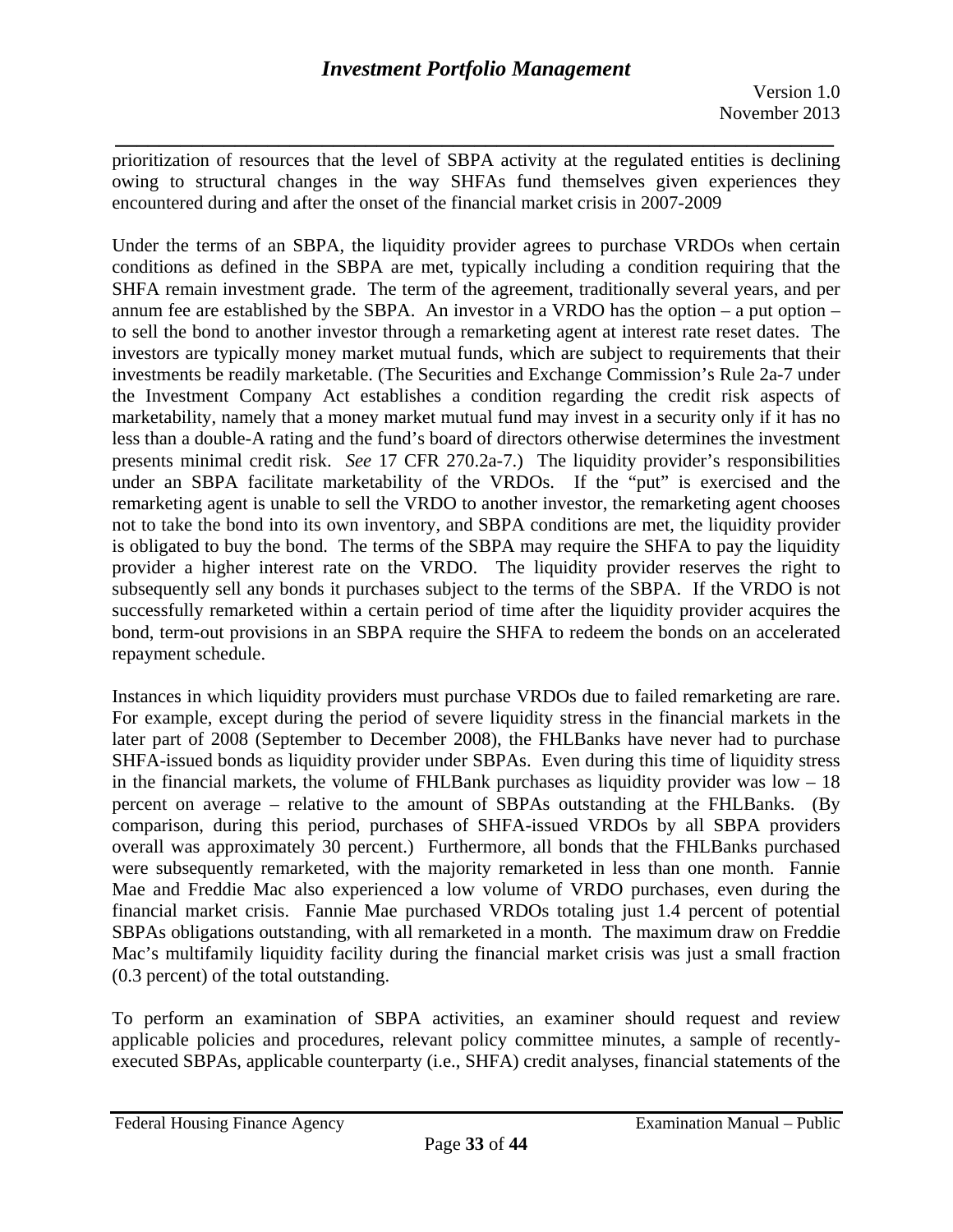prioritization of resources that the level of SBPA activity at the regulated entities is declining owing to structural changes in the way SHFAs fund themselves given experiences they encountered during and after the onset of the financial market crisis in 2007-2009

Under the terms of an SBPA, the liquidity provider agrees to purchase VRDOs when certain conditions as defined in the SBPA are met, typically including a condition requiring that the SHFA remain investment grade. The term of the agreement, traditionally several years, and per annum fee are established by the SBPA. An investor in a VRDO has the option – a put option – to sell the bond to another investor through a remarketing agent at interest rate reset dates. The investors are typically money market mutual funds, which are subject to requirements that their investments be readily marketable. (The Securities and Exchange Commission's Rule 2a-7 under the Investment Company Act establishes a condition regarding the credit risk aspects of marketability, namely that a money market mutual fund may invest in a security only if it has no less than a double-A rating and the fund's board of directors otherwise determines the investment presents minimal credit risk. *See* 17 CFR 270.2a-7.) The liquidity provider's responsibilities under an SBPA facilitate marketability of the VRDOs. If the "put" is exercised and the remarketing agent is unable to sell the VRDO to another investor, the remarketing agent chooses not to take the bond into its own inventory, and SBPA conditions are met, the liquidity provider is obligated to buy the bond. The terms of the SBPA may require the SHFA to pay the liquidity provider a higher interest rate on the VRDO. The liquidity provider reserves the right to subsequently sell any bonds it purchases subject to the terms of the SBPA. If the VRDO is not successfully remarketed within a certain period of time after the liquidity provider acquires the bond, term-out provisions in an SBPA require the SHFA to redeem the bonds on an accelerated repayment schedule.

Instances in which liquidity providers must purchase VRDOs due to failed remarketing are rare. For example, except during the period of severe liquidity stress in the financial markets in the later part of 2008 (September to December 2008), the FHLBanks have never had to purchase SHFA-issued bonds as liquidity provider under SBPAs. Even during this time of liquidity stress in the financial markets, the volume of FHLBank purchases as liquidity provider was low – 18 percent on average – relative to the amount of SBPAs outstanding at the FHLBanks. (By comparison, during this period, purchases of SHFA-issued VRDOs by all SBPA providers overall was approximately 30 percent.) Furthermore, all bonds that the FHLBanks purchased were subsequently remarketed, with the majority remarketed in less than one month. Fannie Mae and Freddie Mac also experienced a low volume of VRDO purchases, even during the financial market crisis. Fannie Mae purchased VRDOs totaling just 1.4 percent of potential SBPAs obligations outstanding, with all remarketed in a month. The maximum draw on Freddie Mac's multifamily liquidity facility during the financial market crisis was just a small fraction (0.3 percent) of the total outstanding.

To perform an examination of SBPA activities, an examiner should request and review applicable policies and procedures, relevant policy committee minutes, a sample of recently-executed SBPAs, applicable counterparty (i.e., SHFA) credit analyses, financial statements of the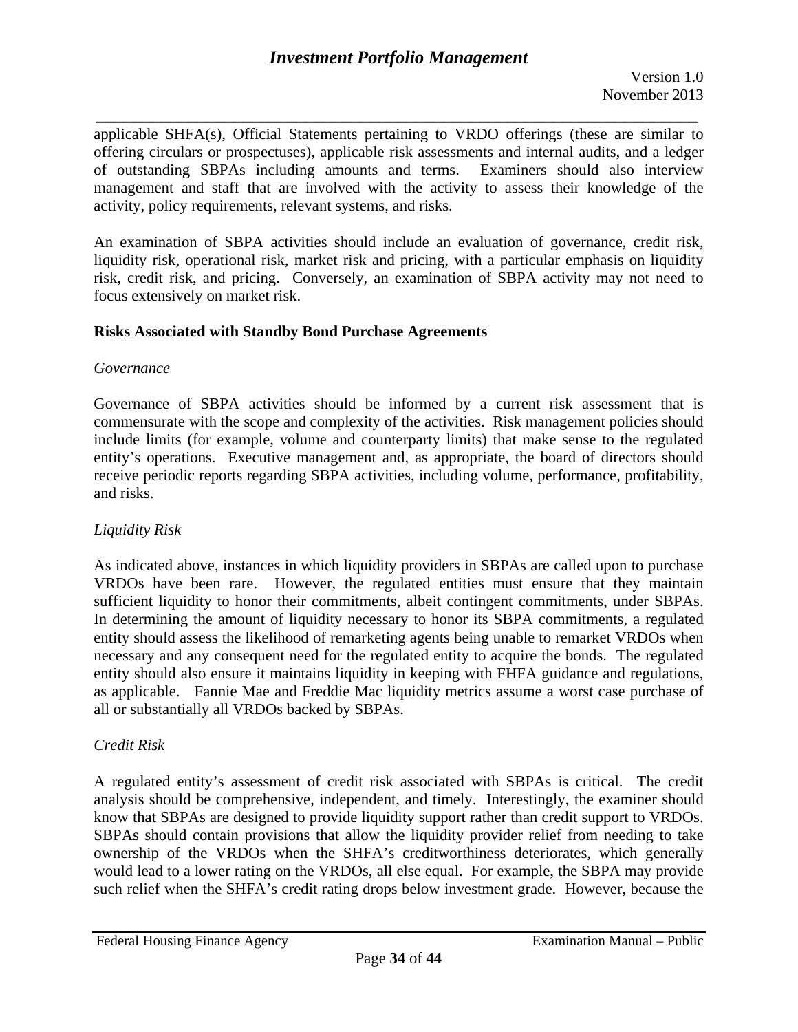applicable SHFA(s), Official Statements pertaining to VRDO offerings (these are similar to offering circulars or prospectuses), applicable risk assessments and internal audits, and a ledger of outstanding SBPAs including amounts and terms. Examiners should also interview management and staff that are involved with the activity to assess their knowledge of the activity, policy requirements, relevant systems, and risks.

An examination of SBPA activities should include an evaluation of governance, credit risk, liquidity risk, operational risk, market risk and pricing, with a particular emphasis on liquidity risk, credit risk, and pricing. Conversely, an examination of SBPA activity may not need to focus extensively on market risk.

**Risks Associated with Standby Bond Purchase Agreements**

*Governance*

Governance of SBPA activities should be informed by a current risk assessment that is commensurate with the scope and complexity of the activities. Risk management policies should include limits (for example, volume and counterparty limits) that make sense to the regulated entity's operations. Executive management and, as appropriate, the board of directors should receive periodic reports regarding SBPA activities, including volume, performance, profitability, and risks.

*Liquidity Risk*

As indicated above, instances in which liquidity providers in SBPAs are called upon to purchase VRDOs have been rare. However, the regulated entities must ensure that they maintain sufficient liquidity to honor their commitments, albeit contingent commitments, under SBPAs. In determining the amount of liquidity necessary to honor its SBPA commitments, a regulated entity should assess the likelihood of remarketing agents being unable to remarket VRDOs when necessary and any consequent need for the regulated entity to acquire the bonds. The regulated entity should also ensure it maintains liquidity in keeping with FHFA guidance and regulations, as applicable. Fannie Mae and Freddie Mac liquidity metrics assume a worst case purchase of all or substantially all VRDOs backed by SBPAs.

*Credit Risk*

A regulated entity's assessment of credit risk associated with SBPAs is critical. The credit analysis should be comprehensive, independent, and timely. Interestingly, the examiner should know that SBPAs are designed to provide liquidity support rather than credit support to VRDOs. SBPAs should contain provisions that allow the liquidity provider relief from needing to take ownership of the VRDOs when the SHFA's creditworthiness deteriorates, which generally would lead to a lower rating on the VRDOs, all else equal. For example, the SBPA may provide such relief when the SHFA's credit rating drops below investment grade. However, because the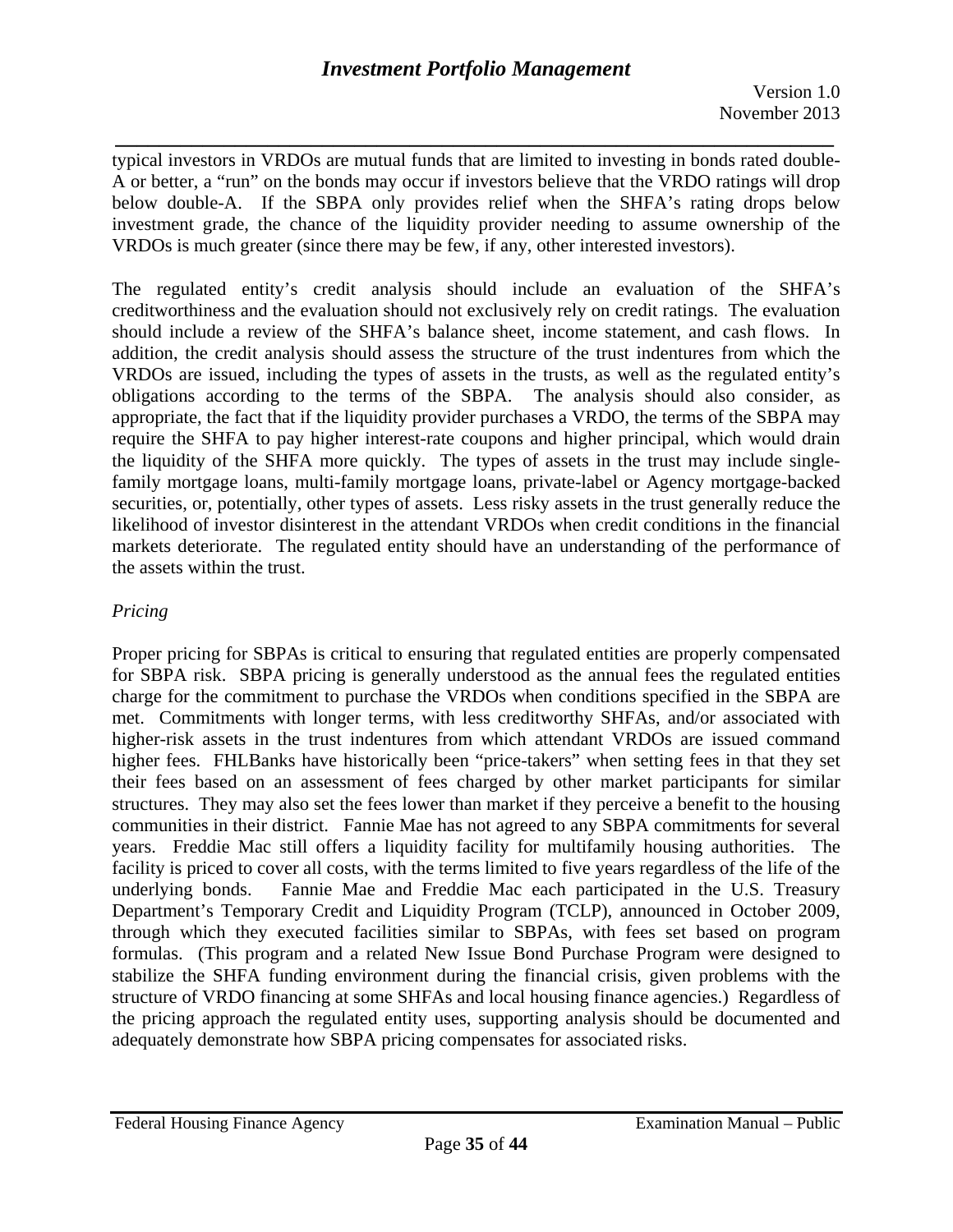typical investors in VRDOs are mutual funds that are limited to investing in bonds rated double-A or better, a "run" on the bonds may occur if investors believe that the VRDO ratings will drop below double-A. If the SBPA only provides relief when the SHFA's rating drops below investment grade, the chance of the liquidity provider needing to assume ownership of the VRDOs is much greater (since there may be few, if any, other interested investors).

The regulated entity's credit analysis should include an evaluation of the SHFA's creditworthiness and the evaluation should not exclusively rely on credit ratings. The evaluation should include a review of the SHFA's balance sheet, income statement, and cash flows. In addition, the credit analysis should assess the structure of the trust indentures from which the VRDOs are issued, including the types of assets in the trusts, as well as the regulated entity's obligations according to the terms of the SBPA. The analysis should also consider, as appropriate, the fact that if the liquidity provider purchases a VRDO, the terms of the SBPA may require the SHFA to pay higher interest-rate coupons and higher principal, which would drain the liquidity of the SHFA more quickly. The types of assets in the trust may include single-family mortgage loans, multi-family mortgage loans, private-label or Agency mortgage-backed securities, or, potentially, other types of assets. Less risky assets in the trust generally reduce the likelihood of investor disinterest in the attendant VRDOs when credit conditions in the financial markets deteriorate. The regulated entity should have an understanding of the performance of the assets within the trust.

*Pricing*

Proper pricing for SBPAs is critical to ensuring that regulated entities are properly compensated for SBPA risk. SBPA pricing is generally understood as the annual fees the regulated entities charge for the commitment to purchase the VRDOs when conditions specified in the SBPA are met. Commitments with longer terms, with less creditworthy SHFAs, and/or associated with higher-risk assets in the trust indentures from which attendant VRDOs are issued command higher fees. FHLBanks have historically been "price-takers" when setting fees in that they set their fees based on an assessment of fees charged by other market participants for similar structures. They may also set the fees lower than market if they perceive a benefit to the housing communities in their district. Fannie Mae has not agreed to any SBPA commitments for several years. Freddie Mac still offers a liquidity facility for multifamily housing authorities. The facility is priced to cover all costs, with the terms limited to five years regardless of the life of the underlying bonds. Fannie Mae and Freddie Mac each participated in the U.S. Treasury Department's Temporary Credit and Liquidity Program (TCLP), announced in October 2009, through which they executed facilities similar to SBPAs, with fees set based on program formulas. (This program and a related New Issue Bond Purchase Program were designed to stabilize the SHFA funding environment during the financial crisis, given problems with the structure of VRDO financing at some SHFAs and local housing finance agencies.) Regardless of the pricing approach the regulated entity uses, supporting analysis should be documented and adequately demonstrate how SBPA pricing compensates for associated risks.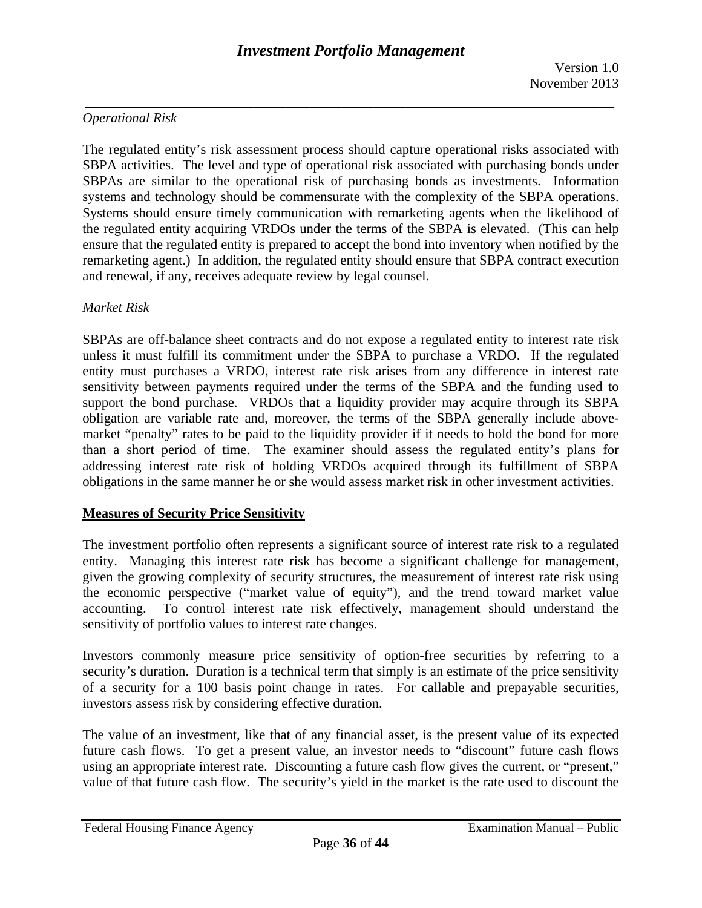*Operational Risk*

The regulated entity's risk assessment process should capture operational risks associated with SBPA activities. The level and type of operational risk associated with purchasing bonds under SBPAs are similar to the operational risk of purchasing bonds as investments. Information systems and technology should be commensurate with the complexity of the SBPA operations. Systems should ensure timely communication with remarketing agents when the likelihood of the regulated entity acquiring VRDOs under the terms of the SBPA is elevated. (This can help ensure that the regulated entity is prepared to accept the bond into inventory when notified by the remarketing agent.) In addition, the regulated entity should ensure that SBPA contract execution and renewal, if any, receives adequate review by legal counsel.

*Market Risk*

SBPAs are off-balance sheet contracts and do not expose a regulated entity to interest rate risk unless it must fulfill its commitment under the SBPA to purchase a VRDO. If the regulated entity must purchases a VRDO, interest rate risk arises from any difference in interest rate sensitivity between payments required under the terms of the SBPA and the funding used to support the bond purchase. VRDOs that a liquidity provider may acquire through its SBPA obligation are variable rate and, moreover, the terms of the SBPA generally include above-market "penalty" rates to be paid to the liquidity provider if it needs to hold the bond for more than a short period of time. The examiner should assess the regulated entity's plans for addressing interest rate risk of holding VRDOs acquired through its fulfillment of SBPA obligations in the same manner he or she would assess market risk in other investment activities.

**Measures of Security Price Sensitivity**

The investment portfolio often represents a significant source of interest rate risk to a regulated entity. Managing this interest rate risk has become a significant challenge for management, given the growing complexity of security structures, the measurement of interest rate risk using the economic perspective ("market value of equity"), and the trend toward market value accounting. To control interest rate risk effectively, management should understand the sensitivity of portfolio values to interest rate changes.

Investors commonly measure price sensitivity of option-free securities by referring to a security's duration. Duration is a technical term that simply is an estimate of the price sensitivity of a security for a 100 basis point change in rates. For callable and prepayable securities, investors assess risk by considering effective duration.

The value of an investment, like that of any financial asset, is the present value of its expected future cash flows. To get a present value, an investor needs to "discount" future cash flows using an appropriate interest rate. Discounting a future cash flow gives the current, or "present," value of that future cash flow. The security's yield in the market is the rate used to discount the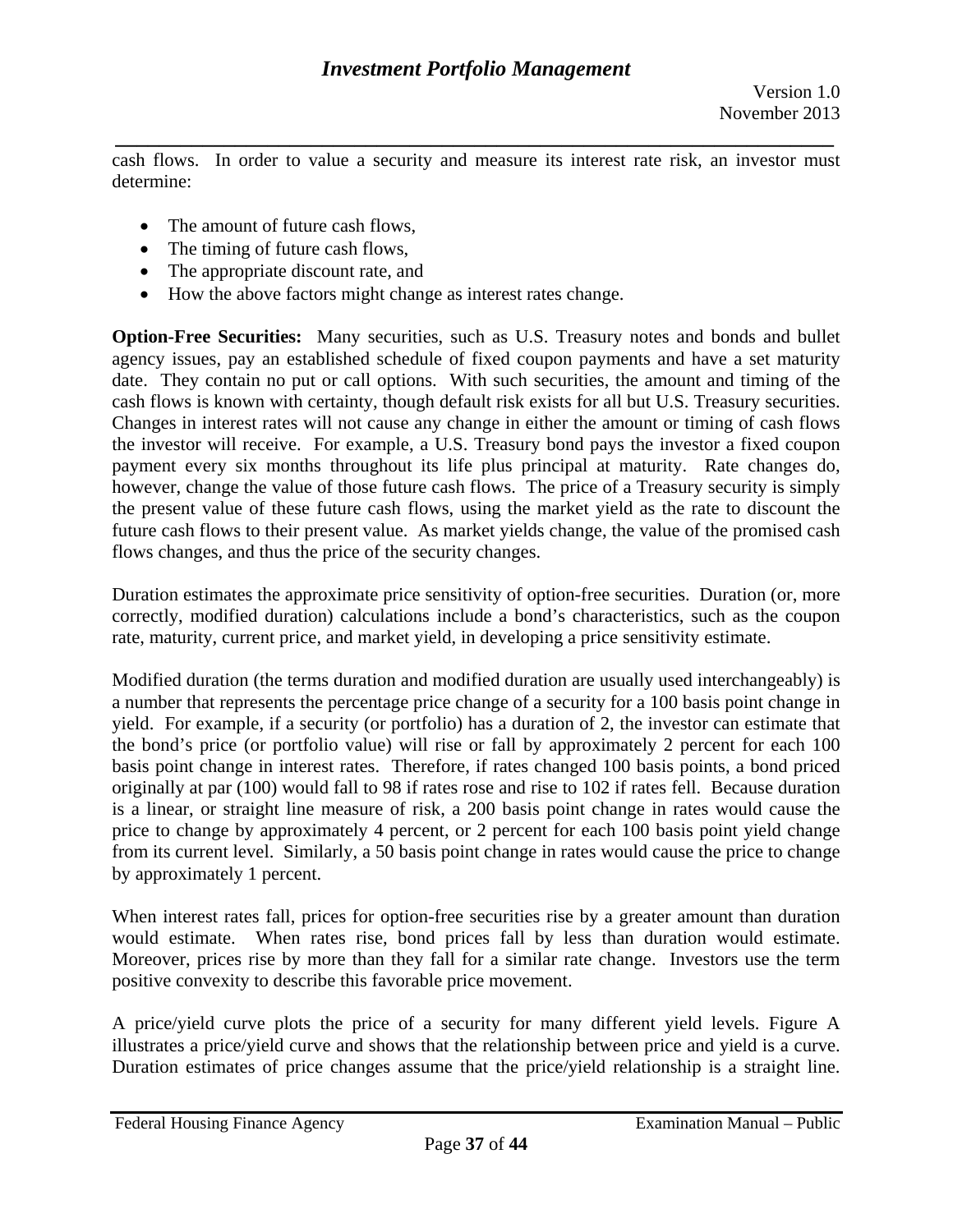cash flows. In order to value a security and measure its interest rate risk, an investor must determine:

- The amount of future cash flows,
- The timing of future cash flows,
- The appropriate discount rate, and
- How the above factors might change as interest rates change.

**Option-Free Securities:** Many securities, such as U.S. Treasury notes and bonds and bullet agency issues, pay an established schedule of fixed coupon payments and have a set maturity date. They contain no put or call options. With such securities, the amount and timing of the cash flows is known with certainty, though default risk exists for all but U.S. Treasury securities. Changes in interest rates will not cause any change in either the amount or timing of cash flows the investor will receive. For example, a U.S. Treasury bond pays the investor a fixed coupon payment every six months throughout its life plus principal at maturity. Rate changes do, however, change the value of those future cash flows. The price of a Treasury security is simply the present value of these future cash flows, using the market yield as the rate to discount the future cash flows to their present value. As market yields change, the value of the promised cash flows changes, and thus the price of the security changes.

Duration estimates the approximate price sensitivity of option-free securities. Duration (or, more correctly, modified duration) calculations include a bond's characteristics, such as the coupon rate, maturity, current price, and market yield, in developing a price sensitivity estimate.

Modified duration (the terms duration and modified duration are usually used interchangeably) is a number that represents the percentage price change of a security for a 100 basis point change in yield. For example, if a security (or portfolio) has a duration of 2, the investor can estimate that the bond's price (or portfolio value) will rise or fall by approximately 2 percent for each 100 basis point change in interest rates. Therefore, if rates changed 100 basis points, a bond priced originally at par (100) would fall to 98 if rates rose and rise to 102 if rates fell. Because duration is a linear, or straight line measure of risk, a 200 basis point change in rates would cause the price to change by approximately 4 percent, or 2 percent for each 100 basis point yield change from its current level. Similarly, a 50 basis point change in rates would cause the price to change by approximately 1 percent.

When interest rates fall, prices for option-free securities rise by a greater amount than duration would estimate. When rates rise, bond prices fall by less than duration would estimate. Moreover, prices rise by more than they fall for a similar rate change. Investors use the term positive convexity to describe this favorable price movement.

A price/yield curve plots the price of a security for many different yield levels. Figure A illustrates a price/yield curve and shows that the relationship between price and yield is a curve. Duration estimates of price changes assume that the price/yield relationship is a straight line.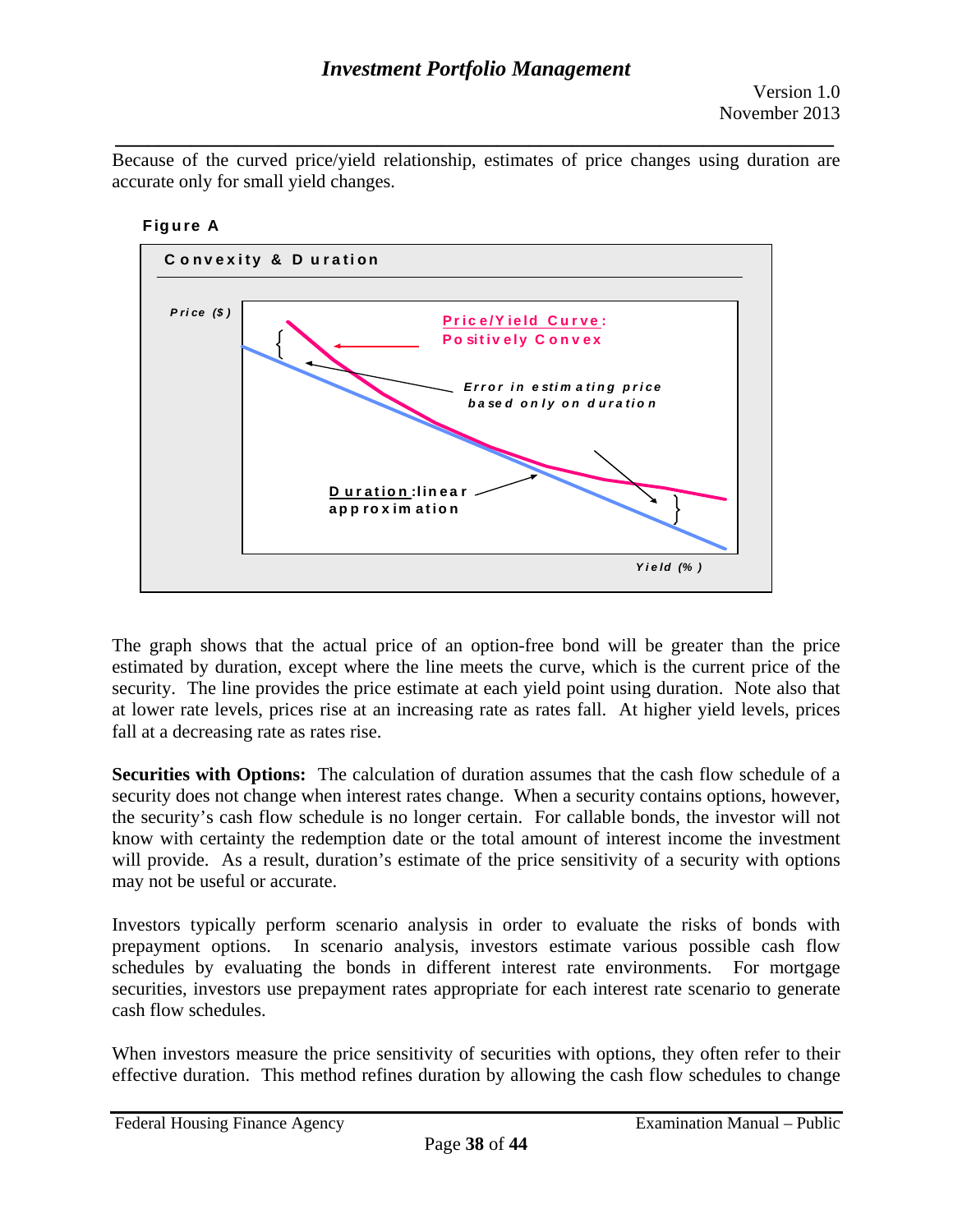Because of the curved price/yield relationship, estimates of price changes using duration are accurate only for small yield changes.

**Figure A**

Convexity & Duration

Price ($)

Price/Yield Curve: Positively Convex

Error in estimating price based only on duration

Duration: linear approximation

Yield (%)

The graph shows that the actual price of an option-free bond will be greater than the price estimated by duration, except where the line meets the curve, which is the current price of the security. The line provides the price estimate at each yield point using duration. Note also that at lower rate levels, prices rise at an increasing rate as rates fall. At higher yield levels, prices fall at a decreasing rate as rates rise.

**Securities with Options:** The calculation of duration assumes that the cash flow schedule of a security does not change when interest rates change. When a security contains options, however, the security's cash flow schedule is no longer certain. For callable bonds, the investor will not know with certainty the redemption date or the total amount of interest income the investment will provide. As a result, duration's estimate of the price sensitivity of a security with options may not be useful or accurate.

Investors typically perform scenario analysis in order to evaluate the risks of bonds with prepayment options. In scenario analysis, investors estimate various possible cash flow schedules by evaluating the bonds in different interest rate environments. For mortgage securities, investors use prepayment rates appropriate for each interest rate scenario to generate cash flow schedules.

When investors measure the price sensitivity of securities with options, they often refer to their effective duration. This method refines duration by allowing the cash flow schedules to change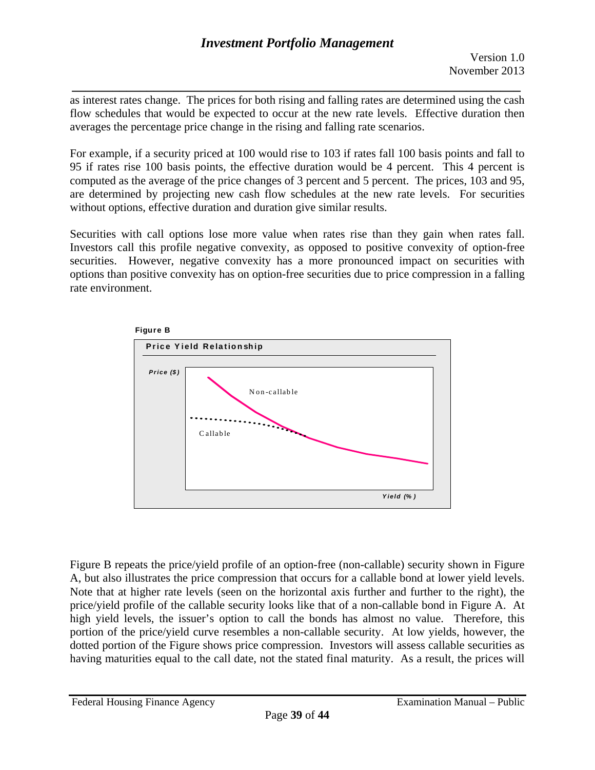as interest rates change. The prices for both rising and falling rates are determined using the cash flow schedules that would be expected to occur at the new rate levels. Effective duration then averages the percentage price change in the rising and falling rate scenarios.

For example, if a security priced at 100 would rise to 103 if rates fall 100 basis points and fall to 95 if rates rise 100 basis points, the effective duration would be 4 percent. This 4 percent is computed as the average of the price changes of 3 percent and 5 percent. The prices, 103 and 95, are determined by projecting new cash flow schedules at the new rate levels. For securities without options, effective duration and duration give similar results.

Securities with call options lose more value when rates rise than they gain when rates fall. Investors call this profile negative convexity, as opposed to positive convexity of option-free securities. However, negative convexity has a more pronounced impact on securities with options than positive convexity has on option-free securities due to price compression in a falling rate environment.

**Figure B**

**Price Yield Relationship**

Figure B repeats the price/yield profile of an option-free (non-callable) security shown in Figure A, but also illustrates the price compression that occurs for a callable bond at lower yield levels. Note that at higher rate levels (seen on the horizontal axis further and further to the right), the price/yield profile of the callable security looks like that of a non-callable bond in Figure A. At high yield levels, the issuer's option to call the bonds has almost no value. Therefore, this portion of the price/yield curve resembles a non-callable security. At low yields, however, the dotted portion of the Figure shows price compression. Investors will assess callable securities as having maturities equal to the call date, not the stated final maturity. As a result, the prices will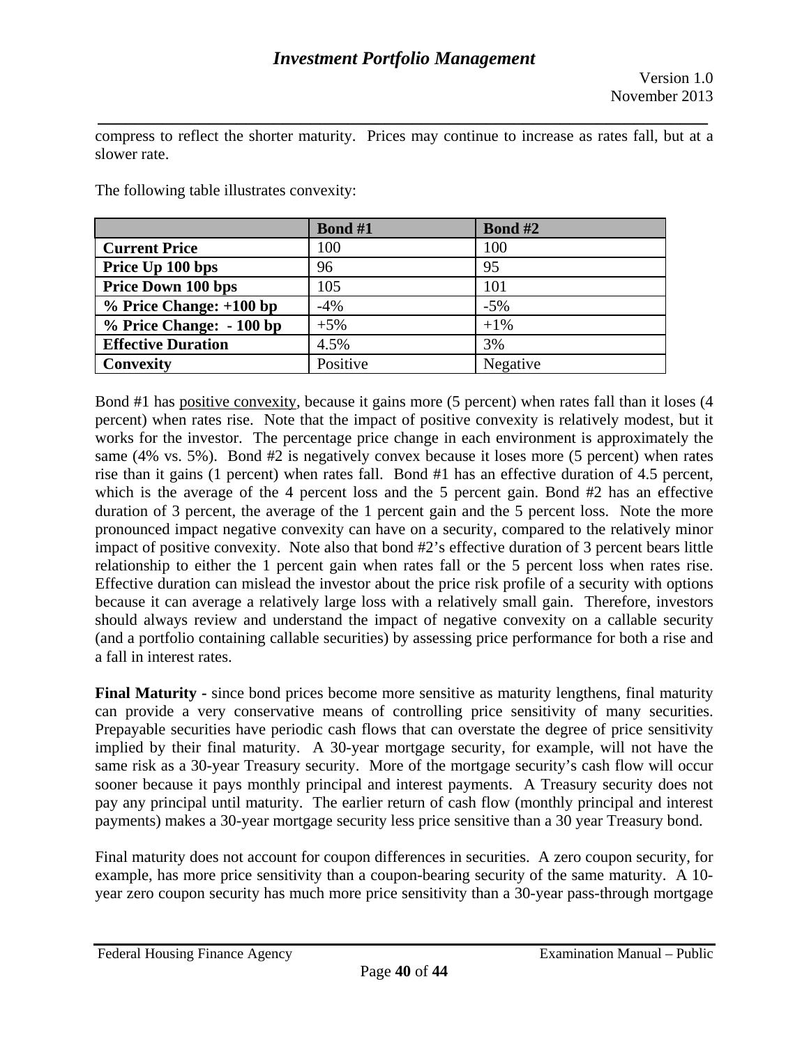compress to reflect the shorter maturity. Prices may continue to increase as rates fall, but at a slower rate.

The following table illustrates convexity:

| | Bond #1 | Bond #2 |
|---|---|---|
| **Current Price** | 100 | 100 |
| **Price Up 100 bps** | 96 | 95 |
| **Price Down 100 bps** | 105 | 101 |
| **% Price Change: +100 bp** | -4% | -5% |
| **% Price Change: - 100 bp** | +5% | +1% |
| **Effective Duration** | 4.5% | 3% |
| **Convexity** | Positive | Negative |

Bond #1 has positive convexity, because it gains more (5 percent) when rates fall than it loses (4 percent) when rates rise. Note that the impact of positive convexity is relatively modest, but it works for the investor. The percentage price change in each environment is approximately the same (4% vs. 5%). Bond #2 is negatively convex because it loses more (5 percent) when rates rise than it gains (1 percent) when rates fall. Bond #1 has an effective duration of 4.5 percent, which is the average of the 4 percent loss and the 5 percent gain. Bond #2 has an effective duration of 3 percent, the average of the 1 percent gain and the 5 percent loss. Note the more pronounced impact negative convexity can have on a security, compared to the relatively minor impact of positive convexity. Note also that bond #2's effective duration of 3 percent bears little relationship to either the 1 percent gain when rates fall or the 5 percent loss when rates rise. Effective duration can mislead the investor about the price risk profile of a security with options because it can average a relatively large loss with a relatively small gain. Therefore, investors should always review and understand the impact of negative convexity on a callable security (and a portfolio containing callable securities) by assessing price performance for both a rise and a fall in interest rates.

**Final Maturity -** since bond prices become more sensitive as maturity lengthens, final maturity can provide a very conservative means of controlling price sensitivity of many securities. Prepayable securities have periodic cash flows that can overstate the degree of price sensitivity implied by their final maturity. A 30-year mortgage security, for example, will not have the same risk as a 30-year Treasury security. More of the mortgage security's cash flow will occur sooner because it pays monthly principal and interest payments. A Treasury security does not pay any principal until maturity. The earlier return of cash flow (monthly principal and interest payments) makes a 30-year mortgage security less price sensitive than a 30 year Treasury bond.

Final maturity does not account for coupon differences in securities. A zero coupon security, for example, has more price sensitivity than a coupon-bearing security of the same maturity. A 10-year zero coupon security has much more price sensitivity than a 30-year pass-through mortgage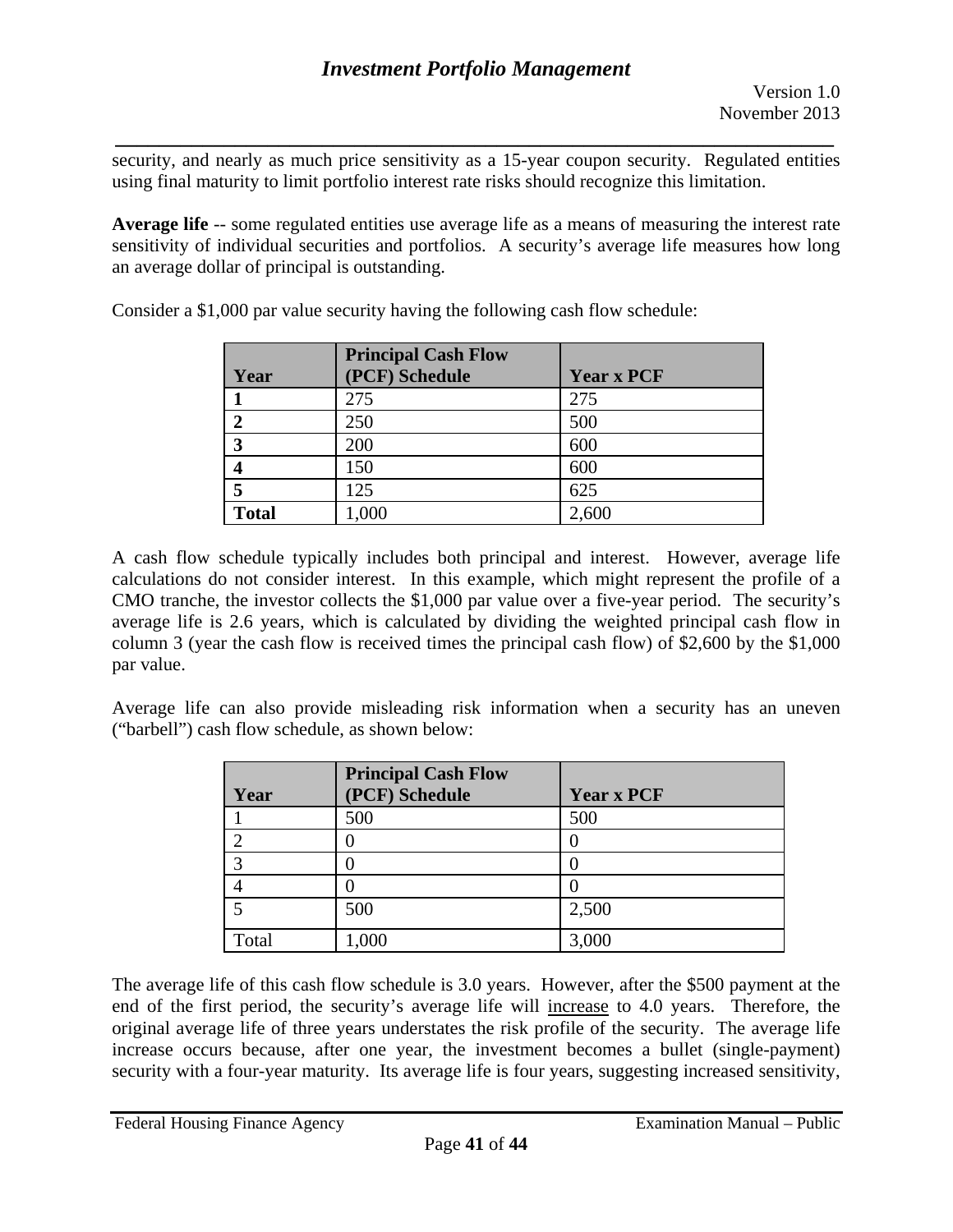security, and nearly as much price sensitivity as a 15-year coupon security. Regulated entities using final maturity to limit portfolio interest rate risks should recognize this limitation.

**Average life** -- some regulated entities use average life as a means of measuring the interest rate sensitivity of individual securities and portfolios. A security's average life measures how long an average dollar of principal is outstanding.

Consider a $1,000 par value security having the following cash flow schedule:

| Year | Principal Cash Flow (PCF) Schedule | Year x PCF |
|---|---|---|
| **1** | 275 | 275 |
| **2** | 250 | 500 |
| **3** | 200 | 600 |
| **4** | 150 | 600 |
| **5** | 125 | 625 |
| **Total** | 1,000 | 2,600 |

A cash flow schedule typically includes both principal and interest. However, average life calculations do not consider interest. In this example, which might represent the profile of a CMO tranche, the investor collects the $1,000 par value over a five-year period. The security's average life is 2.6 years, which is calculated by dividing the weighted principal cash flow in column 3 (year the cash flow is received times the principal cash flow) of $2,600 by the $1,000 par value.

Average life can also provide misleading risk information when a security has an uneven ("barbell") cash flow schedule, as shown below:

| Year | Principal Cash Flow (PCF) Schedule | Year x PCF |
|---|---|---|
| 1 | 500 | 500 |
| 2 | 0 | 0 |
| 3 | 0 | 0 |
| 4 | 0 | 0 |
| 5 | 500 | 2,500 |
| Total | 1,000 | 3,000 |

The average life of this cash flow schedule is 3.0 years. However, after the $500 payment at the end of the first period, the security's average life will increase to 4.0 years. Therefore, the original average life of three years understates the risk profile of the security. The average life increase occurs because, after one year, the investment becomes a bullet (single-payment) security with a four-year maturity. Its average life is four years, suggesting increased sensitivity,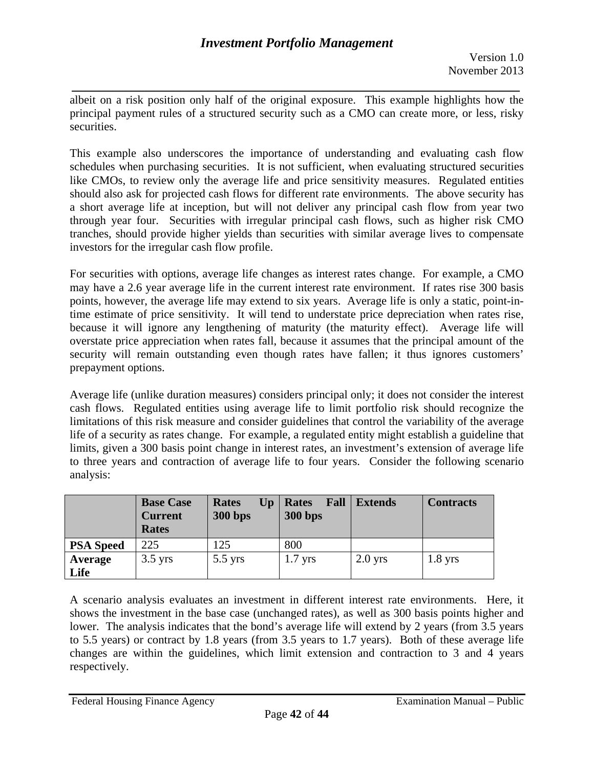albeit on a risk position only half of the original exposure. This example highlights how the principal payment rules of a structured security such as a CMO can create more, or less, risky securities.

This example also underscores the importance of understanding and evaluating cash flow schedules when purchasing securities. It is not sufficient, when evaluating structured securities like CMOs, to review only the average life and price sensitivity measures. Regulated entities should also ask for projected cash flows for different rate environments. The above security has a short average life at inception, but will not deliver any principal cash flow from year two through year four. Securities with irregular principal cash flows, such as higher risk CMO tranches, should provide higher yields than securities with similar average lives to compensate investors for the irregular cash flow profile.

For securities with options, average life changes as interest rates change. For example, a CMO may have a 2.6 year average life in the current interest rate environment. If rates rise 300 basis points, however, the average life may extend to six years. Average life is only a static, point-in-time estimate of price sensitivity. It will tend to understate price depreciation when rates rise, because it will ignore any lengthening of maturity (the maturity effect). Average life will overstate price appreciation when rates fall, because it assumes that the principal amount of the security will remain outstanding even though rates have fallen; it thus ignores customers' prepayment options.

Average life (unlike duration measures) considers principal only; it does not consider the interest cash flows. Regulated entities using average life to limit portfolio risk should recognize the limitations of this risk measure and consider guidelines that control the variability of the average life of a security as rates change. For example, a regulated entity might establish a guideline that limits, given a 300 basis point change in interest rates, an investment's extension of average life to three years and contraction of average life to four years. Consider the following scenario analysis:

| | **Base Case Current Rates** | **Rates Up 300 bps** | **Rates Fall 300 bps** | **Extends** | **Contracts** |
|---|---|---|---|---|---|
| **PSA Speed** | 225 | 125 | 800 | | |
| **Average Life** | 3.5 yrs | 5.5 yrs | 1.7 yrs | 2.0 yrs | 1.8 yrs |

A scenario analysis evaluates an investment in different interest rate environments. Here, it shows the investment in the base case (unchanged rates), as well as 300 basis points higher and lower. The analysis indicates that the bond's average life will extend by 2 years (from 3.5 years to 5.5 years) or contract by 1.8 years (from 3.5 years to 1.7 years). Both of these average life changes are within the guidelines, which limit extension and contraction to 3 and 4 years respectively.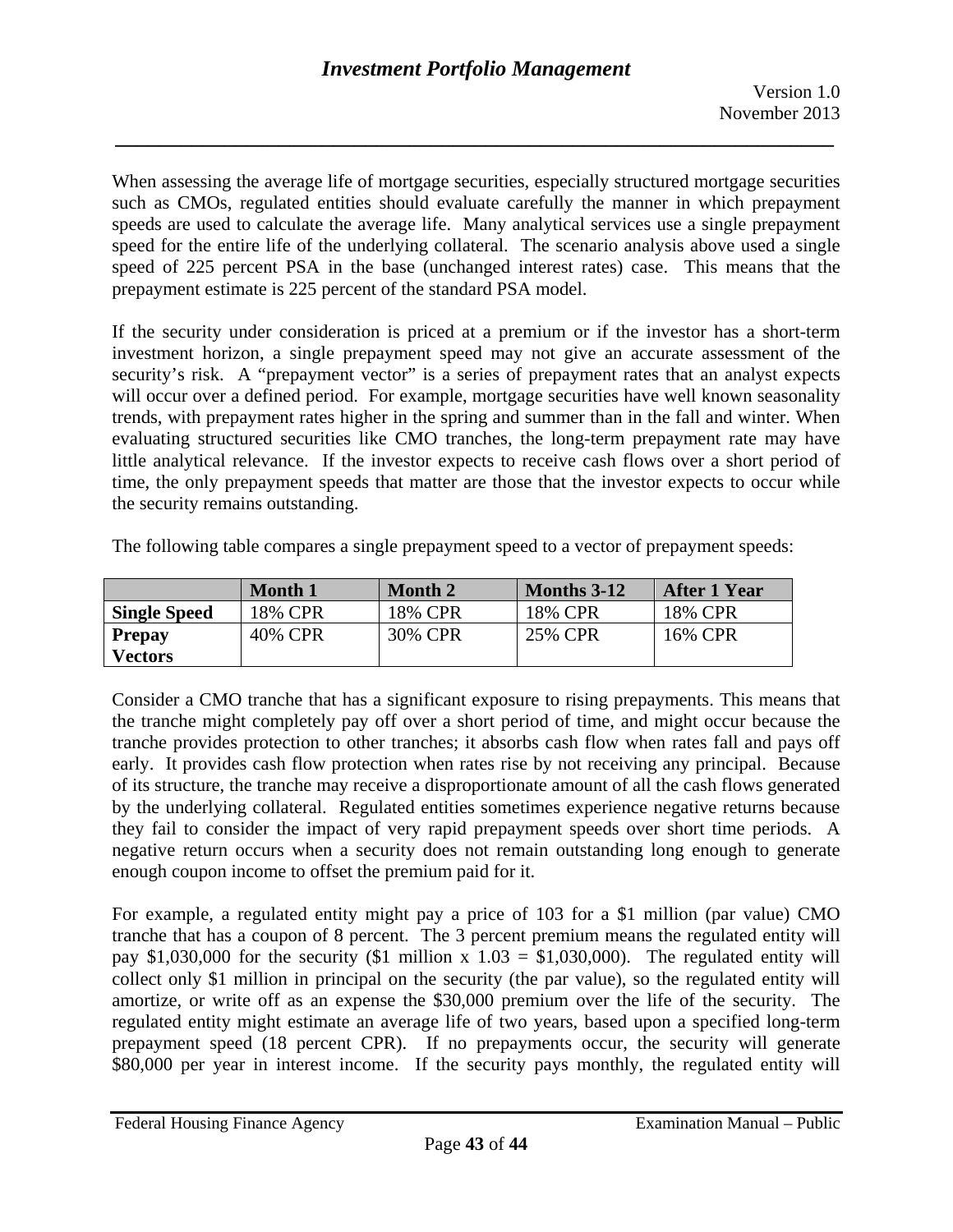When assessing the average life of mortgage securities, especially structured mortgage securities such as CMOs, regulated entities should evaluate carefully the manner in which prepayment speeds are used to calculate the average life. Many analytical services use a single prepayment speed for the entire life of the underlying collateral. The scenario analysis above used a single speed of 225 percent PSA in the base (unchanged interest rates) case. This means that the prepayment estimate is 225 percent of the standard PSA model.

If the security under consideration is priced at a premium or if the investor has a short-term investment horizon, a single prepayment speed may not give an accurate assessment of the security's risk. A "prepayment vector" is a series of prepayment rates that an analyst expects will occur over a defined period. For example, mortgage securities have well known seasonality trends, with prepayment rates higher in the spring and summer than in the fall and winter. When evaluating structured securities like CMO tranches, the long-term prepayment rate may have little analytical relevance. If the investor expects to receive cash flows over a short period of time, the only prepayment speeds that matter are those that the investor expects to occur while the security remains outstanding.

The following table compares a single prepayment speed to a vector of prepayment speeds:

| | Month 1 | Month 2 | Months 3-12 | After 1 Year |
|---|---|---|---|---|
| **Single Speed** | 18% CPR | 18% CPR | 18% CPR | 18% CPR |
| **Prepay Vectors** | 40% CPR | 30% CPR | 25% CPR | 16% CPR |

Consider a CMO tranche that has a significant exposure to rising prepayments. This means that the tranche might completely pay off over a short period of time, and might occur because the tranche provides protection to other tranches; it absorbs cash flow when rates fall and pays off early. It provides cash flow protection when rates rise by not receiving any principal. Because of its structure, the tranche may receive a disproportionate amount of all the cash flows generated by the underlying collateral. Regulated entities sometimes experience negative returns because they fail to consider the impact of very rapid prepayment speeds over short time periods. A negative return occurs when a security does not remain outstanding long enough to generate enough coupon income to offset the premium paid for it.

For example, a regulated entity might pay a price of 103 for a $1 million (par value) CMO tranche that has a coupon of 8 percent. The 3 percent premium means the regulated entity will pay $1,030,000 for the security ($1 million x 1.03 = $1,030,000). The regulated entity will collect only $1 million in principal on the security (the par value), so the regulated entity will amortize, or write off as an expense the $30,000 premium over the life of the security. The regulated entity might estimate an average life of two years, based upon a specified long-term prepayment speed (18 percent CPR). If no prepayments occur, the security will generate $80,000 per year in interest income. If the security pays monthly, the regulated entity will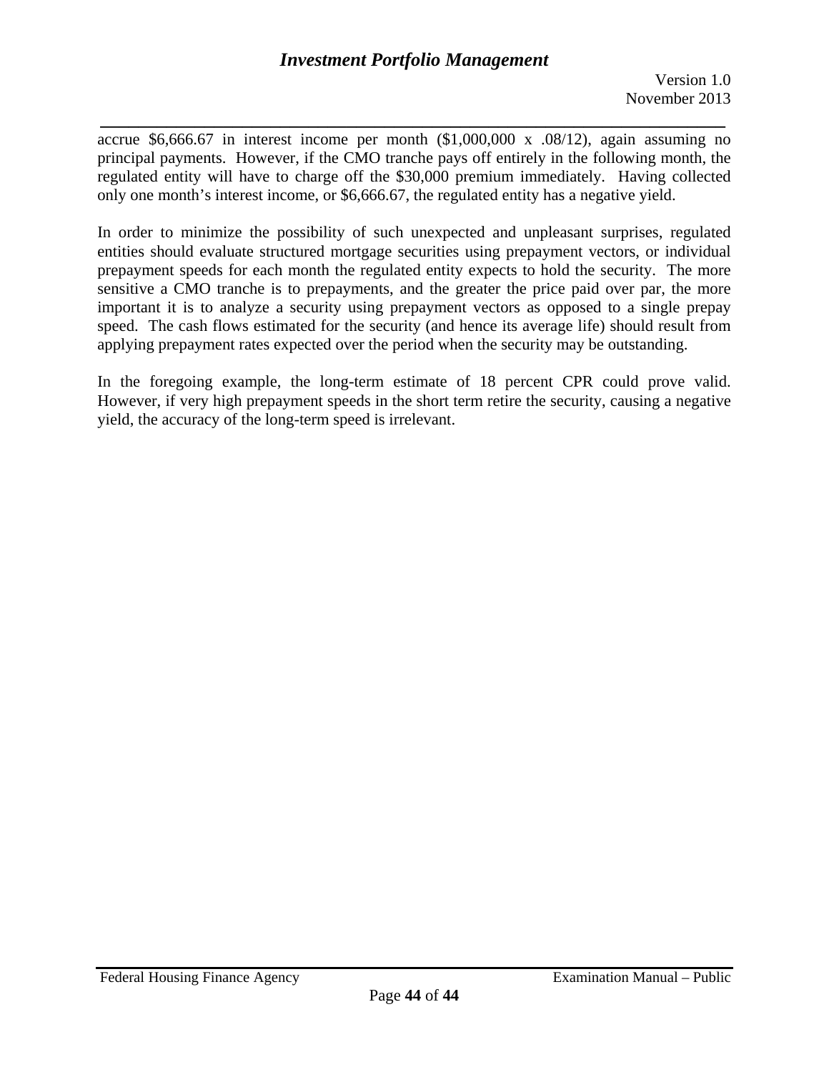accrue \$6,666.67 in interest income per month (\$1,000,000 x .08/12), again assuming no principal payments. However, if the CMO tranche pays off entirely in the following month, the regulated entity will have to charge off the \$30,000 premium immediately. Having collected only one month's interest income, or \$6,666.67, the regulated entity has a negative yield.

In order to minimize the possibility of such unexpected and unpleasant surprises, regulated entities should evaluate structured mortgage securities using prepayment vectors, or individual prepayment speeds for each month the regulated entity expects to hold the security. The more sensitive a CMO tranche is to prepayments, and the greater the price paid over par, the more important it is to analyze a security using prepayment vectors as opposed to a single prepay speed. The cash flows estimated for the security (and hence its average life) should result from applying prepayment rates expected over the period when the security may be outstanding.

In the foregoing example, the long-term estimate of 18 percent CPR could prove valid. However, if very high prepayment speeds in the short term retire the security, causing a negative yield, the accuracy of the long-term speed is irrelevant.